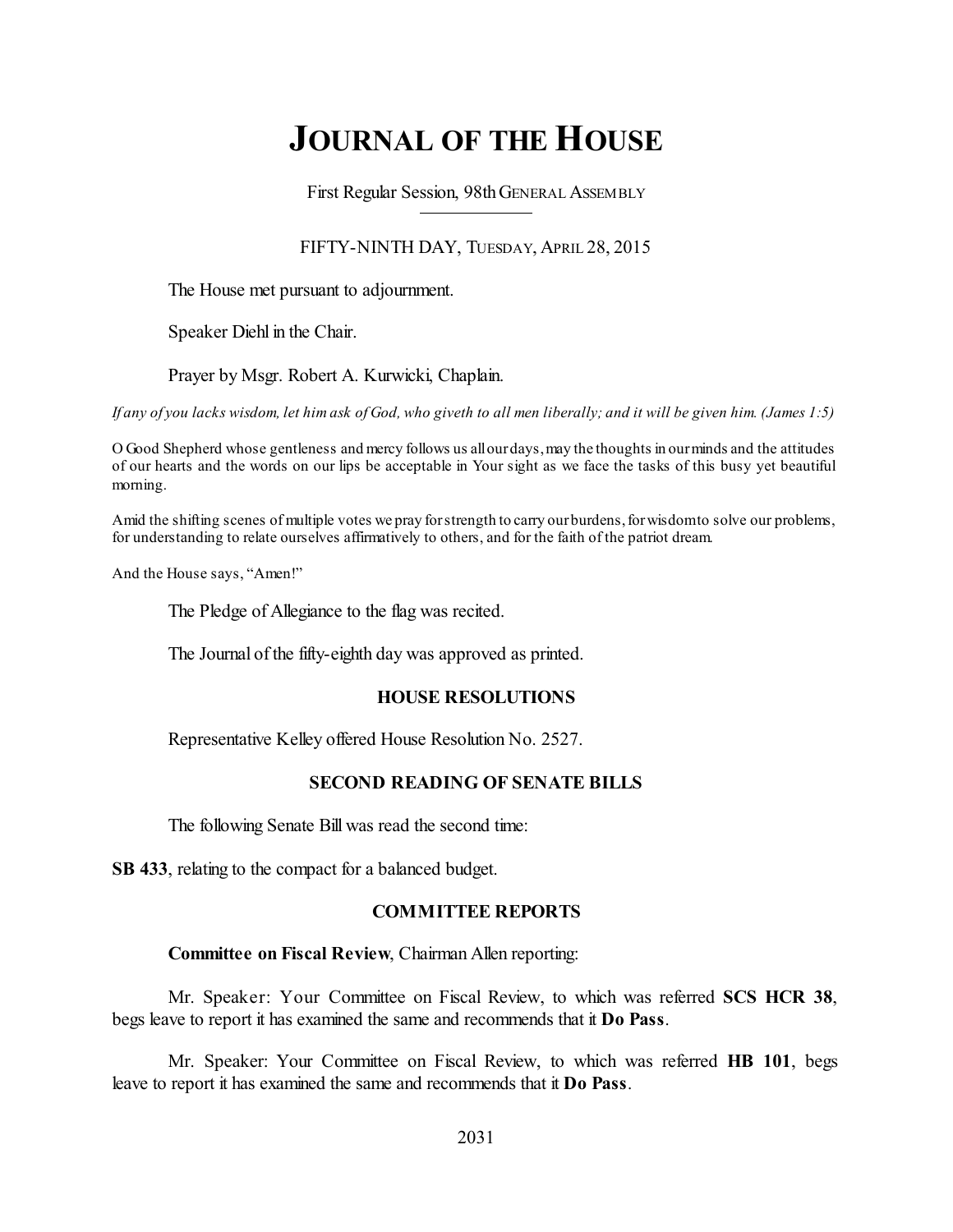# JOURNAL OF THE HOUSE

First Regular Session, 98th GENERAL ASSEMBLY

FIFTY-NINTH DAY, TUESDAY, APRIL 28, 2015

The House met pursuant to adjournment.

Speaker Diehl in the Chair.

Prayer by Msgr. Robert A. Kurwicki, Chaplain.

*If any of you lacks wisdom, let him ask of God, who giveth to all men liberally; and it will be given him. (James 1:5)*

O Good Shepherd whose gentleness and mercy follows us all our days, may the thoughts in our minds and the attitudes of our hearts and the words on our lips be acceptable in Your sight as we face the tasks of this busy yet beautiful morning.

Amid the shifting scenes of multiple votes we pray for strength to carry our burdens, for wisdom to solve our problems, for understanding to relate ourselves affirmatively to others, and for the faith of the patriot dream.

And the House says, "Amen!"

The Pledge of Allegiance to the flag was recited.

The Journal of the fifty-eighth day was approved as printed.

## HOUSE RESOLUTIONS

Representative Kelley offered House Resolution No. 2527.

## SECOND READING OF SENATE BILLS

The following Senate Bill was read the second time:

**SB 433**, relating to the compact for a balanced budget.

## COMMITTEE REPORTS

**Committee on Fiscal Review**, Chairman Allen reporting:

Mr. Speaker: Your Committee on Fiscal Review, to which was referred **SCS HCR 38**, begs leave to report it has examined the same and recommends that it **Do Pass**.

Mr. Speaker: Your Committee on Fiscal Review, to which was referred **HB 101**, begs leave to report it has examined the same and recommends that it **Do Pass**.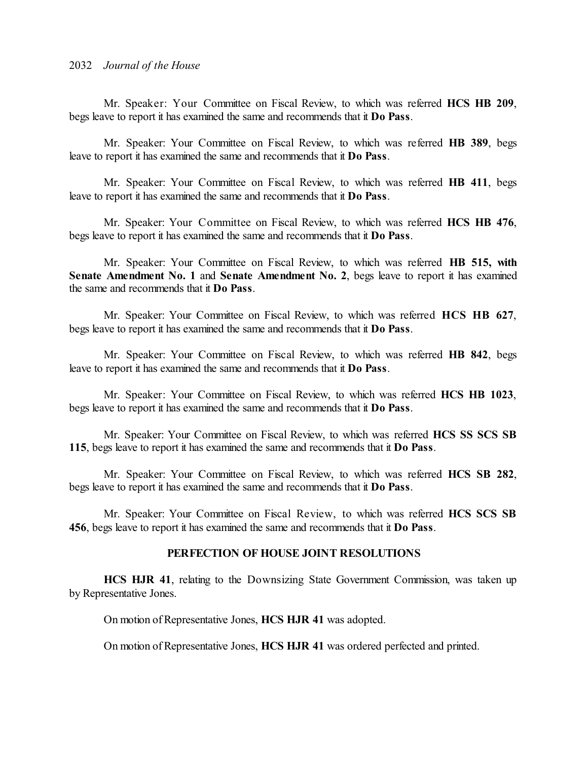Mr. Speaker: Your Committee on Fiscal Review, to which was referred **HCS HB 209**, begs leave to report it has examined the same and recommends that it **Do Pass**.

Mr. Speaker: Your Committee on Fiscal Review, to which was referred **HB 389**, begs leave to report it has examined the same and recommends that it **Do Pass**.

Mr. Speaker: Your Committee on Fiscal Review, to which was referred **HB 411**, begs leave to report it has examined the same and recommends that it **Do Pass**.

Mr. Speaker: Your Committee on Fiscal Review, to which was referred **HCS HB 476**, begs leave to report it has examined the same and recommends that it **Do Pass**.

Mr. Speaker: Your Committee on Fiscal Review, to which was referred **HB 515, with Senate Amendment No. 1** and **Senate Amendment No. 2**, begs leave to report it has examined the same and recommends that it **Do Pass**.

Mr. Speaker: Your Committee on Fiscal Review, to which was referred **HCS HB 627**, begs leave to report it has examined the same and recommends that it **Do Pass**.

Mr. Speaker: Your Committee on Fiscal Review, to which was referred **HB 842**, begs leave to report it has examined the same and recommends that it **Do Pass**.

Mr. Speaker: Your Committee on Fiscal Review, to which was referred **HCS HB 1023**, begs leave to report it has examined the same and recommends that it **Do Pass**.

Mr. Speaker: Your Committee on Fiscal Review, to which was referred **HCS SS SCS SB 115**, begs leave to report it has examined the same and recommends that it **Do Pass**.

Mr. Speaker: Your Committee on Fiscal Review, to which was referred **HCS SB 282**, begs leave to report it has examined the same and recommends that it **Do Pass**.

Mr. Speaker: Your Committee on Fiscal Review, to which was referred **HCS SCS SB 456**, begs leave to report it has examined the same and recommends that it **Do Pass**.

## PERFECTION OF HOUSE JOINT RESOLUTIONS

**HCS HJR 41**, relating to the Downsizing State Government Commission, was taken up by Representative Jones.

On motion of Representative Jones, **HCS HJR 41** was adopted.

On motion of Representative Jones, **HCS HJR 41** was ordered perfected and printed.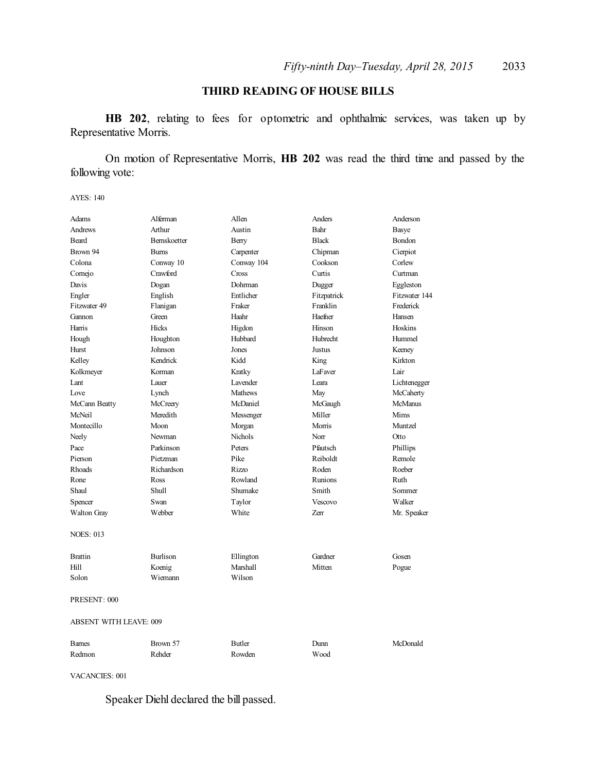## THIRD READING OF HOUSE BILLS

**HB 202**, relating to fees for optometric and ophthalmic services, was taken up by Representative Morris.

On motion of Representative Morris, **HB 202** was read the third time and passed by the following vote:

AYES: 140

| | | | | |
|---|---|---|---|---|
| Adams | Alferman | Allen | Anders | Anderson |
| Andrews | Arthur | Austin | Bahr | Basye |
| Beard | Bernskoetter | Berry | Black | Bondon |
| Brown 94 | Burns | Carpenter | Chipman | Cierpiot |
| Colona | Conway 10 | Conway 104 | Cookson | Corlew |
| Cornejo | Crawford | Cross | Curtis | Curtman |
| Davis | Dogan | Dohrman | Dugger | Eggleston |
| Engler | English | Entlicher | Fitzpatrick | Fitzwater 144 |
| Fitzwater 49 | Flanigan | Fraker | Franklin | Frederick |
| Gannon | Green | Haahr | Haefner | Hansen |
| Harris | Hicks | Higdon | Hinson | Hoskins |
| Hough | Houghton | Hubbard | Hubrecht | Hummel |
| Hurst | Johnson | Jones | Justus | Keeney |
| Kelley | Kendrick | Kidd | King | Kirkton |
| Kolkmeyer | Korman | Kratky | LaFaver | Lair |
| Lant | Lauer | Lavender | Leara | Lichtenegger |
| Love | Lynch | Mathews | May | McCaherty |
| McCann Beatty | McCreery | McDaniel | McGaugh | McManus |
| McNeil | Meredith | Messenger | Miller | Mims |
| Montecillo | Moon | Morgan | Morris | Muntzel |
| Neely | Newman | Nichols | Norr | Otto |
| Pace | Parkinson | Peters | Pfautsch | Phillips |
| Pierson | Pietzman | Pike | Reiboldt | Remole |
| Rhoads | Richardson | Rizzo | Roden | Roeber |
| Rone | Ross | Rowland | Runions | Ruth |
| Shaul | Shull | Shumake | Smith | Sommer |
| Spencer | Swan | Taylor | Vescovo | Walker |
| Walton Gray | Webber | White | Zerr | Mr. Speaker |

NOES: 013

| | | | | |
|---|---|---|---|---|
| Brattin | Burlison | Ellington | Gardner | Gosen |
| Hill | Koenig | Marshall | Mitten | Pogue |
| Solon | Wiemann | Wilson | | |

PRESENT: 000

ABSENT WITH LEAVE: 009

| | | | | |
|---|---|---|---|---|
| Barnes | Brown 57 | Butler | Dunn | McDonald |
| Redmon | Rehder | Rowden | Wood | |

VACANCIES: 001

Speaker Diehl declared the bill passed.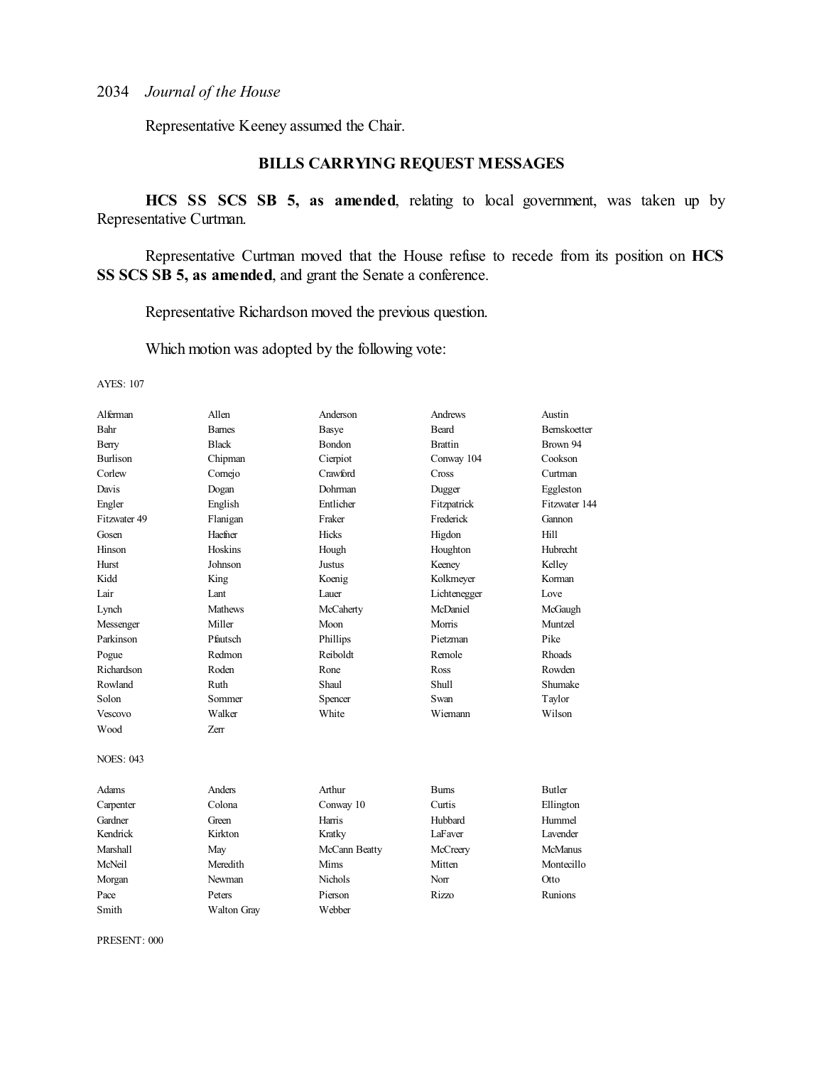Representative Keeney assumed the Chair.

## BILLS CARRYING REQUEST MESSAGES

**HCS SS SCS SB 5, as amended**, relating to local government, was taken up by Representative Curtman.

Representative Curtman moved that the House refuse to recede from its position on **HCS SS SCS SB 5, as amended**, and grant the Senate a conference.

Representative Richardson moved the previous question.

Which motion was adopted by the following vote:

AYES: 107

| | | | | |
|---|---|---|---|---|
| Alferman | Allen | Anderson | Andrews | Austin |
| Bahr | Barnes | Basye | Beard | Bernskoetter |
| Berry | Black | Bondon | Brattin | Brown 94 |
| Burlison | Chipman | Cierpiot | Conway 104 | Cookson |
| Corlew | Cornejo | Crawford | Cross | Curtman |
| Davis | Dogan | Dohrman | Dugger | Eggleston |
| Engler | English | Entlicher | Fitzpatrick | Fitzwater 144 |
| Fitzwater 49 | Flanigan | Fraker | Frederick | Gannon |
| Gosen | Haefner | Hicks | Higdon | Hill |
| Hinson | Hoskins | Hough | Houghton | Hubrecht |
| Hurst | Johnson | Justus | Keeney | Kelley |
| Kidd | King | Koenig | Kolkmeyer | Korman |
| Lair | Lant | Lauer | Lichtenegger | Love |
| Lynch | Mathews | McCaherty | McDaniel | McGaugh |
| Messenger | Miller | Moon | Morris | Muntzel |
| Parkinson | Pfautsch | Phillips | Pietzman | Pike |
| Pogue | Redmon | Reiboldt | Remole | Rhoads |
| Richardson | Roden | Rone | Ross | Rowden |
| Rowland | Ruth | Shaul | Shull | Shumake |
| Solon | Sommer | Spencer | Swan | Taylor |
| Vescovo | Walker | White | Wiemann | Wilson |
| Wood | Zerr | | | |

NOES: 043

| | | | | |
|---|---|---|---|---|
| Adams | Anders | Arthur | Burns | Butler |
| Carpenter | Colona | Conway 10 | Curtis | Ellington |
| Gardner | Green | Harris | Hubbard | Hummel |
| Kendrick | Kirkton | Kratky | LaFaver | Lavender |
| Marshall | May | McCann Beatty | McCreery | McManus |
| McNeil | Meredith | Mims | Mitten | Montecillo |
| Morgan | Newman | Nichols | Norr | Otto |
| Pace | Peters | Pierson | Rizzo | Runions |
| Smith | Walton Gray | Webber | | |

PRESENT: 000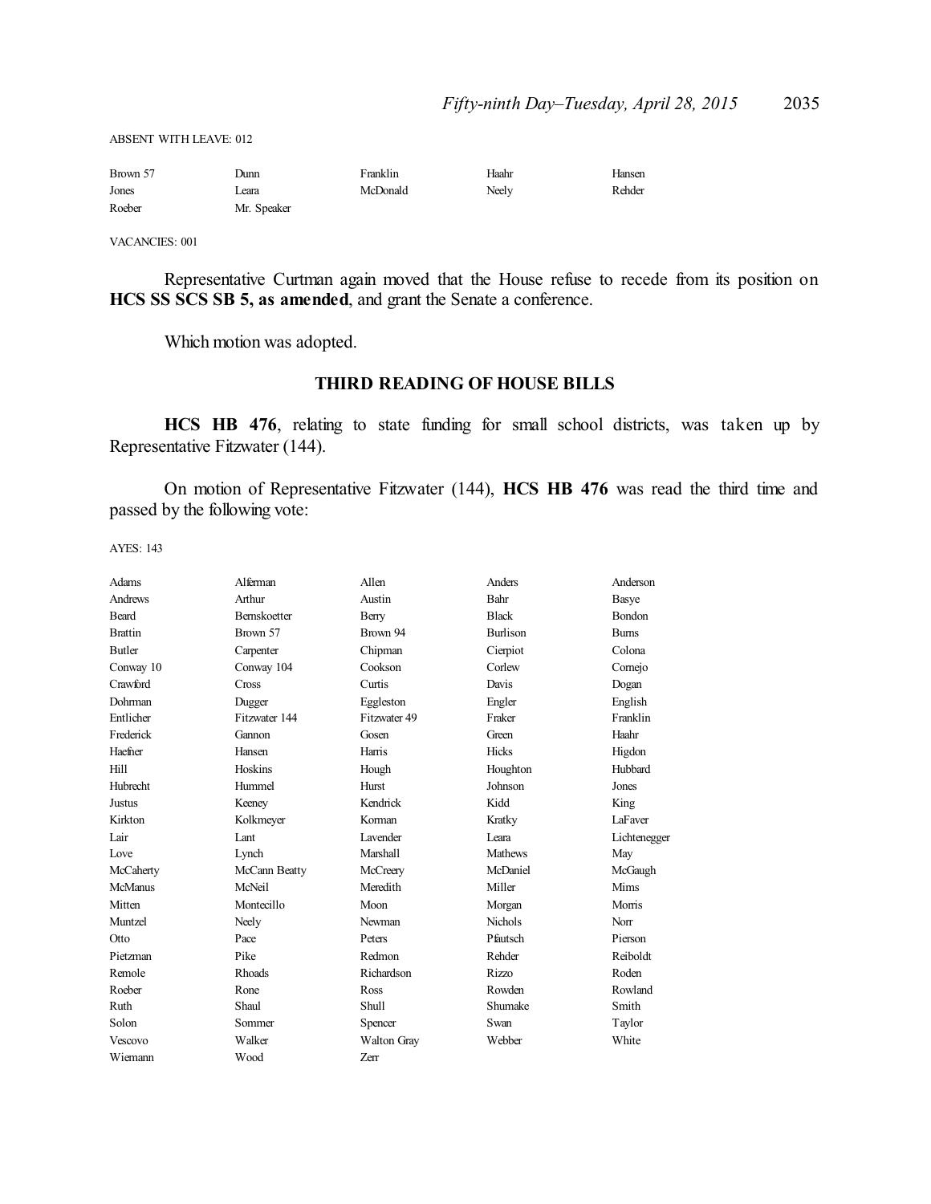ABSENT WITH LEAVE: 012

| | | | | |
|---|---|---|---|---|
| Brown 57 | Dunn | Franklin | Haahr | Hansen |
| Jones | Leara | McDonald | Neely | Rehder |
| Roeber | Mr. Speaker | | | |

VACANCIES: 001

Representative Curtman again moved that the House refuse to recede from its position on **HCS SS SCS SB 5, as amended**, and grant the Senate a conference.

Which motion was adopted.

## THIRD READING OF HOUSE BILLS

**HCS HB 476**, relating to state funding for small school districts, was taken up by Representative Fitzwater (144).

On motion of Representative Fitzwater (144), **HCS HB 476** was read the third time and passed by the following vote:

AYES: 143

| | | | | |
|---|---|---|---|---|
| Adams | Alferman | Allen | Anders | Anderson |
| Andrews | Arthur | Austin | Bahr | Basye |
| Beard | Bernskoetter | Berry | Black | Bondon |
| Brattin | Brown 57 | Brown 94 | Burlison | Burns |
| Butler | Carpenter | Chipman | Cierpiot | Colona |
| Conway 10 | Conway 104 | Cookson | Corlew | Cornejo |
| Crawford | Cross | Curtis | Davis | Dogan |
| Dohrman | Dugger | Eggleston | Engler | English |
| Entlicher | Fitzwater 144 | Fitzwater 49 | Fraker | Franklin |
| Frederick | Gannon | Gosen | Green | Haahr |
| Haefner | Hansen | Harris | Hicks | Higdon |
| Hill | Hoskins | Hough | Houghton | Hubbard |
| Hubrecht | Hummel | Hurst | Johnson | Jones |
| Justus | Keeney | Kendrick | Kidd | King |
| Kirkton | Kolkmeyer | Korman | Kratky | LaFaver |
| Lair | Lant | Lavender | Leara | Lichtenegger |
| Love | Lynch | Marshall | Mathews | May |
| McCaherty | McCann Beatty | McCreery | McDaniel | McGaugh |
| McManus | McNeil | Meredith | Miller | Mims |
| Mitten | Montecillo | Moon | Morgan | Morris |
| Muntzel | Neely | Newman | Nichols | Norr |
| Otto | Pace | Peters | Pfautsch | Pierson |
| Pietzman | Pike | Redmon | Rehder | Reiboldt |
| Remole | Rhoads | Richardson | Rizzo | Roden |
| Roeber | Rone | Ross | Rowden | Rowland |
| Ruth | Shaul | Shull | Shumake | Smith |
| Solon | Sommer | Spencer | Swan | Taylor |
| Vescovo | Walker | Walton Gray | Webber | White |
| Wiemann | Wood | Zerr | | |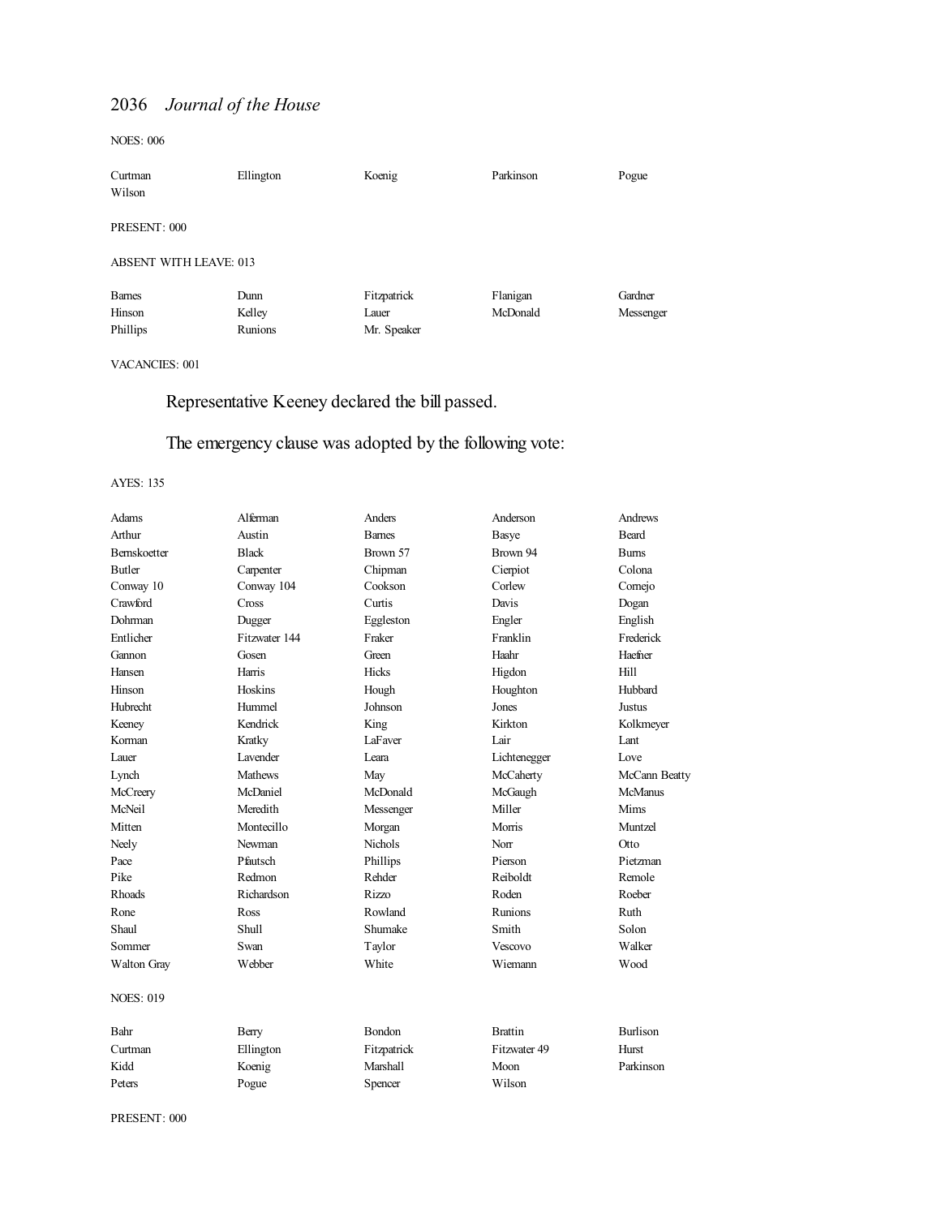NOES: 006

| | | | | |
|---|---|---|---|---|
| Curtman | Ellington | Koenig | Parkinson | Pogue |
| Wilson | | | | |

PRESENT: 000

ABSENT WITH LEAVE: 013

| | | | | |
|---|---|---|---|---|
| Barnes | Dunn | Fitzpatrick | Flanigan | Gardner |
| Hinson | Kelley | Lauer | McDonald | Messenger |
| Phillips | Runions | Mr. Speaker | | |

VACANCIES: 001

Representative Keeney declared the bill passed.

The emergency clause was adopted by the following vote:

AYES: 135

| | | | | |
|---|---|---|---|---|
| Adams | Alferman | Anders | Anderson | Andrews |
| Arthur | Austin | Barnes | Basye | Beard |
| Bernskoetter | Black | Brown 57 | Brown 94 | Burns |
| Butler | Carpenter | Chipman | Cierpiot | Colona |
| Conway 10 | Conway 104 | Cookson | Corlew | Cornejo |
| Crawford | Cross | Curtis | Davis | Dogan |
| Dohrman | Dugger | Eggleston | Engler | English |
| Entlicher | Fitzwater 144 | Fraker | Franklin | Frederick |
| Gannon | Gosen | Green | Haahr | Haefner |
| Hansen | Harris | Hicks | Higdon | Hill |
| Hinson | Hoskins | Hough | Houghton | Hubbard |
| Hubrecht | Hummel | Johnson | Jones | Justus |
| Keeney | Kendrick | King | Kirkton | Kolkmeyer |
| Korman | Kratky | LaFaver | Lair | Lant |
| Lauer | Lavender | Leara | Lichtenegger | Love |
| Lynch | Mathews | May | McCaherty | McCann Beatty |
| McCreery | McDaniel | McDonald | McGaugh | McManus |
| McNeil | Meredith | Messenger | Miller | Mims |
| Mitten | Montecillo | Morgan | Morris | Muntzel |
| Neely | Newman | Nichols | Norr | Otto |
| Pace | Pfautsch | Phillips | Pierson | Pietzman |
| Pike | Redmon | Rehder | Reiboldt | Remole |
| Rhoads | Richardson | Rizzo | Roden | Roeber |
| Rone | Ross | Rowland | Runions | Ruth |
| Shaul | Shull | Shumake | Smith | Solon |
| Sommer | Swan | Taylor | Vescovo | Walker |
| Walton Gray | Webber | White | Wiemann | Wood |

NOES: 019

| | | | | |
|---|---|---|---|---|
| Bahr | Berry | Bondon | Brattin | Burlison |
| Curtman | Ellington | Fitzpatrick | Fitzwater 49 | Hurst |
| Kidd | Koenig | Marshall | Moon | Parkinson |
| Peters | Pogue | Spencer | Wilson | |

PRESENT: 000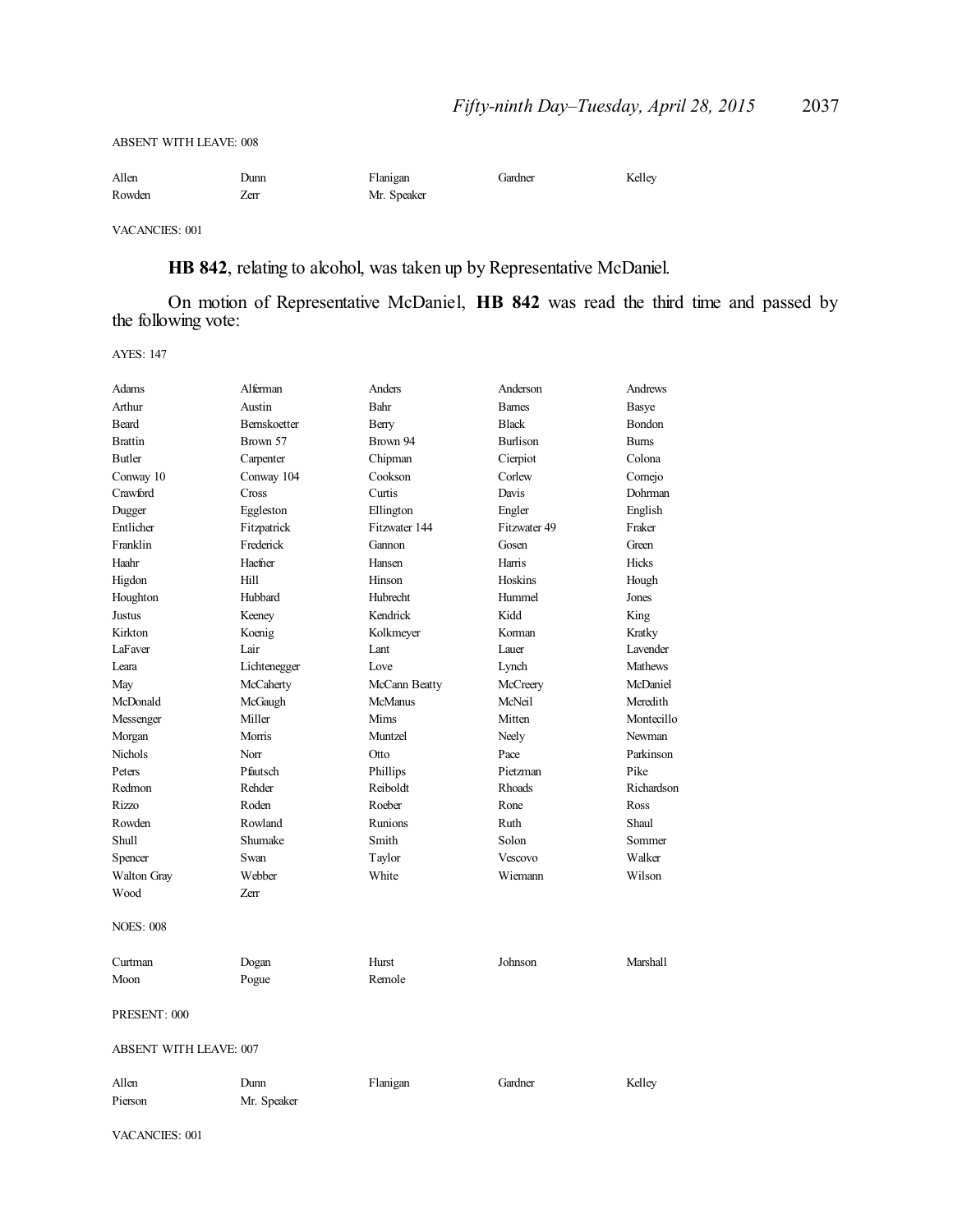ABSENT WITH LEAVE: 008

| | | | | |
|---|---|---|---|---|
| Allen | Dunn | Flanigan | Gardner | Kelley |
| Rowden | Zerr | Mr. Speaker | | |

VACANCIES: 001

**HB 842**, relating to alcohol, was taken up by Representative McDaniel.

On motion of Representative McDaniel, **HB 842** was read the third time and passed by the following vote:

AYES: 147

| | | | | |
|---|---|---|---|---|
| Adams | Alferman | Anders | Anderson | Andrews |
| Arthur | Austin | Bahr | Barnes | Basye |
| Beard | Bernskoetter | Berry | Black | Bondon |
| Brattin | Brown 57 | Brown 94 | Burlison | Burns |
| Butler | Carpenter | Chipman | Cierpiot | Colona |
| Conway 10 | Conway 104 | Cookson | Corlew | Cornejo |
| Crawford | Cross | Curtis | Davis | Dohrman |
| Dugger | Eggleston | Ellington | Engler | English |
| Entlicher | Fitzpatrick | Fitzwater 144 | Fitzwater 49 | Fraker |
| Franklin | Frederick | Gannon | Gosen | Green |
| Haahr | Haefner | Hansen | Harris | Hicks |
| Higdon | Hill | Hinson | Hoskins | Hough |
| Houghton | Hubbard | Hubrecht | Hummel | Jones |
| Justus | Keeney | Kendrick | Kidd | King |
| Kirkton | Koenig | Kolkmeyer | Korman | Kratky |
| LaFaver | Lair | Lant | Lauer | Lavender |
| Leara | Lichtenegger | Love | Lynch | Mathews |
| May | McCaherty | McCann Beatty | McCreery | McDaniel |
| McDonald | McGaugh | McManus | McNeil | Meredith |
| Messenger | Miller | Mims | Mitten | Montecillo |
| Morgan | Morris | Muntzel | Neely | Newman |
| Nichols | Norr | Otto | Pace | Parkinson |
| Peters | Pfautsch | Phillips | Pietzman | Pike |
| Redmon | Rehder | Reiboldt | Rhoads | Richardson |
| Rizzo | Roden | Roeber | Rone | Ross |
| Rowden | Rowland | Runions | Ruth | Shaul |
| Shull | Shumake | Smith | Solon | Sommer |
| Spencer | Swan | Taylor | Vescovo | Walker |
| Walton Gray | Webber | White | Wiemann | Wilson |
| Wood | Zerr | | | |

NOES: 008

| | | | | |
|---|---|---|---|---|
| Curtman | Dogan | Hurst | Johnson | Marshall |
| Moon | Pogue | Remole | | |

PRESENT: 000

ABSENT WITH LEAVE: 007

| | | | | |
|---|---|---|---|---|
| Allen | Dunn | Flanigan | Gardner | Kelley |
| Pierson | Mr. Speaker | | | |

VACANCIES: 001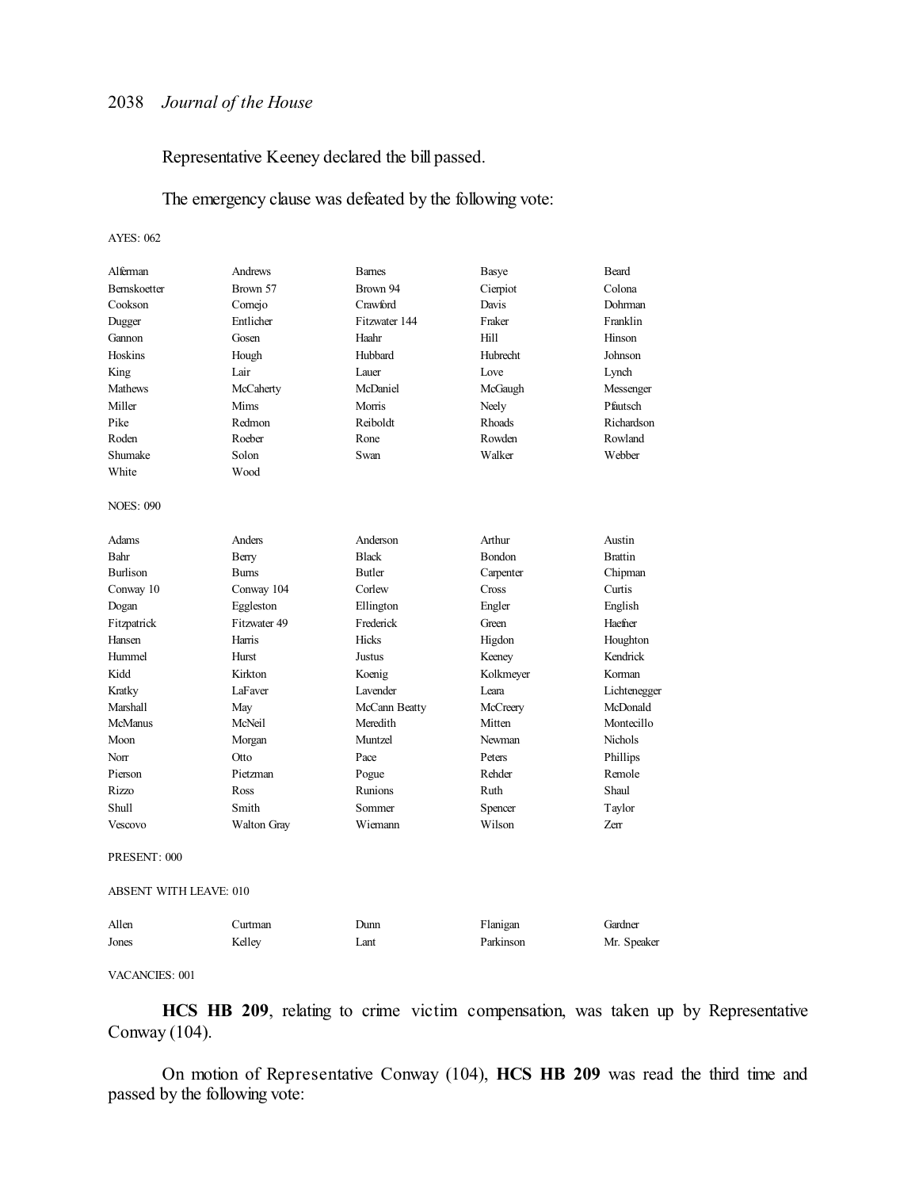Representative Keeney declared the bill passed.

The emergency clause was defeated by the following vote:

AYES: 062

| | | | | |
|---|---|---|---|---|
| Alferman | Andrews | Barnes | Basye | Beard |
| Bernskoetter | Brown 57 | Brown 94 | Cierpiot | Colona |
| Cookson | Cornejo | Crawford | Davis | Dohrman |
| Dugger | Entlicher | Fitzwater 144 | Fraker | Franklin |
| Gannon | Gosen | Haahr | Hill | Hinson |
| Hoskins | Hough | Hubbard | Hubrecht | Johnson |
| King | Lair | Lauer | Love | Lynch |
| Mathews | McCaherty | McDaniel | McGaugh | Messenger |
| Miller | Mims | Morris | Neely | Pfautsch |
| Pike | Redmon | Reiboldt | Rhoads | Richardson |
| Roden | Roeber | Rone | Rowden | Rowland |
| Shumake | Solon | Swan | Walker | Webber |
| White | Wood | | | |

NOES: 090

| | | | | |
|---|---|---|---|---|
| Adams | Anders | Anderson | Arthur | Austin |
| Bahr | Berry | Black | Bondon | Brattin |
| Burlison | Burns | Butler | Carpenter | Chipman |
| Conway 10 | Conway 104 | Corlew | Cross | Curtis |
| Dogan | Eggleston | Ellington | Engler | English |
| Fitzpatrick | Fitzwater 49 | Frederick | Green | Haefner |
| Hansen | Harris | Hicks | Higdon | Houghton |
| Hummel | Hurst | Justus | Keeney | Kendrick |
| Kidd | Kirkton | Koenig | Kolkmeyer | Korman |
| Kratky | LaFaver | Lavender | Leara | Lichtenegger |
| Marshall | May | McCann Beatty | McCreery | McDonald |
| McManus | McNeil | Meredith | Mitten | Montecillo |
| Moon | Morgan | Muntzel | Newman | Nichols |
| Norr | Otto | Pace | Peters | Phillips |
| Pierson | Pietzman | Pogue | Rehder | Remole |
| Rizzo | Ross | Runions | Ruth | Shaul |
| Shull | Smith | Sommer | Spencer | Taylor |
| Vescovo | Walton Gray | Wiemann | Wilson | Zerr |

PRESENT: 000

ABSENT WITH LEAVE: 010

| | | | | |
|---|---|---|---|---|
| Allen | Curtman | Dunn | Flanigan | Gardner |
| Jones | Kelley | Lant | Parkinson | Mr. Speaker |

VACANCIES: 001

**HCS HB 209**, relating to crime victim compensation, was taken up by Representative Conway (104).

On motion of Representative Conway (104), **HCS HB 209** was read the third time and passed by the following vote: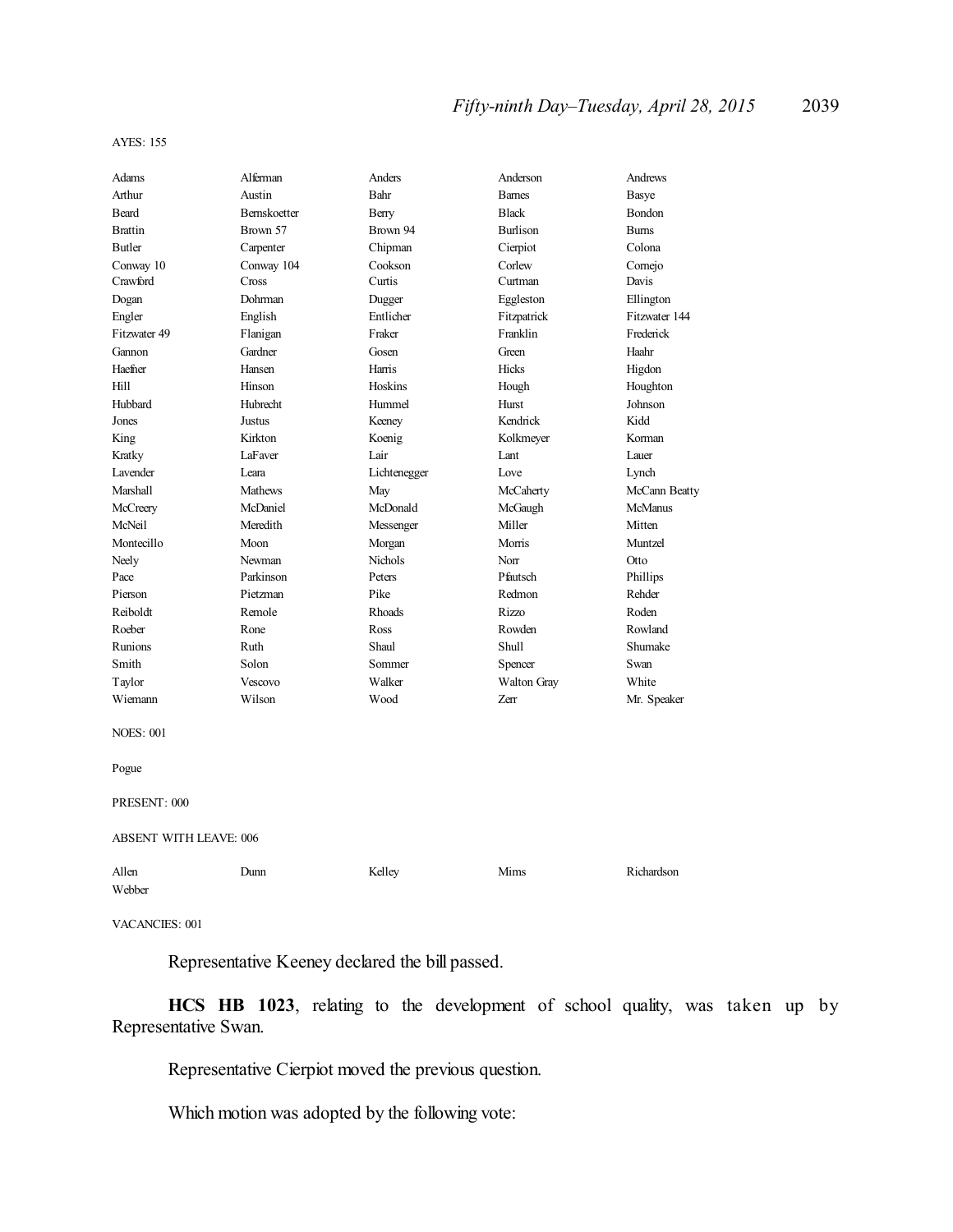AYES: 155

| | | | | |
|---|---|---|---|---|
| Adams | Alferman | Anders | Anderson | Andrews |
| Arthur | Austin | Bahr | Barnes | Basye |
| Beard | Bernskoetter | Berry | Black | Bondon |
| Brattin | Brown 57 | Brown 94 | Burlison | Burns |
| Butler | Carpenter | Chipman | Cierpiot | Colona |
| Conway 10 | Conway 104 | Cookson | Corlew | Cornejo |
| Crawford | Cross | Curtis | Curtman | Davis |
| Dogan | Dohrman | Dugger | Eggleston | Ellington |
| Engler | English | Entlicher | Fitzpatrick | Fitzwater 144 |
| Fitzwater 49 | Flanigan | Fraker | Franklin | Frederick |
| Gannon | Gardner | Gosen | Green | Haahr |
| Haefner | Hansen | Harris | Hicks | Higdon |
| Hill | Hinson | Hoskins | Hough | Houghton |
| Hubbard | Hubrecht | Hummel | Hurst | Johnson |
| Jones | Justus | Keeney | Kendrick | Kidd |
| King | Kirkton | Koenig | Kolkmeyer | Korman |
| Kratky | LaFaver | Lair | Lant | Lauer |
| Lavender | Leara | Lichtenegger | Love | Lynch |
| Marshall | Mathews | May | McCaherty | McCann Beatty |
| McCreery | McDaniel | McDonald | McGaugh | McManus |
| McNeil | Meredith | Messenger | Miller | Mitten |
| Montecillo | Moon | Morgan | Morris | Muntzel |
| Neely | Newman | Nichols | Norr | Otto |
| Pace | Parkinson | Peters | Pfautsch | Phillips |
| Pierson | Pietzman | Pike | Redmon | Rehder |
| Reiboldt | Remole | Rhoads | Rizzo | Roden |
| Roeber | Rone | Ross | Rowden | Rowland |
| Runions | Ruth | Shaul | Shull | Shumake |
| Smith | Solon | Sommer | Spencer | Swan |
| Taylor | Vescovo | Walker | Walton Gray | White |
| Wiemann | Wilson | Wood | Zerr | Mr. Speaker |

NOES: 001

Pogue

PRESENT: 000

ABSENT WITH LEAVE: 006

| | | | | |
|---|---|---|---|---|
| Allen | Dunn | Kelley | Mims | Richardson |
| Webber | | | | |

VACANCIES: 001

Representative Keeney declared the bill passed.

**HCS HB 1023**, relating to the development of school quality, was taken up by Representative Swan.

Representative Cierpiot moved the previous question.

Which motion was adopted by the following vote: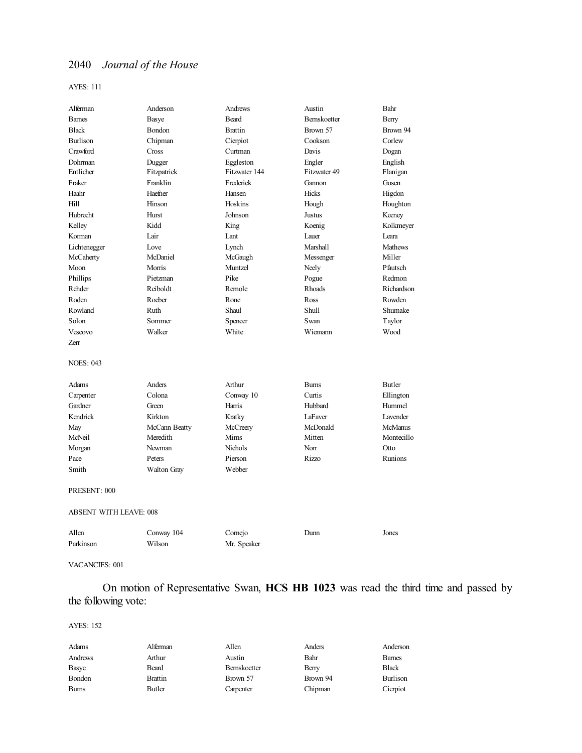AYES: 111

| | | | | |
|---|---|---|---|---|
| Alferman | Anderson | Andrews | Austin | Bahr |
| Barnes | Basye | Beard | Bernskoetter | Berry |
| Black | Bondon | Brattin | Brown 57 | Brown 94 |
| Burlison | Chipman | Cierpiot | Cookson | Corlew |
| Crawford | Cross | Curtman | Davis | Dogan |
| Dohrman | Dugger | Eggleston | Engler | English |
| Entlicher | Fitzpatrick | Fitzwater 144 | Fitzwater 49 | Flanigan |
| Fraker | Franklin | Frederick | Gannon | Gosen |
| Haahr | Haefner | Hansen | Hicks | Higdon |
| Hill | Hinson | Hoskins | Hough | Houghton |
| Hubrecht | Hurst | Johnson | Justus | Keeney |
| Kelley | Kidd | King | Koenig | Kolkmeyer |
| Korman | Lair | Lant | Lauer | Leara |
| Lichtenegger | Love | Lynch | Marshall | Mathews |
| McCaherty | McDaniel | McGaugh | Messenger | Miller |
| Moon | Morris | Muntzel | Neely | Pfautsch |
| Phillips | Pietzman | Pike | Pogue | Redmon |
| Rehder | Reiboldt | Remole | Rhoads | Richardson |
| Roden | Roeber | Rone | Ross | Rowden |
| Rowland | Ruth | Shaul | Shull | Shumake |
| Solon | Sommer | Spencer | Swan | Taylor |
| Vescovo | Walker | White | Wiemann | Wood |
| Zerr | | | | |

NOES: 043

| | | | | |
|---|---|---|---|---|
| Adams | Anders | Arthur | Burns | Butler |
| Carpenter | Colona | Conway 10 | Curtis | Ellington |
| Gardner | Green | Harris | Hubbard | Hummel |
| Kendrick | Kirkton | Kratky | LaFaver | Lavender |
| May | McCann Beatty | McCreery | McDonald | McManus |
| McNeil | Meredith | Mims | Mitten | Montecillo |
| Morgan | Newman | Nichols | Norr | Otto |
| Pace | Peters | Pierson | Rizzo | Runions |
| Smith | Walton Gray | Webber | | |

PRESENT: 000

ABSENT WITH LEAVE: 008

| | | | | |
|---|---|---|---|---|
| Allen | Conway 104 | Cornejo | Dunn | Jones |
| Parkinson | Wilson | Mr. Speaker | | |

VACANCIES: 001

On motion of Representative Swan, **HCS HB 1023** was read the third time and passed by the following vote:

AYES: 152

| | | | | |
|---|---|---|---|---|
| Adams | Alferman | Allen | Anders | Anderson |
| Andrews | Arthur | Austin | Bahr | Barnes |
| Basye | Beard | Bernskoetter | Berry | Black |
| Bondon | Brattin | Brown 57 | Brown 94 | Burlison |
| Burns | Butler | Carpenter | Chipman | Cierpiot |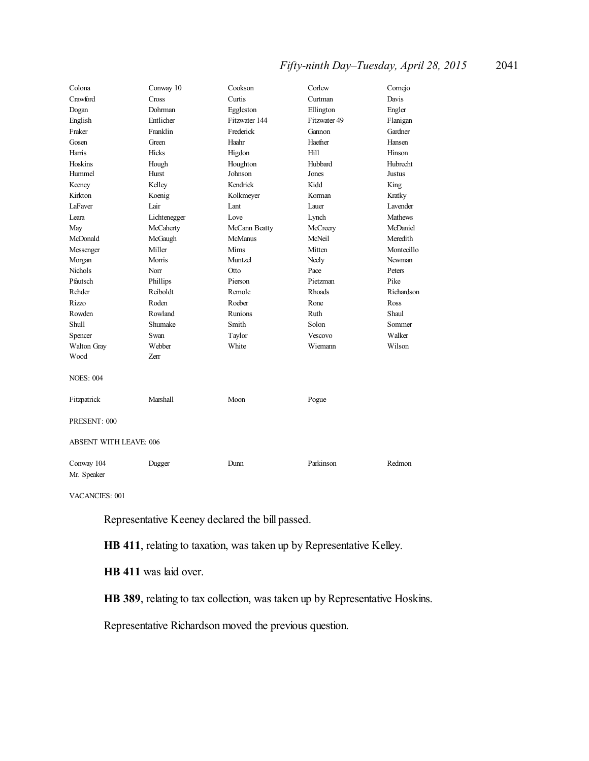| | | | | |
|---|---|---|---|---|
| Colona | Conway 10 | Cookson | Corlew | Cornejo |
| Crawford | Cross | Curtis | Curtman | Davis |
| Dogan | Dohrman | Eggleston | Ellington | Engler |
| English | Entlicher | Fitzwater 144 | Fitzwater 49 | Flanigan |
| Fraker | Franklin | Frederick | Gannon | Gardner |
| Gosen | Green | Haahr | Haefner | Hansen |
| Harris | Hicks | Higdon | Hill | Hinson |
| Hoskins | Hough | Houghton | Hubbard | Hubrecht |
| Hummel | Hurst | Johnson | Jones | Justus |
| Keeney | Kelley | Kendrick | Kidd | King |
| Kirkton | Koenig | Kolkmeyer | Korman | Kratky |
| LaFaver | Lair | Lant | Lauer | Lavender |
| Leara | Lichtenegger | Love | Lynch | Mathews |
| May | McCaherty | McCann Beatty | McCreery | McDaniel |
| McDonald | McGaugh | McManus | McNeil | Meredith |
| Messenger | Miller | Mims | Mitten | Montecillo |
| Morgan | Morris | Muntzel | Neely | Newman |
| Nichols | Norr | Otto | Pace | Peters |
| Pfautsch | Phillips | Pierson | Pietzman | Pike |
| Rehder | Reiboldt | Remole | Rhoads | Richardson |
| Rizzo | Roden | Roeber | Rone | Ross |
| Rowden | Rowland | Runions | Ruth | Shaul |
| Shull | Shumake | Smith | Solon | Sommer |
| Spencer | Swan | Taylor | Vescovo | Walker |
| Walton Gray | Webber | White | Wiemann | Wilson |
| Wood | Zerr | | | |

NOES: 004

| | | | |
|---|---|---|---|
| Fitzpatrick | Marshall | Moon | Pogue |

PRESENT: 000

ABSENT WITH LEAVE: 006

| | | | | |
|---|---|---|---|---|
| Conway 104 | Dugger | Dunn | Parkinson | Redmon |
| Mr. Speaker | | | | |

VACANCIES: 001

Representative Keeney declared the bill passed.

**HB 411**, relating to taxation, was taken up by Representative Kelley.

**HB 411** was laid over.

**HB 389**, relating to tax collection, was taken up by Representative Hoskins.

Representative Richardson moved the previous question.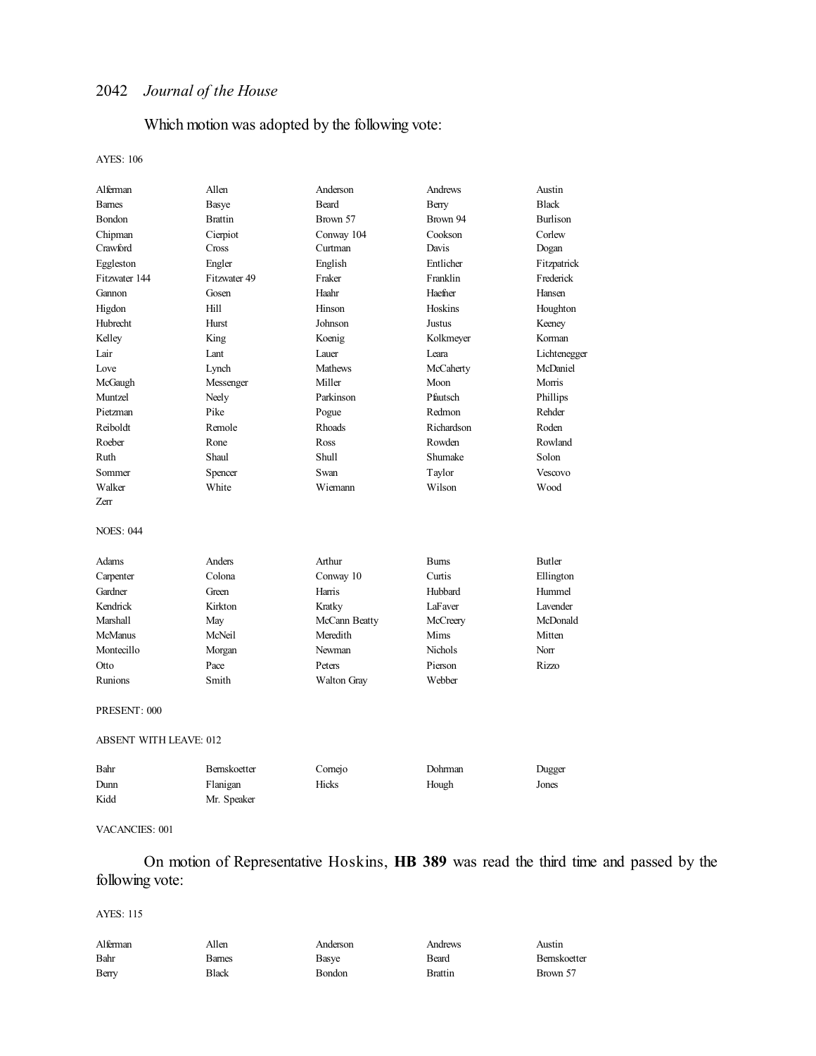Which motion was adopted by the following vote:

AYES: 106

| | | | | |
|---|---|---|---|---|
| Alferman | Allen | Anderson | Andrews | Austin |
| Barnes | Basye | Beard | Berry | Black |
| Bondon | Brattin | Brown 57 | Brown 94 | Burlison |
| Chipman | Cierpiot | Conway 104 | Cookson | Corlew |
| Crawford | Cross | Curtman | Davis | Dogan |
| Eggleston | Engler | English | Entlicher | Fitzpatrick |
| Fitzwater 144 | Fitzwater 49 | Fraker | Franklin | Frederick |
| Gannon | Gosen | Haahr | Haefner | Hansen |
| Higdon | Hill | Hinson | Hoskins | Houghton |
| Hubrecht | Hurst | Johnson | Justus | Keeney |
| Kelley | King | Koenig | Kolkmeyer | Korman |
| Lair | Lant | Lauer | Leara | Lichtenegger |
| Love | Lynch | Mathews | McCaherty | McDaniel |
| McGaugh | Messenger | Miller | Moon | Morris |
| Muntzel | Neely | Parkinson | Pfautsch | Phillips |
| Pietzman | Pike | Pogue | Redmon | Rehder |
| Reiboldt | Remole | Rhoads | Richardson | Roden |
| Roeber | Rone | Ross | Rowden | Rowland |
| Ruth | Shaul | Shull | Shumake | Solon |
| Sommer | Spencer | Swan | Taylor | Vescovo |
| Walker | White | Wiemann | Wilson | Wood |
| Zerr | | | | |

NOES: 044

| | | | | |
|---|---|---|---|---|
| Adams | Anders | Arthur | Burns | Butler |
| Carpenter | Colona | Conway 10 | Curtis | Ellington |
| Gardner | Green | Harris | Hubbard | Hummel |
| Kendrick | Kirkton | Kratky | LaFaver | Lavender |
| Marshall | May | McCann Beatty | McCreery | McDonald |
| McManus | McNeil | Meredith | Mims | Mitten |
| Montecillo | Morgan | Newman | Nichols | Norr |
| Otto | Pace | Peters | Pierson | Rizzo |
| Runions | Smith | Walton Gray | Webber | |

PRESENT: 000

ABSENT WITH LEAVE: 012

| | | | | |
|---|---|---|---|---|
| Bahr | Bernskoetter | Cornejo | Dohrman | Dugger |
| Dunn | Flanigan | Hicks | Hough | Jones |
| Kidd | Mr. Speaker | | | |

VACANCIES: 001

On motion of Representative Hoskins, **HB 389** was read the third time and passed by the following vote:

AYES: 115

| | | | | |
|---|---|---|---|---|
| Alferman | Allen | Anderson | Andrews | Austin |
| Bahr | Barnes | Basye | Beard | Bernskoetter |
| Berry | Black | Bondon | Brattin | Brown 57 |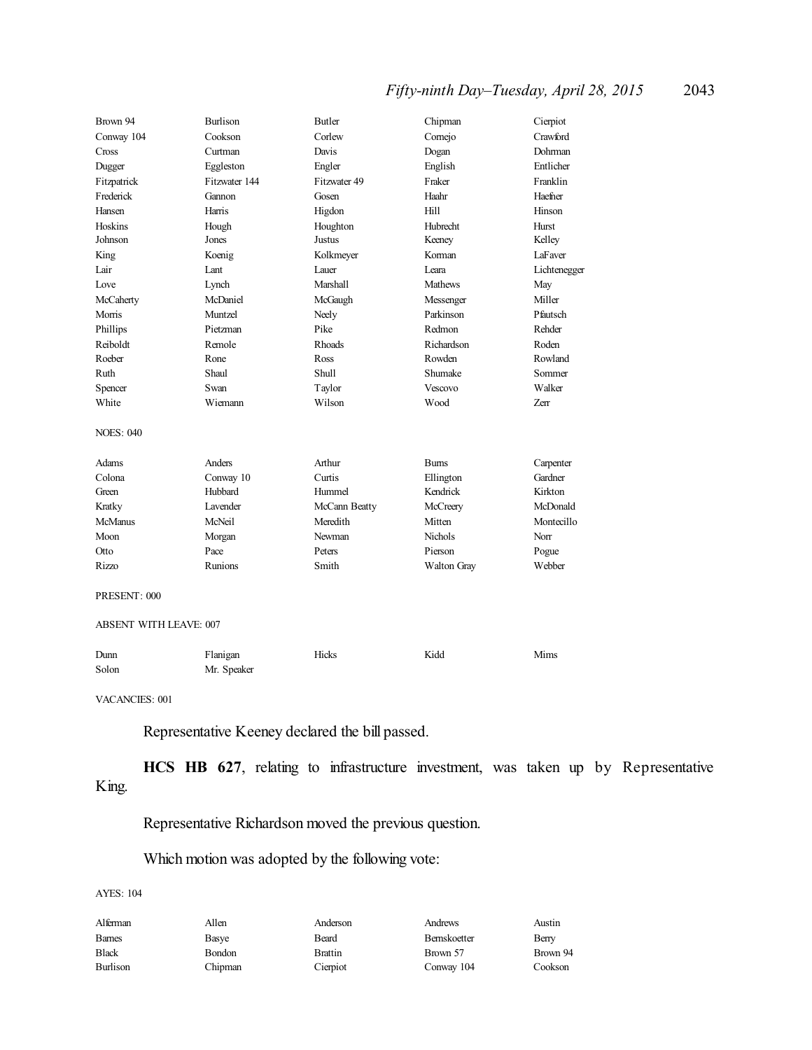| | | | | |
|---|---|---|---|---|
| Brown 94 | Burlison | Butler | Chipman | Cierpiot |
| Conway 104 | Cookson | Corlew | Cornejo | Crawford |
| Cross | Curtman | Davis | Dogan | Dohrman |
| Dugger | Eggleston | Engler | English | Entlicher |
| Fitzpatrick | Fitzwater 144 | Fitzwater 49 | Fraker | Franklin |
| Frederick | Gannon | Gosen | Haahr | Haefner |
| Hansen | Harris | Higdon | Hill | Hinson |
| Hoskins | Hough | Houghton | Hubrecht | Hurst |
| Johnson | Jones | Justus | Keeney | Kelley |
| King | Koenig | Kolkmeyer | Korman | LaFaver |
| Lair | Lant | Lauer | Leara | Lichtenegger |
| Love | Lynch | Marshall | Mathews | May |
| McCaherty | McDaniel | McGaugh | Messenger | Miller |
| Morris | Muntzel | Neely | Parkinson | Pfautsch |
| Phillips | Pietzman | Pike | Redmon | Rehder |
| Reiboldt | Remole | Rhoads | Richardson | Roden |
| Roeber | Rone | Ross | Rowden | Rowland |
| Ruth | Shaul | Shull | Shumake | Sommer |
| Spencer | Swan | Taylor | Vescovo | Walker |
| White | Wiemann | Wilson | Wood | Zerr |

NOES: 040

| | | | | |
|---|---|---|---|---|
| Adams | Anders | Arthur | Burns | Carpenter |
| Colona | Conway 10 | Curtis | Ellington | Gardner |
| Green | Hubbard | Hummel | Kendrick | Kirkton |
| Kratky | Lavender | McCann Beatty | McCreery | McDonald |
| McManus | McNeil | Meredith | Mitten | Montecillo |
| Moon | Morgan | Newman | Nichols | Norr |
| Otto | Pace | Peters | Pierson | Pogue |
| Rizzo | Runions | Smith | Walton Gray | Webber |

PRESENT: 000

ABSENT WITH LEAVE: 007

| | | | | |
|---|---|---|---|---|
| Dunn | Flanigan | Hicks | Kidd | Mims |
| Solon | Mr. Speaker | | | |

VACANCIES: 001

Representative Keeney declared the bill passed.

**HCS HB 627**, relating to infrastructure investment, was taken up by Representative King.

Representative Richardson moved the previous question.

Which motion was adopted by the following vote:

AYES: 104

| | | | | |
|---|---|---|---|---|
| Alferman | Allen | Anderson | Andrews | Austin |
| Barnes | Basye | Beard | Bernskoetter | Berry |
| Black | Bondon | Brattin | Brown 57 | Brown 94 |
| Burlison | Chipman | Cierpiot | Conway 104 | Cookson |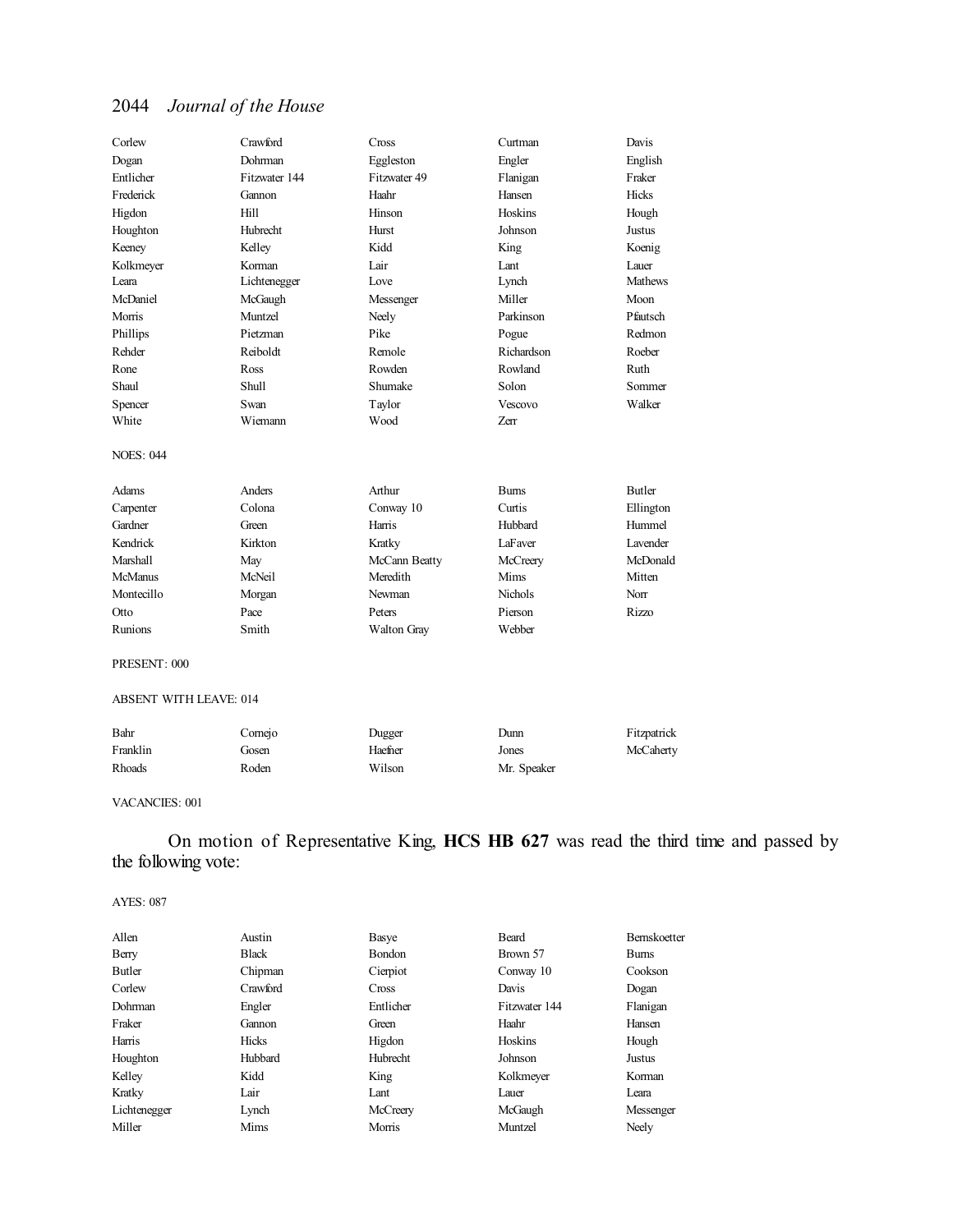| | | | | |
|---|---|---|---|---|
| Corlew | Crawford | Cross | Curtman | Davis |
| Dogan | Dohrman | Eggleston | Engler | English |
| Entlicher | Fitzwater 144 | Fitzwater 49 | Flanigan | Fraker |
| Frederick | Gannon | Haahr | Hansen | Hicks |
| Higdon | Hill | Hinson | Hoskins | Hough |
| Houghton | Hubrecht | Hurst | Johnson | Justus |
| Keeney | Kelley | Kidd | King | Koenig |
| Kolkmeyer | Korman | Lair | Lant | Lauer |
| Leara | Lichtenegger | Love | Lynch | Mathews |
| McDaniel | McGaugh | Messenger | Miller | Moon |
| Morris | Muntzel | Neely | Parkinson | Pfautsch |
| Phillips | Pietzman | Pike | Pogue | Redmon |
| Rehder | Reiboldt | Remole | Richardson | Roeber |
| Rone | Ross | Rowden | Rowland | Ruth |
| Shaul | Shull | Shumake | Solon | Sommer |
| Spencer | Swan | Taylor | Vescovo | Walker |
| White | Wiemann | Wood | Zerr | |

NOES: 044

| | | | | |
|---|---|---|---|---|
| Adams | Anders | Arthur | Burns | Butler |
| Carpenter | Colona | Conway 10 | Curtis | Ellington |
| Gardner | Green | Harris | Hubbard | Hummel |
| Kendrick | Kirkton | Kratky | LaFaver | Lavender |
| Marshall | May | McCann Beatty | McCreery | McDonald |
| McManus | McNeil | Meredith | Mims | Mitten |
| Montecillo | Morgan | Newman | Nichols | Norr |
| Otto | Pace | Peters | Pierson | Rizzo |
| Runions | Smith | Walton Gray | Webber | |

PRESENT: 000

ABSENT WITH LEAVE: 014

| | | | | |
|---|---|---|---|---|
| Bahr | Cornejo | Dugger | Dunn | Fitzpatrick |
| Franklin | Gosen | Haefner | Jones | McCaherty |
| Rhoads | Roden | Wilson | Mr. Speaker | |

VACANCIES: 001

On motion of Representative King, **HCS HB 627** was read the third time and passed by the following vote:

AYES: 087

| | | | | |
|---|---|---|---|---|
| Allen | Austin | Basye | Beard | Bernskoetter |
| Berry | Black | Bondon | Brown 57 | Burns |
| Butler | Chipman | Cierpiot | Conway 10 | Cookson |
| Corlew | Crawford | Cross | Davis | Dogan |
| Dohrman | Engler | Entlicher | Fitzwater 144 | Flanigan |
| Fraker | Gannon | Green | Haahr | Hansen |
| Harris | Hicks | Higdon | Hoskins | Hough |
| Houghton | Hubbard | Hubrecht | Johnson | Justus |
| Kelley | Kidd | King | Kolkmeyer | Korman |
| Kratky | Lair | Lant | Lauer | Leara |
| Lichtenegger | Lynch | McCreery | McGaugh | Messenger |
| Miller | Mims | Morris | Muntzel | Neely |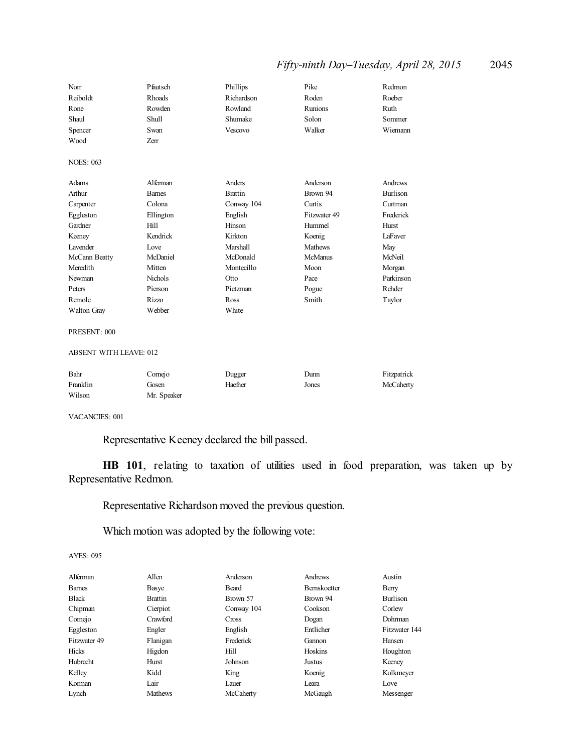| | | | | |
|---|---|---|---|---|
| Norr | Pfautsch | Phillips | Pike | Redmon |
| Reiboldt | Rhoads | Richardson | Roden | Roeber |
| Rone | Rowden | Rowland | Runions | Ruth |
| Shaul | Shull | Shumake | Solon | Sommer |
| Spencer | Swan | Vescovo | Walker | Wiemann |
| Wood | Zerr | | | |

NOES: 063

| | | | | |
|---|---|---|---|---|
| Adams | Alferman | Anders | Anderson | Andrews |
| Arthur | Barnes | Brattin | Brown 94 | Burlison |
| Carpenter | Colona | Conway 104 | Curtis | Curtman |
| Eggleston | Ellington | English | Fitzwater 49 | Frederick |
| Gardner | Hill | Hinson | Hummel | Hurst |
| Keeney | Kendrick | Kirkton | Koenig | LaFaver |
| Lavender | Love | Marshall | Mathews | May |
| McCann Beatty | McDaniel | McDonald | McManus | McNeil |
| Meredith | Mitten | Montecillo | Moon | Morgan |
| Newman | Nichols | Otto | Pace | Parkinson |
| Peters | Pierson | Pietzman | Pogue | Rehder |
| Remole | Rizzo | Ross | Smith | Taylor |
| Walton Gray | Webber | White | | |

PRESENT: 000

ABSENT WITH LEAVE: 012

| | | | | |
|---|---|---|---|---|
| Bahr | Cornejo | Dugger | Dunn | Fitzpatrick |
| Franklin | Gosen | Haefner | Jones | McCaherty |
| Wilson | Mr. Speaker | | | |

VACANCIES: 001

Representative Keeney declared the bill passed.

**HB 101**, relating to taxation of utilities used in food preparation, was taken up by Representative Redmon.

Representative Richardson moved the previous question.

Which motion was adopted by the following vote:

AYES: 095

| | | | | |
|---|---|---|---|---|
| Alferman | Allen | Anderson | Andrews | Austin |
| Barnes | Basye | Beard | Bernskoetter | Berry |
| Black | Brattin | Brown 57 | Brown 94 | Burlison |
| Chipman | Cierpiot | Conway 104 | Cookson | Corlew |
| Cornejo | Crawford | Cross | Dogan | Dohrman |
| Eggleston | Engler | English | Entlicher | Fitzwater 144 |
| Fitzwater 49 | Flanigan | Frederick | Gannon | Hansen |
| Hicks | Higdon | Hill | Hoskins | Houghton |
| Hubrecht | Hurst | Johnson | Justus | Keeney |
| Kelley | Kidd | King | Koenig | Kolkmeyer |
| Korman | Lair | Lauer | Leara | Love |
| Lynch | Mathews | McCaherty | McGaugh | Messenger |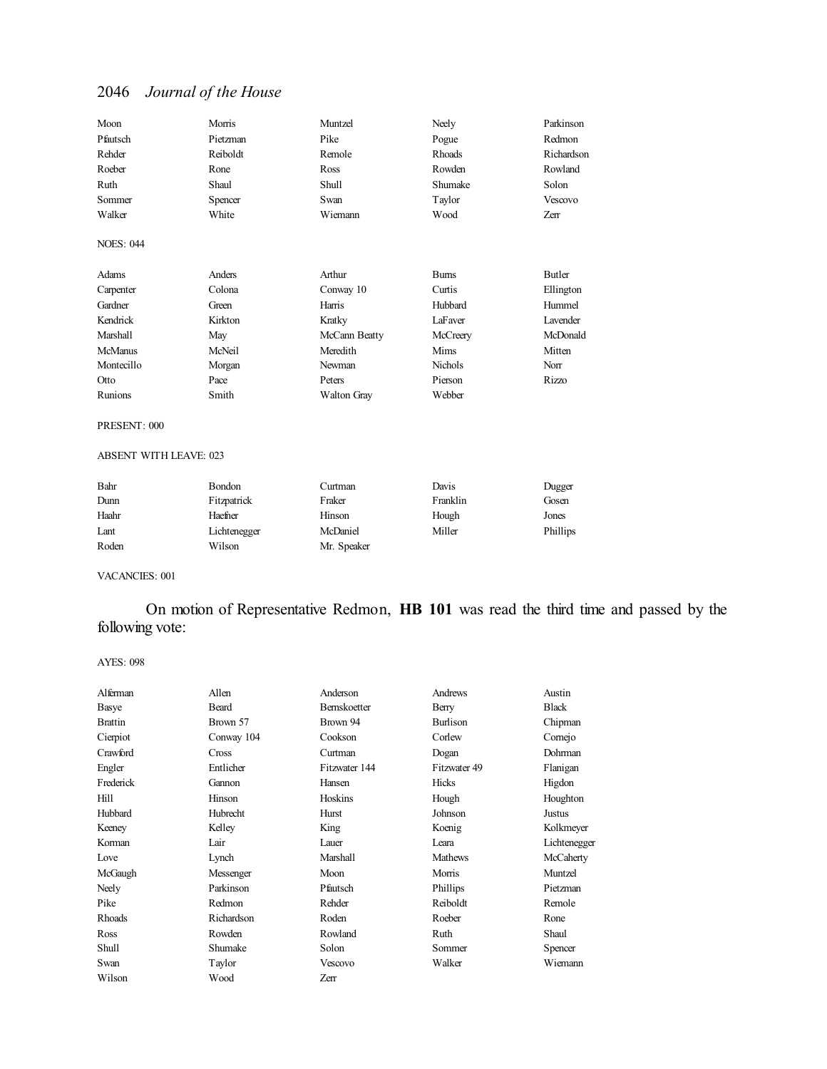| | | | | |
|---|---|---|---|---|
| Moon | Morris | Muntzel | Neely | Parkinson |
| Pfautsch | Pietzman | Pike | Pogue | Redmon |
| Rehder | Reiboldt | Remole | Rhoads | Richardson |
| Roeber | Rone | Ross | Rowden | Rowland |
| Ruth | Shaul | Shull | Shumake | Solon |
| Sommer | Spencer | Swan | Taylor | Vescovo |
| Walker | White | Wiemann | Wood | Zerr |

NOES: 044

| | | | | |
|---|---|---|---|---|
| Adams | Anders | Arthur | Burns | Butler |
| Carpenter | Colona | Conway 10 | Curtis | Ellington |
| Gardner | Green | Harris | Hubbard | Hummel |
| Kendrick | Kirkton | Kratky | LaFaver | Lavender |
| Marshall | May | McCann Beatty | McCreery | McDonald |
| McManus | McNeil | Meredith | Mims | Mitten |
| Montecillo | Morgan | Newman | Nichols | Norr |
| Otto | Pace | Peters | Pierson | Rizzo |
| Runions | Smith | Walton Gray | Webber | |

PRESENT: 000

ABSENT WITH LEAVE: 023

| | | | | |
|---|---|---|---|---|
| Bahr | Bondon | Curtman | Davis | Dugger |
| Dunn | Fitzpatrick | Fraker | Franklin | Gosen |
| Haahr | Haefner | Hinson | Hough | Jones |
| Lant | Lichtenegger | McDaniel | Miller | Phillips |
| Roden | Wilson | Mr. Speaker | | |

VACANCIES: 001

On motion of Representative Redmon, **HB 101** was read the third time and passed by the following vote:

AYES: 098

| | | | | |
|---|---|---|---|---|
| Alferman | Allen | Anderson | Andrews | Austin |
| Basye | Beard | Bernskoetter | Berry | Black |
| Brattin | Brown 57 | Brown 94 | Burlison | Chipman |
| Cierpiot | Conway 104 | Cookson | Corlew | Cornejo |
| Crawford | Cross | Curtman | Dogan | Dohrman |
| Engler | Entlicher | Fitzwater 144 | Fitzwater 49 | Flanigan |
| Frederick | Gannon | Hansen | Hicks | Higdon |
| Hill | Hinson | Hoskins | Hough | Houghton |
| Hubbard | Hubrecht | Hurst | Johnson | Justus |
| Keeney | Kelley | King | Koenig | Kolkmeyer |
| Korman | Lair | Lauer | Leara | Lichtenegger |
| Love | Lynch | Marshall | Mathews | McCaherty |
| McGaugh | Messenger | Moon | Morris | Muntzel |
| Neely | Parkinson | Pfautsch | Phillips | Pietzman |
| Pike | Redmon | Rehder | Reiboldt | Remole |
| Rhoads | Richardson | Roden | Roeber | Rone |
| Ross | Rowden | Rowland | Ruth | Shaul |
| Shull | Shumake | Solon | Sommer | Spencer |
| Swan | Taylor | Vescovo | Walker | Wiemann |
| Wilson | Wood | Zerr | | |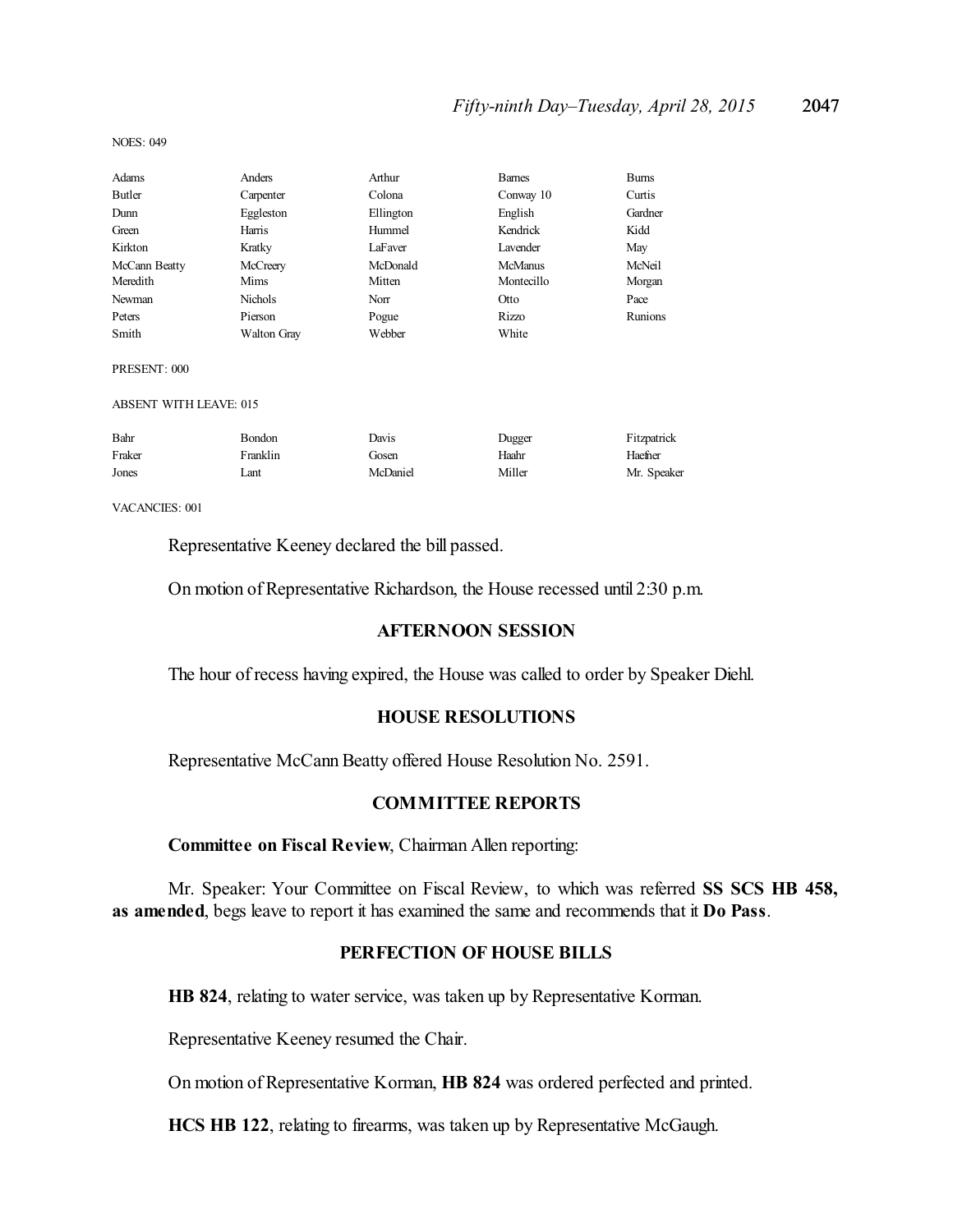NOES: 049

| | | | | |
|---|---|---|---|---|
| Adams | Anders | Arthur | Barnes | Burns |
| Butler | Carpenter | Colona | Conway 10 | Curtis |
| Dunn | Eggleston | Ellington | English | Gardner |
| Green | Harris | Hummel | Kendrick | Kidd |
| Kirkton | Kratky | LaFaver | Lavender | May |
| McCann Beatty | McCreery | McDonald | McManus | McNeil |
| Meredith | Mims | Mitten | Montecillo | Morgan |
| Newman | Nichols | Norr | Otto | Pace |
| Peters | Pierson | Pogue | Rizzo | Runions |
| Smith | Walton Gray | Webber | White | |

PRESENT: 000

ABSENT WITH LEAVE: 015

| | | | | |
|---|---|---|---|---|
| Bahr | Bondon | Davis | Dugger | Fitzpatrick |
| Fraker | Franklin | Gosen | Haahr | Haefner |
| Jones | Lant | McDaniel | Miller | Mr. Speaker |

VACANCIES: 001

Representative Keeney declared the bill passed.

On motion of Representative Richardson, the House recessed until 2:30 p.m.

## AFTERNOON SESSION

The hour of recess having expired, the House was called to order by Speaker Diehl.

## HOUSE RESOLUTIONS

Representative McCann Beatty offered House Resolution No. 2591.

## COMMITTEE REPORTS

**Committee on Fiscal Review**, Chairman Allen reporting:

Mr. Speaker: Your Committee on Fiscal Review, to which was referred **SS SCS HB 458, as amended**, begs leave to report it has examined the same and recommends that it **Do Pass**.

## PERFECTION OF HOUSE BILLS

**HB 824**, relating to water service, was taken up by Representative Korman.

Representative Keeney resumed the Chair.

On motion of Representative Korman, **HB 824** was ordered perfected and printed.

**HCS HB 122**, relating to firearms, was taken up by Representative McGaugh.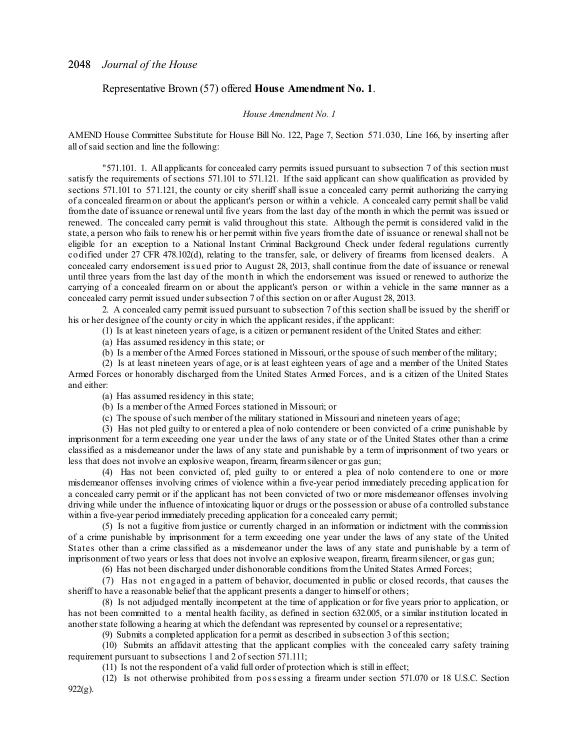Representative Brown (57) offered **House Amendment No. 1**.

*House Amendment No. 1*

AMEND House Committee Substitute for House Bill No. 122, Page 7, Section 571.030, Line 166, by inserting after all of said section and line the following:

"571.101. 1. All applicants for concealed carry permits issued pursuant to subsection 7 of this section must satisfy the requirements of sections 571.101 to 571.121. If the said applicant can show qualification as provided by sections 571.101 to 571.121, the county or city sheriff shall issue a concealed carry permit authorizing the carrying of a concealed firearm on or about the applicant's person or within a vehicle. A concealed carry permit shall be valid from the date of issuance or renewal until five years from the last day of the month in which the permit was issued or renewed. The concealed carry permit is valid throughout this state. Although the permit is considered valid in the state, a person who fails to renew his or her permit within five years from the date of issuance or renewal shall not be eligible for an exception to a National Instant Criminal Background Check under federal regulations currently codified under 27 CFR 478.102(d), relating to the transfer, sale, or delivery of firearms from licensed dealers. A concealed carry endorsement issued prior to August 28, 2013, shall continue from the date of issuance or renewal until three years from the last day of the month in which the endorsement was issued or renewed to authorize the carrying of a concealed firearm on or about the applicant's person or within a vehicle in the same manner as a concealed carry permit issued under subsection 7 of this section on or after August 28, 2013.

2. A concealed carry permit issued pursuant to subsection 7 of this section shall be issued by the sheriff or his or her designee of the county or city in which the applicant resides, if the applicant:

(1) Is at least nineteen years of age, is a citizen or permanent resident of the United States and either:

(a) Has assumed residency in this state; or

(b) Is a member of the Armed Forces stationed in Missouri, or the spouse of such member of the military;

(2) Is at least nineteen years of age, or is at least eighteen years of age and a member of the United States Armed Forces or honorably discharged from the United States Armed Forces, and is a citizen of the United States and either:

(a) Has assumed residency in this state;

(b) Is a member of the Armed Forces stationed in Missouri; or

(c) The spouse of such member of the military stationed in Missouri and nineteen years of age;

(3) Has not pled guilty to or entered a plea of nolo contendere or been convicted of a crime punishable by imprisonment for a term exceeding one year under the laws of any state or of the United States other than a crime classified as a misdemeanor under the laws of any state and punishable by a term of imprisonment of two years or less that does not involve an explosive weapon, firearm, firearm silencer or gas gun;

(4) Has not been convicted of, pled guilty to or entered a plea of nolo contendere to one or more misdemeanor offenses involving crimes of violence within a five-year period immediately preceding application for a concealed carry permit or if the applicant has not been convicted of two or more misdemeanor offenses involving driving while under the influence of intoxicating liquor or drugs or the possession or abuse of a controlled substance within a five-year period immediately preceding application for a concealed carry permit;

(5) Is not a fugitive from justice or currently charged in an information or indictment with the commission of a crime punishable by imprisonment for a term exceeding one year under the laws of any state of the United States other than a crime classified as a misdemeanor under the laws of any state and punishable by a term of imprisonment of two years or less that does not involve an explosive weapon, firearm, firearm silencer, or gas gun;

(6) Has not been discharged under dishonorable conditions from the United States Armed Forces;

(7) Has not engaged in a pattern of behavior, documented in public or closed records, that causes the sheriff to have a reasonable belief that the applicant presents a danger to himself or others;

(8) Is not adjudged mentally incompetent at the time of application or for five years prior to application, or has not been committed to a mental health facility, as defined in section 632.005, or a similar institution located in another state following a hearing at which the defendant was represented by counsel or a representative;

(9) Submits a completed application for a permit as described in subsection 3 of this section;

(10) Submits an affidavit attesting that the applicant complies with the concealed carry safety training requirement pursuant to subsections 1 and 2 of section 571.111;

(11) Is not the respondent of a valid full order of protection which is still in effect;

(12) Is not otherwise prohibited from possessing a firearm under section 571.070 or 18 U.S.C. Section 922(g).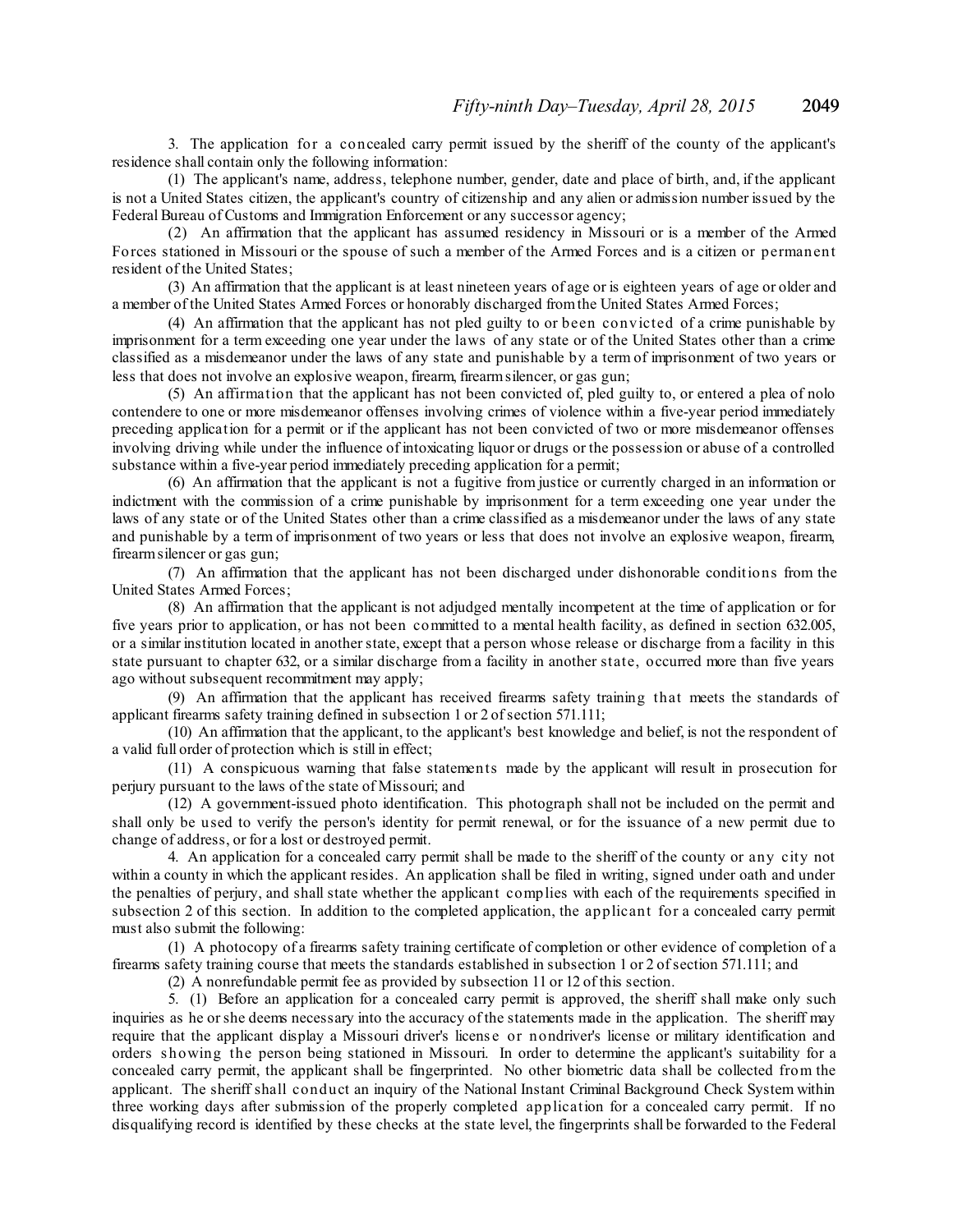3. The application for a concealed carry permit issued by the sheriff of the county of the applicant's residence shall contain only the following information:

(1) The applicant's name, address, telephone number, gender, date and place of birth, and, if the applicant is not a United States citizen, the applicant's country of citizenship and any alien or admission number issued by the Federal Bureau of Customs and Immigration Enforcement or any successor agency;

(2) An affirmation that the applicant has assumed residency in Missouri or is a member of the Armed Forces stationed in Missouri or the spouse of such a member of the Armed Forces and is a citizen or permanent resident of the United States;

(3) An affirmation that the applicant is at least nineteen years of age or is eighteen years of age or older and a member of the United States Armed Forces or honorably discharged from the United States Armed Forces;

(4) An affirmation that the applicant has not pled guilty to or been convicted of a crime punishable by imprisonment for a term exceeding one year under the laws of any state or of the United States other than a crime classified as a misdemeanor under the laws of any state and punishable by a term of imprisonment of two years or less that does not involve an explosive weapon, firearm, firearm silencer, or gas gun;

(5) An affirmation that the applicant has not been convicted of, pled guilty to, or entered a plea of nolo contendere to one or more misdemeanor offenses involving crimes of violence within a five-year period immediately preceding application for a permit or if the applicant has not been convicted of two or more misdemeanor offenses involving driving while under the influence of intoxicating liquor or drugs or the possession or abuse of a controlled substance within a five-year period immediately preceding application for a permit;

(6) An affirmation that the applicant is not a fugitive from justice or currently charged in an information or indictment with the commission of a crime punishable by imprisonment for a term exceeding one year under the laws of any state or of the United States other than a crime classified as a misdemeanor under the laws of any state and punishable by a term of imprisonment of two years or less that does not involve an explosive weapon, firearm, firearm silencer or gas gun;

(7) An affirmation that the applicant has not been discharged under dishonorable conditions from the United States Armed Forces;

(8) An affirmation that the applicant is not adjudged mentally incompetent at the time of application or for five years prior to application, or has not been committed to a mental health facility, as defined in section 632.005, or a similar institution located in another state, except that a person whose release or discharge from a facility in this state pursuant to chapter 632, or a similar discharge from a facility in another state, occurred more than five years ago without subsequent recommitment may apply;

(9) An affirmation that the applicant has received firearms safety training that meets the standards of applicant firearms safety training defined in subsection 1 or 2 of section 571.111;

(10) An affirmation that the applicant, to the applicant's best knowledge and belief, is not the respondent of a valid full order of protection which is still in effect;

(11) A conspicuous warning that false statements made by the applicant will result in prosecution for perjury pursuant to the laws of the state of Missouri; and

(12) A government-issued photo identification. This photograph shall not be included on the permit and shall only be used to verify the person's identity for permit renewal, or for the issuance of a new permit due to change of address, or for a lost or destroyed permit.

4. An application for a concealed carry permit shall be made to the sheriff of the county or any city not within a county in which the applicant resides. An application shall be filed in writing, signed under oath and under the penalties of perjury, and shall state whether the applicant complies with each of the requirements specified in subsection 2 of this section. In addition to the completed application, the applicant for a concealed carry permit must also submit the following:

(1) A photocopy of a firearms safety training certificate of completion or other evidence of completion of a firearms safety training course that meets the standards established in subsection 1 or 2 of section 571.111; and

(2) A nonrefundable permit fee as provided by subsection 11 or 12 of this section.

5. (1) Before an application for a concealed carry permit is approved, the sheriff shall make only such inquiries as he or she deems necessary into the accuracy of the statements made in the application. The sheriff may require that the applicant display a Missouri driver's license or nondriver's license or military identification and orders showing the person being stationed in Missouri. In order to determine the applicant's suitability for a concealed carry permit, the applicant shall be fingerprinted. No other biometric data shall be collected from the applicant. The sheriff shall conduct an inquiry of the National Instant Criminal Background Check System within three working days after submission of the properly completed application for a concealed carry permit. If no disqualifying record is identified by these checks at the state level, the fingerprints shall be forwarded to the Federal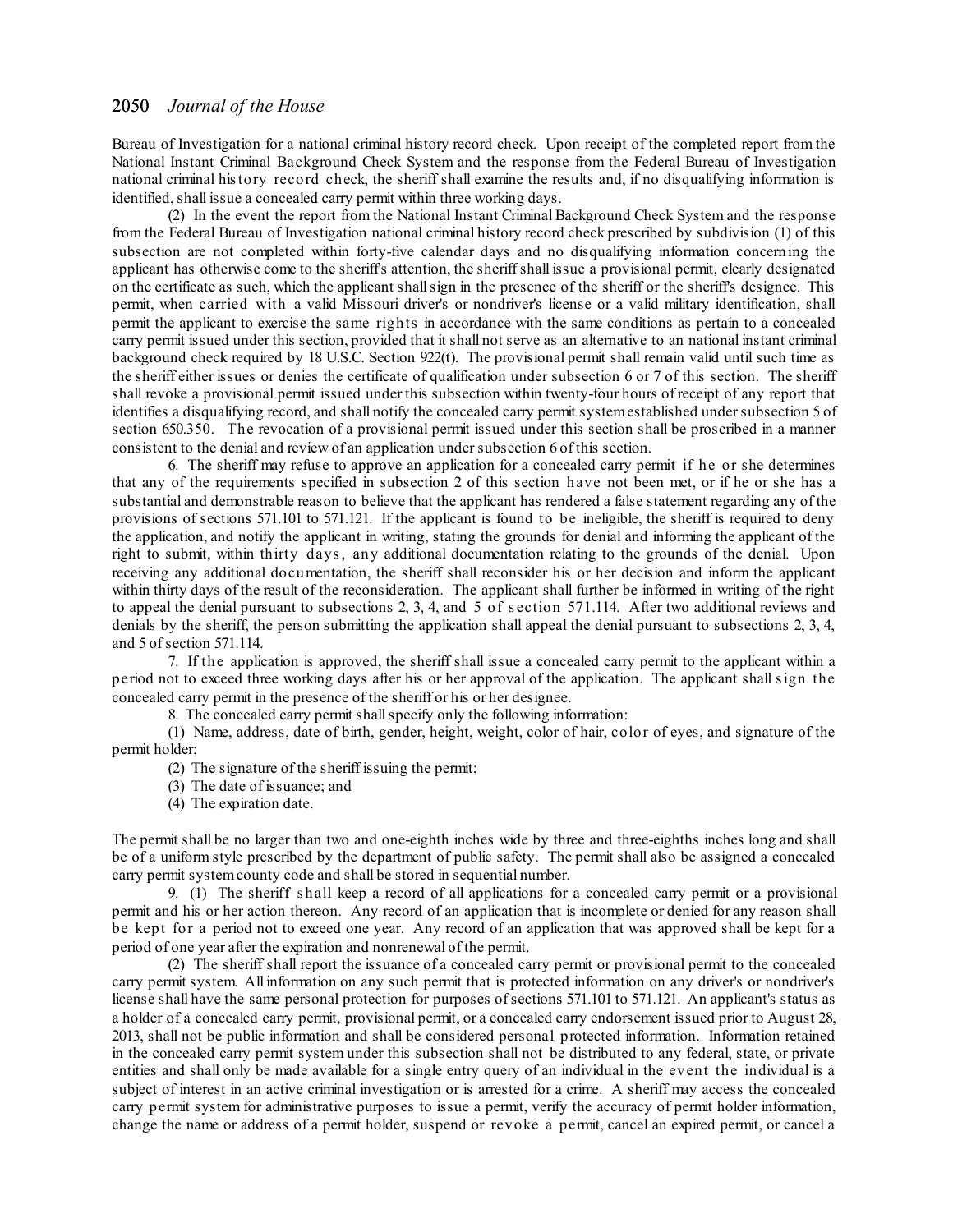Bureau of Investigation for a national criminal history record check. Upon receipt of the completed report from the National Instant Criminal Background Check System and the response from the Federal Bureau of Investigation national criminal history record check, the sheriff shall examine the results and, if no disqualifying information is identified, shall issue a concealed carry permit within three working days.

(2) In the event the report from the National Instant Criminal Background Check System and the response from the Federal Bureau of Investigation national criminal history record check prescribed by subdivision (1) of this subsection are not completed within forty-five calendar days and no disqualifying information concerning the applicant has otherwise come to the sheriff's attention, the sheriff shall issue a provisional permit, clearly designated on the certificate as such, which the applicant shall sign in the presence of the sheriff or the sheriff's designee. This permit, when carried with a valid Missouri driver's or nondriver's license or a valid military identification, shall permit the applicant to exercise the same rights in accordance with the same conditions as pertain to a concealed carry permit issued under this section, provided that it shall not serve as an alternative to an national instant criminal background check required by 18 U.S.C. Section 922(t). The provisional permit shall remain valid until such time as the sheriff either issues or denies the certificate of qualification under subsection 6 or 7 of this section. The sheriff shall revoke a provisional permit issued under this subsection within twenty-four hours of receipt of any report that identifies a disqualifying record, and shall notify the concealed carry permit system established under subsection 5 of section 650.350. The revocation of a provisional permit issued under this section shall be proscribed in a manner consistent to the denial and review of an application under subsection 6 of this section.

6. The sheriff may refuse to approve an application for a concealed carry permit if he or she determines that any of the requirements specified in subsection 2 of this section have not been met, or if he or she has a substantial and demonstrable reason to believe that the applicant has rendered a false statement regarding any of the provisions of sections 571.101 to 571.121. If the applicant is found to be ineligible, the sheriff is required to deny the application, and notify the applicant in writing, stating the grounds for denial and informing the applicant of the right to submit, within thirty days, any additional documentation relating to the grounds of the denial. Upon receiving any additional documentation, the sheriff shall reconsider his or her decision and inform the applicant within thirty days of the result of the reconsideration. The applicant shall further be informed in writing of the right to appeal the denial pursuant to subsections 2, 3, 4, and 5 of section 571.114. After two additional reviews and denials by the sheriff, the person submitting the application shall appeal the denial pursuant to subsections 2, 3, 4, and 5 of section 571.114.

7. If the application is approved, the sheriff shall issue a concealed carry permit to the applicant within a period not to exceed three working days after his or her approval of the application. The applicant shall sign the concealed carry permit in the presence of the sheriff or his or her designee.

8. The concealed carry permit shall specify only the following information:

(1) Name, address, date of birth, gender, height, weight, color of hair, color of eyes, and signature of the permit holder;

(2) The signature of the sheriff issuing the permit;

(3) The date of issuance; and

(4) The expiration date.

The permit shall be no larger than two and one-eighth inches wide by three and three-eighths inches long and shall be of a uniform style prescribed by the department of public safety. The permit shall also be assigned a concealed carry permit system county code and shall be stored in sequential number.

9. (1) The sheriff shall keep a record of all applications for a concealed carry permit or a provisional permit and his or her action thereon. Any record of an application that is incomplete or denied for any reason shall be kept for a period not to exceed one year. Any record of an application that was approved shall be kept for a period of one year after the expiration and nonrenewal of the permit.

(2) The sheriff shall report the issuance of a concealed carry permit or provisional permit to the concealed carry permit system. All information on any such permit that is protected information on any driver's or nondriver's license shall have the same personal protection for purposes of sections 571.101 to 571.121. An applicant's status as a holder of a concealed carry permit, provisional permit, or a concealed carry endorsement issued prior to August 28, 2013, shall not be public information and shall be considered personal protected information. Information retained in the concealed carry permit system under this subsection shall not be distributed to any federal, state, or private entities and shall only be made available for a single entry query of an individual in the event the individual is a subject of interest in an active criminal investigation or is arrested for a crime. A sheriff may access the concealed carry permit system for administrative purposes to issue a permit, verify the accuracy of permit holder information, change the name or address of a permit holder, suspend or revoke a permit, cancel an expired permit, or cancel a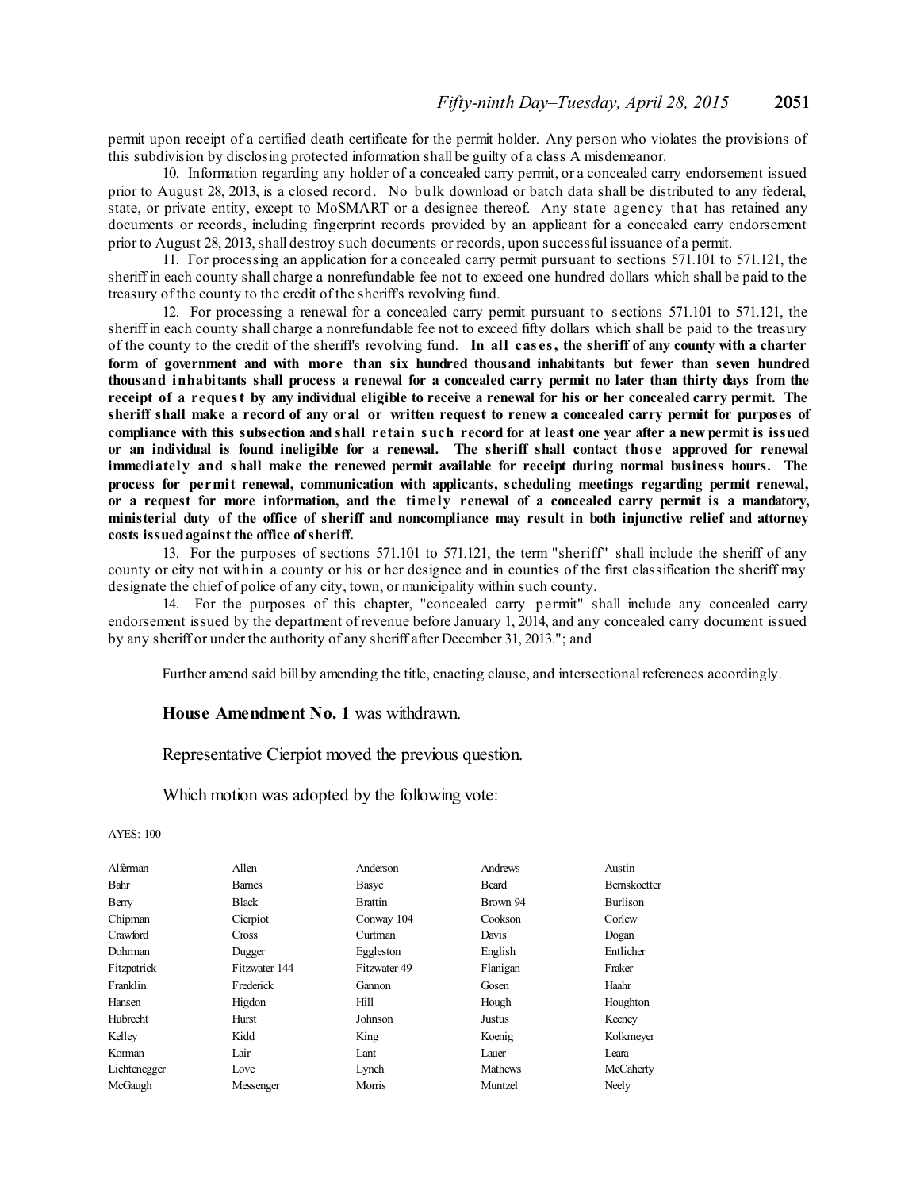permit upon receipt of a certified death certificate for the permit holder. Any person who violates the provisions of this subdivision by disclosing protected information shall be guilty of a class A misdemeanor.

10. Information regarding any holder of a concealed carry permit, or a concealed carry endorsement issued prior to August 28, 2013, is a closed record. No bulk download or batch data shall be distributed to any federal, state, or private entity, except to MoSMART or a designee thereof. Any state agency that has retained any documents or records, including fingerprint records provided by an applicant for a concealed carry endorsement prior to August 28, 2013, shall destroy such documents or records, upon successful issuance of a permit.

11. For processing an application for a concealed carry permit pursuant to sections 571.101 to 571.121, the sheriff in each county shall charge a nonrefundable fee not to exceed one hundred dollars which shall be paid to the treasury of the county to the credit of the sheriff's revolving fund.

12. For processing a renewal for a concealed carry permit pursuant to sections 571.101 to 571.121, the sheriff in each county shall charge a nonrefundable fee not to exceed fifty dollars which shall be paid to the treasury of the county to the credit of the sheriff's revolving fund. **In all cases, the sheriff of any county with a charter form of government and with more than six hundred thousand inhabitants but fewer than seven hundred thousand inhabitants shall process a renewal for a concealed carry permit no later than thirty days from the receipt of a request by any individual eligible to receive a renewal for his or her concealed carry permit. The sheriff shall make a record of any oral or written request to renew a concealed carry permit for purposes of compliance with this subsection and shall retain such record for at least one year after a new permit is issued or an individual is found ineligible for a renewal. The sheriff shall contact those approved for renewal immediately and shall make the renewed permit available for receipt during normal business hours. The process for permit renewal, communication with applicants, scheduling meetings regarding permit renewal, or a request for more information, and the timely renewal of a concealed carry permit is a mandatory, ministerial duty of the office of sheriff and noncompliance may result in both injunctive relief and attorney costs issued against the office of sheriff.**

13. For the purposes of sections 571.101 to 571.121, the term "sheriff" shall include the sheriff of any county or city not within a county or his or her designee and in counties of the first classification the sheriff may designate the chief of police of any city, town, or municipality within such county.

14. For the purposes of this chapter, "concealed carry permit" shall include any concealed carry endorsement issued by the department of revenue before January 1, 2014, and any concealed carry document issued by any sheriff or under the authority of any sheriff after December 31, 2013."; and

Further amend said bill by amending the title, enacting clause, and intersectional references accordingly.

**House Amendment No. 1** was withdrawn.

Representative Cierpiot moved the previous question.

Which motion was adopted by the following vote:

AYES: 100

| | | | | |
|---|---|---|---|---|
| Alferman | Allen | Anderson | Andrews | Austin |
| Bahr | Barnes | Basye | Beard | Bernskoetter |
| Berry | Black | Brattin | Brown 94 | Burlison |
| Chipman | Cierpiot | Conway 104 | Cookson | Corlew |
| Crawford | Cross | Curtman | Davis | Dogan |
| Dohrman | Dugger | Eggleston | English | Entlicher |
| Fitzpatrick | Fitzwater 144 | Fitzwater 49 | Flanigan | Fraker |
| Franklin | Frederick | Gannon | Gosen | Haahr |
| Hansen | Higdon | Hill | Hough | Houghton |
| Hubrecht | Hurst | Johnson | Justus | Keeney |
| Kelley | Kidd | King | Koenig | Kolkmeyer |
| Korman | Lair | Lant | Lauer | Leara |
| Lichtenegger | Love | Lynch | Mathews | McCaherty |
| McGaugh | Messenger | Morris | Muntzel | Neely |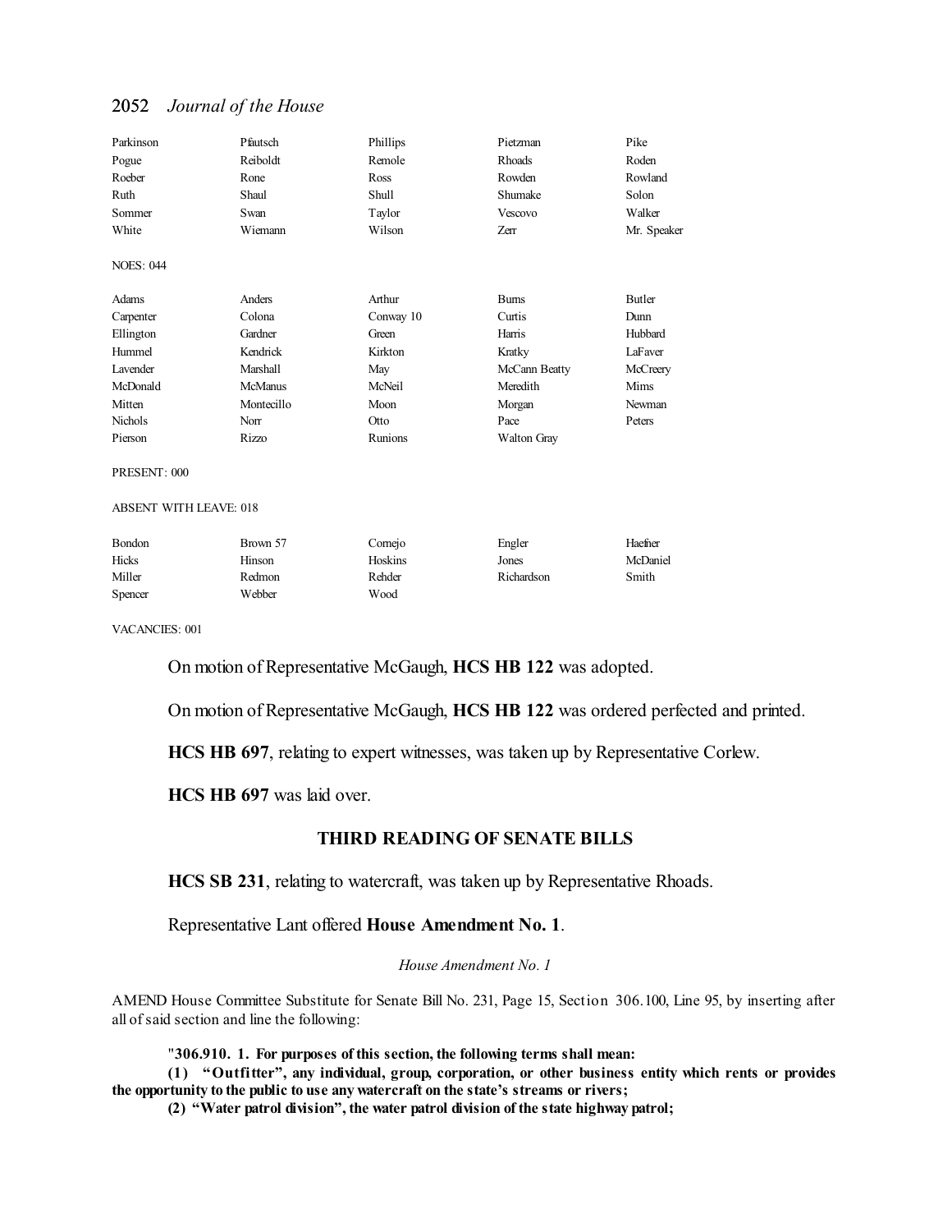| | | | | |
|---|---|---|---|---|
| Parkinson | Pfautsch | Phillips | Pietzman | Pike |
| Pogue | Reiboldt | Remole | Rhoads | Roden |
| Roeber | Rone | Ross | Rowden | Rowland |
| Ruth | Shaul | Shull | Shumake | Solon |
| Sommer | Swan | Taylor | Vescovo | Walker |
| White | Wiemann | Wilson | Zerr | Mr. Speaker |

NOES: 044

| | | | | |
|---|---|---|---|---|
| Adams | Anders | Arthur | Burns | Butler |
| Carpenter | Colona | Conway 10 | Curtis | Dunn |
| Ellington | Gardner | Green | Harris | Hubbard |
| Hummel | Kendrick | Kirkton | Kratky | LaFaver |
| Lavender | Marshall | May | McCann Beatty | McCreery |
| McDonald | McManus | McNeil | Meredith | Mims |
| Mitten | Montecillo | Moon | Morgan | Newman |
| Nichols | Norr | Otto | Pace | Peters |
| Pierson | Rizzo | Runions | Walton Gray | |

PRESENT: 000

ABSENT WITH LEAVE: 018

| | | | | |
|---|---|---|---|---|
| Bondon | Brown 57 | Cornejo | Engler | Haefner |
| Hicks | Hinson | Hoskins | Jones | McDaniel |
| Miller | Redmon | Rehder | Richardson | Smith |
| Spencer | Webber | Wood | | |

VACANCIES: 001

On motion of Representative McGaugh, **HCS HB 122** was adopted.

On motion of Representative McGaugh, **HCS HB 122** was ordered perfected and printed.

**HCS HB 697**, relating to expert witnesses, was taken up by Representative Corlew.

**HCS HB 697** was laid over.

## THIRD READING OF SENATE BILLS

**HCS SB 231**, relating to watercraft, was taken up by Representative Rhoads.

Representative Lant offered **House Amendment No. 1**.

*House Amendment No. 1*

AMEND House Committee Substitute for Senate Bill No. 231, Page 15, Section 306.100, Line 95, by inserting after all of said section and line the following:

"**306.910. 1. For purposes of this section, the following terms shall mean:**

**(1) "Outfitter", any individual, group, corporation, or other business entity which rents or provides the opportunity to the public to use any watercraft on the state's streams or rivers;**

**(2) "Water patrol division", the water patrol division of the state highway patrol;**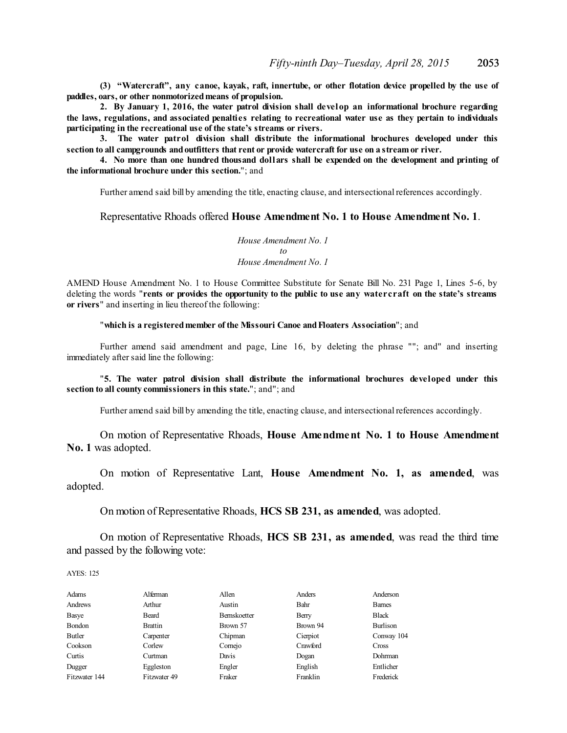**(3) "Watercraft", any canoe, kayak, raft, innertube, or other flotation device propelled by the use of paddles, oars, or other nonmotorized means of propulsion.**

**2. By January 1, 2016, the water patrol division shall develop an informational brochure regarding the laws, regulations, and associated penalties relating to recreational water use as they pertain to individuals participating in the recreational use of the state's streams or rivers.**

**3. The water patrol division shall distribute the informational brochures developed under this section to all campgrounds and outfitters that rent or provide watercraft for use on a stream or river.**

**4. No more than one hundred thousand dollars shall be expended on the development and printing of the informational brochure under this section.**"; and

Further amend said bill by amending the title, enacting clause, and intersectional references accordingly.

Representative Rhoads offered **House Amendment No. 1 to House Amendment No. 1**.

*House Amendment No. 1*
*to*
*House Amendment No. 1*

AMEND House Amendment No. 1 to House Committee Substitute for Senate Bill No. 231 Page 1, Lines 5-6, by deleting the words "**rents or provides the opportunity to the public to use any watercraft on the state's streams or rivers**" and inserting in lieu thereof the following:

"**which is a registered member of the Missouri Canoe and Floaters Association**"; and

Further amend said amendment and page, Line 16, by deleting the phrase ""; and" and inserting immediately after said line the following:

"**5. The water patrol division shall distribute the informational brochures developed under this section to all county commissioners in this state.**"; and"; and

Further amend said bill by amending the title, enacting clause, and intersectional references accordingly.

On motion of Representative Rhoads, **House Amendment No. 1 to House Amendment No. 1** was adopted.

On motion of Representative Lant, **House Amendment No. 1, as amended**, was adopted.

On motion of Representative Rhoads, **HCS SB 231, as amended**, was adopted.

On motion of Representative Rhoads, **HCS SB 231, as amended**, was read the third time and passed by the following vote:

AYES: 125

| | | | | |
|---|---|---|---|---|
| Adams | Alferman | Allen | Anders | Anderson |
| Andrews | Arthur | Austin | Bahr | Barnes |
| Basye | Beard | Bernskoetter | Berry | Black |
| Bondon | Brattin | Brown 57 | Brown 94 | Burlison |
| Butler | Carpenter | Chipman | Cierpiot | Conway 104 |
| Cookson | Corlew | Cornejo | Crawford | Cross |
| Curtis | Curtman | Davis | Dogan | Dohrman |
| Dugger | Eggleston | Engler | English | Entlicher |
| Fitzwater 144 | Fitzwater 49 | Fraker | Franklin | Frederick |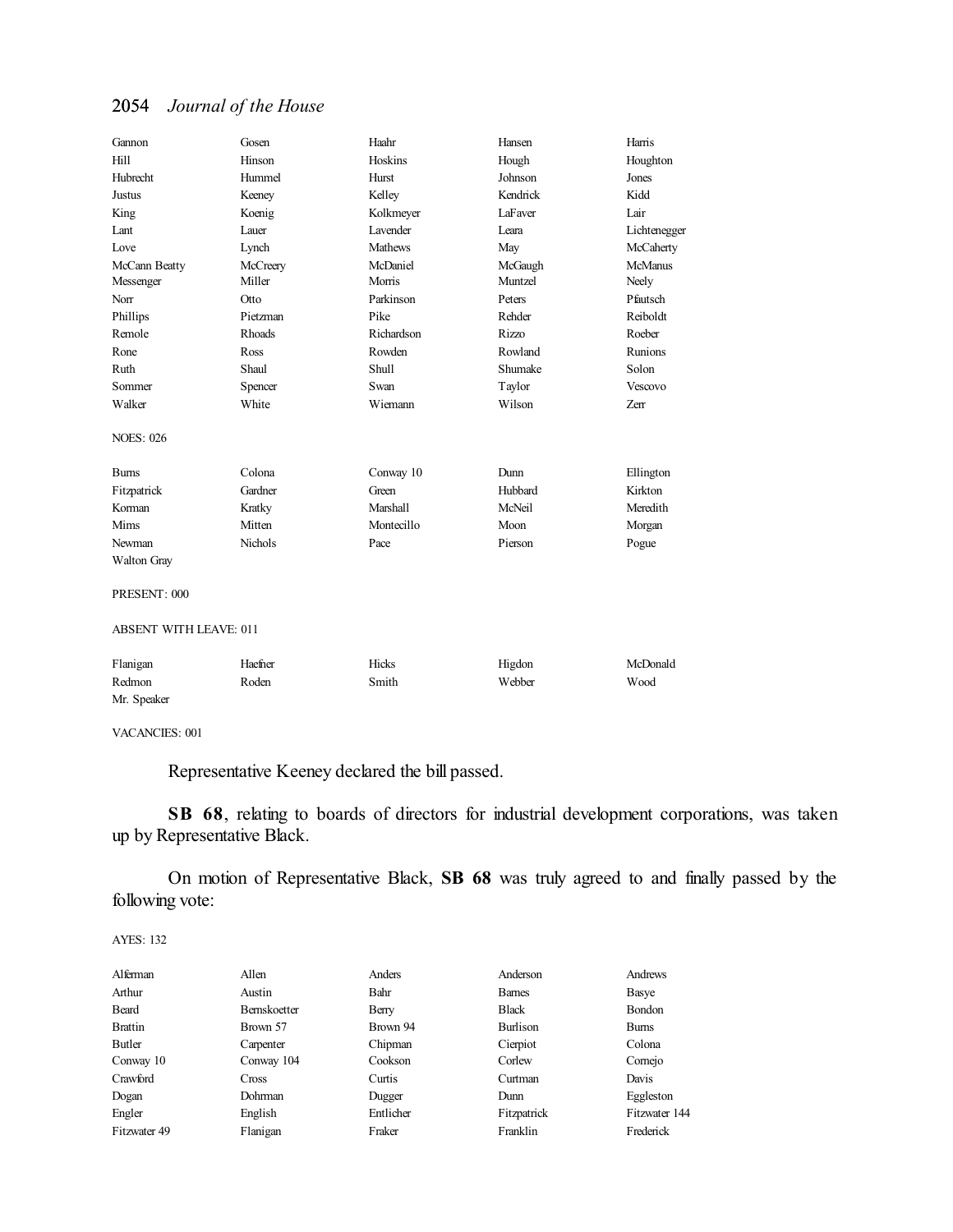| | | | | |
|---|---|---|---|---|
| Gannon | Gosen | Haahr | Hansen | Harris |
| Hill | Hinson | Hoskins | Hough | Houghton |
| Hubrecht | Hummel | Hurst | Johnson | Jones |
| Justus | Keeney | Kelley | Kendrick | Kidd |
| King | Koenig | Kolkmeyer | LaFaver | Lair |
| Lant | Lauer | Lavender | Leara | Lichtenegger |
| Love | Lynch | Mathews | May | McCaherty |
| McCann Beatty | McCreery | McDaniel | McGaugh | McManus |
| Messenger | Miller | Morris | Muntzel | Neely |
| Norr | Otto | Parkinson | Peters | Pfautsch |
| Phillips | Pietzman | Pike | Rehder | Reiboldt |
| Remole | Rhoads | Richardson | Rizzo | Roeber |
| Rone | Ross | Rowden | Rowland | Runions |
| Ruth | Shaul | Shull | Shumake | Solon |
| Sommer | Spencer | Swan | Taylor | Vescovo |
| Walker | White | Wiemann | Wilson | Zerr |

NOES: 026

| | | | | |
|---|---|---|---|---|
| Burns | Colona | Conway 10 | Dunn | Ellington |
| Fitzpatrick | Gardner | Green | Hubbard | Kirkton |
| Korman | Kratky | Marshall | McNeil | Meredith |
| Mims | Mitten | Montecillo | Moon | Morgan |
| Newman | Nichols | Pace | Pierson | Pogue |
| Walton Gray | | | | |

PRESENT: 000

ABSENT WITH LEAVE: 011

| | | | | |
|---|---|---|---|---|
| Flanigan | Haefner | Hicks | Higdon | McDonald |
| Redmon | Roden | Smith | Webber | Wood |
| Mr. Speaker | | | | |

VACANCIES: 001

Representative Keeney declared the bill passed.

**SB 68**, relating to boards of directors for industrial development corporations, was taken up by Representative Black.

On motion of Representative Black, **SB 68** was truly agreed to and finally passed by the following vote:

AYES: 132

| | | | | |
|---|---|---|---|---|
| Alferman | Allen | Anders | Anderson | Andrews |
| Arthur | Austin | Bahr | Barnes | Basye |
| Beard | Bernskoetter | Berry | Black | Bondon |
| Brattin | Brown 57 | Brown 94 | Burlison | Burns |
| Butler | Carpenter | Chipman | Cierpiot | Colona |
| Conway 10 | Conway 104 | Cookson | Corlew | Cornejo |
| Crawford | Cross | Curtis | Curtman | Davis |
| Dogan | Dohrman | Dugger | Dunn | Eggleston |
| Engler | English | Entlicher | Fitzpatrick | Fitzwater 144 |
| Fitzwater 49 | Flanigan | Fraker | Franklin | Frederick |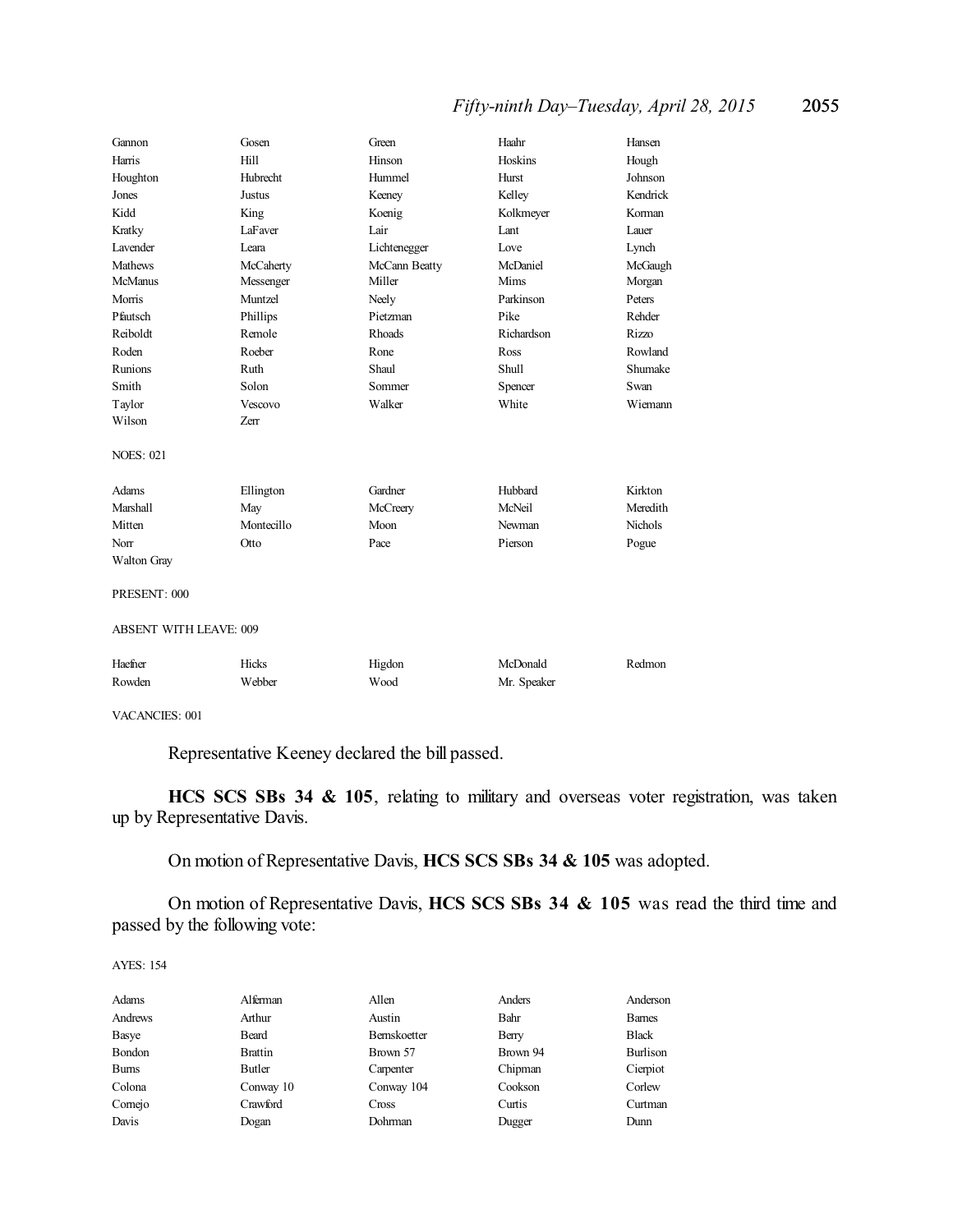| | | | | |
|---|---|---|---|---|
| Gannon | Gosen | Green | Haahr | Hansen |
| Harris | Hill | Hinson | Hoskins | Hough |
| Houghton | Hubrecht | Hummel | Hurst | Johnson |
| Jones | Justus | Keeney | Kelley | Kendrick |
| Kidd | King | Koenig | Kolkmeyer | Korman |
| Kratky | LaFaver | Lair | Lant | Lauer |
| Lavender | Leara | Lichtenegger | Love | Lynch |
| Mathews | McCaherty | McCann Beatty | McDaniel | McGaugh |
| McManus | Messenger | Miller | Mims | Morgan |
| Morris | Muntzel | Neely | Parkinson | Peters |
| Pfautsch | Phillips | Pietzman | Pike | Rehder |
| Reiboldt | Remole | Rhoads | Richardson | Rizzo |
| Roden | Roeber | Rone | Ross | Rowland |
| Runions | Ruth | Shaul | Shull | Shumake |
| Smith | Solon | Sommer | Spencer | Swan |
| Taylor | Vescovo | Walker | White | Wiemann |
| Wilson | Zerr | | | |

NOES: 021

| | | | | |
|---|---|---|---|---|
| Adams | Ellington | Gardner | Hubbard | Kirkton |
| Marshall | May | McCreery | McNeil | Meredith |
| Mitten | Montecillo | Moon | Newman | Nichols |
| Norr | Otto | Pace | Pierson | Pogue |
| Walton Gray | | | | |

PRESENT: 000

ABSENT WITH LEAVE: 009

| | | | | |
|---|---|---|---|---|
| Haefner | Hicks | Higdon | McDonald | Redmon |
| Rowden | Webber | Wood | Mr. Speaker | |

VACANCIES: 001

Representative Keeney declared the bill passed.

**HCS SCS SBs 34 & 105**, relating to military and overseas voter registration, was taken up by Representative Davis.

On motion of Representative Davis, **HCS SCS SBs 34 & 105** was adopted.

On motion of Representative Davis, **HCS SCS SBs 34 & 105** was read the third time and passed by the following vote:

AYES: 154

| | | | | |
|---|---|---|---|---|
| Adams | Alferman | Allen | Anders | Anderson |
| Andrews | Arthur | Austin | Bahr | Barnes |
| Basye | Beard | Bernskoetter | Berry | Black |
| Bondon | Brattin | Brown 57 | Brown 94 | Burlison |
| Burns | Butler | Carpenter | Chipman | Cierpiot |
| Colona | Conway 10 | Conway 104 | Cookson | Corlew |
| Cornejo | Crawford | Cross | Curtis | Curtman |
| Davis | Dogan | Dohrman | Dugger | Dunn |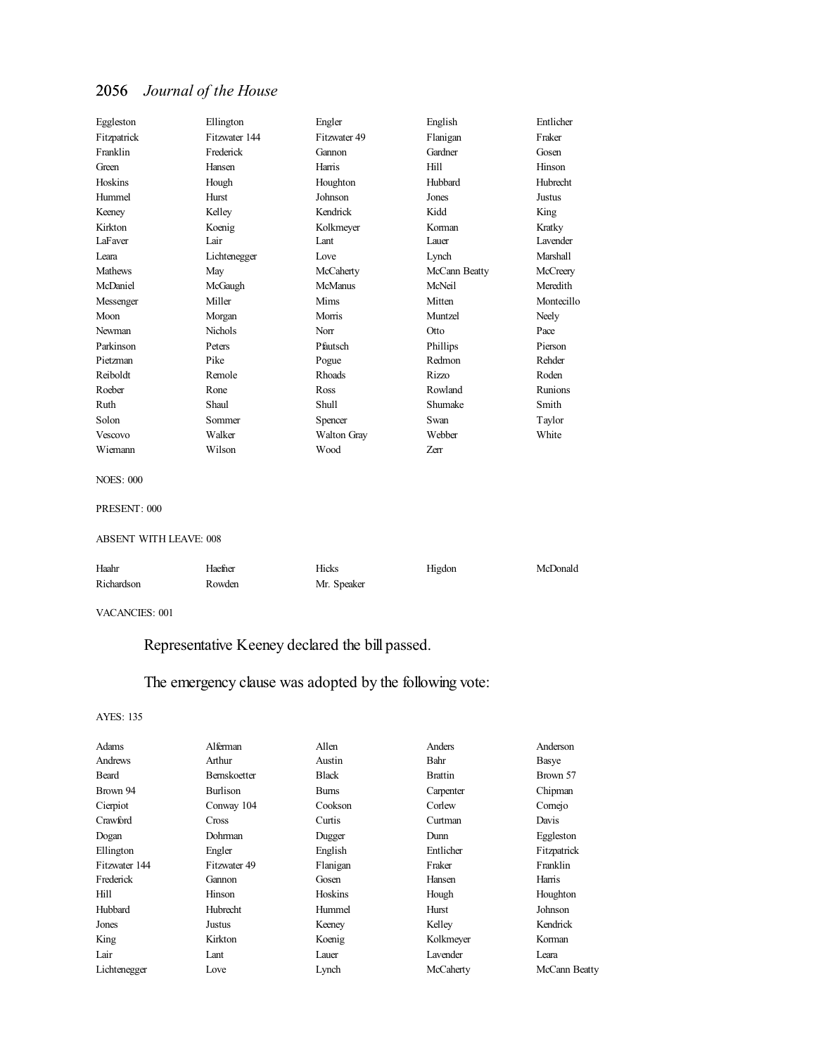| | | | | |
|---|---|---|---|---|
| Eggleston | Ellington | Engler | English | Entlicher |
| Fitzpatrick | Fitzwater 144 | Fitzwater 49 | Flanigan | Fraker |
| Franklin | Frederick | Gannon | Gardner | Gosen |
| Green | Hansen | Harris | Hill | Hinson |
| Hoskins | Hough | Houghton | Hubbard | Hubrecht |
| Hummel | Hurst | Johnson | Jones | Justus |
| Keeney | Kelley | Kendrick | Kidd | King |
| Kirkton | Koenig | Kolkmeyer | Korman | Kratky |
| LaFaver | Lair | Lant | Lauer | Lavender |
| Leara | Lichtenegger | Love | Lynch | Marshall |
| Mathews | May | McCaherty | McCann Beatty | McCreery |
| McDaniel | McGaugh | McManus | McNeil | Meredith |
| Messenger | Miller | Mims | Mitten | Montecillo |
| Moon | Morgan | Morris | Muntzel | Neely |
| Newman | Nichols | Norr | Otto | Pace |
| Parkinson | Peters | Pfautsch | Phillips | Pierson |
| Pietzman | Pike | Pogue | Redmon | Rehder |
| Reiboldt | Remole | Rhoads | Rizzo | Roden |
| Roeber | Rone | Ross | Rowland | Runions |
| Ruth | Shaul | Shull | Shumake | Smith |
| Solon | Sommer | Spencer | Swan | Taylor |
| Vescovo | Walker | Walton Gray | Webber | White |
| Wiemann | Wilson | Wood | Zerr | |

NOES: 000

PRESENT: 000

ABSENT WITH LEAVE: 008

| | | | | |
|---|---|---|---|---|
| Haahr | Haefner | Hicks | Higdon | McDonald |
| Richardson | Rowden | Mr. Speaker | | |

VACANCIES: 001

Representative Keeney declared the bill passed.

The emergency clause was adopted by the following vote:

AYES: 135

| | | | | |
|---|---|---|---|---|
| Adams | Alferman | Allen | Anders | Anderson |
| Andrews | Arthur | Austin | Bahr | Basye |
| Beard | Bernskoetter | Black | Brattin | Brown 57 |
| Brown 94 | Burlison | Burns | Carpenter | Chipman |
| Cierpiot | Conway 104 | Cookson | Corlew | Cornejo |
| Crawford | Cross | Curtis | Curtman | Davis |
| Dogan | Dohrman | Dugger | Dunn | Eggleston |
| Ellington | Engler | English | Entlicher | Fitzpatrick |
| Fitzwater 144 | Fitzwater 49 | Flanigan | Fraker | Franklin |
| Frederick | Gannon | Gosen | Hansen | Harris |
| Hill | Hinson | Hoskins | Hough | Houghton |
| Hubbard | Hubrecht | Hummel | Hurst | Johnson |
| Jones | Justus | Keeney | Kelley | Kendrick |
| King | Kirkton | Koenig | Kolkmeyer | Korman |
| Lair | Lant | Lauer | Lavender | Leara |
| Lichtenegger | Love | Lynch | McCaherty | McCann Beatty |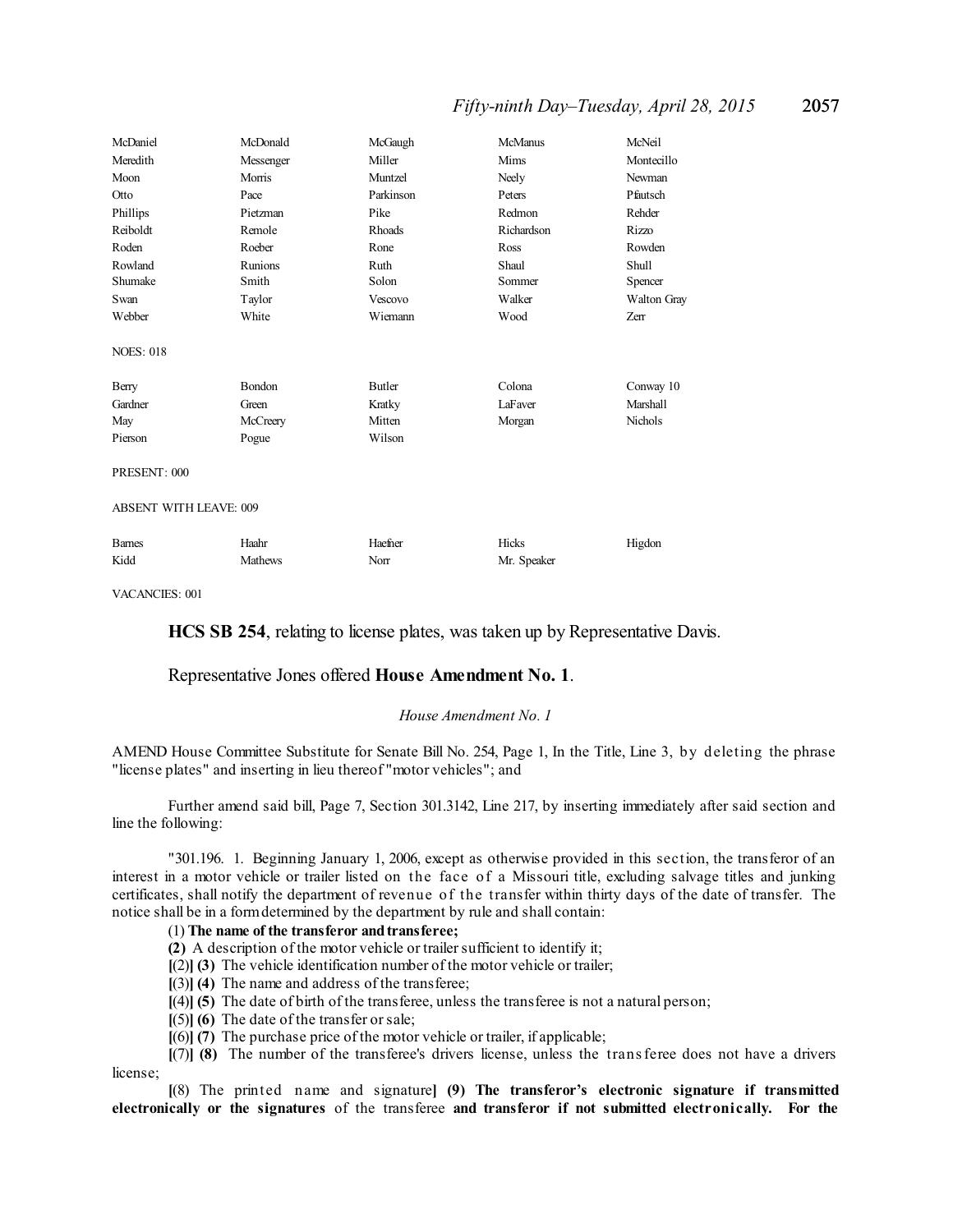| | | | | |
|---|---|---|---|---|
| McDaniel | McDonald | McGaugh | McManus | McNeil |
| Meredith | Messenger | Miller | Mims | Montecillo |
| Moon | Morris | Muntzel | Neely | Newman |
| Otto | Pace | Parkinson | Peters | Pfautsch |
| Phillips | Pietzman | Pike | Redmon | Rehder |
| Reiboldt | Remole | Rhoads | Richardson | Rizzo |
| Roden | Roeber | Rone | Ross | Rowden |
| Rowland | Runions | Ruth | Shaul | Shull |
| Shumake | Smith | Solon | Sommer | Spencer |
| Swan | Taylor | Vescovo | Walker | Walton Gray |
| Webber | White | Wiemann | Wood | Zerr |

NOES: 018

| | | | | |
|---|---|---|---|---|
| Berry | Bondon | Butler | Colona | Conway 10 |
| Gardner | Green | Kratky | LaFaver | Marshall |
| May | McCreery | Mitten | Morgan | Nichols |
| Pierson | Pogue | Wilson | | |

PRESENT: 000

ABSENT WITH LEAVE: 009

| | | | | |
|---|---|---|---|---|
| Barnes | Haahr | Haefner | Hicks | Higdon |
| Kidd | Mathews | Norr | Mr. Speaker | |

VACANCIES: 001

**HCS SB 254**, relating to license plates, was taken up by Representative Davis.

Representative Jones offered **House Amendment No. 1**.

*House Amendment No. 1*

AMEND House Committee Substitute for Senate Bill No. 254, Page 1, In the Title, Line 3, by deleting the phrase "license plates" and inserting in lieu thereof "motor vehicles"; and

Further amend said bill, Page 7, Section 301.3142, Line 217, by inserting immediately after said section and line the following:

"301.196. 1. Beginning January 1, 2006, except as otherwise provided in this section, the transferor of an interest in a motor vehicle or trailer listed on the face of a Missouri title, excluding salvage titles and junking certificates, shall notify the department of revenue of the transfer within thirty days of the date of transfer. The notice shall be in a form determined by the department by rule and shall contain:

(1) **The name of the transferor and transferee;**

**(2)** A description of the motor vehicle or trailer sufficient to identify it;

**[**(2)**] (3)** The vehicle identification number of the motor vehicle or trailer;

**[**(3)**] (4)** The name and address of the transferee;

**[**(4)**] (5)** The date of birth of the transferee, unless the transferee is not a natural person;

**[**(5)**] (6)** The date of the transfer or sale;

**[**(6)**] (7)** The purchase price of the motor vehicle or trailer, if applicable;

**[**(7)**] (8)** The number of the transferee's drivers license, unless the transferee does not have a drivers license;

**[**(8) The printed name and signature**] (9) The transferor's electronic signature if transmitted electronically or the signatures** of the transferee **and transferor if not submitted electronically. For the**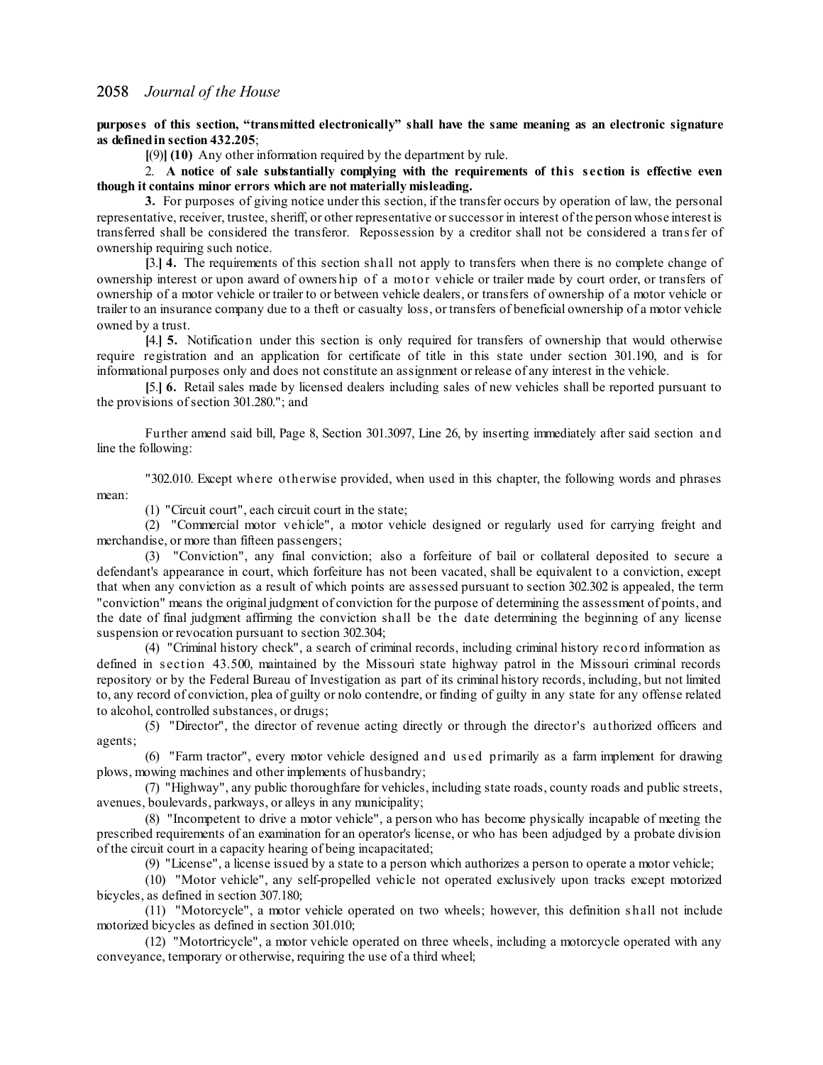**purposes of this section, "transmitted electronically" shall have the same meaning as an electronic signature as defined in section 432.205**;

[(9)] **(10)** Any other information required by the department by rule.

2. **A notice of sale substantially complying with the requirements of this section is effective even though it contains minor errors which are not materially misleading.**

**3.** For purposes of giving notice under this section, if the transfer occurs by operation of law, the personal representative, receiver, trustee, sheriff, or other representative or successor in interest of the person whose interest is transferred shall be considered the transferor. Repossession by a creditor shall not be considered a transfer of ownership requiring such notice.

[3.] **4.** The requirements of this section shall not apply to transfers when there is no complete change of ownership interest or upon award of ownership of a motor vehicle or trailer made by court order, or transfers of ownership of a motor vehicle or trailer to or between vehicle dealers, or transfers of ownership of a motor vehicle or trailer to an insurance company due to a theft or casualty loss, or transfers of beneficial ownership of a motor vehicle owned by a trust.

[4.] **5.** Notification under this section is only required for transfers of ownership that would otherwise require registration and an application for certificate of title in this state under section 301.190, and is for informational purposes only and does not constitute an assignment or release of any interest in the vehicle.

[5.] **6.** Retail sales made by licensed dealers including sales of new vehicles shall be reported pursuant to the provisions of section 301.280."; and

Further amend said bill, Page 8, Section 301.3097, Line 26, by inserting immediately after said section and line the following:

"302.010. Except where otherwise provided, when used in this chapter, the following words and phrases mean:

(1) "Circuit court", each circuit court in the state;

(2) "Commercial motor vehicle", a motor vehicle designed or regularly used for carrying freight and merchandise, or more than fifteen passengers;

(3) "Conviction", any final conviction; also a forfeiture of bail or collateral deposited to secure a defendant's appearance in court, which forfeiture has not been vacated, shall be equivalent to a conviction, except that when any conviction as a result of which points are assessed pursuant to section 302.302 is appealed, the term "conviction" means the original judgment of conviction for the purpose of determining the assessment of points, and the date of final judgment affirming the conviction shall be the date determining the beginning of any license suspension or revocation pursuant to section 302.304;

(4) "Criminal history check", a search of criminal records, including criminal history record information as defined in section 43.500, maintained by the Missouri state highway patrol in the Missouri criminal records repository or by the Federal Bureau of Investigation as part of its criminal history records, including, but not limited to, any record of conviction, plea of guilty or nolo contendre, or finding of guilty in any state for any offense related to alcohol, controlled substances, or drugs;

(5) "Director", the director of revenue acting directly or through the director's authorized officers and agents;

(6) "Farm tractor", every motor vehicle designed and used primarily as a farm implement for drawing plows, mowing machines and other implements of husbandry;

(7) "Highway", any public thoroughfare for vehicles, including state roads, county roads and public streets, avenues, boulevards, parkways, or alleys in any municipality;

(8) "Incompetent to drive a motor vehicle", a person who has become physically incapable of meeting the prescribed requirements of an examination for an operator's license, or who has been adjudged by a probate division of the circuit court in a capacity hearing of being incapacitated;

(9) "License", a license issued by a state to a person which authorizes a person to operate a motor vehicle;

(10) "Motor vehicle", any self-propelled vehicle not operated exclusively upon tracks except motorized bicycles, as defined in section 307.180;

(11) "Motorcycle", a motor vehicle operated on two wheels; however, this definition shall not include motorized bicycles as defined in section 301.010;

(12) "Motortricycle", a motor vehicle operated on three wheels, including a motorcycle operated with any conveyance, temporary or otherwise, requiring the use of a third wheel;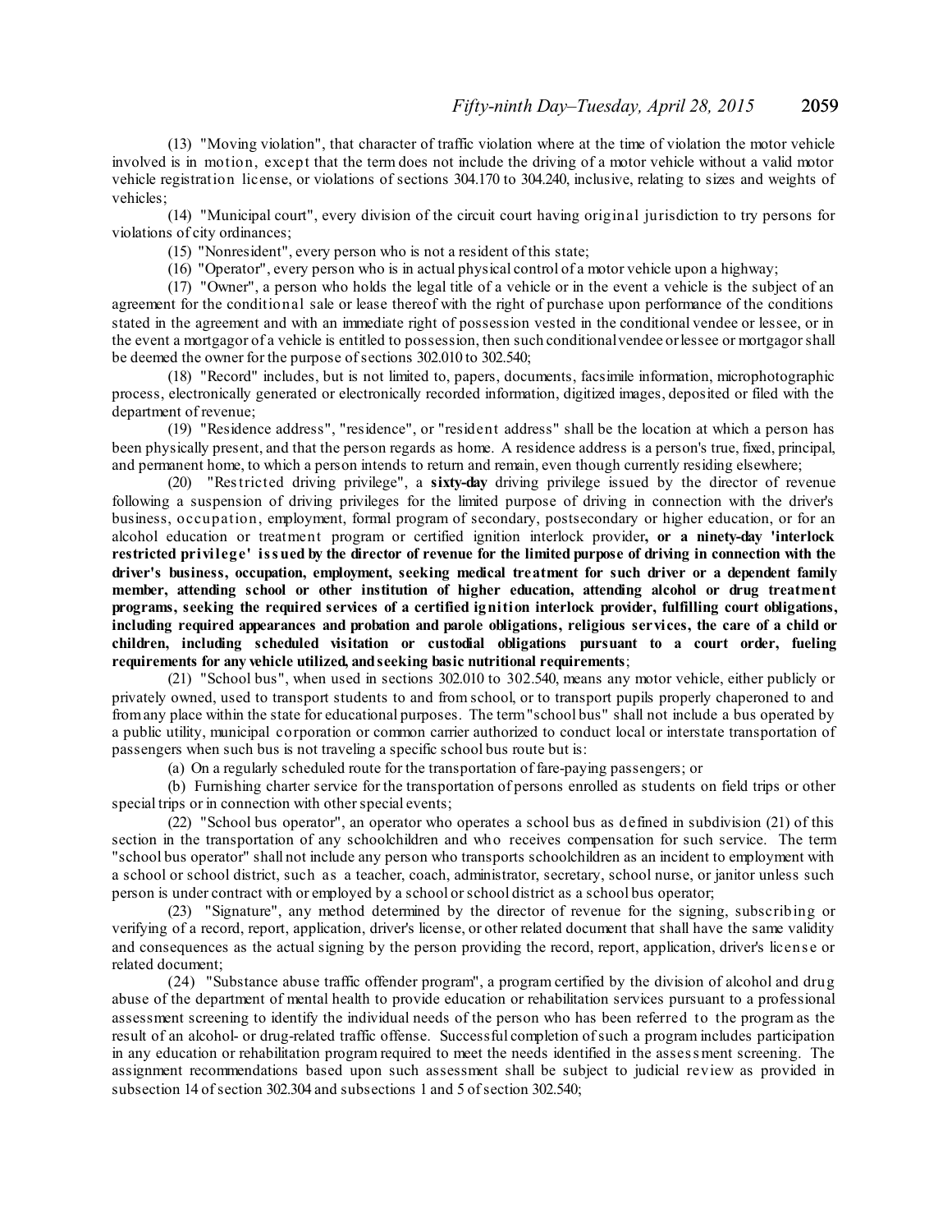(13) "Moving violation", that character of traffic violation where at the time of violation the motor vehicle involved is in motion, except that the term does not include the driving of a motor vehicle without a valid motor vehicle registration license, or violations of sections 304.170 to 304.240, inclusive, relating to sizes and weights of vehicles;

(14) "Municipal court", every division of the circuit court having original jurisdiction to try persons for violations of city ordinances;

(15) "Nonresident", every person who is not a resident of this state;

(16) "Operator", every person who is in actual physical control of a motor vehicle upon a highway;

(17) "Owner", a person who holds the legal title of a vehicle or in the event a vehicle is the subject of an agreement for the conditional sale or lease thereof with the right of purchase upon performance of the conditions stated in the agreement and with an immediate right of possession vested in the conditional vendee or lessee, or in the event a mortgagor of a vehicle is entitled to possession, then such conditional vendee or lessee or mortgagor shall be deemed the owner for the purpose of sections 302.010 to 302.540;

(18) "Record" includes, but is not limited to, papers, documents, facsimile information, microphotographic process, electronically generated or electronically recorded information, digitized images, deposited or filed with the department of revenue;

(19) "Residence address", "residence", or "resident address" shall be the location at which a person has been physically present, and that the person regards as home. A residence address is a person's true, fixed, principal, and permanent home, to which a person intends to return and remain, even though currently residing elsewhere;

(20) "Restricted driving privilege", a **sixty-day** driving privilege issued by the director of revenue following a suspension of driving privileges for the limited purpose of driving in connection with the driver's business, occupation, employment, formal program of secondary, postsecondary or higher education, or for an alcohol education or treatment program or certified ignition interlock provider**, or a ninety-day 'interlock restricted privilege' issued by the director of revenue for the limited purpose of driving in connection with the driver's business, occupation, employment, seeking medical treatment for such driver or a dependent family member, attending school or other institution of higher education, attending alcohol or drug treatment programs, seeking the required services of a certified ignition interlock provider, fulfilling court obligations, including required appearances and probation and parole obligations, religious services, the care of a child or children, including scheduled visitation or custodial obligations pursuant to a court order, fueling requirements for any vehicle utilized, and seeking basic nutritional requirements**;

(21) "School bus", when used in sections 302.010 to 302.540, means any motor vehicle, either publicly or privately owned, used to transport students to and from school, or to transport pupils properly chaperoned to and from any place within the state for educational purposes. The term "school bus" shall not include a bus operated by a public utility, municipal corporation or common carrier authorized to conduct local or interstate transportation of passengers when such bus is not traveling a specific school bus route but is:

(a) On a regularly scheduled route for the transportation of fare-paying passengers; or

(b) Furnishing charter service for the transportation of persons enrolled as students on field trips or other special trips or in connection with other special events;

(22) "School bus operator", an operator who operates a school bus as defined in subdivision (21) of this section in the transportation of any schoolchildren and who receives compensation for such service. The term "school bus operator" shall not include any person who transports schoolchildren as an incident to employment with a school or school district, such as a teacher, coach, administrator, secretary, school nurse, or janitor unless such person is under contract with or employed by a school or school district as a school bus operator;

(23) "Signature", any method determined by the director of revenue for the signing, subscribing or verifying of a record, report, application, driver's license, or other related document that shall have the same validity and consequences as the actual signing by the person providing the record, report, application, driver's license or related document;

(24) "Substance abuse traffic offender program", a program certified by the division of alcohol and drug abuse of the department of mental health to provide education or rehabilitation services pursuant to a professional assessment screening to identify the individual needs of the person who has been referred to the program as the result of an alcohol- or drug-related traffic offense. Successful completion of such a program includes participation in any education or rehabilitation program required to meet the needs identified in the assessment screening. The assignment recommendations based upon such assessment shall be subject to judicial review as provided in subsection 14 of section 302.304 and subsections 1 and 5 of section 302.540;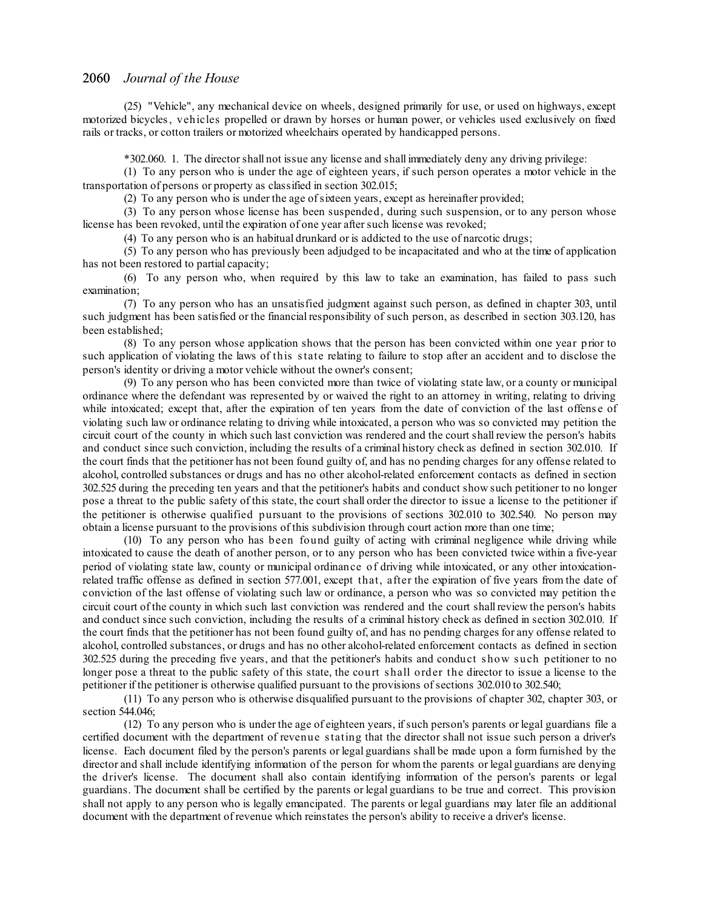(25) "Vehicle", any mechanical device on wheels, designed primarily for use, or used on highways, except motorized bicycles, vehicles propelled or drawn by horses or human power, or vehicles used exclusively on fixed rails or tracks, or cotton trailers or motorized wheelchairs operated by handicapped persons.

*302.060. 1. The director shall not issue any license and shall immediately deny any driving privilege:

(1) To any person who is under the age of eighteen years, if such person operates a motor vehicle in the transportation of persons or property as classified in section 302.015;

(2) To any person who is under the age of sixteen years, except as hereinafter provided;

(3) To any person whose license has been suspended, during such suspension, or to any person whose license has been revoked, until the expiration of one year after such license was revoked;

(4) To any person who is an habitual drunkard or is addicted to the use of narcotic drugs;

(5) To any person who has previously been adjudged to be incapacitated and who at the time of application has not been restored to partial capacity;

(6) To any person who, when required by this law to take an examination, has failed to pass such examination;

(7) To any person who has an unsatisfied judgment against such person, as defined in chapter 303, until such judgment has been satisfied or the financial responsibility of such person, as described in section 303.120, has been established;

(8) To any person whose application shows that the person has been convicted within one year prior to such application of violating the laws of this state relating to failure to stop after an accident and to disclose the person's identity or driving a motor vehicle without the owner's consent;

(9) To any person who has been convicted more than twice of violating state law, or a county or municipal ordinance where the defendant was represented by or waived the right to an attorney in writing, relating to driving while intoxicated; except that, after the expiration of ten years from the date of conviction of the last offense of violating such law or ordinance relating to driving while intoxicated, a person who was so convicted may petition the circuit court of the county in which such last conviction was rendered and the court shall review the person's habits and conduct since such conviction, including the results of a criminal history check as defined in section 302.010. If the court finds that the petitioner has not been found guilty of, and has no pending charges for any offense related to alcohol, controlled substances or drugs and has no other alcohol-related enforcement contacts as defined in section 302.525 during the preceding ten years and that the petitioner's habits and conduct show such petitioner to no longer pose a threat to the public safety of this state, the court shall order the director to issue a license to the petitioner if the petitioner is otherwise qualified pursuant to the provisions of sections 302.010 to 302.540. No person may obtain a license pursuant to the provisions of this subdivision through court action more than one time;

(10) To any person who has been found guilty of acting with criminal negligence while driving while intoxicated to cause the death of another person, or to any person who has been convicted twice within a five-year period of violating state law, county or municipal ordinance of driving while intoxicated, or any other intoxication-related traffic offense as defined in section 577.001, except that, after the expiration of five years from the date of conviction of the last offense of violating such law or ordinance, a person who was so convicted may petition the circuit court of the county in which such last conviction was rendered and the court shall review the person's habits and conduct since such conviction, including the results of a criminal history check as defined in section 302.010. If the court finds that the petitioner has not been found guilty of, and has no pending charges for any offense related to alcohol, controlled substances, or drugs and has no other alcohol-related enforcement contacts as defined in section 302.525 during the preceding five years, and that the petitioner's habits and conduct show such petitioner to no longer pose a threat to the public safety of this state, the court shall order the director to issue a license to the petitioner if the petitioner is otherwise qualified pursuant to the provisions of sections 302.010 to 302.540;

(11) To any person who is otherwise disqualified pursuant to the provisions of chapter 302, chapter 303, or section 544.046;

(12) To any person who is under the age of eighteen years, if such person's parents or legal guardians file a certified document with the department of revenue stating that the director shall not issue such person a driver's license. Each document filed by the person's parents or legal guardians shall be made upon a form furnished by the director and shall include identifying information of the person for whom the parents or legal guardians are denying the driver's license. The document shall also contain identifying information of the person's parents or legal guardians. The document shall be certified by the parents or legal guardians to be true and correct. This provision shall not apply to any person who is legally emancipated. The parents or legal guardians may later file an additional document with the department of revenue which reinstates the person's ability to receive a driver's license.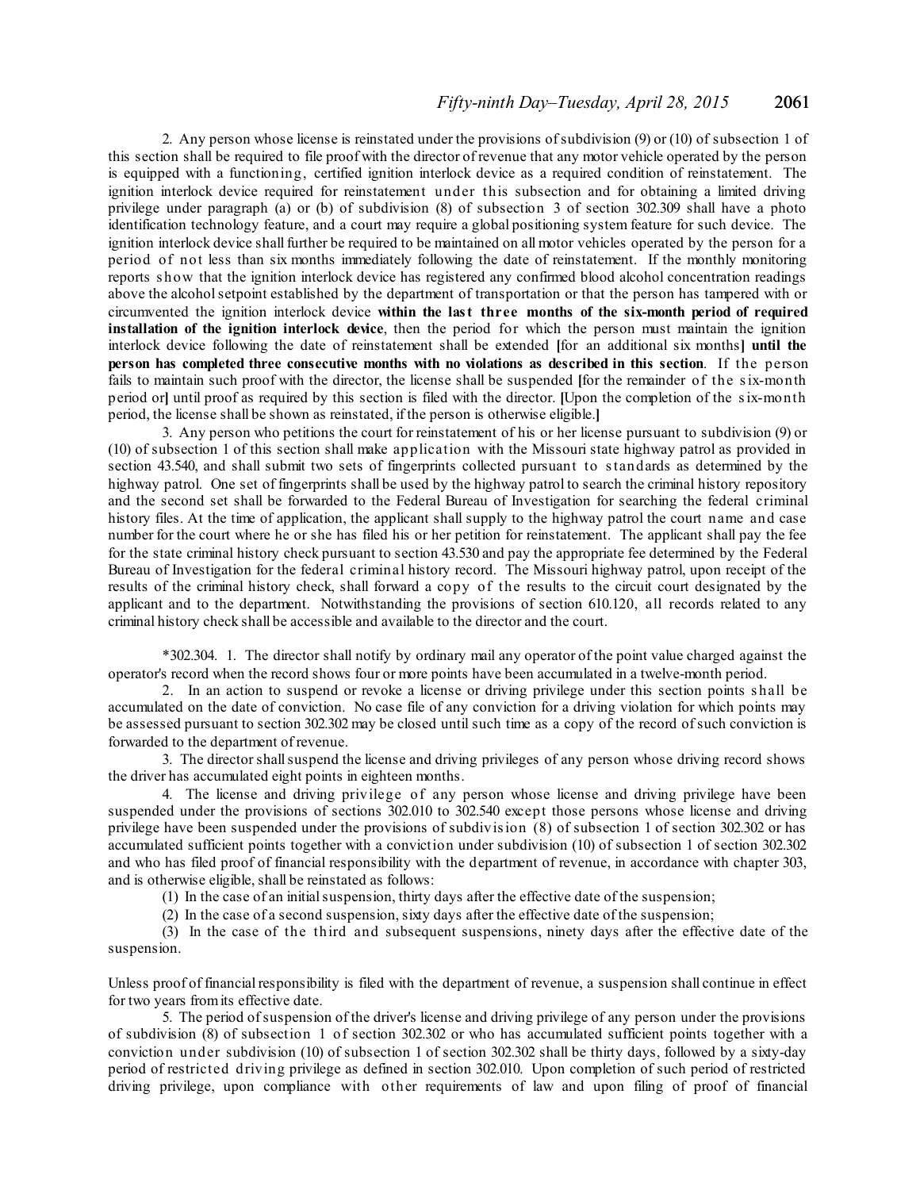2. Any person whose license is reinstated under the provisions of subdivision (9) or (10) of subsection 1 of this section shall be required to file proof with the director of revenue that any motor vehicle operated by the person is equipped with a functioning, certified ignition interlock device as a required condition of reinstatement. The ignition interlock device required for reinstatement under this subsection and for obtaining a limited driving privilege under paragraph (a) or (b) of subdivision (8) of subsection 3 of section 302.309 shall have a photo identification technology feature, and a court may require a global positioning system feature for such device. The ignition interlock device shall further be required to be maintained on all motor vehicles operated by the person for a period of not less than six months immediately following the date of reinstatement. If the monthly monitoring reports show that the ignition interlock device has registered any confirmed blood alcohol concentration readings above the alcohol setpoint established by the department of transportation or that the person has tampered with or circumvented the ignition interlock device **within the last three months of the six-month period of required installation of the ignition interlock device**, then the period for which the person must maintain the ignition interlock device following the date of reinstatement shall be extended **[**for an additional six months**]** **until the person has completed three consecutive months with no violations as described in this section**. If the person fails to maintain such proof with the director, the license shall be suspended **[**for the remainder of the six-month period or**]** until proof as required by this section is filed with the director. **[**Upon the completion of the six-month period, the license shall be shown as reinstated, if the person is otherwise eligible.**]**

3. Any person who petitions the court for reinstatement of his or her license pursuant to subdivision (9) or (10) of subsection 1 of this section shall make application with the Missouri state highway patrol as provided in section 43.540, and shall submit two sets of fingerprints collected pursuant to standards as determined by the highway patrol. One set of fingerprints shall be used by the highway patrol to search the criminal history repository and the second set shall be forwarded to the Federal Bureau of Investigation for searching the federal criminal history files. At the time of application, the applicant shall supply to the highway patrol the court name and case number for the court where he or she has filed his or her petition for reinstatement. The applicant shall pay the fee for the state criminal history check pursuant to section 43.530 and pay the appropriate fee determined by the Federal Bureau of Investigation for the federal criminal history record. The Missouri highway patrol, upon receipt of the results of the criminal history check, shall forward a copy of the results to the circuit court designated by the applicant and to the department. Notwithstanding the provisions of section 610.120, all records related to any criminal history check shall be accessible and available to the director and the court.

*302.304. 1. The director shall notify by ordinary mail any operator of the point value charged against the operator's record when the record shows four or more points have been accumulated in a twelve-month period.

2. In an action to suspend or revoke a license or driving privilege under this section points shall be accumulated on the date of conviction. No case file of any conviction for a driving violation for which points may be assessed pursuant to section 302.302 may be closed until such time as a copy of the record of such conviction is forwarded to the department of revenue.

3. The director shall suspend the license and driving privileges of any person whose driving record shows the driver has accumulated eight points in eighteen months.

4. The license and driving privilege of any person whose license and driving privilege have been suspended under the provisions of sections 302.010 to 302.540 except those persons whose license and driving privilege have been suspended under the provisions of subdivision (8) of subsection 1 of section 302.302 or has accumulated sufficient points together with a conviction under subdivision (10) of subsection 1 of section 302.302 and who has filed proof of financial responsibility with the department of revenue, in accordance with chapter 303, and is otherwise eligible, shall be reinstated as follows:

(1) In the case of an initial suspension, thirty days after the effective date of the suspension;

(2) In the case of a second suspension, sixty days after the effective date of the suspension;

(3) In the case of the third and subsequent suspensions, ninety days after the effective date of the suspension.

Unless proof of financial responsibility is filed with the department of revenue, a suspension shall continue in effect for two years from its effective date.

5. The period of suspension of the driver's license and driving privilege of any person under the provisions of subdivision (8) of subsection 1 of section 302.302 or who has accumulated sufficient points together with a conviction under subdivision (10) of subsection 1 of section 302.302 shall be thirty days, followed by a sixty-day period of restricted driving privilege as defined in section 302.010. Upon completion of such period of restricted driving privilege, upon compliance with other requirements of law and upon filing of proof of financial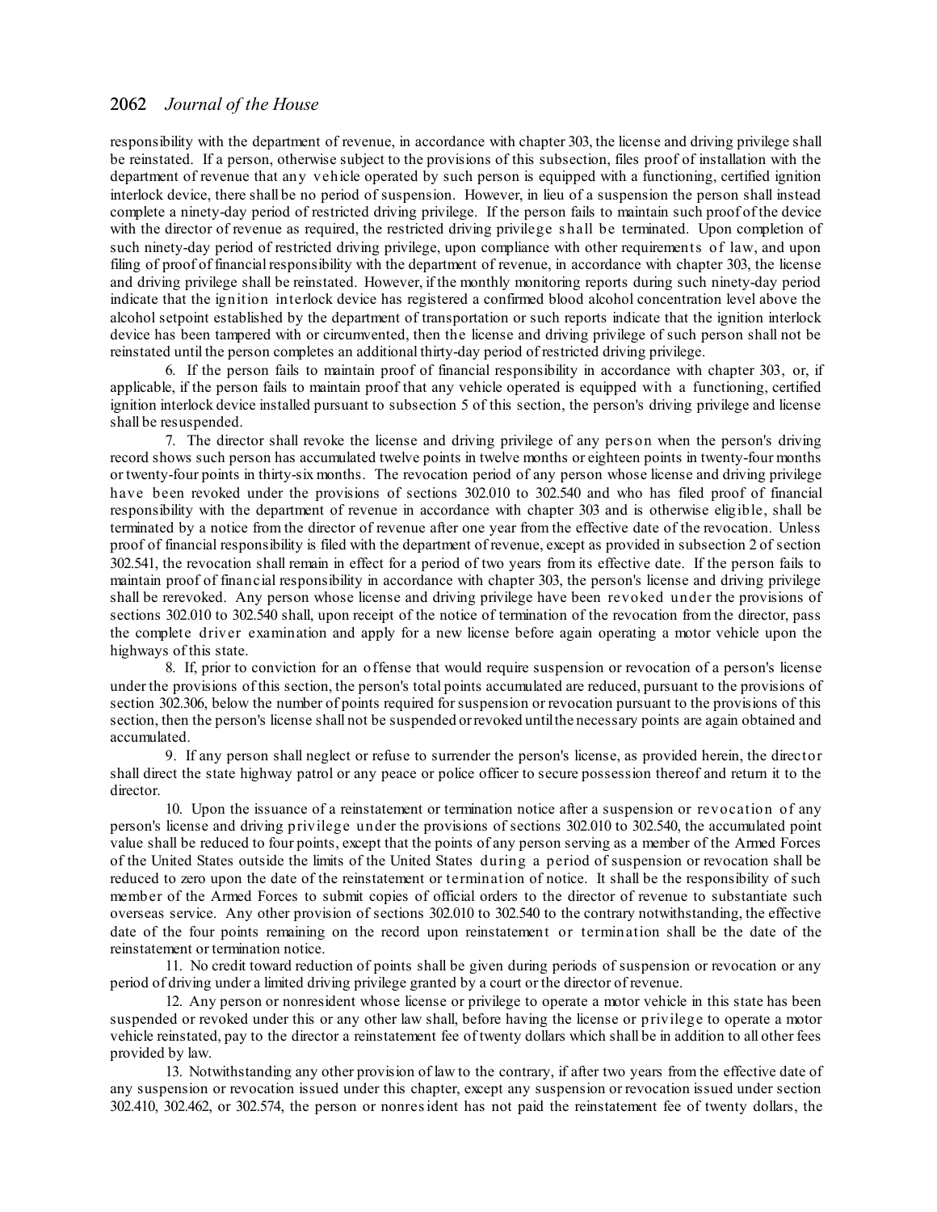responsibility with the department of revenue, in accordance with chapter 303, the license and driving privilege shall be reinstated. If a person, otherwise subject to the provisions of this subsection, files proof of installation with the department of revenue that any vehicle operated by such person is equipped with a functioning, certified ignition interlock device, there shall be no period of suspension. However, in lieu of a suspension the person shall instead complete a ninety-day period of restricted driving privilege. If the person fails to maintain such proof of the device with the director of revenue as required, the restricted driving privilege shall be terminated. Upon completion of such ninety-day period of restricted driving privilege, upon compliance with other requirements of law, and upon filing of proof of financial responsibility with the department of revenue, in accordance with chapter 303, the license and driving privilege shall be reinstated. However, if the monthly monitoring reports during such ninety-day period indicate that the ignition interlock device has registered a confirmed blood alcohol concentration level above the alcohol setpoint established by the department of transportation or such reports indicate that the ignition interlock device has been tampered with or circumvented, then the license and driving privilege of such person shall not be reinstated until the person completes an additional thirty-day period of restricted driving privilege.

6. If the person fails to maintain proof of financial responsibility in accordance with chapter 303, or, if applicable, if the person fails to maintain proof that any vehicle operated is equipped with a functioning, certified ignition interlock device installed pursuant to subsection 5 of this section, the person's driving privilege and license shall be resuspended.

7. The director shall revoke the license and driving privilege of any person when the person's driving record shows such person has accumulated twelve points in twelve months or eighteen points in twenty-four months or twenty-four points in thirty-six months. The revocation period of any person whose license and driving privilege have been revoked under the provisions of sections 302.010 to 302.540 and who has filed proof of financial responsibility with the department of revenue in accordance with chapter 303 and is otherwise eligible, shall be terminated by a notice from the director of revenue after one year from the effective date of the revocation. Unless proof of financial responsibility is filed with the department of revenue, except as provided in subsection 2 of section 302.541, the revocation shall remain in effect for a period of two years from its effective date. If the person fails to maintain proof of financial responsibility in accordance with chapter 303, the person's license and driving privilege shall be rerevoked. Any person whose license and driving privilege have been revoked under the provisions of sections 302.010 to 302.540 shall, upon receipt of the notice of termination of the revocation from the director, pass the complete driver examination and apply for a new license before again operating a motor vehicle upon the highways of this state.

8. If, prior to conviction for an offense that would require suspension or revocation of a person's license under the provisions of this section, the person's total points accumulated are reduced, pursuant to the provisions of section 302.306, below the number of points required for suspension or revocation pursuant to the provisions of this section, then the person's license shall not be suspended or revoked until the necessary points are again obtained and accumulated.

9. If any person shall neglect or refuse to surrender the person's license, as provided herein, the director shall direct the state highway patrol or any peace or police officer to secure possession thereof and return it to the director.

10. Upon the issuance of a reinstatement or termination notice after a suspension or revocation of any person's license and driving privilege under the provisions of sections 302.010 to 302.540, the accumulated point value shall be reduced to four points, except that the points of any person serving as a member of the Armed Forces of the United States outside the limits of the United States during a period of suspension or revocation shall be reduced to zero upon the date of the reinstatement or termination of notice. It shall be the responsibility of such member of the Armed Forces to submit copies of official orders to the director of revenue to substantiate such overseas service. Any other provision of sections 302.010 to 302.540 to the contrary notwithstanding, the effective date of the four points remaining on the record upon reinstatement or termination shall be the date of the reinstatement or termination notice.

11. No credit toward reduction of points shall be given during periods of suspension or revocation or any period of driving under a limited driving privilege granted by a court or the director of revenue.

12. Any person or nonresident whose license or privilege to operate a motor vehicle in this state has been suspended or revoked under this or any other law shall, before having the license or privilege to operate a motor vehicle reinstated, pay to the director a reinstatement fee of twenty dollars which shall be in addition to all other fees provided by law.

13. Notwithstanding any other provision of law to the contrary, if after two years from the effective date of any suspension or revocation issued under this chapter, except any suspension or revocation issued under section 302.410, 302.462, or 302.574, the person or nonresident has not paid the reinstatement fee of twenty dollars, the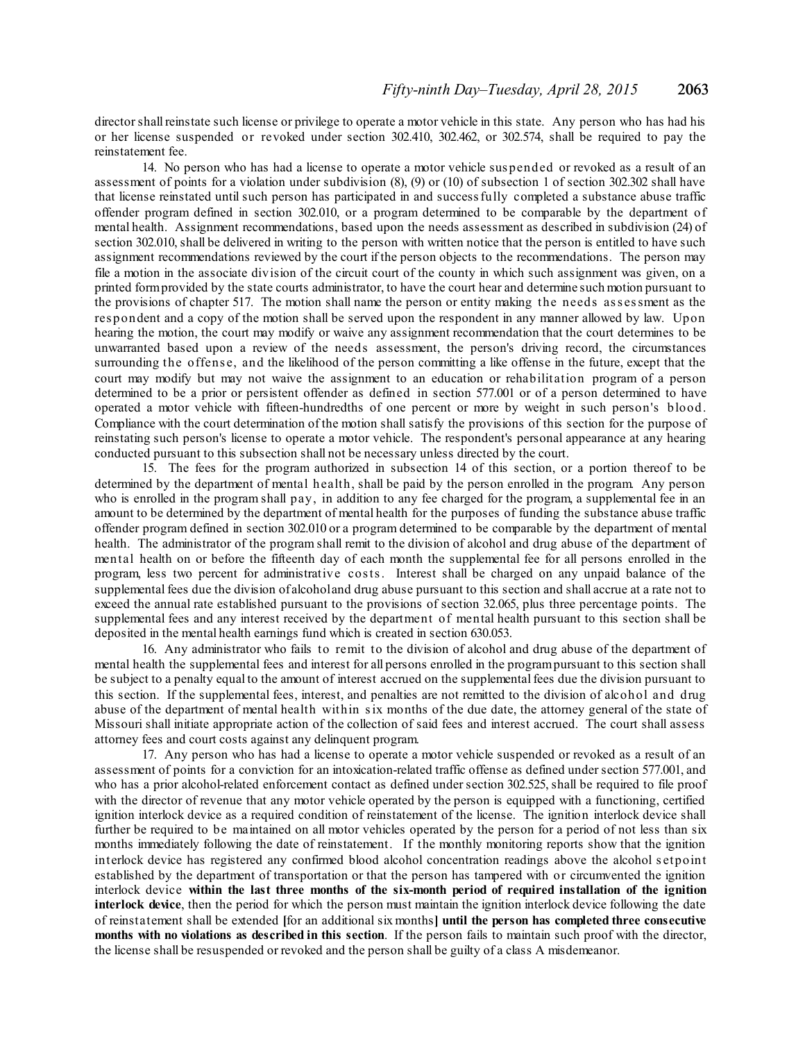director shall reinstate such license or privilege to operate a motor vehicle in this state. Any person who has had his or her license suspended or revoked under section 302.410, 302.462, or 302.574, shall be required to pay the reinstatement fee.

14. No person who has had a license to operate a motor vehicle suspended or revoked as a result of an assessment of points for a violation under subdivision (8), (9) or (10) of subsection 1 of section 302.302 shall have that license reinstated until such person has participated in and successfully completed a substance abuse traffic offender program defined in section 302.010, or a program determined to be comparable by the department of mental health. Assignment recommendations, based upon the needs assessment as described in subdivision (24) of section 302.010, shall be delivered in writing to the person with written notice that the person is entitled to have such assignment recommendations reviewed by the court if the person objects to the recommendations. The person may file a motion in the associate division of the circuit court of the county in which such assignment was given, on a printed form provided by the state courts administrator, to have the court hear and determine such motion pursuant to the provisions of chapter 517. The motion shall name the person or entity making the needs assessment as the respondent and a copy of the motion shall be served upon the respondent in any manner allowed by law. Upon hearing the motion, the court may modify or waive any assignment recommendation that the court determines to be unwarranted based upon a review of the needs assessment, the person's driving record, the circumstances surrounding the offense, and the likelihood of the person committing a like offense in the future, except that the court may modify but may not waive the assignment to an education or rehabilitation program of a person determined to be a prior or persistent offender as defined in section 577.001 or of a person determined to have operated a motor vehicle with fifteen-hundredths of one percent or more by weight in such person's blood. Compliance with the court determination of the motion shall satisfy the provisions of this section for the purpose of reinstating such person's license to operate a motor vehicle. The respondent's personal appearance at any hearing conducted pursuant to this subsection shall not be necessary unless directed by the court.

15. The fees for the program authorized in subsection 14 of this section, or a portion thereof to be determined by the department of mental health, shall be paid by the person enrolled in the program. Any person who is enrolled in the program shall pay, in addition to any fee charged for the program, a supplemental fee in an amount to be determined by the department of mental health for the purposes of funding the substance abuse traffic offender program defined in section 302.010 or a program determined to be comparable by the department of mental health. The administrator of the program shall remit to the division of alcohol and drug abuse of the department of mental health on or before the fifteenth day of each month the supplemental fee for all persons enrolled in the program, less two percent for administrative costs. Interest shall be charged on any unpaid balance of the supplemental fees due the division of alcohol and drug abuse pursuant to this section and shall accrue at a rate not to exceed the annual rate established pursuant to the provisions of section 32.065, plus three percentage points. The supplemental fees and any interest received by the department of mental health pursuant to this section shall be deposited in the mental health earnings fund which is created in section 630.053.

16. Any administrator who fails to remit to the division of alcohol and drug abuse of the department of mental health the supplemental fees and interest for all persons enrolled in the program pursuant to this section shall be subject to a penalty equal to the amount of interest accrued on the supplemental fees due the division pursuant to this section. If the supplemental fees, interest, and penalties are not remitted to the division of alcohol and drug abuse of the department of mental health within six months of the due date, the attorney general of the state of Missouri shall initiate appropriate action of the collection of said fees and interest accrued. The court shall assess attorney fees and court costs against any delinquent program.

17. Any person who has had a license to operate a motor vehicle suspended or revoked as a result of an assessment of points for a conviction for an intoxication-related traffic offense as defined under section 577.001, and who has a prior alcohol-related enforcement contact as defined under section 302.525, shall be required to file proof with the director of revenue that any motor vehicle operated by the person is equipped with a functioning, certified ignition interlock device as a required condition of reinstatement of the license. The ignition interlock device shall further be required to be maintained on all motor vehicles operated by the person for a period of not less than six months immediately following the date of reinstatement. If the monthly monitoring reports show that the ignition interlock device has registered any confirmed blood alcohol concentration readings above the alcohol setpoint established by the department of transportation or that the person has tampered with or circumvented the ignition interlock device **within the last three months of the six-month period of required installation of the ignition interlock device**, then the period for which the person must maintain the ignition interlock device following the date of reinstatement shall be extended **[**for an additional six months**]** **until the person has completed three consecutive months with no violations as described in this section**. If the person fails to maintain such proof with the director, the license shall be resuspended or revoked and the person shall be guilty of a class A misdemeanor.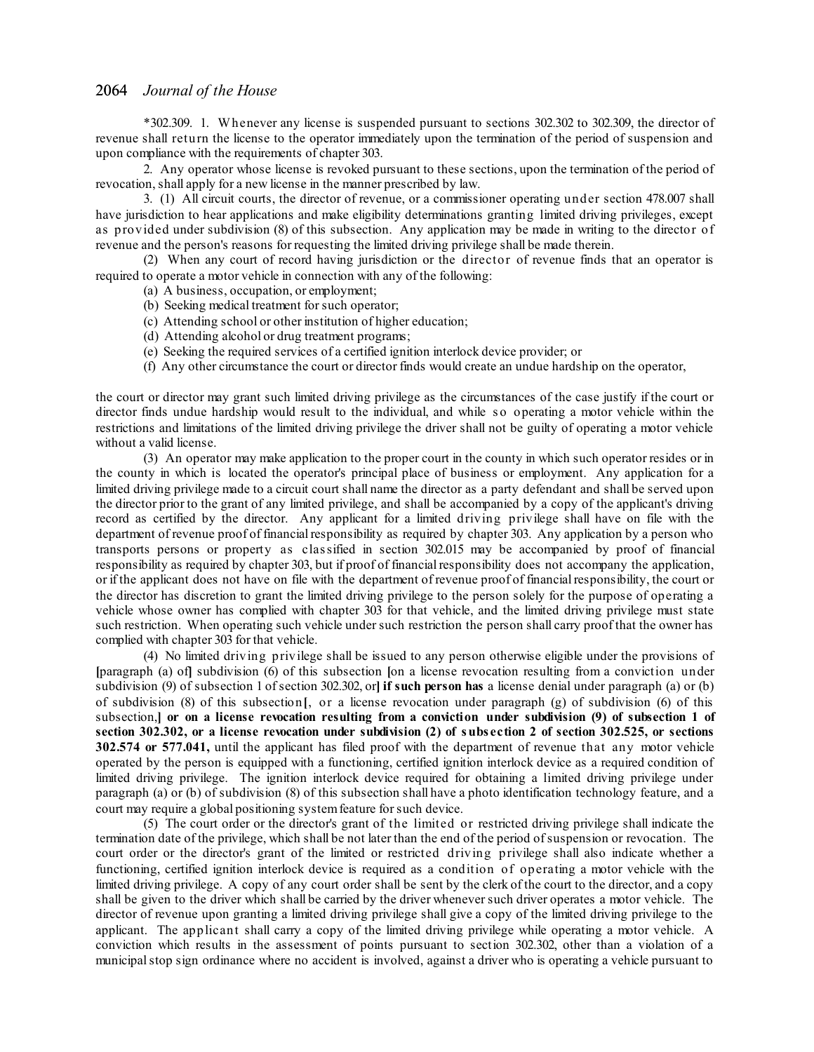\*302.309. 1. Whenever any license is suspended pursuant to sections 302.302 to 302.309, the director of revenue shall return the license to the operator immediately upon the termination of the period of suspension and upon compliance with the requirements of chapter 303.

2. Any operator whose license is revoked pursuant to these sections, upon the termination of the period of revocation, shall apply for a new license in the manner prescribed by law.

3. (1) All circuit courts, the director of revenue, or a commissioner operating under section 478.007 shall have jurisdiction to hear applications and make eligibility determinations granting limited driving privileges, except as provided under subdivision (8) of this subsection. Any application may be made in writing to the director of revenue and the person's reasons for requesting the limited driving privilege shall be made therein.

(2) When any court of record having jurisdiction or the director of revenue finds that an operator is required to operate a motor vehicle in connection with any of the following:

(a) A business, occupation, or employment;

(b) Seeking medical treatment for such operator;

(c) Attending school or other institution of higher education;

(d) Attending alcohol or drug treatment programs;

(e) Seeking the required services of a certified ignition interlock device provider; or

(f) Any other circumstance the court or director finds would create an undue hardship on the operator,

the court or director may grant such limited driving privilege as the circumstances of the case justify if the court or director finds undue hardship would result to the individual, and while so operating a motor vehicle within the restrictions and limitations of the limited driving privilege the driver shall not be guilty of operating a motor vehicle without a valid license.

(3) An operator may make application to the proper court in the county in which such operator resides or in the county in which is located the operator's principal place of business or employment. Any application for a limited driving privilege made to a circuit court shall name the director as a party defendant and shall be served upon the director prior to the grant of any limited privilege, and shall be accompanied by a copy of the applicant's driving record as certified by the director. Any applicant for a limited driving privilege shall have on file with the department of revenue proof of financial responsibility as required by chapter 303. Any application by a person who transports persons or property as classified in section 302.015 may be accompanied by proof of financial responsibility as required by chapter 303, but if proof of financial responsibility does not accompany the application, or if the applicant does not have on file with the department of revenue proof of financial responsibility, the court or the director has discretion to grant the limited driving privilege to the person solely for the purpose of operating a vehicle whose owner has complied with chapter 303 for that vehicle, and the limited driving privilege must state such restriction. When operating such vehicle under such restriction the person shall carry proof that the owner has complied with chapter 303 for that vehicle.

(4) No limited driving privilege shall be issued to any person otherwise eligible under the provisions of [paragraph (a) of] subdivision (6) of this subsection [on a license revocation resulting from a conviction under subdivision (9) of subsection 1 of section 302.302, or] **if such person has** a license denial under paragraph (a) or (b) of subdivision (8) of this subsection[, or a license revocation under paragraph (g) of subdivision (6) of this subsection,] **or on a license revocation resulting from a conviction under subdivision (9) of subsection 1 of section 302.302, or a license revocation under subdivision (2) of subsection 2 of section 302.525, or sections 302.574 or 577.041,** until the applicant has filed proof with the department of revenue that any motor vehicle operated by the person is equipped with a functioning, certified ignition interlock device as a required condition of limited driving privilege. The ignition interlock device required for obtaining a limited driving privilege under paragraph (a) or (b) of subdivision (8) of this subsection shall have a photo identification technology feature, and a court may require a global positioning system feature for such device.

(5) The court order or the director's grant of the limited or restricted driving privilege shall indicate the termination date of the privilege, which shall be not later than the end of the period of suspension or revocation. The court order or the director's grant of the limited or restricted driving privilege shall also indicate whether a functioning, certified ignition interlock device is required as a condition of operating a motor vehicle with the limited driving privilege. A copy of any court order shall be sent by the clerk of the court to the director, and a copy shall be given to the driver which shall be carried by the driver whenever such driver operates a motor vehicle. The director of revenue upon granting a limited driving privilege shall give a copy of the limited driving privilege to the applicant. The applicant shall carry a copy of the limited driving privilege while operating a motor vehicle. A conviction which results in the assessment of points pursuant to section 302.302, other than a violation of a municipal stop sign ordinance where no accident is involved, against a driver who is operating a vehicle pursuant to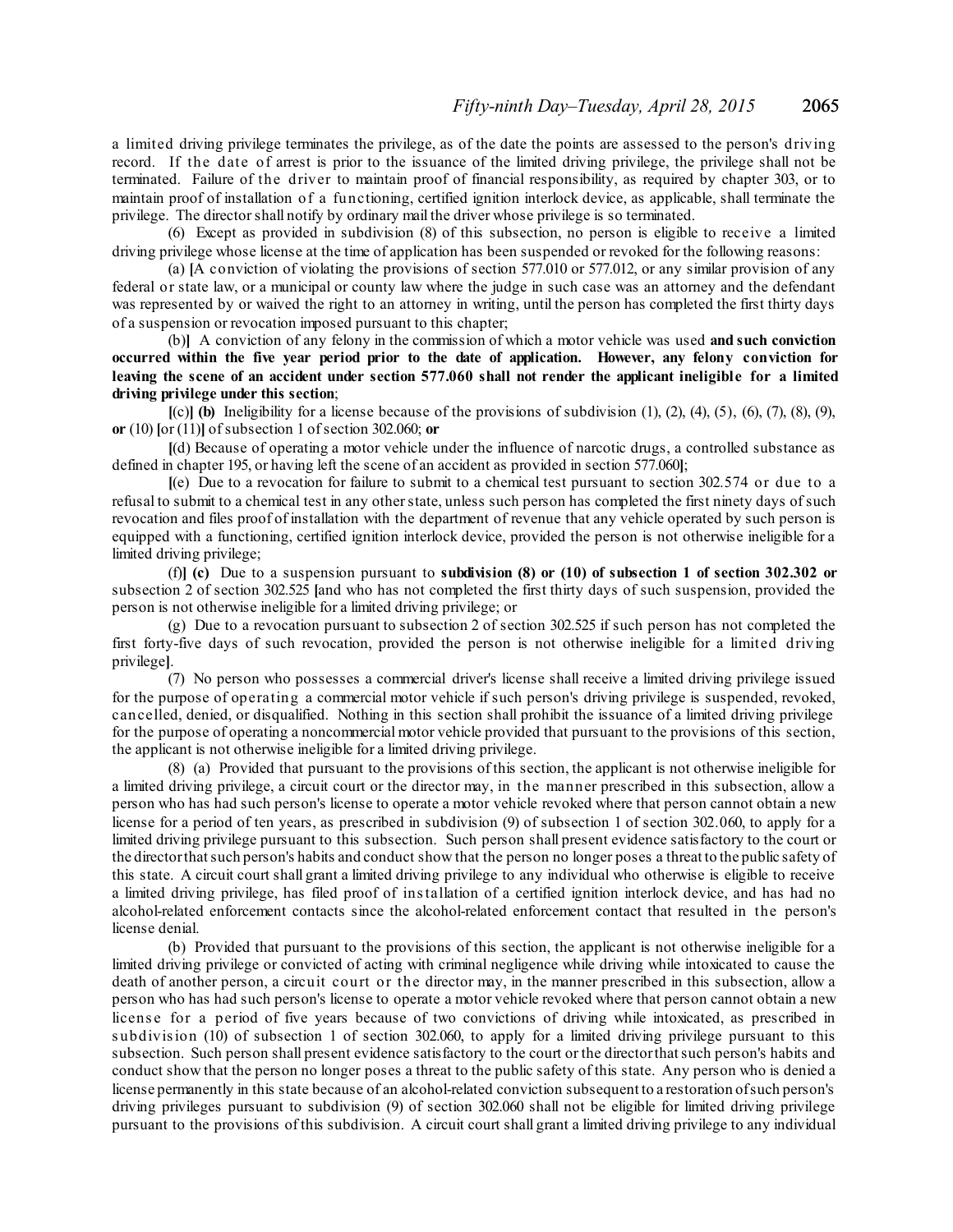a limited driving privilege terminates the privilege, as of the date the points are assessed to the person's driving record. If the date of arrest is prior to the issuance of the limited driving privilege, the privilege shall not be terminated. Failure of the driver to maintain proof of financial responsibility, as required by chapter 303, or to maintain proof of installation of a functioning, certified ignition interlock device, as applicable, shall terminate the privilege. The director shall notify by ordinary mail the driver whose privilege is so terminated.

(6) Except as provided in subdivision (8) of this subsection, no person is eligible to receive a limited driving privilege whose license at the time of application has been suspended or revoked for the following reasons:

(a) [A conviction of violating the provisions of section 577.010 or 577.012, or any similar provision of any federal or state law, or a municipal or county law where the judge in such case was an attorney and the defendant was represented by or waived the right to an attorney in writing, until the person has completed the first thirty days of a suspension or revocation imposed pursuant to this chapter;

(b)] A conviction of any felony in the commission of which a motor vehicle was used **and such conviction occurred within the five year period prior to the date of application. However, any felony conviction for leaving the scene of an accident under section 577.060 shall not render the applicant ineligible for a limited driving privilege under this section**;

[(c)] **(b)** Ineligibility for a license because of the provisions of subdivision (1), (2), (4), (5), (6), (7), (8), (9), **or** (10) [or (11)] of subsection 1 of section 302.060; **or**

[(d) Because of operating a motor vehicle under the influence of narcotic drugs, a controlled substance as defined in chapter 195, or having left the scene of an accident as provided in section 577.060];

[(e) Due to a revocation for failure to submit to a chemical test pursuant to section 302.574 or due to a refusal to submit to a chemical test in any other state, unless such person has completed the first ninety days of such revocation and files proof of installation with the department of revenue that any vehicle operated by such person is equipped with a functioning, certified ignition interlock device, provided the person is not otherwise ineligible for a limited driving privilege;

(f)] **(c)** Due to a suspension pursuant to **subdivision (8) or (10) of subsection 1 of section 302.302 or** subsection 2 of section 302.525 [and who has not completed the first thirty days of such suspension, provided the person is not otherwise ineligible for a limited driving privilege; or

(g) Due to a revocation pursuant to subsection 2 of section 302.525 if such person has not completed the first forty-five days of such revocation, provided the person is not otherwise ineligible for a limited driving privilege].

(7) No person who possesses a commercial driver's license shall receive a limited driving privilege issued for the purpose of operating a commercial motor vehicle if such person's driving privilege is suspended, revoked, cancelled, denied, or disqualified. Nothing in this section shall prohibit the issuance of a limited driving privilege for the purpose of operating a noncommercial motor vehicle provided that pursuant to the provisions of this section, the applicant is not otherwise ineligible for a limited driving privilege.

(8) (a) Provided that pursuant to the provisions of this section, the applicant is not otherwise ineligible for a limited driving privilege, a circuit court or the director may, in the manner prescribed in this subsection, allow a person who has had such person's license to operate a motor vehicle revoked where that person cannot obtain a new license for a period of ten years, as prescribed in subdivision (9) of subsection 1 of section 302.060, to apply for a limited driving privilege pursuant to this subsection. Such person shall present evidence satisfactory to the court or the director that such person's habits and conduct show that the person no longer poses a threat to the public safety of this state. A circuit court shall grant a limited driving privilege to any individual who otherwise is eligible to receive a limited driving privilege, has filed proof of installation of a certified ignition interlock device, and has had no alcohol-related enforcement contacts since the alcohol-related enforcement contact that resulted in the person's license denial.

(b) Provided that pursuant to the provisions of this section, the applicant is not otherwise ineligible for a limited driving privilege or convicted of acting with criminal negligence while driving while intoxicated to cause the death of another person, a circuit court or the director may, in the manner prescribed in this subsection, allow a person who has had such person's license to operate a motor vehicle revoked where that person cannot obtain a new license for a period of five years because of two convictions of driving while intoxicated, as prescribed in subdivision (10) of subsection 1 of section 302.060, to apply for a limited driving privilege pursuant to this subsection. Such person shall present evidence satisfactory to the court or the director that such person's habits and conduct show that the person no longer poses a threat to the public safety of this state. Any person who is denied a license permanently in this state because of an alcohol-related conviction subsequent to a restoration of such person's driving privileges pursuant to subdivision (9) of section 302.060 shall not be eligible for limited driving privilege pursuant to the provisions of this subdivision. A circuit court shall grant a limited driving privilege to any individual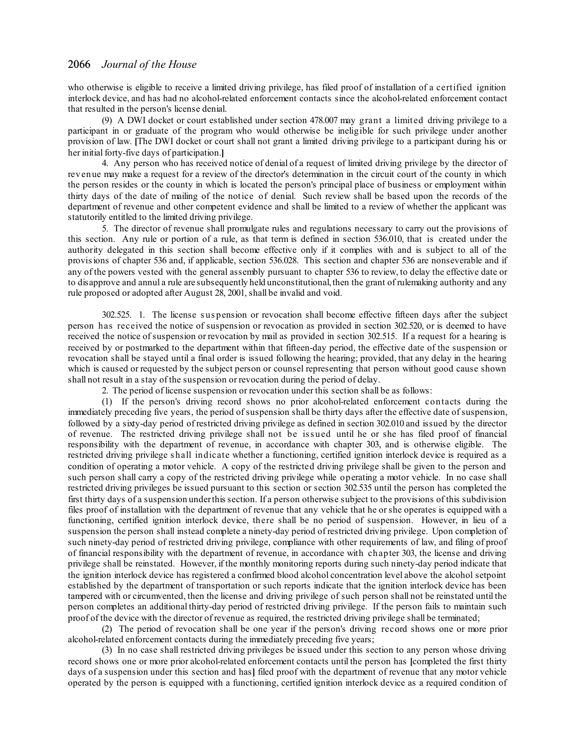who otherwise is eligible to receive a limited driving privilege, has filed proof of installation of a certified ignition interlock device, and has had no alcohol-related enforcement contacts since the alcohol-related enforcement contact that resulted in the person's license denial.

(9) A DWI docket or court established under section 478.007 may grant a limited driving privilege to a participant in or graduate of the program who would otherwise be ineligible for such privilege under another provision of law. [The DWI docket or court shall not grant a limited driving privilege to a participant during his or her initial forty-five days of participation.]

4. Any person who has received notice of denial of a request of limited driving privilege by the director of revenue may make a request for a review of the director's determination in the circuit court of the county in which the person resides or the county in which is located the person's principal place of business or employment within thirty days of the date of mailing of the notice of denial. Such review shall be based upon the records of the department of revenue and other competent evidence and shall be limited to a review of whether the applicant was statutorily entitled to the limited driving privilege.

5. The director of revenue shall promulgate rules and regulations necessary to carry out the provisions of this section. Any rule or portion of a rule, as that term is defined in section 536.010, that is created under the authority delegated in this section shall become effective only if it complies with and is subject to all of the provisions of chapter 536 and, if applicable, section 536.028. This section and chapter 536 are nonseverable and if any of the powers vested with the general assembly pursuant to chapter 536 to review, to delay the effective date or to disapprove and annul a rule are subsequently held unconstitutional, then the grant of rulemaking authority and any rule proposed or adopted after August 28, 2001, shall be invalid and void.

302.525. 1. The license suspension or revocation shall become effective fifteen days after the subject person has received the notice of suspension or revocation as provided in section 302.520, or is deemed to have received the notice of suspension or revocation by mail as provided in section 302.515. If a request for a hearing is received by or postmarked to the department within that fifteen-day period, the effective date of the suspension or revocation shall be stayed until a final order is issued following the hearing; provided, that any delay in the hearing which is caused or requested by the subject person or counsel representing that person without good cause shown shall not result in a stay of the suspension or revocation during the period of delay.

2. The period of license suspension or revocation under this section shall be as follows:

(1) If the person's driving record shows no prior alcohol-related enforcement contacts during the immediately preceding five years, the period of suspension shall be thirty days after the effective date of suspension, followed by a sixty-day period of restricted driving privilege as defined in section 302.010 and issued by the director of revenue. The restricted driving privilege shall not be issued until he or she has filed proof of financial responsibility with the department of revenue, in accordance with chapter 303, and is otherwise eligible. The restricted driving privilege shall indicate whether a functioning, certified ignition interlock device is required as a condition of operating a motor vehicle. A copy of the restricted driving privilege shall be given to the person and such person shall carry a copy of the restricted driving privilege while operating a motor vehicle. In no case shall restricted driving privileges be issued pursuant to this section or section 302.535 until the person has completed the first thirty days of a suspension under this section. If a person otherwise subject to the provisions of this subdivision files proof of installation with the department of revenue that any vehicle that he or she operates is equipped with a functioning, certified ignition interlock device, there shall be no period of suspension. However, in lieu of a suspension the person shall instead complete a ninety-day period of restricted driving privilege. Upon completion of such ninety-day period of restricted driving privilege, compliance with other requirements of law, and filing of proof of financial responsibility with the department of revenue, in accordance with chapter 303, the license and driving privilege shall be reinstated. However, if the monthly monitoring reports during such ninety-day period indicate that the ignition interlock device has registered a confirmed blood alcohol concentration level above the alcohol setpoint established by the department of transportation or such reports indicate that the ignition interlock device has been tampered with or circumvented, then the license and driving privilege of such person shall not be reinstated until the person completes an additional thirty-day period of restricted driving privilege. If the person fails to maintain such proof of the device with the director of revenue as required, the restricted driving privilege shall be terminated;

(2) The period of revocation shall be one year if the person's driving record shows one or more prior alcohol-related enforcement contacts during the immediately preceding five years;

(3) In no case shall restricted driving privileges be issued under this section to any person whose driving record shows one or more prior alcohol-related enforcement contacts until the person has [completed the first thirty days of a suspension under this section and has] filed proof with the department of revenue that any motor vehicle operated by the person is equipped with a functioning, certified ignition interlock device as a required condition of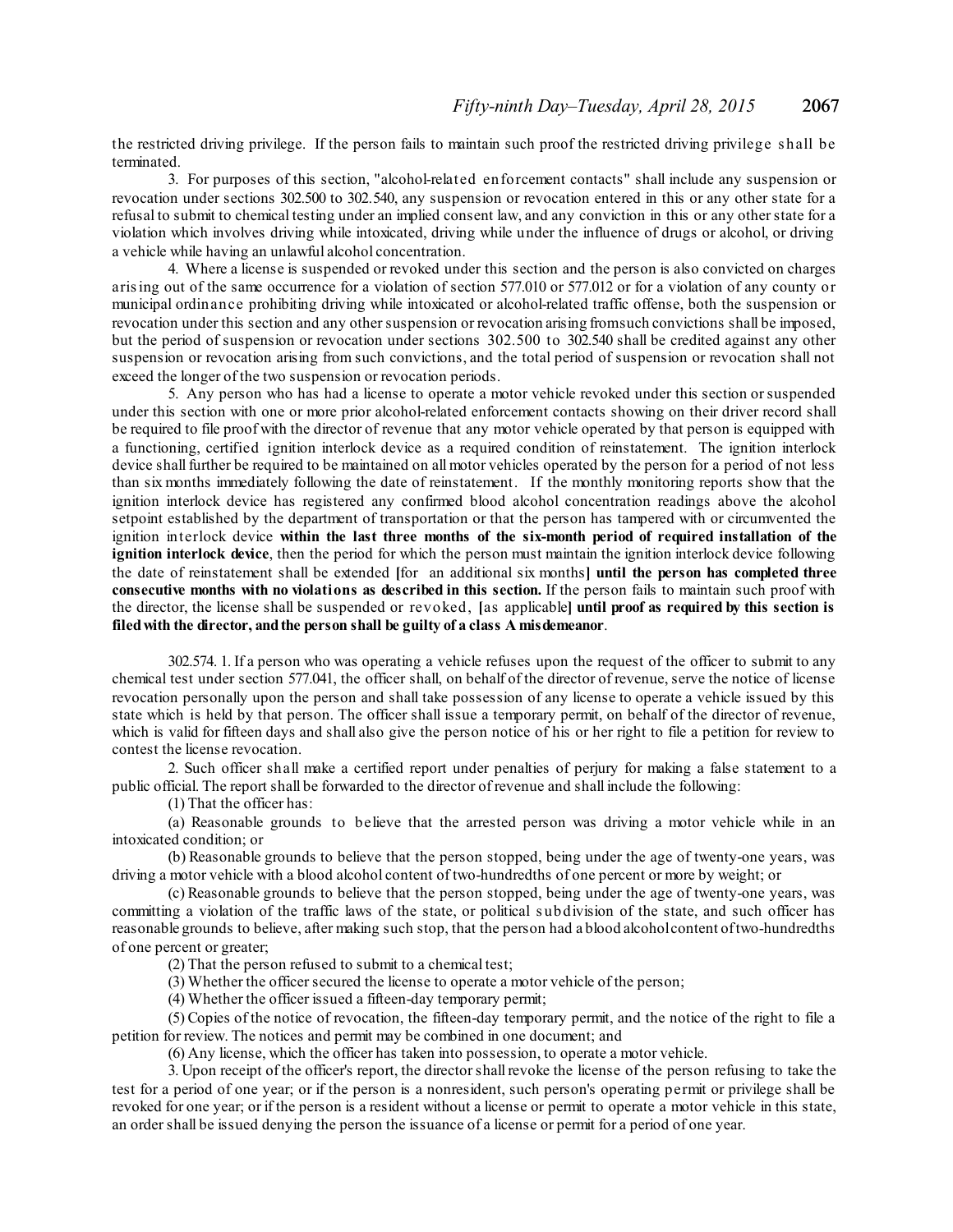the restricted driving privilege. If the person fails to maintain such proof the restricted driving privilege shall be terminated.

3. For purposes of this section, "alcohol-related enforcement contacts" shall include any suspension or revocation under sections 302.500 to 302.540, any suspension or revocation entered in this or any other state for a refusal to submit to chemical testing under an implied consent law, and any conviction in this or any other state for a violation which involves driving while intoxicated, driving while under the influence of drugs or alcohol, or driving a vehicle while having an unlawful alcohol concentration.

4. Where a license is suspended or revoked under this section and the person is also convicted on charges arising out of the same occurrence for a violation of section 577.010 or 577.012 or for a violation of any county or municipal ordinance prohibiting driving while intoxicated or alcohol-related traffic offense, both the suspension or revocation under this section and any other suspension or revocation arising from such convictions shall be imposed, but the period of suspension or revocation under sections 302.500 to 302.540 shall be credited against any other suspension or revocation arising from such convictions, and the total period of suspension or revocation shall not exceed the longer of the two suspension or revocation periods.

5. Any person who has had a license to operate a motor vehicle revoked under this section or suspended under this section with one or more prior alcohol-related enforcement contacts showing on their driver record shall be required to file proof with the director of revenue that any motor vehicle operated by that person is equipped with a functioning, certified ignition interlock device as a required condition of reinstatement. The ignition interlock device shall further be required to be maintained on all motor vehicles operated by the person for a period of not less than six months immediately following the date of reinstatement. If the monthly monitoring reports show that the ignition interlock device has registered any confirmed blood alcohol concentration readings above the alcohol setpoint established by the department of transportation or that the person has tampered with or circumvented the ignition interlock device **within the last three months of the six-month period of required installation of the ignition interlock device**, then the period for which the person must maintain the ignition interlock device following the date of reinstatement shall be extended **[**for an additional six months**] until the person has completed three consecutive months with no violations as described in this section.** If the person fails to maintain such proof with the director, the license shall be suspended or revoked, **[**as applicable**] until proof as required by this section is filed with the director, and the person shall be guilty of a class A misdemeanor**.

302.574. 1. If a person who was operating a vehicle refuses upon the request of the officer to submit to any chemical test under section 577.041, the officer shall, on behalf of the director of revenue, serve the notice of license revocation personally upon the person and shall take possession of any license to operate a vehicle issued by this state which is held by that person. The officer shall issue a temporary permit, on behalf of the director of revenue, which is valid for fifteen days and shall also give the person notice of his or her right to file a petition for review to contest the license revocation.

2. Such officer shall make a certified report under penalties of perjury for making a false statement to a public official. The report shall be forwarded to the director of revenue and shall include the following:

(1) That the officer has:

(a) Reasonable grounds to believe that the arrested person was driving a motor vehicle while in an intoxicated condition; or

(b) Reasonable grounds to believe that the person stopped, being under the age of twenty-one years, was driving a motor vehicle with a blood alcohol content of two-hundredths of one percent or more by weight; or

(c) Reasonable grounds to believe that the person stopped, being under the age of twenty-one years, was committing a violation of the traffic laws of the state, or political subdivision of the state, and such officer has reasonable grounds to believe, after making such stop, that the person had a blood alcohol content of two-hundredths of one percent or greater;

(2) That the person refused to submit to a chemical test;

(3) Whether the officer secured the license to operate a motor vehicle of the person;

(4) Whether the officer issued a fifteen-day temporary permit;

(5) Copies of the notice of revocation, the fifteen-day temporary permit, and the notice of the right to file a petition for review. The notices and permit may be combined in one document; and

(6) Any license, which the officer has taken into possession, to operate a motor vehicle.

3. Upon receipt of the officer's report, the director shall revoke the license of the person refusing to take the test for a period of one year; or if the person is a nonresident, such person's operating permit or privilege shall be revoked for one year; or if the person is a resident without a license or permit to operate a motor vehicle in this state, an order shall be issued denying the person the issuance of a license or permit for a period of one year.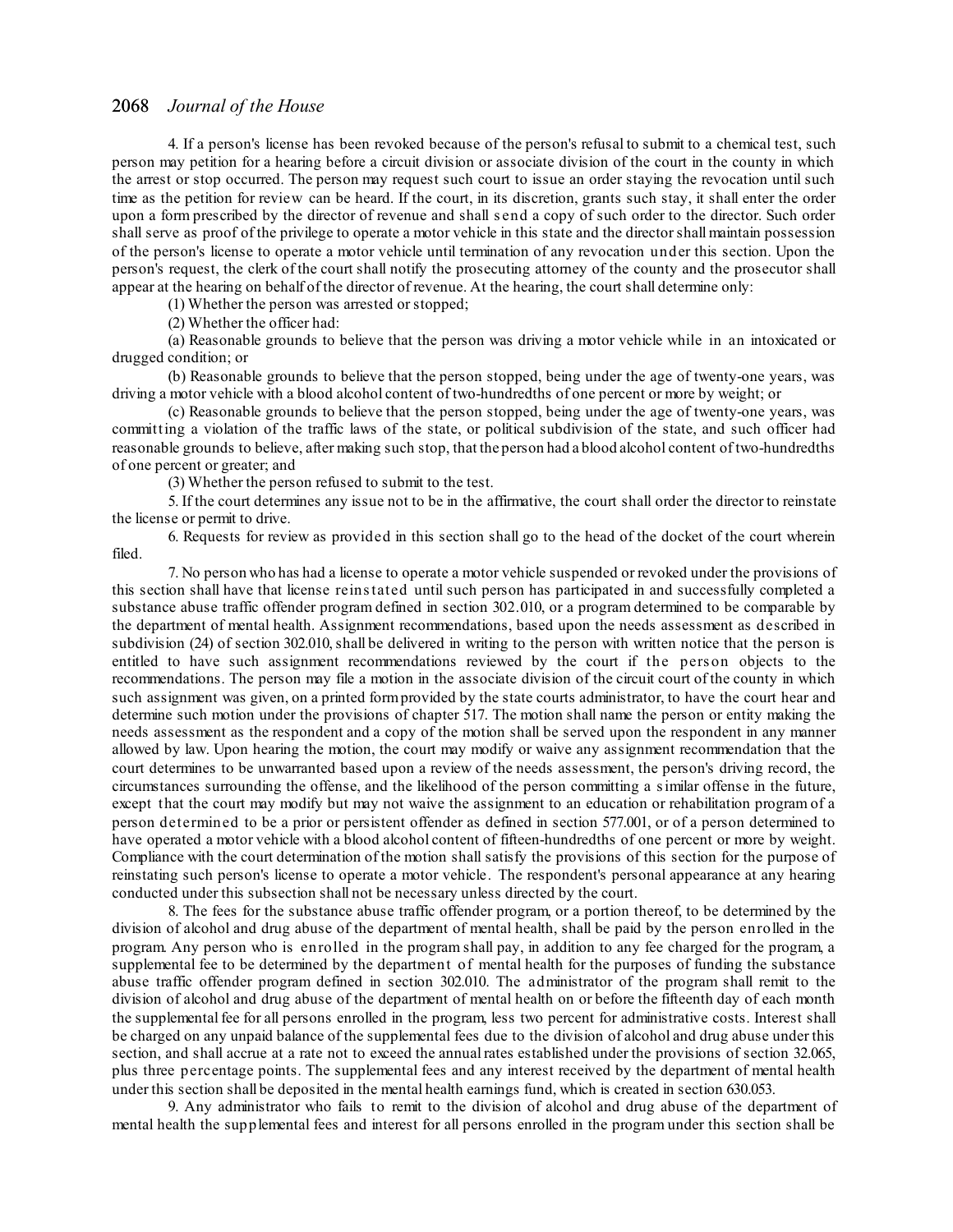4. If a person's license has been revoked because of the person's refusal to submit to a chemical test, such person may petition for a hearing before a circuit division or associate division of the court in the county in which the arrest or stop occurred. The person may request such court to issue an order staying the revocation until such time as the petition for review can be heard. If the court, in its discretion, grants such stay, it shall enter the order upon a form prescribed by the director of revenue and shall send a copy of such order to the director. Such order shall serve as proof of the privilege to operate a motor vehicle in this state and the director shall maintain possession of the person's license to operate a motor vehicle until termination of any revocation under this section. Upon the person's request, the clerk of the court shall notify the prosecuting attorney of the county and the prosecutor shall appear at the hearing on behalf of the director of revenue. At the hearing, the court shall determine only:

(1) Whether the person was arrested or stopped;

(2) Whether the officer had:

(a) Reasonable grounds to believe that the person was driving a motor vehicle while in an intoxicated or drugged condition; or

(b) Reasonable grounds to believe that the person stopped, being under the age of twenty-one years, was driving a motor vehicle with a blood alcohol content of two-hundredths of one percent or more by weight; or

(c) Reasonable grounds to believe that the person stopped, being under the age of twenty-one years, was committing a violation of the traffic laws of the state, or political subdivision of the state, and such officer had reasonable grounds to believe, after making such stop, that the person had a blood alcohol content of two-hundredths of one percent or greater; and

(3) Whether the person refused to submit to the test.

5. If the court determines any issue not to be in the affirmative, the court shall order the director to reinstate the license or permit to drive.

6. Requests for review as provided in this section shall go to the head of the docket of the court wherein filed.

7. No person who has had a license to operate a motor vehicle suspended or revoked under the provisions of this section shall have that license reinstated until such person has participated in and successfully completed a substance abuse traffic offender program defined in section 302.010, or a program determined to be comparable by the department of mental health. Assignment recommendations, based upon the needs assessment as described in subdivision (24) of section 302.010, shall be delivered in writing to the person with written notice that the person is entitled to have such assignment recommendations reviewed by the court if the person objects to the recommendations. The person may file a motion in the associate division of the circuit court of the county in which such assignment was given, on a printed form provided by the state courts administrator, to have the court hear and determine such motion under the provisions of chapter 517. The motion shall name the person or entity making the needs assessment as the respondent and a copy of the motion shall be served upon the respondent in any manner allowed by law. Upon hearing the motion, the court may modify or waive any assignment recommendation that the court determines to be unwarranted based upon a review of the needs assessment, the person's driving record, the circumstances surrounding the offense, and the likelihood of the person committing a similar offense in the future, except that the court may modify but may not waive the assignment to an education or rehabilitation program of a person determined to be a prior or persistent offender as defined in section 577.001, or of a person determined to have operated a motor vehicle with a blood alcohol content of fifteen-hundredths of one percent or more by weight. Compliance with the court determination of the motion shall satisfy the provisions of this section for the purpose of reinstating such person's license to operate a motor vehicle. The respondent's personal appearance at any hearing conducted under this subsection shall not be necessary unless directed by the court.

8. The fees for the substance abuse traffic offender program, or a portion thereof, to be determined by the division of alcohol and drug abuse of the department of mental health, shall be paid by the person enrolled in the program. Any person who is enrolled in the program shall pay, in addition to any fee charged for the program, a supplemental fee to be determined by the department of mental health for the purposes of funding the substance abuse traffic offender program defined in section 302.010. The administrator of the program shall remit to the division of alcohol and drug abuse of the department of mental health on or before the fifteenth day of each month the supplemental fee for all persons enrolled in the program, less two percent for administrative costs. Interest shall be charged on any unpaid balance of the supplemental fees due to the division of alcohol and drug abuse under this section, and shall accrue at a rate not to exceed the annual rates established under the provisions of section 32.065, plus three percentage points. The supplemental fees and any interest received by the department of mental health under this section shall be deposited in the mental health earnings fund, which is created in section 630.053.

9. Any administrator who fails to remit to the division of alcohol and drug abuse of the department of mental health the supplemental fees and interest for all persons enrolled in the program under this section shall be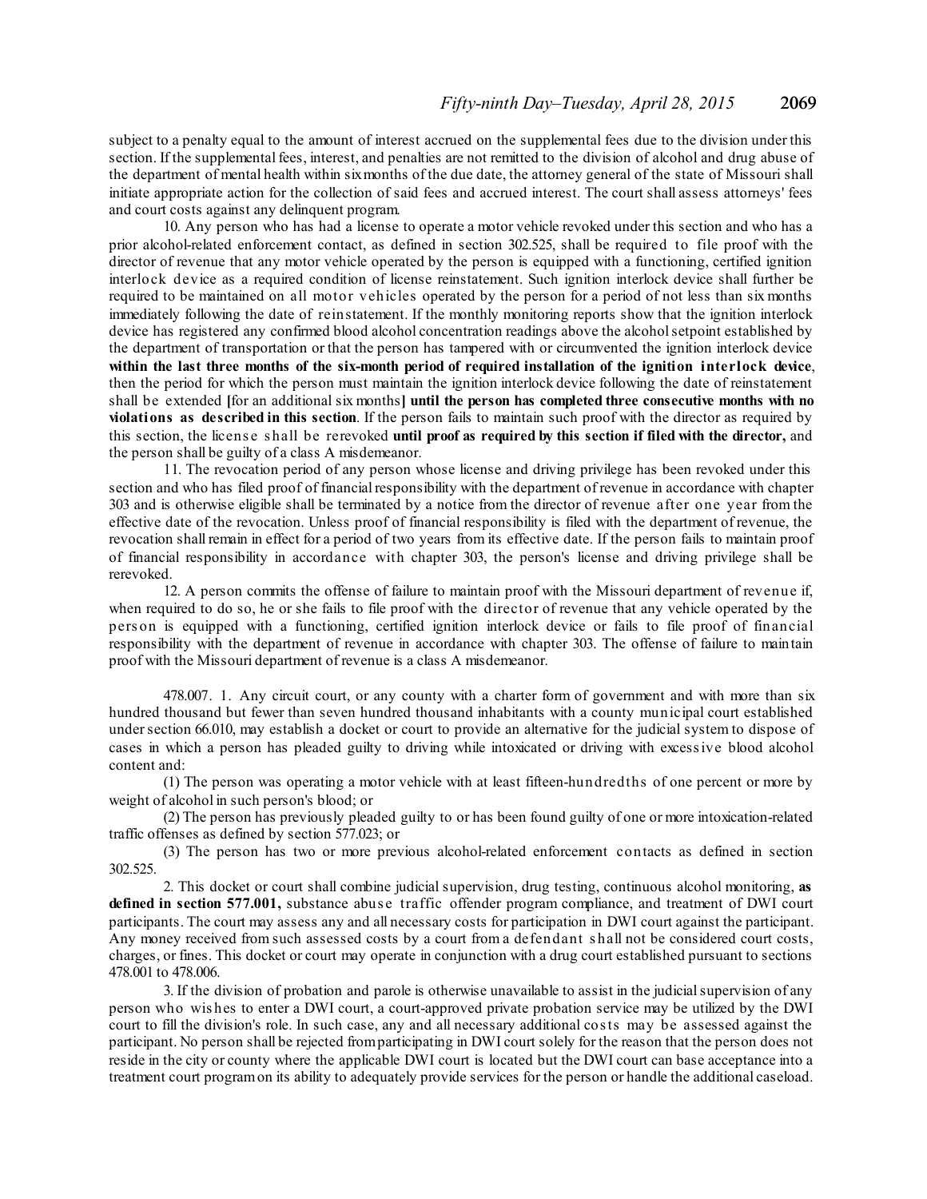subject to a penalty equal to the amount of interest accrued on the supplemental fees due to the division under this section. If the supplemental fees, interest, and penalties are not remitted to the division of alcohol and drug abuse of the department of mental health within six months of the due date, the attorney general of the state of Missouri shall initiate appropriate action for the collection of said fees and accrued interest. The court shall assess attorneys' fees and court costs against any delinquent program.

10. Any person who has had a license to operate a motor vehicle revoked under this section and who has a prior alcohol-related enforcement contact, as defined in section 302.525, shall be required to file proof with the director of revenue that any motor vehicle operated by the person is equipped with a functioning, certified ignition interlock device as a required condition of license reinstatement. Such ignition interlock device shall further be required to be maintained on all motor vehicles operated by the person for a period of not less than six months immediately following the date of reinstatement. If the monthly monitoring reports show that the ignition interlock device has registered any confirmed blood alcohol concentration readings above the alcohol setpoint established by the department of transportation or that the person has tampered with or circumvented the ignition interlock device **within the last three months of the six-month period of required installation of the ignition interlock device**, then the period for which the person must maintain the ignition interlock device following the date of reinstatement shall be extended **[**for an additional six months**] until the person has completed three consecutive months with no violations as described in this section**. If the person fails to maintain such proof with the director as required by this section, the license shall be rerevoked **until proof as required by this section if filed with the director,** and the person shall be guilty of a class A misdemeanor.

11. The revocation period of any person whose license and driving privilege has been revoked under this section and who has filed proof of financial responsibility with the department of revenue in accordance with chapter 303 and is otherwise eligible shall be terminated by a notice from the director of revenue after one year from the effective date of the revocation. Unless proof of financial responsibility is filed with the department of revenue, the revocation shall remain in effect for a period of two years from its effective date. If the person fails to maintain proof of financial responsibility in accordance with chapter 303, the person's license and driving privilege shall be rerevoked.

12. A person commits the offense of failure to maintain proof with the Missouri department of revenue if, when required to do so, he or she fails to file proof with the director of revenue that any vehicle operated by the person is equipped with a functioning, certified ignition interlock device or fails to file proof of financial responsibility with the department of revenue in accordance with chapter 303. The offense of failure to maintain proof with the Missouri department of revenue is a class A misdemeanor.

478.007. 1. Any circuit court, or any county with a charter form of government and with more than six hundred thousand but fewer than seven hundred thousand inhabitants with a county municipal court established under section 66.010, may establish a docket or court to provide an alternative for the judicial system to dispose of cases in which a person has pleaded guilty to driving while intoxicated or driving with excessive blood alcohol content and:

(1) The person was operating a motor vehicle with at least fifteen-hundredths of one percent or more by weight of alcohol in such person's blood; or

(2) The person has previously pleaded guilty to or has been found guilty of one or more intoxication-related traffic offenses as defined by section 577.023; or

(3) The person has two or more previous alcohol-related enforcement contacts as defined in section 302.525.

2. This docket or court shall combine judicial supervision, drug testing, continuous alcohol monitoring, **as defined in section 577.001,** substance abuse traffic offender program compliance, and treatment of DWI court participants. The court may assess any and all necessary costs for participation in DWI court against the participant. Any money received from such assessed costs by a court from a defendant shall not be considered court costs, charges, or fines. This docket or court may operate in conjunction with a drug court established pursuant to sections 478.001 to 478.006.

3. If the division of probation and parole is otherwise unavailable to assist in the judicial supervision of any person who wishes to enter a DWI court, a court-approved private probation service may be utilized by the DWI court to fill the division's role. In such case, any and all necessary additional costs may be assessed against the participant. No person shall be rejected from participating in DWI court solely for the reason that the person does not reside in the city or county where the applicable DWI court is located but the DWI court can base acceptance into a treatment court program on its ability to adequately provide services for the person or handle the additional caseload.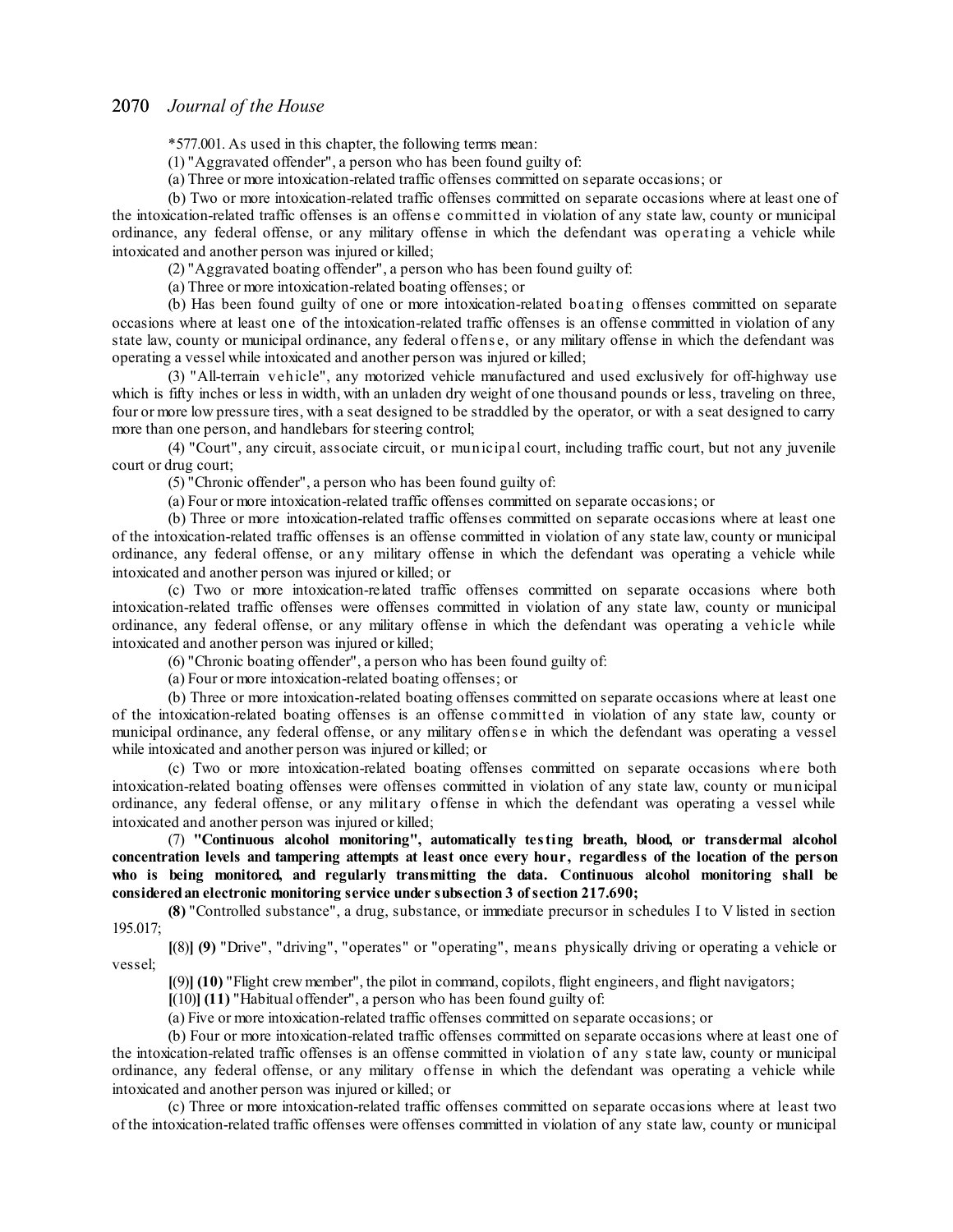*577.001. As used in this chapter, the following terms mean:

(1) "Aggravated offender", a person who has been found guilty of:

(a) Three or more intoxication-related traffic offenses committed on separate occasions; or

(b) Two or more intoxication-related traffic offenses committed on separate occasions where at least one of the intoxication-related traffic offenses is an offense committed in violation of any state law, county or municipal ordinance, any federal offense, or any military offense in which the defendant was operating a vehicle while intoxicated and another person was injured or killed;

(2) "Aggravated boating offender", a person who has been found guilty of:

(a) Three or more intoxication-related boating offenses; or

(b) Has been found guilty of one or more intoxication-related boating offenses committed on separate occasions where at least one of the intoxication-related traffic offenses is an offense committed in violation of any state law, county or municipal ordinance, any federal offense, or any military offense in which the defendant was operating a vessel while intoxicated and another person was injured or killed;

(3) "All-terrain vehicle", any motorized vehicle manufactured and used exclusively for off-highway use which is fifty inches or less in width, with an unladen dry weight of one thousand pounds or less, traveling on three, four or more low pressure tires, with a seat designed to be straddled by the operator, or with a seat designed to carry more than one person, and handlebars for steering control;

(4) "Court", any circuit, associate circuit, or municipal court, including traffic court, but not any juvenile court or drug court;

(5) "Chronic offender", a person who has been found guilty of:

(a) Four or more intoxication-related traffic offenses committed on separate occasions; or

(b) Three or more intoxication-related traffic offenses committed on separate occasions where at least one of the intoxication-related traffic offenses is an offense committed in violation of any state law, county or municipal ordinance, any federal offense, or any military offense in which the defendant was operating a vehicle while intoxicated and another person was injured or killed; or

(c) Two or more intoxication-related traffic offenses committed on separate occasions where both intoxication-related traffic offenses were offenses committed in violation of any state law, county or municipal ordinance, any federal offense, or any military offense in which the defendant was operating a vehicle while intoxicated and another person was injured or killed;

(6) "Chronic boating offender", a person who has been found guilty of:

(a) Four or more intoxication-related boating offenses; or

(b) Three or more intoxication-related boating offenses committed on separate occasions where at least one of the intoxication-related boating offenses is an offense committed in violation of any state law, county or municipal ordinance, any federal offense, or any military offense in which the defendant was operating a vessel while intoxicated and another person was injured or killed; or

(c) Two or more intoxication-related boating offenses committed on separate occasions where both intoxication-related boating offenses were offenses committed in violation of any state law, county or municipal ordinance, any federal offense, or any military offense in which the defendant was operating a vessel while intoxicated and another person was injured or killed;

(7) **"Continuous alcohol monitoring", automatically testing breath, blood, or transdermal alcohol concentration levels and tampering attempts at least once every hour, regardless of the location of the person who is being monitored, and regularly transmitting the data. Continuous alcohol monitoring shall be considered an electronic monitoring service under subsection 3 of section 217.690;**

**(8)** "Controlled substance", a drug, substance, or immediate precursor in schedules I to V listed in section 195.017;

[(8)] **(9)** "Drive", "driving", "operates" or "operating", means physically driving or operating a vehicle or vessel;

[(9)] **(10)** "Flight crew member", the pilot in command, copilots, flight engineers, and flight navigators;

[(10)] **(11)** "Habitual offender", a person who has been found guilty of:

(a) Five or more intoxication-related traffic offenses committed on separate occasions; or

(b) Four or more intoxication-related traffic offenses committed on separate occasions where at least one of the intoxication-related traffic offenses is an offense committed in violation of any state law, county or municipal ordinance, any federal offense, or any military offense in which the defendant was operating a vehicle while intoxicated and another person was injured or killed; or

(c) Three or more intoxication-related traffic offenses committed on separate occasions where at least two of the intoxication-related traffic offenses were offenses committed in violation of any state law, county or municipal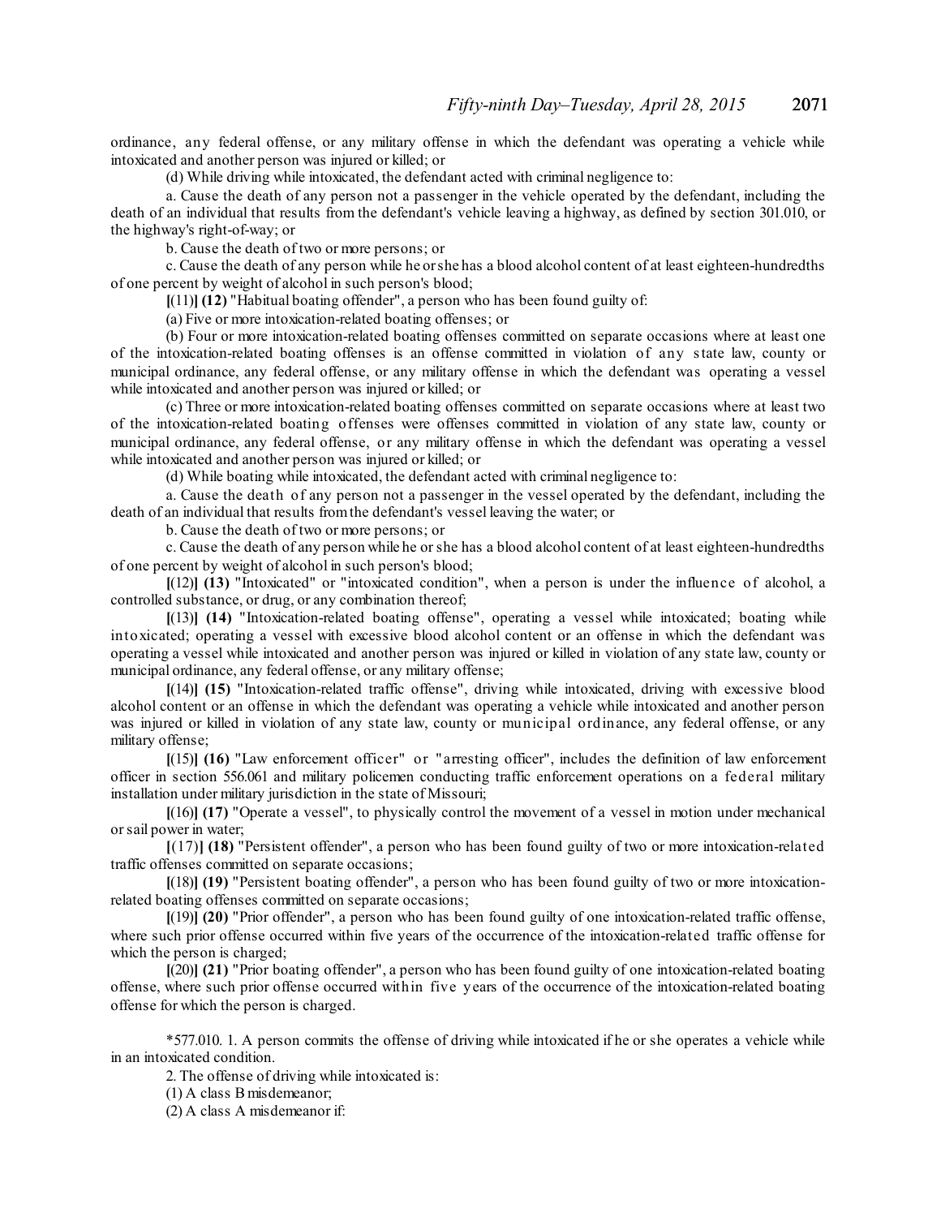ordinance, any federal offense, or any military offense in which the defendant was operating a vehicle while intoxicated and another person was injured or killed; or

(d) While driving while intoxicated, the defendant acted with criminal negligence to:

a. Cause the death of any person not a passenger in the vehicle operated by the defendant, including the death of an individual that results from the defendant's vehicle leaving a highway, as defined by section 301.010, or the highway's right-of-way; or

b. Cause the death of two or more persons; or

c. Cause the death of any person while he or she has a blood alcohol content of at least eighteen-hundredths of one percent by weight of alcohol in such person's blood;

**[**(11)**] (12)** "Habitual boating offender", a person who has been found guilty of:

(a) Five or more intoxication-related boating offenses; or

(b) Four or more intoxication-related boating offenses committed on separate occasions where at least one of the intoxication-related boating offenses is an offense committed in violation of any state law, county or municipal ordinance, any federal offense, or any military offense in which the defendant was operating a vessel while intoxicated and another person was injured or killed; or

(c) Three or more intoxication-related boating offenses committed on separate occasions where at least two of the intoxication-related boating offenses were offenses committed in violation of any state law, county or municipal ordinance, any federal offense, or any military offense in which the defendant was operating a vessel while intoxicated and another person was injured or killed; or

(d) While boating while intoxicated, the defendant acted with criminal negligence to:

a. Cause the death of any person not a passenger in the vessel operated by the defendant, including the death of an individual that results from the defendant's vessel leaving the water; or

b. Cause the death of two or more persons; or

c. Cause the death of any person while he or she has a blood alcohol content of at least eighteen-hundredths of one percent by weight of alcohol in such person's blood;

**[**(12)**] (13)** "Intoxicated" or "intoxicated condition", when a person is under the influence of alcohol, a controlled substance, or drug, or any combination thereof;

**[**(13)**] (14)** "Intoxication-related boating offense", operating a vessel while intoxicated; boating while intoxicated; operating a vessel with excessive blood alcohol content or an offense in which the defendant was operating a vessel while intoxicated and another person was injured or killed in violation of any state law, county or municipal ordinance, any federal offense, or any military offense;

**[**(14)**] (15)** "Intoxication-related traffic offense", driving while intoxicated, driving with excessive blood alcohol content or an offense in which the defendant was operating a vehicle while intoxicated and another person was injured or killed in violation of any state law, county or municipal ordinance, any federal offense, or any military offense;

**[**(15)**] (16)** "Law enforcement officer" or "arresting officer", includes the definition of law enforcement officer in section 556.061 and military policemen conducting traffic enforcement operations on a federal military installation under military jurisdiction in the state of Missouri;

**[**(16)**] (17)** "Operate a vessel", to physically control the movement of a vessel in motion under mechanical or sail power in water;

**[**(17)**] (18)** "Persistent offender", a person who has been found guilty of two or more intoxication-related traffic offenses committed on separate occasions;

**[**(18)**] (19)** "Persistent boating offender", a person who has been found guilty of two or more intoxication-related boating offenses committed on separate occasions;

**[**(19)**] (20)** "Prior offender", a person who has been found guilty of one intoxication-related traffic offense, where such prior offense occurred within five years of the occurrence of the intoxication-related traffic offense for which the person is charged;

**[**(20)**] (21)** "Prior boating offender", a person who has been found guilty of one intoxication-related boating offense, where such prior offense occurred within five years of the occurrence of the intoxication-related boating offense for which the person is charged.

*577.010. 1. A person commits the offense of driving while intoxicated if he or she operates a vehicle while in an intoxicated condition.

2. The offense of driving while intoxicated is:

(1) A class B misdemeanor;

(2) A class A misdemeanor if: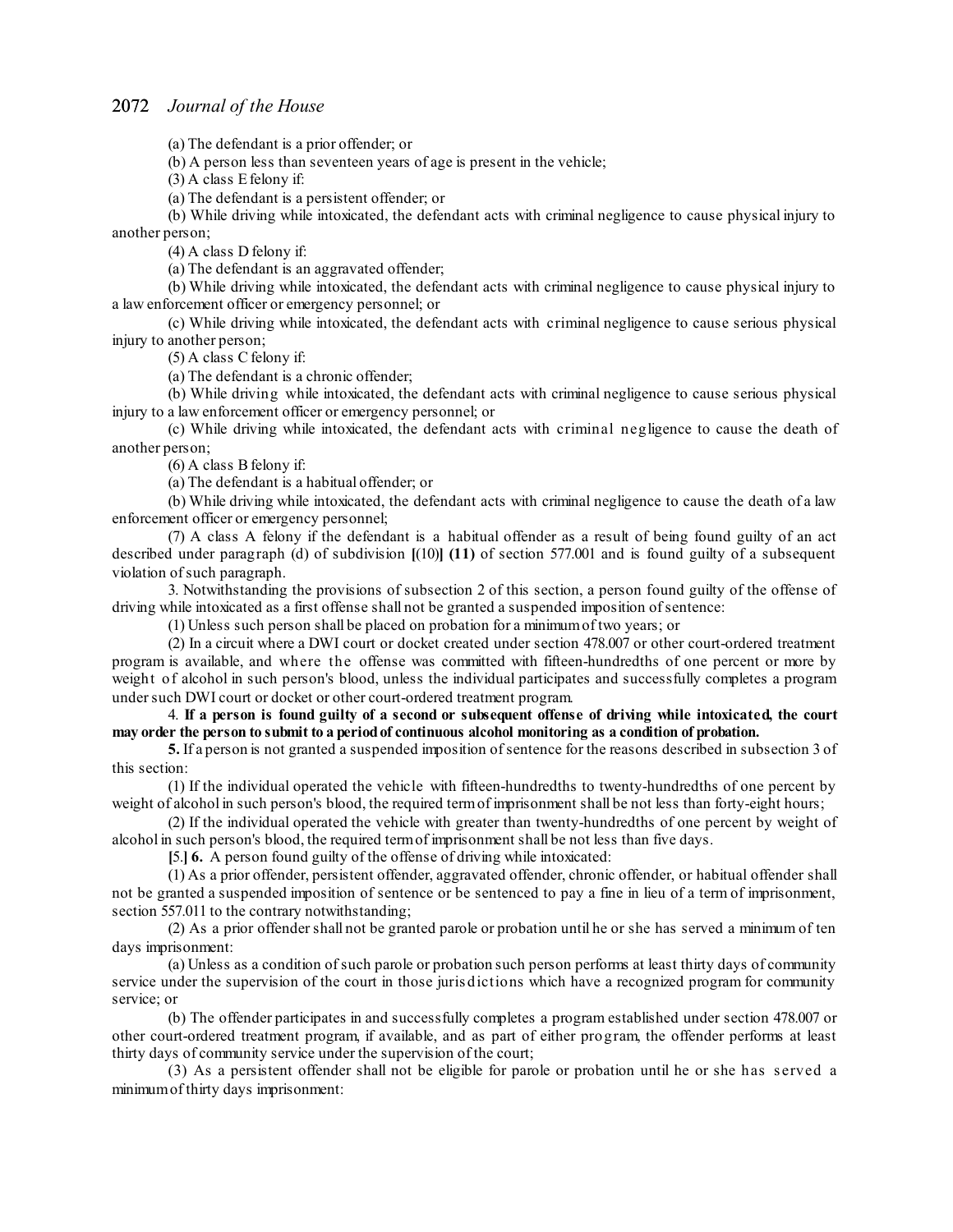(a) The defendant is a prior offender; or

(b) A person less than seventeen years of age is present in the vehicle;

(3) A class E felony if:

(a) The defendant is a persistent offender; or

(b) While driving while intoxicated, the defendant acts with criminal negligence to cause physical injury to another person;

(4) A class D felony if:

(a) The defendant is an aggravated offender;

(b) While driving while intoxicated, the defendant acts with criminal negligence to cause physical injury to a law enforcement officer or emergency personnel; or

(c) While driving while intoxicated, the defendant acts with criminal negligence to cause serious physical injury to another person;

(5) A class C felony if:

(a) The defendant is a chronic offender;

(b) While driving while intoxicated, the defendant acts with criminal negligence to cause serious physical injury to a law enforcement officer or emergency personnel; or

(c) While driving while intoxicated, the defendant acts with criminal negligence to cause the death of another person;

(6) A class B felony if:

(a) The defendant is a habitual offender; or

(b) While driving while intoxicated, the defendant acts with criminal negligence to cause the death of a law enforcement officer or emergency personnel;

(7) A class A felony if the defendant is a habitual offender as a result of being found guilty of an act described under paragraph (d) of subdivision **[**(10)**]** **(11)** of section 577.001 and is found guilty of a subsequent violation of such paragraph.

3. Notwithstanding the provisions of subsection 2 of this section, a person found guilty of the offense of driving while intoxicated as a first offense shall not be granted a suspended imposition of sentence:

(1) Unless such person shall be placed on probation for a minimum of two years; or

(2) In a circuit where a DWI court or docket created under section 478.007 or other court-ordered treatment program is available, and where the offense was committed with fifteen-hundredths of one percent or more by weight of alcohol in such person's blood, unless the individual participates and successfully completes a program under such DWI court or docket or other court-ordered treatment program.

4. **If a person is found guilty of a second or subsequent offense of driving while intoxicated, the court may order the person to submit to a period of continuous alcohol monitoring as a condition of probation.**

**5.** If a person is not granted a suspended imposition of sentence for the reasons described in subsection 3 of this section:

(1) If the individual operated the vehicle with fifteen-hundredths to twenty-hundredths of one percent by weight of alcohol in such person's blood, the required term of imprisonment shall be not less than forty-eight hours;

(2) If the individual operated the vehicle with greater than twenty-hundredths of one percent by weight of alcohol in such person's blood, the required term of imprisonment shall be not less than five days.

**[**5.**]** **6.** A person found guilty of the offense of driving while intoxicated:

(1) As a prior offender, persistent offender, aggravated offender, chronic offender, or habitual offender shall not be granted a suspended imposition of sentence or be sentenced to pay a fine in lieu of a term of imprisonment, section 557.011 to the contrary notwithstanding;

(2) As a prior offender shall not be granted parole or probation until he or she has served a minimum of ten days imprisonment:

(a) Unless as a condition of such parole or probation such person performs at least thirty days of community service under the supervision of the court in those jurisdictions which have a recognized program for community service; or

(b) The offender participates in and successfully completes a program established under section 478.007 or other court-ordered treatment program, if available, and as part of either program, the offender performs at least thirty days of community service under the supervision of the court;

(3) As a persistent offender shall not be eligible for parole or probation until he or she has served a minimum of thirty days imprisonment: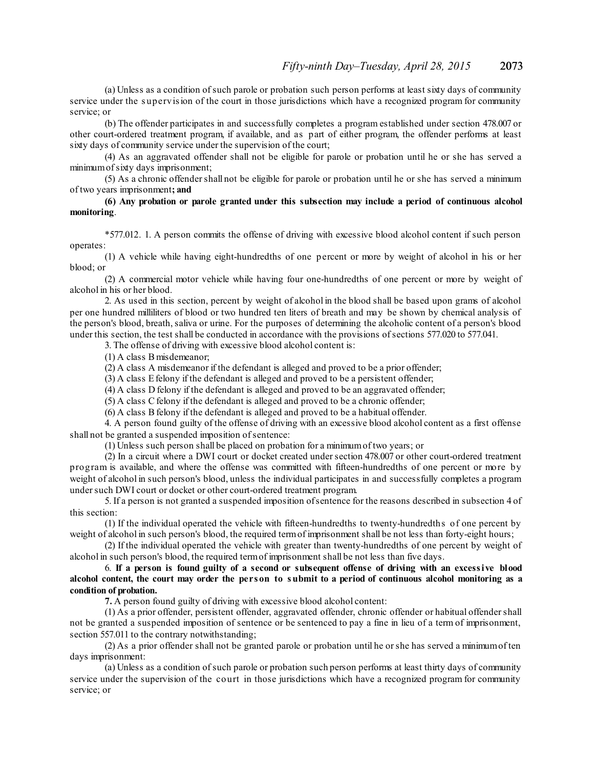(a) Unless as a condition of such parole or probation such person performs at least sixty days of community service under the supervision of the court in those jurisdictions which have a recognized program for community service; or

(b) The offender participates in and successfully completes a program established under section 478.007 or other court-ordered treatment program, if available, and as part of either program, the offender performs at least sixty days of community service under the supervision of the court;

(4) As an aggravated offender shall not be eligible for parole or probation until he or she has served a minimum of sixty days imprisonment;

(5) As a chronic offender shall not be eligible for parole or probation until he or she has served a minimum of two years imprisonment**; and**

**(6) Any probation or parole granted under this subsection may include a period of continuous alcohol monitoring**.

*577.012. 1. A person commits the offense of driving with excessive blood alcohol content if such person operates:

(1) A vehicle while having eight-hundredths of one percent or more by weight of alcohol in his or her blood; or

(2) A commercial motor vehicle while having four one-hundredths of one percent or more by weight of alcohol in his or her blood.

2. As used in this section, percent by weight of alcohol in the blood shall be based upon grams of alcohol per one hundred milliliters of blood or two hundred ten liters of breath and may be shown by chemical analysis of the person's blood, breath, saliva or urine. For the purposes of determining the alcoholic content of a person's blood under this section, the test shall be conducted in accordance with the provisions of sections 577.020 to 577.041.

3. The offense of driving with excessive blood alcohol content is:

(1) A class B misdemeanor;

(2) A class A misdemeanor if the defendant is alleged and proved to be a prior offender;

(3) A class E felony if the defendant is alleged and proved to be a persistent offender;

(4) A class D felony if the defendant is alleged and proved to be an aggravated offender;

(5) A class C felony if the defendant is alleged and proved to be a chronic offender;

(6) A class B felony if the defendant is alleged and proved to be a habitual offender.

4. A person found guilty of the offense of driving with an excessive blood alcohol content as a first offense shall not be granted a suspended imposition of sentence:

(1) Unless such person shall be placed on probation for a minimum of two years; or

(2) In a circuit where a DWI court or docket created under section 478.007 or other court-ordered treatment program is available, and where the offense was committed with fifteen-hundredths of one percent or more by weight of alcohol in such person's blood, unless the individual participates in and successfully completes a program under such DWI court or docket or other court-ordered treatment program.

5. If a person is not granted a suspended imposition of sentence for the reasons described in subsection 4 of this section:

(1) If the individual operated the vehicle with fifteen-hundredths to twenty-hundredths of one percent by weight of alcohol in such person's blood, the required term of imprisonment shall be not less than forty-eight hours;

(2) If the individual operated the vehicle with greater than twenty-hundredths of one percent by weight of alcohol in such person's blood, the required term of imprisonment shall be not less than five days.

6. **If a person is found guilty of a second or subsequent offense of driving with an excessive blood alcohol content, the court may order the person to submit to a period of continuous alcohol monitoring as a condition of probation.**

**7.** A person found guilty of driving with excessive blood alcohol content:

(1) As a prior offender, persistent offender, aggravated offender, chronic offender or habitual offender shall not be granted a suspended imposition of sentence or be sentenced to pay a fine in lieu of a term of imprisonment, section 557.011 to the contrary notwithstanding;

(2) As a prior offender shall not be granted parole or probation until he or she has served a minimum of ten days imprisonment:

(a) Unless as a condition of such parole or probation such person performs at least thirty days of community service under the supervision of the court in those jurisdictions which have a recognized program for community service; or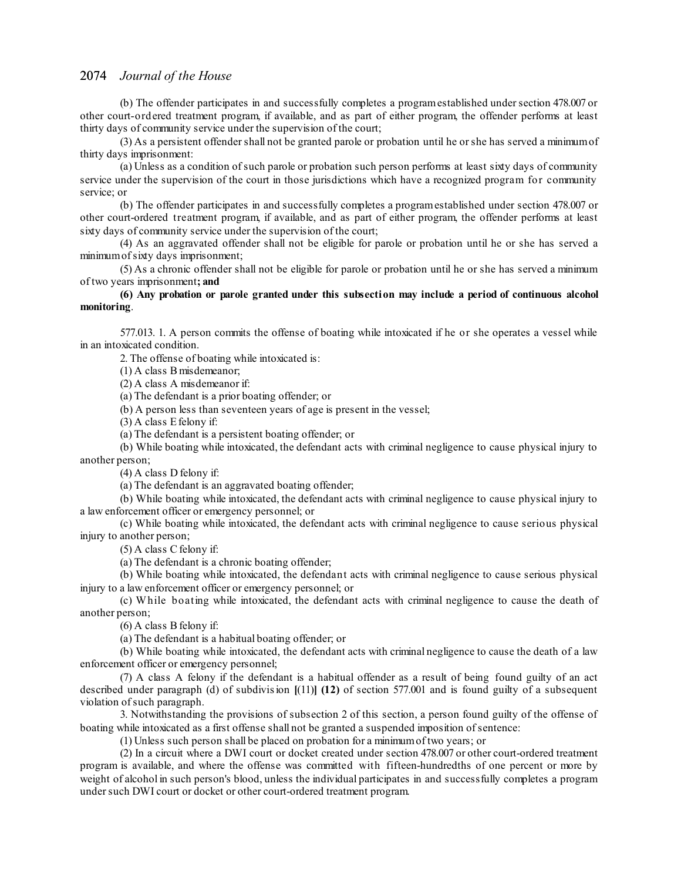(b) The offender participates in and successfully completes a program established under section 478.007 or other court-ordered treatment program, if available, and as part of either program, the offender performs at least thirty days of community service under the supervision of the court;

(3) As a persistent offender shall not be granted parole or probation until he or she has served a minimum of thirty days imprisonment:

(a) Unless as a condition of such parole or probation such person performs at least sixty days of community service under the supervision of the court in those jurisdictions which have a recognized program for community service; or

(b) The offender participates in and successfully completes a program established under section 478.007 or other court-ordered treatment program, if available, and as part of either program, the offender performs at least sixty days of community service under the supervision of the court;

(4) As an aggravated offender shall not be eligible for parole or probation until he or she has served a minimum of sixty days imprisonment;

(5) As a chronic offender shall not be eligible for parole or probation until he or she has served a minimum of two years imprisonment**; and**

**(6) Any probation or parole granted under this subsection may include a period of continuous alcohol monitoring**.

577.013. 1. A person commits the offense of boating while intoxicated if he or she operates a vessel while in an intoxicated condition.

2. The offense of boating while intoxicated is:

(1) A class B misdemeanor;

(2) A class A misdemeanor if:

(a) The defendant is a prior boating offender; or

(b) A person less than seventeen years of age is present in the vessel;

(3) A class E felony if:

(a) The defendant is a persistent boating offender; or

(b) While boating while intoxicated, the defendant acts with criminal negligence to cause physical injury to another person;

(4) A class D felony if:

(a) The defendant is an aggravated boating offender;

(b) While boating while intoxicated, the defendant acts with criminal negligence to cause physical injury to a law enforcement officer or emergency personnel; or

(c) While boating while intoxicated, the defendant acts with criminal negligence to cause serious physical injury to another person;

(5) A class C felony if:

(a) The defendant is a chronic boating offender;

(b) While boating while intoxicated, the defendant acts with criminal negligence to cause serious physical injury to a law enforcement officer or emergency personnel; or

(c) While boating while intoxicated, the defendant acts with criminal negligence to cause the death of another person;

(6) A class B felony if:

(a) The defendant is a habitual boating offender; or

(b) While boating while intoxicated, the defendant acts with criminal negligence to cause the death of a law enforcement officer or emergency personnel;

(7) A class A felony if the defendant is a habitual offender as a result of being found guilty of an act described under paragraph (d) of subdivision **[**(11)**] (12)** of section 577.001 and is found guilty of a subsequent violation of such paragraph.

3. Notwithstanding the provisions of subsection 2 of this section, a person found guilty of the offense of boating while intoxicated as a first offense shall not be granted a suspended imposition of sentence:

(1) Unless such person shall be placed on probation for a minimum of two years; or

(2) In a circuit where a DWI court or docket created under section 478.007 or other court-ordered treatment program is available, and where the offense was committed with fifteen-hundredths of one percent or more by weight of alcohol in such person's blood, unless the individual participates in and successfully completes a program under such DWI court or docket or other court-ordered treatment program.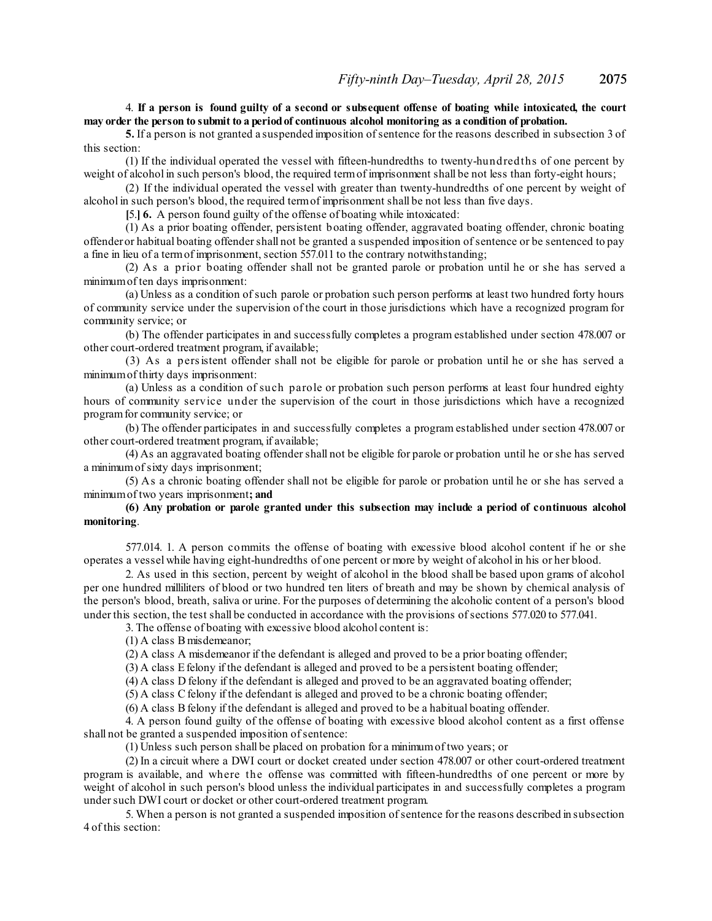4. **If a person is found guilty of a second or subsequent offense of boating while intoxicated, the court may order the person to submit to a period of continuous alcohol monitoring as a condition of probation.**

**5.** If a person is not granted a suspended imposition of sentence for the reasons described in subsection 3 of this section:

(1) If the individual operated the vessel with fifteen-hundredths to twenty-hundredths of one percent by weight of alcohol in such person's blood, the required term of imprisonment shall be not less than forty-eight hours;

(2) If the individual operated the vessel with greater than twenty-hundredths of one percent by weight of alcohol in such person's blood, the required term of imprisonment shall be not less than five days.

[5.] **6.** A person found guilty of the offense of boating while intoxicated:

(1) As a prior boating offender, persistent boating offender, aggravated boating offender, chronic boating offender or habitual boating offender shall not be granted a suspended imposition of sentence or be sentenced to pay a fine in lieu of a term of imprisonment, section 557.011 to the contrary notwithstanding;

(2) As a prior boating offender shall not be granted parole or probation until he or she has served a minimum of ten days imprisonment:

(a) Unless as a condition of such parole or probation such person performs at least two hundred forty hours of community service under the supervision of the court in those jurisdictions which have a recognized program for community service; or

(b) The offender participates in and successfully completes a program established under section 478.007 or other court-ordered treatment program, if available;

(3) As a persistent offender shall not be eligible for parole or probation until he or she has served a minimum of thirty days imprisonment:

(a) Unless as a condition of such parole or probation such person performs at least four hundred eighty hours of community service under the supervision of the court in those jurisdictions which have a recognized program for community service; or

(b) The offender participates in and successfully completes a program established under section 478.007 or other court-ordered treatment program, if available;

(4) As an aggravated boating offender shall not be eligible for parole or probation until he or she has served a minimum of sixty days imprisonment;

(5) As a chronic boating offender shall not be eligible for parole or probation until he or she has served a minimum of two years imprisonment**; and**

**(6) Any probation or parole granted under this subsection may include a period of continuous alcohol monitoring**.

577.014. 1. A person commits the offense of boating with excessive blood alcohol content if he or she operates a vessel while having eight-hundredths of one percent or more by weight of alcohol in his or her blood.

2. As used in this section, percent by weight of alcohol in the blood shall be based upon grams of alcohol per one hundred milliliters of blood or two hundred ten liters of breath and may be shown by chemical analysis of the person's blood, breath, saliva or urine. For the purposes of determining the alcoholic content of a person's blood under this section, the test shall be conducted in accordance with the provisions of sections 577.020 to 577.041.

3. The offense of boating with excessive blood alcohol content is:

(1) A class B misdemeanor;

(2) A class A misdemeanor if the defendant is alleged and proved to be a prior boating offender;

(3) A class E felony if the defendant is alleged and proved to be a persistent boating offender;

(4) A class D felony if the defendant is alleged and proved to be an aggravated boating offender;

(5) A class C felony if the defendant is alleged and proved to be a chronic boating offender;

(6) A class B felony if the defendant is alleged and proved to be a habitual boating offender.

4. A person found guilty of the offense of boating with excessive blood alcohol content as a first offense shall not be granted a suspended imposition of sentence:

(1) Unless such person shall be placed on probation for a minimum of two years; or

(2) In a circuit where a DWI court or docket created under section 478.007 or other court-ordered treatment program is available, and where the offense was committed with fifteen-hundredths of one percent or more by weight of alcohol in such person's blood unless the individual participates in and successfully completes a program under such DWI court or docket or other court-ordered treatment program.

5. When a person is not granted a suspended imposition of sentence for the reasons described in subsection 4 of this section: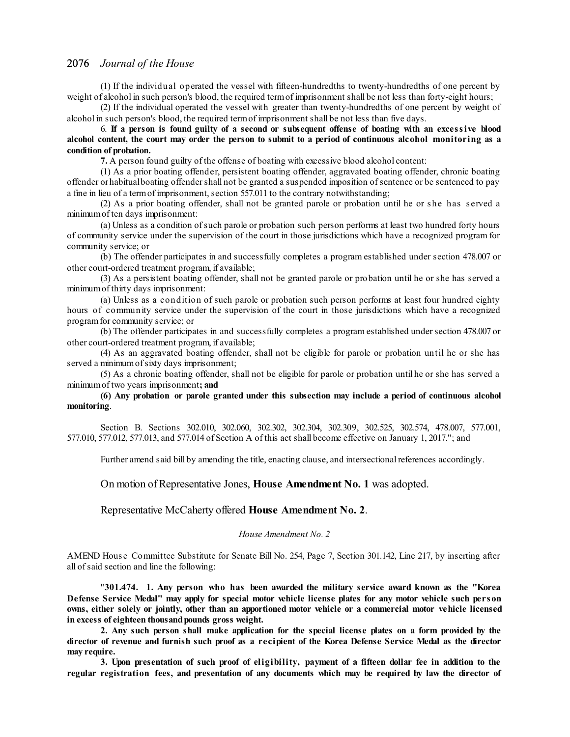(1) If the individual operated the vessel with fifteen-hundredths to twenty-hundredths of one percent by weight of alcohol in such person's blood, the required term of imprisonment shall be not less than forty-eight hours;

(2) If the individual operated the vessel with greater than twenty-hundredths of one percent by weight of alcohol in such person's blood, the required term of imprisonment shall be not less than five days.

6. **If a person is found guilty of a second or subsequent offense of boating with an excessive blood alcohol content, the court may order the person to submit to a period of continuous alcohol monitoring as a condition of probation.**

**7.** A person found guilty of the offense of boating with excessive blood alcohol content:

(1) As a prior boating offender, persistent boating offender, aggravated boating offender, chronic boating offender or habitual boating offender shall not be granted a suspended imposition of sentence or be sentenced to pay a fine in lieu of a term of imprisonment, section 557.011 to the contrary notwithstanding;

(2) As a prior boating offender, shall not be granted parole or probation until he or she has served a minimum of ten days imprisonment:

(a) Unless as a condition of such parole or probation such person performs at least two hundred forty hours of community service under the supervision of the court in those jurisdictions which have a recognized program for community service; or

(b) The offender participates in and successfully completes a program established under section 478.007 or other court-ordered treatment program, if available;

(3) As a persistent boating offender, shall not be granted parole or probation until he or she has served a minimum of thirty days imprisonment:

(a) Unless as a condition of such parole or probation such person performs at least four hundred eighty hours of community service under the supervision of the court in those jurisdictions which have a recognized program for community service; or

(b) The offender participates in and successfully completes a program established under section 478.007 or other court-ordered treatment program, if available;

(4) As an aggravated boating offender, shall not be eligible for parole or probation until he or she has served a minimum of sixty days imprisonment;

(5) As a chronic boating offender, shall not be eligible for parole or probation until he or she has served a minimum of two years imprisonment**; and**

**(6) Any probation or parole granted under this subsection may include a period of continuous alcohol monitoring**.

Section B. Sections 302.010, 302.060, 302.302, 302.304, 302.309, 302.525, 302.574, 478.007, 577.001, 577.010, 577.012, 577.013, and 577.014 of Section A of this act shall become effective on January 1, 2017."; and

Further amend said bill by amending the title, enacting clause, and intersectional references accordingly.

On motion of Representative Jones, **House Amendment No. 1** was adopted.

Representative McCaherty offered **House Amendment No. 2**.

*House Amendment No. 2*

AMEND House Committee Substitute for Senate Bill No. 254, Page 7, Section 301.142, Line 217, by inserting after all of said section and line the following:

"**301.474. 1. Any person who has been awarded the military service award known as the "Korea Defense Service Medal" may apply for special motor vehicle license plates for any motor vehicle such person owns, either solely or jointly, other than an apportioned motor vehicle or a commercial motor vehicle licensed in excess of eighteen thousand pounds gross weight.**

**2. Any such person shall make application for the special license plates on a form provided by the director of revenue and furnish such proof as a recipient of the Korea Defense Service Medal as the director may require.**

**3. Upon presentation of such proof of eligibility, payment of a fifteen dollar fee in addition to the regular registration fees, and presentation of any documents which may be required by law the director of**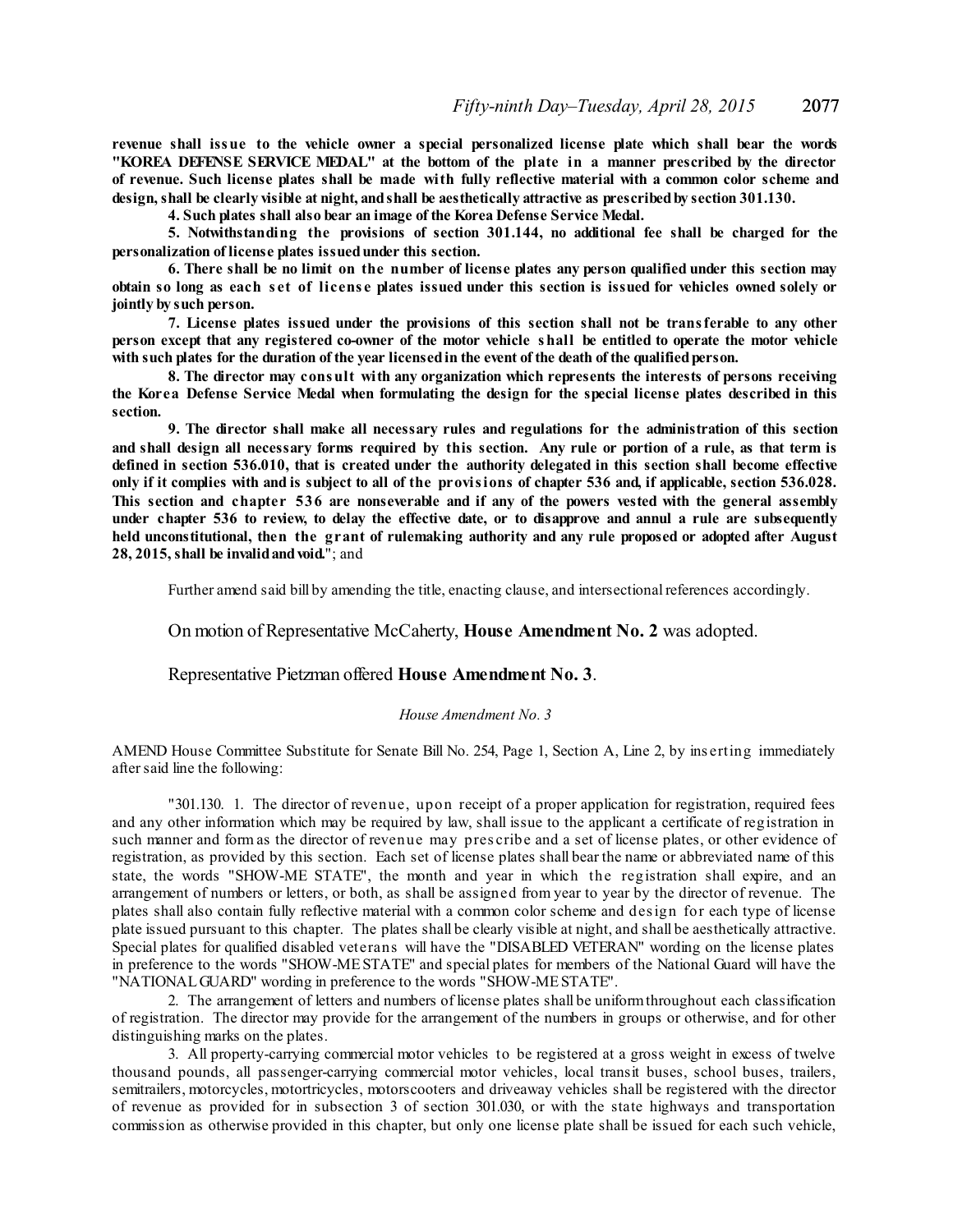**revenue shall issue to the vehicle owner a special personalized license plate which shall bear the words "KOREA DEFENSE SERVICE MEDAL" at the bottom of the plate in a manner prescribed by the director of revenue. Such license plates shall be made with fully reflective material with a common color scheme and design, shall be clearly visible at night, and shall be aesthetically attractive as prescribed by section 301.130.**

**4. Such plates shall also bear an image of the Korea Defense Service Medal.**

**5. Notwithstanding the provisions of section 301.144, no additional fee shall be charged for the personalization of license plates issued under this section.**

**6. There shall be no limit on the number of license plates any person qualified under this section may obtain so long as each set of license plates issued under this section is issued for vehicles owned solely or jointly by such person.**

**7. License plates issued under the provisions of this section shall not be transferable to any other person except that any registered co-owner of the motor vehicle shall be entitled to operate the motor vehicle with such plates for the duration of the year licensed in the event of the death of the qualified person.**

**8. The director may consult with any organization which represents the interests of persons receiving the Korea Defense Service Medal when formulating the design for the special license plates described in this section.**

**9. The director shall make all necessary rules and regulations for the administration of this section and shall design all necessary forms required by this section. Any rule or portion of a rule, as that term is defined in section 536.010, that is created under the authority delegated in this section shall become effective only if it complies with and is subject to all of the provisions of chapter 536 and, if applicable, section 536.028. This section and chapter 536 are nonseverable and if any of the powers vested with the general assembly under chapter 536 to review, to delay the effective date, or to disapprove and annul a rule are subsequently held unconstitutional, then the grant of rulemaking authority and any rule proposed or adopted after August 28, 2015, shall be invalid and void.**"; and

Further amend said bill by amending the title, enacting clause, and intersectional references accordingly.

On motion of Representative McCaherty, **House Amendment No. 2** was adopted.

Representative Pietzman offered **House Amendment No. 3**.

*House Amendment No. 3*

AMEND House Committee Substitute for Senate Bill No. 254, Page 1, Section A, Line 2, by inserting immediately after said line the following:

"301.130. 1. The director of revenue, upon receipt of a proper application for registration, required fees and any other information which may be required by law, shall issue to the applicant a certificate of registration in such manner and form as the director of revenue may prescribe and a set of license plates, or other evidence of registration, as provided by this section. Each set of license plates shall bear the name or abbreviated name of this state, the words "SHOW-ME STATE", the month and year in which the registration shall expire, and an arrangement of numbers or letters, or both, as shall be assigned from year to year by the director of revenue. The plates shall also contain fully reflective material with a common color scheme and design for each type of license plate issued pursuant to this chapter. The plates shall be clearly visible at night, and shall be aesthetically attractive. Special plates for qualified disabled veterans will have the "DISABLED VETERAN" wording on the license plates in preference to the words "SHOW-ME STATE" and special plates for members of the National Guard will have the "NATIONAL GUARD" wording in preference to the words "SHOW-ME STATE".

2. The arrangement of letters and numbers of license plates shall be uniform throughout each classification of registration. The director may provide for the arrangement of the numbers in groups or otherwise, and for other distinguishing marks on the plates.

3. All property-carrying commercial motor vehicles to be registered at a gross weight in excess of twelve thousand pounds, all passenger-carrying commercial motor vehicles, local transit buses, school buses, trailers, semitrailers, motorcycles, motortricycles, motorscooters and driveaway vehicles shall be registered with the director of revenue as provided for in subsection 3 of section 301.030, or with the state highways and transportation commission as otherwise provided in this chapter, but only one license plate shall be issued for each such vehicle,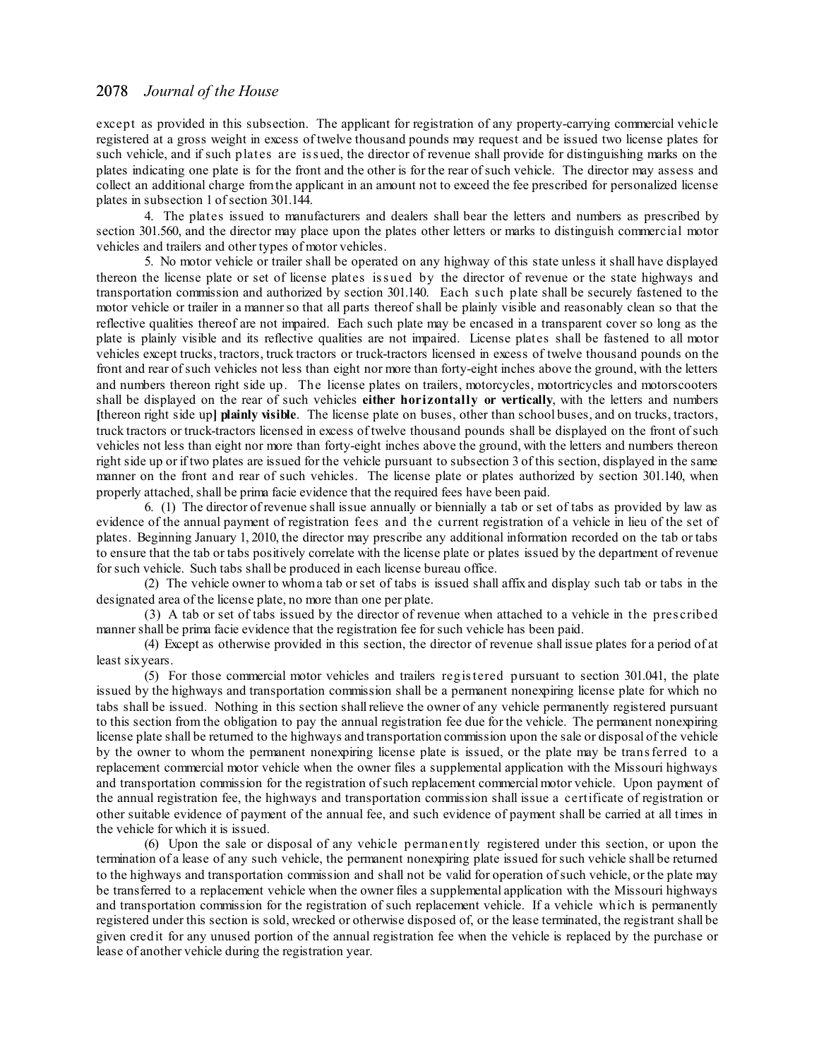except as provided in this subsection. The applicant for registration of any property-carrying commercial vehicle registered at a gross weight in excess of twelve thousand pounds may request and be issued two license plates for such vehicle, and if such plates are issued, the director of revenue shall provide for distinguishing marks on the plates indicating one plate is for the front and the other is for the rear of such vehicle. The director may assess and collect an additional charge from the applicant in an amount not to exceed the fee prescribed for personalized license plates in subsection 1 of section 301.144.

4. The plates issued to manufacturers and dealers shall bear the letters and numbers as prescribed by section 301.560, and the director may place upon the plates other letters or marks to distinguish commercial motor vehicles and trailers and other types of motor vehicles.

5. No motor vehicle or trailer shall be operated on any highway of this state unless it shall have displayed thereon the license plate or set of license plates issued by the director of revenue or the state highways and transportation commission and authorized by section 301.140. Each such plate shall be securely fastened to the motor vehicle or trailer in a manner so that all parts thereof shall be plainly visible and reasonably clean so that the reflective qualities thereof are not impaired. Each such plate may be encased in a transparent cover so long as the plate is plainly visible and its reflective qualities are not impaired. License plates shall be fastened to all motor vehicles except trucks, tractors, truck tractors or truck-tractors licensed in excess of twelve thousand pounds on the front and rear of such vehicles not less than eight nor more than forty-eight inches above the ground, with the letters and numbers thereon right side up. The license plates on trailers, motorcycles, motortricycles and motorscooters shall be displayed on the rear of such vehicles **either horizontally or vertically**, with the letters and numbers [thereon right side up] **plainly visible**. The license plate on buses, other than school buses, and on trucks, tractors, truck tractors or truck-tractors licensed in excess of twelve thousand pounds shall be displayed on the front of such vehicles not less than eight nor more than forty-eight inches above the ground, with the letters and numbers thereon right side up or if two plates are issued for the vehicle pursuant to subsection 3 of this section, displayed in the same manner on the front and rear of such vehicles. The license plate or plates authorized by section 301.140, when properly attached, shall be prima facie evidence that the required fees have been paid.

6. (1) The director of revenue shall issue annually or biennially a tab or set of tabs as provided by law as evidence of the annual payment of registration fees and the current registration of a vehicle in lieu of the set of plates. Beginning January 1, 2010, the director may prescribe any additional information recorded on the tab or tabs to ensure that the tab or tabs positively correlate with the license plate or plates issued by the department of revenue for such vehicle. Such tabs shall be produced in each license bureau office.

(2) The vehicle owner to whom a tab or set of tabs is issued shall affix and display such tab or tabs in the designated area of the license plate, no more than one per plate.

(3) A tab or set of tabs issued by the director of revenue when attached to a vehicle in the prescribed manner shall be prima facie evidence that the registration fee for such vehicle has been paid.

(4) Except as otherwise provided in this section, the director of revenue shall issue plates for a period of at least six years.

(5) For those commercial motor vehicles and trailers registered pursuant to section 301.041, the plate issued by the highways and transportation commission shall be a permanent nonexpiring license plate for which no tabs shall be issued. Nothing in this section shall relieve the owner of any vehicle permanently registered pursuant to this section from the obligation to pay the annual registration fee due for the vehicle. The permanent nonexpiring license plate shall be returned to the highways and transportation commission upon the sale or disposal of the vehicle by the owner to whom the permanent nonexpiring license plate is issued, or the plate may be transferred to a replacement commercial motor vehicle when the owner files a supplemental application with the Missouri highways and transportation commission for the registration of such replacement commercial motor vehicle. Upon payment of the annual registration fee, the highways and transportation commission shall issue a certificate of registration or other suitable evidence of payment of the annual fee, and such evidence of payment shall be carried at all times in the vehicle for which it is issued.

(6) Upon the sale or disposal of any vehicle permanently registered under this section, or upon the termination of a lease of any such vehicle, the permanent nonexpiring plate issued for such vehicle shall be returned to the highways and transportation commission and shall not be valid for operation of such vehicle, or the plate may be transferred to a replacement vehicle when the owner files a supplemental application with the Missouri highways and transportation commission for the registration of such replacement vehicle. If a vehicle which is permanently registered under this section is sold, wrecked or otherwise disposed of, or the lease terminated, the registrant shall be given credit for any unused portion of the annual registration fee when the vehicle is replaced by the purchase or lease of another vehicle during the registration year.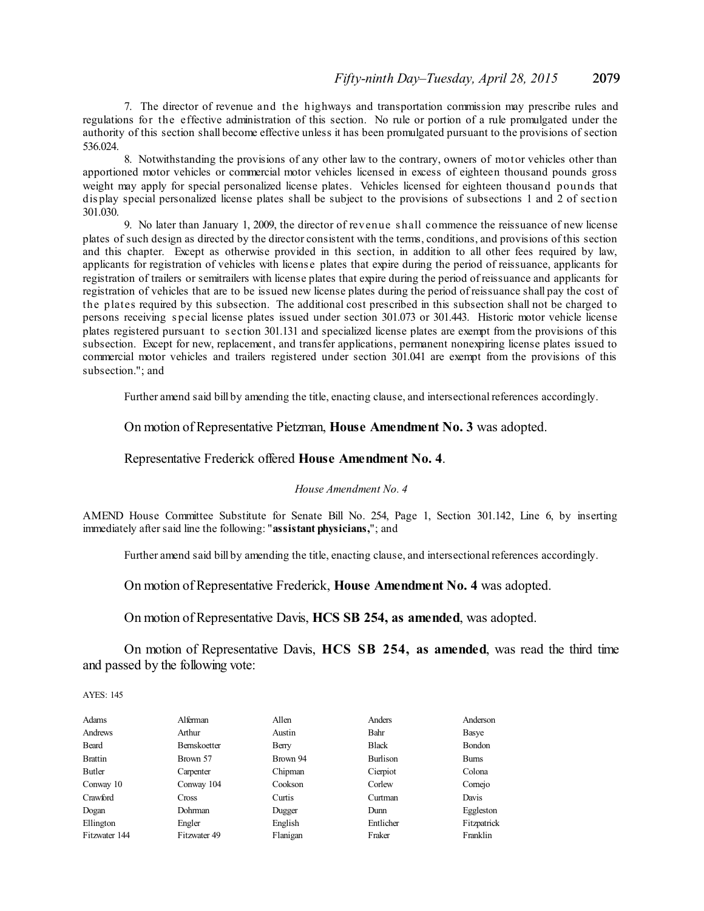7. The director of revenue and the highways and transportation commission may prescribe rules and regulations for the effective administration of this section. No rule or portion of a rule promulgated under the authority of this section shall become effective unless it has been promulgated pursuant to the provisions of section 536.024.

8. Notwithstanding the provisions of any other law to the contrary, owners of motor vehicles other than apportioned motor vehicles or commercial motor vehicles licensed in excess of eighteen thousand pounds gross weight may apply for special personalized license plates. Vehicles licensed for eighteen thousand pounds that display special personalized license plates shall be subject to the provisions of subsections 1 and 2 of section 301.030.

9. No later than January 1, 2009, the director of revenue shall commence the reissuance of new license plates of such design as directed by the director consistent with the terms, conditions, and provisions of this section and this chapter. Except as otherwise provided in this section, in addition to all other fees required by law, applicants for registration of vehicles with license plates that expire during the period of reissuance, applicants for registration of trailers or semitrailers with license plates that expire during the period of reissuance and applicants for registration of vehicles that are to be issued new license plates during the period of reissuance shall pay the cost of the plates required by this subsection. The additional cost prescribed in this subsection shall not be charged to persons receiving special license plates issued under section 301.073 or 301.443. Historic motor vehicle license plates registered pursuant to section 301.131 and specialized license plates are exempt from the provisions of this subsection. Except for new, replacement, and transfer applications, permanent nonexpiring license plates issued to commercial motor vehicles and trailers registered under section 301.041 are exempt from the provisions of this subsection."; and

Further amend said bill by amending the title, enacting clause, and intersectional references accordingly.

On motion of Representative Pietzman, **House Amendment No. 3** was adopted.

Representative Frederick offered **House Amendment No. 4**.

*House Amendment No. 4*

AMEND House Committee Substitute for Senate Bill No. 254, Page 1, Section 301.142, Line 6, by inserting immediately after said line the following: "**assistant physicians,**"; and

Further amend said bill by amending the title, enacting clause, and intersectional references accordingly.

On motion of Representative Frederick, **House Amendment No. 4** was adopted.

On motion of Representative Davis, **HCS SB 254, as amended**, was adopted.

On motion of Representative Davis, **HCS SB 254, as amended**, was read the third time and passed by the following vote:

AYES: 145

| | | | | |
|---|---|---|---|---|
| Adams | Alferman | Allen | Anders | Anderson |
| Andrews | Arthur | Austin | Bahr | Basye |
| Beard | Bernskoetter | Berry | Black | Bondon |
| Brattin | Brown 57 | Brown 94 | Burlison | Burns |
| Butler | Carpenter | Chipman | Cierpiot | Colona |
| Conway 10 | Conway 104 | Cookson | Corlew | Cornejo |
| Crawford | Cross | Curtis | Curtman | Davis |
| Dogan | Dohrman | Dugger | Dunn | Eggleston |
| Ellington | Engler | English | Entlicher | Fitzpatrick |
| Fitzwater 144 | Fitzwater 49 | Flanigan | Fraker | Franklin |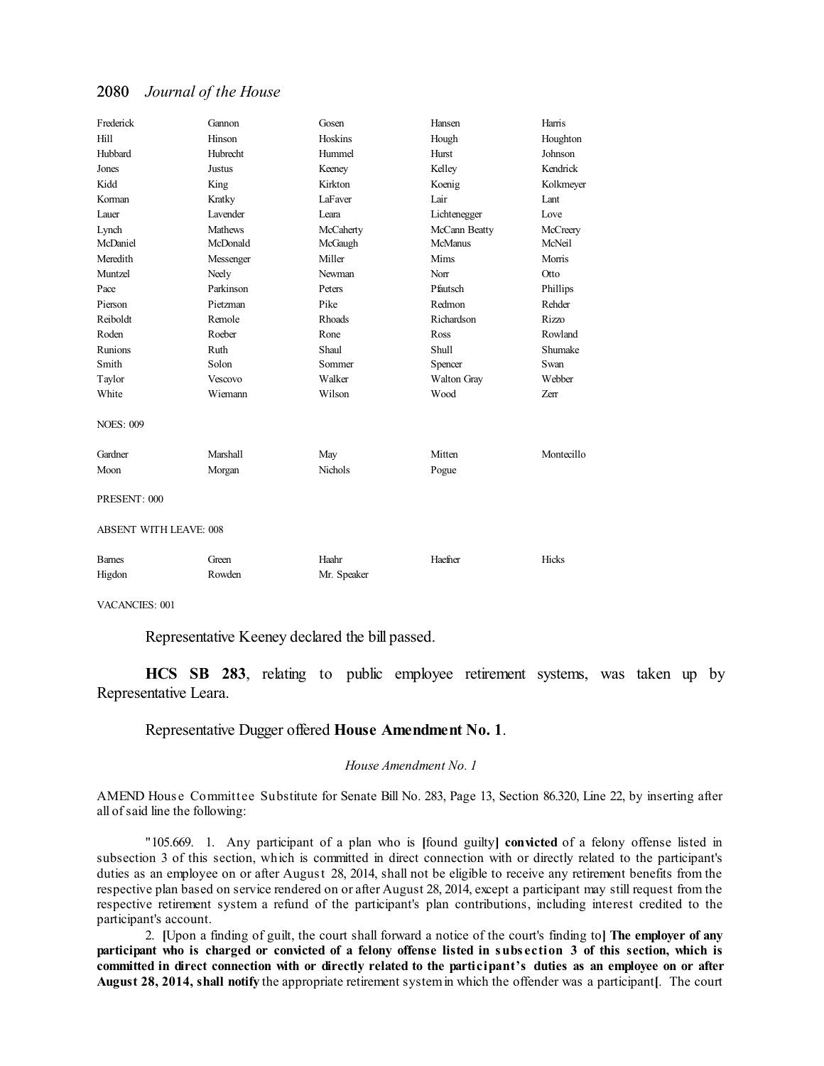| | | | | |
|---|---|---|---|---|
| Frederick | Gannon | Gosen | Hansen | Harris |
| Hill | Hinson | Hoskins | Hough | Houghton |
| Hubbard | Hubrecht | Hummel | Hurst | Johnson |
| Jones | Justus | Keeney | Kelley | Kendrick |
| Kidd | King | Kirkton | Koenig | Kolkmeyer |
| Korman | Kratky | LaFaver | Lair | Lant |
| Lauer | Lavender | Leara | Lichtenegger | Love |
| Lynch | Mathews | McCaherty | McCann Beatty | McCreery |
| McDaniel | McDonald | McGaugh | McManus | McNeil |
| Meredith | Messenger | Miller | Mims | Morris |
| Muntzel | Neely | Newman | Norr | Otto |
| Pace | Parkinson | Peters | Pfautsch | Phillips |
| Pierson | Pietzman | Pike | Redmon | Rehder |
| Reiboldt | Remole | Rhoads | Richardson | Rizzo |
| Roden | Roeber | Rone | Ross | Rowland |
| Runions | Ruth | Shaul | Shull | Shumake |
| Smith | Solon | Sommer | Spencer | Swan |
| Taylor | Vescovo | Walker | Walton Gray | Webber |
| White | Wiemann | Wilson | Wood | Zerr |

NOES: 009

| | | | | |
|---|---|---|---|---|
| Gardner | Marshall | May | Mitten | Montecillo |
| Moon | Morgan | Nichols | Pogue | |

PRESENT: 000

ABSENT WITH LEAVE: 008

| | | | | |
|---|---|---|---|---|
| Barnes | Green | Haahr | Haefner | Hicks |
| Higdon | Rowden | Mr. Speaker | | |

VACANCIES: 001

Representative Keeney declared the bill passed.

**HCS SB 283**, relating to public employee retirement systems, was taken up by Representative Leara.

Representative Dugger offered **House Amendment No. 1**.

*House Amendment No. 1*

AMEND House Committee Substitute for Senate Bill No. 283, Page 13, Section 86.320, Line 22, by inserting after all of said line the following:

"105.669. 1. Any participant of a plan who is [found guilty] **convicted** of a felony offense listed in subsection 3 of this section, which is committed in direct connection with or directly related to the participant's duties as an employee on or after August 28, 2014, shall not be eligible to receive any retirement benefits from the respective plan based on service rendered on or after August 28, 2014, except a participant may still request from the respective retirement system a refund of the participant's plan contributions, including interest credited to the participant's account.

2. [Upon a finding of guilt, the court shall forward a notice of the court's finding to] **The employer of any participant who is charged or convicted of a felony offense listed in subsection 3 of this section, which is committed in direct connection with or directly related to the participant's duties as an employee on or after August 28, 2014, shall notify** the appropriate retirement system in which the offender was a participant[. The court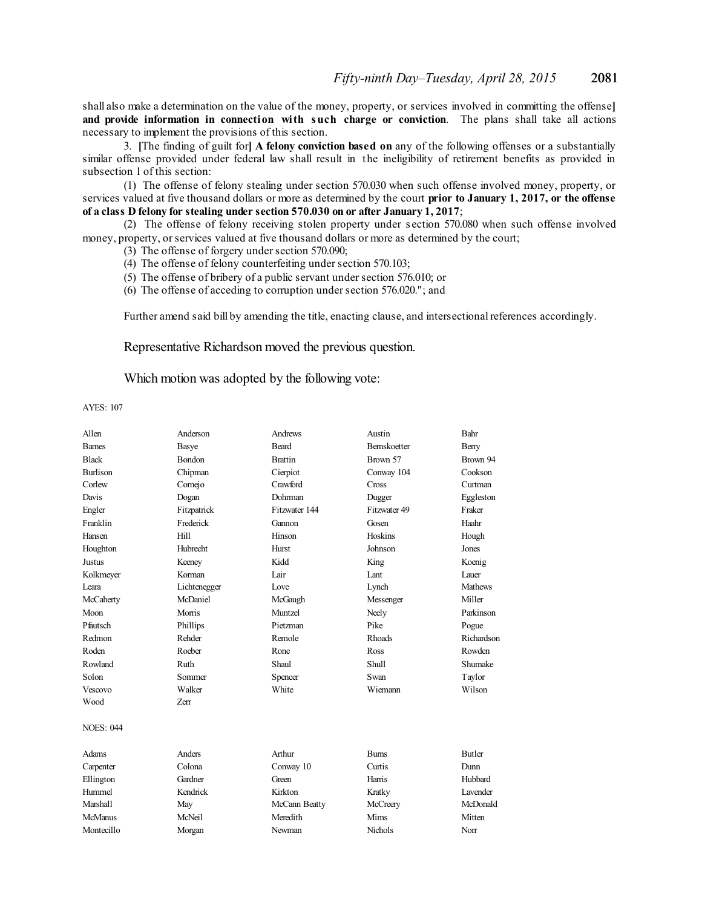shall also make a determination on the value of the money, property, or services involved in committing the offense**]** **and provide information in connection with such charge or conviction**. The plans shall take all actions necessary to implement the provisions of this section.

3. **[**The finding of guilt for**]** **A felony conviction based on** any of the following offenses or a substantially similar offense provided under federal law shall result in the ineligibility of retirement benefits as provided in subsection 1 of this section:

(1) The offense of felony stealing under section 570.030 when such offense involved money, property, or services valued at five thousand dollars or more as determined by the court **prior to January 1, 2017, or the offense of a class D felony for stealing under section 570.030 on or after January 1, 2017**;

(2) The offense of felony receiving stolen property under section 570.080 when such offense involved money, property, or services valued at five thousand dollars or more as determined by the court;

(3) The offense of forgery under section 570.090;

(4) The offense of felony counterfeiting under section 570.103;

(5) The offense of bribery of a public servant under section 576.010; or

(6) The offense of acceding to corruption under section 576.020."; and

Further amend said bill by amending the title, enacting clause, and intersectional references accordingly.

Representative Richardson moved the previous question.

Which motion was adopted by the following vote:

AYES: 107

| | | | | |
|---|---|---|---|---|
| Allen | Anderson | Andrews | Austin | Bahr |
| Barnes | Basye | Beard | Bernskoetter | Berry |
| Black | Bondon | Brattin | Brown 57 | Brown 94 |
| Burlison | Chipman | Cierpiot | Conway 104 | Cookson |
| Corlew | Cornejo | Crawford | Cross | Curtman |
| Davis | Dogan | Dohrman | Dugger | Eggleston |
| Engler | Fitzpatrick | Fitzwater 144 | Fitzwater 49 | Fraker |
| Franklin | Frederick | Gannon | Gosen | Haahr |
| Hansen | Hill | Hinson | Hoskins | Hough |
| Houghton | Hubrecht | Hurst | Johnson | Jones |
| Justus | Keeney | Kidd | King | Koenig |
| Kolkmeyer | Korman | Lair | Lant | Lauer |
| Leara | Lichtenegger | Love | Lynch | Mathews |
| McCaherty | McDaniel | McGaugh | Messenger | Miller |
| Moon | Morris | Muntzel | Neely | Parkinson |
| Pfautsch | Phillips | Pietzman | Pike | Pogue |
| Redmon | Rehder | Remole | Rhoads | Richardson |
| Roden | Roeber | Rone | Ross | Rowden |
| Rowland | Ruth | Shaul | Shull | Shumake |
| Solon | Sommer | Spencer | Swan | Taylor |
| Vescovo | Walker | White | Wiemann | Wilson |
| Wood | Zerr | | | |

NOES: 044

| | | | | |
|---|---|---|---|---|
| Adams | Anders | Arthur | Burns | Butler |
| Carpenter | Colona | Conway 10 | Curtis | Dunn |
| Ellington | Gardner | Green | Harris | Hubbard |
| Hummel | Kendrick | Kirkton | Kratky | Lavender |
| Marshall | May | McCann Beatty | McCreery | McDonald |
| McManus | McNeil | Meredith | Mims | Mitten |
| Montecillo | Morgan | Newman | Nichols | Norr |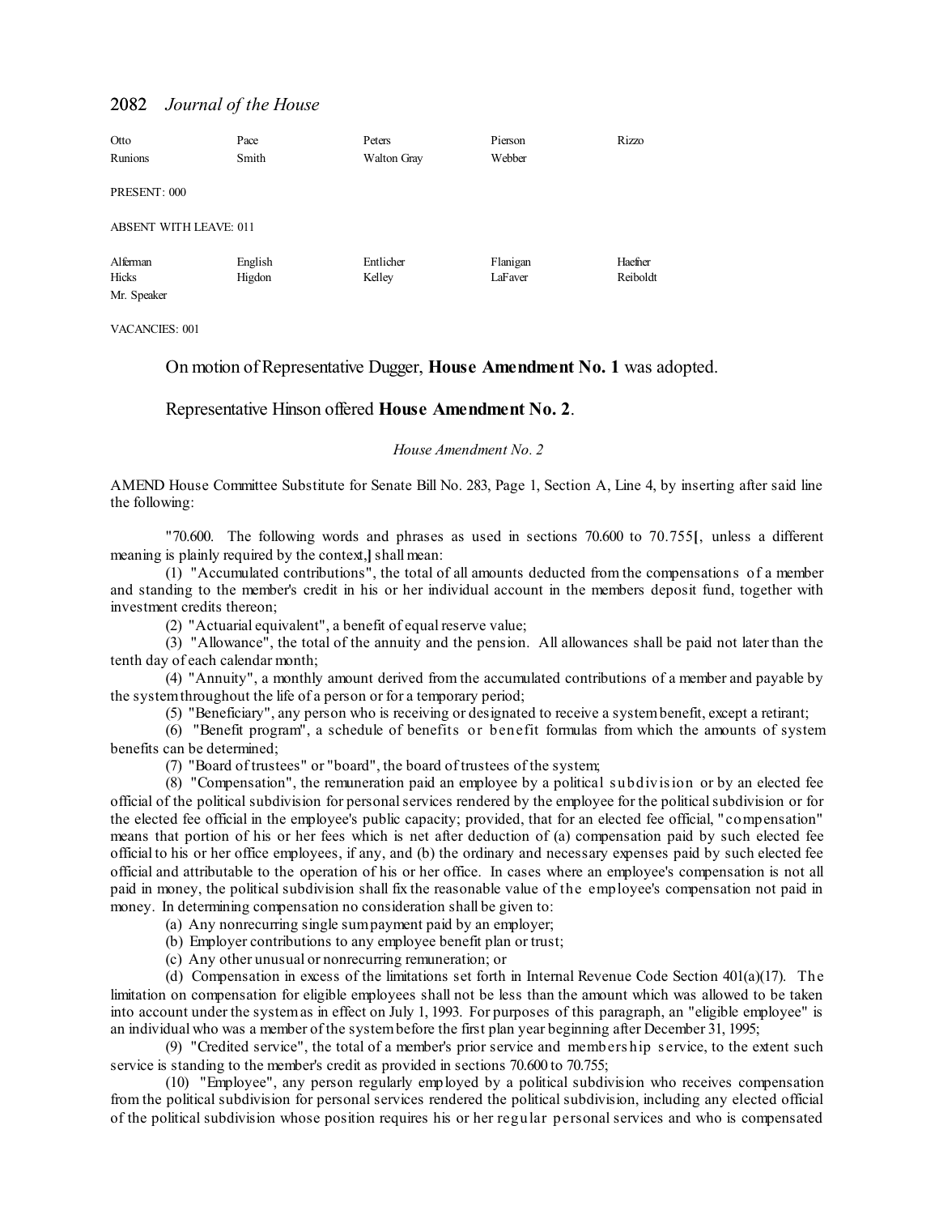| | | | | |
|---|---|---|---|---|
| Otto | Pace | Peters | Pierson | Rizzo |
| Runions | Smith | Walton Gray | Webber | |

PRESENT: 000

ABSENT WITH LEAVE: 011

| | | | | |
|---|---|---|---|---|
| Alferman | English | Entlicher | Flanigan | Haefner |
| Hicks | Higdon | Kelley | LaFaver | Reiboldt |
| Mr. Speaker | | | | |

VACANCIES: 001

On motion of Representative Dugger, **House Amendment No. 1** was adopted.

Representative Hinson offered **House Amendment No. 2**.

*House Amendment No. 2*

AMEND House Committee Substitute for Senate Bill No. 283, Page 1, Section A, Line 4, by inserting after said line the following:

"70.600. The following words and phrases as used in sections 70.600 to 70.755[, unless a different meaning is plainly required by the context,] shall mean:

(1) "Accumulated contributions", the total of all amounts deducted from the compensations of a member and standing to the member's credit in his or her individual account in the members deposit fund, together with investment credits thereon;

(2) "Actuarial equivalent", a benefit of equal reserve value;

(3) "Allowance", the total of the annuity and the pension. All allowances shall be paid not later than the tenth day of each calendar month;

(4) "Annuity", a monthly amount derived from the accumulated contributions of a member and payable by the system throughout the life of a person or for a temporary period;

(5) "Beneficiary", any person who is receiving or designated to receive a system benefit, except a retirant;

(6) "Benefit program", a schedule of benefits or benefit formulas from which the amounts of system benefits can be determined;

(7) "Board of trustees" or "board", the board of trustees of the system;

(8) "Compensation", the remuneration paid an employee by a political subdivision or by an elected fee official of the political subdivision for personal services rendered by the employee for the political subdivision or for the elected fee official in the employee's public capacity; provided, that for an elected fee official, "compensation" means that portion of his or her fees which is net after deduction of (a) compensation paid by such elected fee official to his or her office employees, if any, and (b) the ordinary and necessary expenses paid by such elected fee official and attributable to the operation of his or her office. In cases where an employee's compensation is not all paid in money, the political subdivision shall fix the reasonable value of the employee's compensation not paid in money. In determining compensation no consideration shall be given to:

(a) Any nonrecurring single sum payment paid by an employer;

(b) Employer contributions to any employee benefit plan or trust;

(c) Any other unusual or nonrecurring remuneration; or

(d) Compensation in excess of the limitations set forth in Internal Revenue Code Section 401(a)(17). The limitation on compensation for eligible employees shall not be less than the amount which was allowed to be taken into account under the system as in effect on July 1, 1993. For purposes of this paragraph, an "eligible employee" is an individual who was a member of the system before the first plan year beginning after December 31, 1995;

(9) "Credited service", the total of a member's prior service and membership service, to the extent such service is standing to the member's credit as provided in sections 70.600 to 70.755;

(10) "Employee", any person regularly employed by a political subdivision who receives compensation from the political subdivision for personal services rendered the political subdivision, including any elected official of the political subdivision whose position requires his or her regular personal services and who is compensated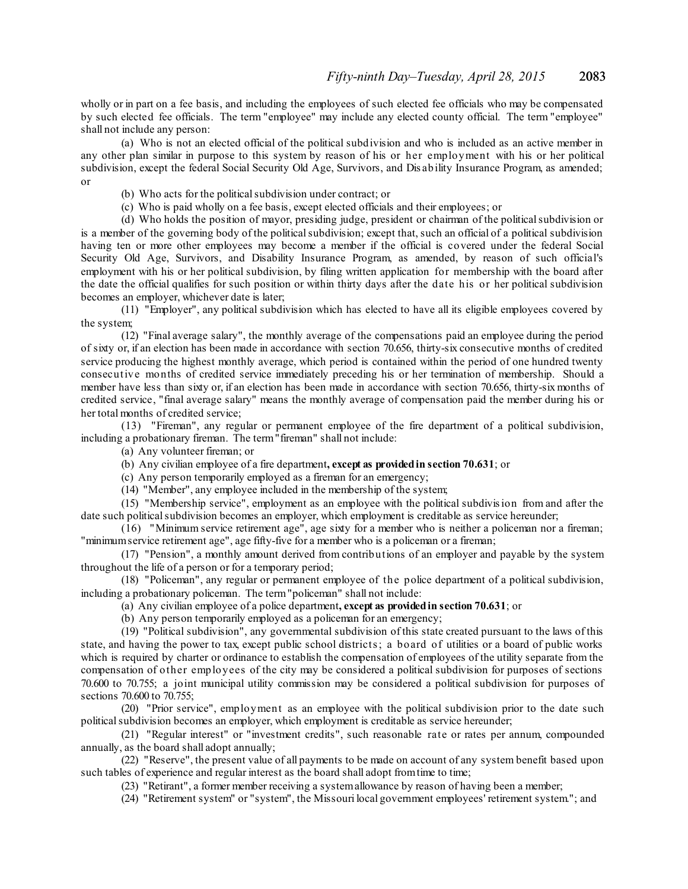wholly or in part on a fee basis, and including the employees of such elected fee officials who may be compensated by such elected fee officials. The term "employee" may include any elected county official. The term "employee" shall not include any person:

(a) Who is not an elected official of the political subdivision and who is included as an active member in any other plan similar in purpose to this system by reason of his or her employment with his or her political subdivision, except the federal Social Security Old Age, Survivors, and Disability Insurance Program, as amended; or

(b) Who acts for the political subdivision under contract; or

(c) Who is paid wholly on a fee basis, except elected officials and their employees; or

(d) Who holds the position of mayor, presiding judge, president or chairman of the political subdivision or is a member of the governing body of the political subdivision; except that, such an official of a political subdivision having ten or more other employees may become a member if the official is covered under the federal Social Security Old Age, Survivors, and Disability Insurance Program, as amended, by reason of such official's employment with his or her political subdivision, by filing written application for membership with the board after the date the official qualifies for such position or within thirty days after the date his or her political subdivision becomes an employer, whichever date is later;

(11) "Employer", any political subdivision which has elected to have all its eligible employees covered by the system;

(12) "Final average salary", the monthly average of the compensations paid an employee during the period of sixty or, if an election has been made in accordance with section 70.656, thirty-six consecutive months of credited service producing the highest monthly average, which period is contained within the period of one hundred twenty consecutive months of credited service immediately preceding his or her termination of membership. Should a member have less than sixty or, if an election has been made in accordance with section 70.656, thirty-six months of credited service, "final average salary" means the monthly average of compensation paid the member during his or her total months of credited service;

(13) "Fireman", any regular or permanent employee of the fire department of a political subdivision, including a probationary fireman. The term "fireman" shall not include:

(a) Any volunteer fireman; or

(b) Any civilian employee of a fire department**, except as provided in section 70.631**; or

(c) Any person temporarily employed as a fireman for an emergency;

(14) "Member", any employee included in the membership of the system;

(15) "Membership service", employment as an employee with the political subdivision from and after the date such political subdivision becomes an employer, which employment is creditable as service hereunder;

(16) "Minimum service retirement age", age sixty for a member who is neither a policeman nor a fireman; "minimum service retirement age", age fifty-five for a member who is a policeman or a fireman;

(17) "Pension", a monthly amount derived from contributions of an employer and payable by the system throughout the life of a person or for a temporary period;

(18) "Policeman", any regular or permanent employee of the police department of a political subdivision, including a probationary policeman. The term "policeman" shall not include:

(a) Any civilian employee of a police department**, except as provided in section 70.631**; or

(b) Any person temporarily employed as a policeman for an emergency;

(19) "Political subdivision", any governmental subdivision of this state created pursuant to the laws of this state, and having the power to tax, except public school districts; a board of utilities or a board of public works which is required by charter or ordinance to establish the compensation of employees of the utility separate from the compensation of other employees of the city may be considered a political subdivision for purposes of sections 70.600 to 70.755; a joint municipal utility commission may be considered a political subdivision for purposes of sections 70.600 to 70.755;

(20) "Prior service", employment as an employee with the political subdivision prior to the date such political subdivision becomes an employer, which employment is creditable as service hereunder;

(21) "Regular interest" or "investment credits", such reasonable rate or rates per annum, compounded annually, as the board shall adopt annually;

(22) "Reserve", the present value of all payments to be made on account of any system benefit based upon such tables of experience and regular interest as the board shall adopt from time to time;

(23) "Retirant", a former member receiving a system allowance by reason of having been a member;

(24) "Retirement system" or "system", the Missouri local government employees' retirement system."; and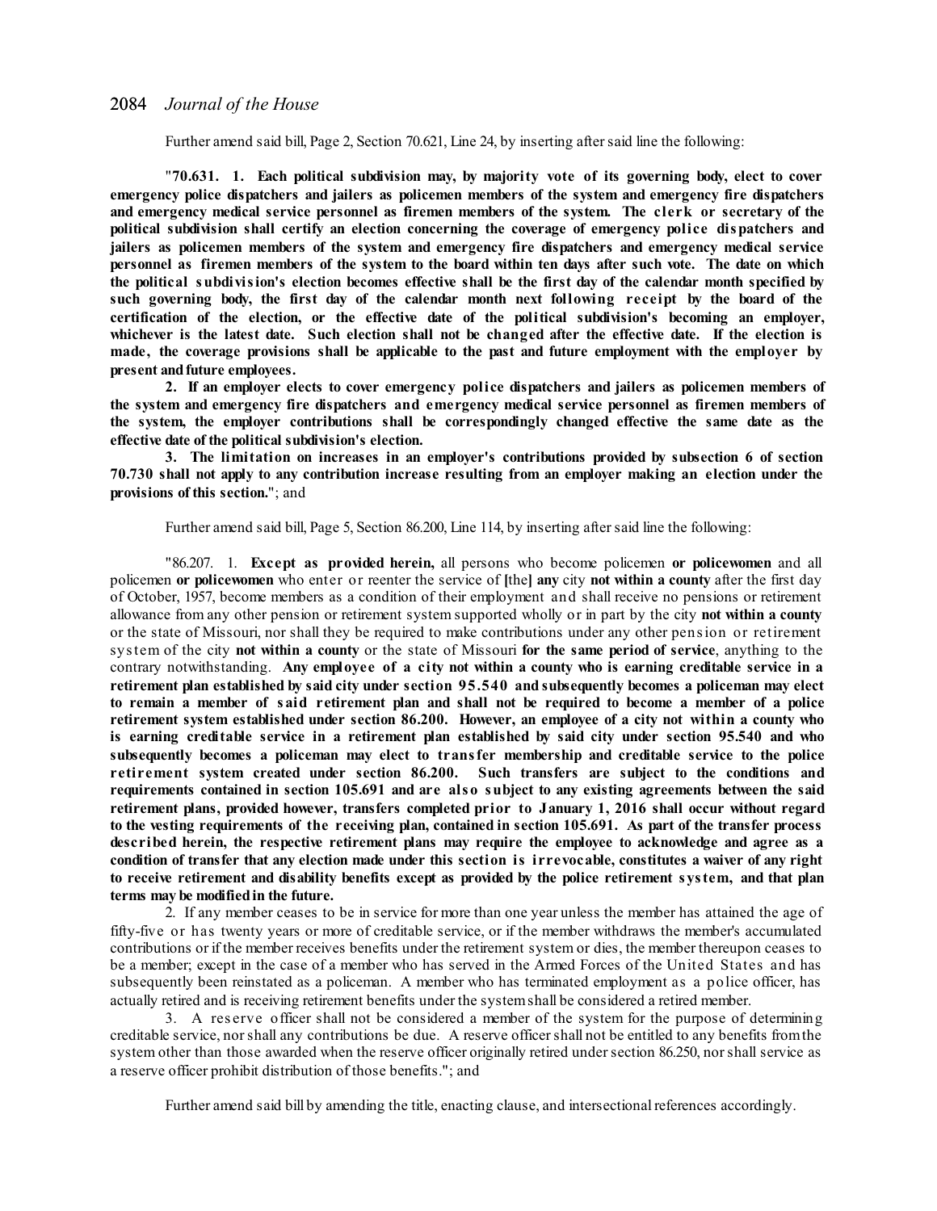Further amend said bill, Page 2, Section 70.621, Line 24, by inserting after said line the following:

"**70.631. 1. Each political subdivision may, by majority vote of its governing body, elect to cover emergency police dispatchers and jailers as policemen members of the system and emergency fire dispatchers and emergency medical service personnel as firemen members of the system. The clerk or secretary of the political subdivision shall certify an election concerning the coverage of emergency police dispatchers and jailers as policemen members of the system and emergency fire dispatchers and emergency medical service personnel as firemen members of the system to the board within ten days after such vote. The date on which the political subdivision's election becomes effective shall be the first day of the calendar month specified by such governing body, the first day of the calendar month next following receipt by the board of the certification of the election, or the effective date of the political subdivision's becoming an employer, whichever is the latest date. Such election shall not be changed after the effective date. If the election is made, the coverage provisions shall be applicable to the past and future employment with the employer by present and future employees.**

**2. If an employer elects to cover emergency police dispatchers and jailers as policemen members of the system and emergency fire dispatchers and emergency medical service personnel as firemen members of the system, the employer contributions shall be correspondingly changed effective the same date as the effective date of the political subdivision's election.**

**3. The limitation on increases in an employer's contributions provided by subsection 6 of section 70.730 shall not apply to any contribution increase resulting from an employer making an election under the provisions of this section.**"; and

Further amend said bill, Page 5, Section 86.200, Line 114, by inserting after said line the following:

"86.207. 1. **Except as provided herein,** all persons who become policemen **or policewomen** and all policemen **or policewomen** who enter or reenter the service of **[**the**] any** city **not within a county** after the first day of October, 1957, become members as a condition of their employment and shall receive no pensions or retirement allowance from any other pension or retirement system supported wholly or in part by the city **not within a county** or the state of Missouri, nor shall they be required to make contributions under any other pension or retirement system of the city **not within a county** or the state of Missouri **for the same period of service**, anything to the contrary notwithstanding. **Any employee of a city not within a county who is earning creditable service in a retirement plan established by said city under section 95.540 and subsequently becomes a policeman may elect to remain a member of said retirement plan and shall not be required to become a member of a police retirement system established under section 86.200. However, an employee of a city not within a county who is earning creditable service in a retirement plan established by said city under section 95.540 and who subsequently becomes a policeman may elect to transfer membership and creditable service to the police retirement system created under section 86.200. Such transfers are subject to the conditions and requirements contained in section 105.691 and are also subject to any existing agreements between the said retirement plans, provided however, transfers completed prior to January 1, 2016 shall occur without regard to the vesting requirements of the receiving plan, contained in section 105.691. As part of the transfer process described herein, the respective retirement plans may require the employee to acknowledge and agree as a condition of transfer that any election made under this section is irrevocable, constitutes a waiver of any right to receive retirement and disability benefits except as provided by the police retirement system, and that plan terms may be modified in the future.**

2. If any member ceases to be in service for more than one year unless the member has attained the age of fifty-five or has twenty years or more of creditable service, or if the member withdraws the member's accumulated contributions or if the member receives benefits under the retirement system or dies, the member thereupon ceases to be a member; except in the case of a member who has served in the Armed Forces of the United States and has subsequently been reinstated as a policeman. A member who has terminated employment as a police officer, has actually retired and is receiving retirement benefits under the system shall be considered a retired member.

3. A reserve officer shall not be considered a member of the system for the purpose of determining creditable service, nor shall any contributions be due. A reserve officer shall not be entitled to any benefits from the system other than those awarded when the reserve officer originally retired under section 86.250, nor shall service as a reserve officer prohibit distribution of those benefits."; and

Further amend said bill by amending the title, enacting clause, and intersectional references accordingly.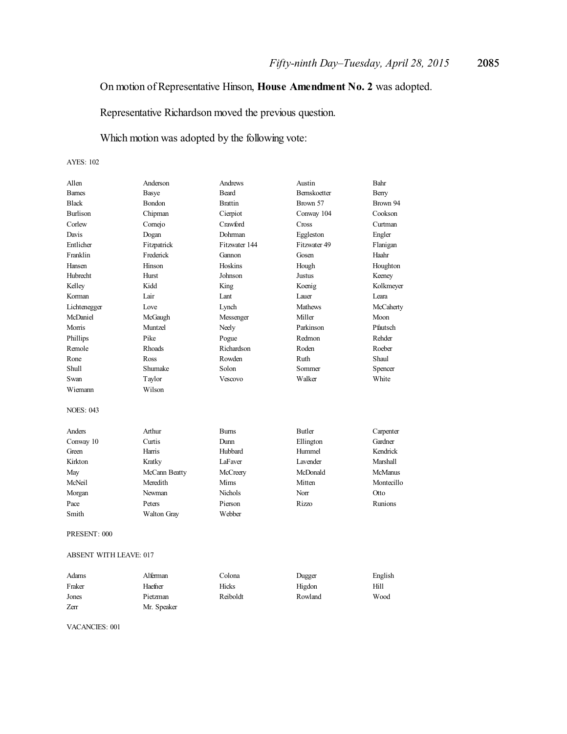On motion of Representative Hinson, **House Amendment No. 2** was adopted.

Representative Richardson moved the previous question.

Which motion was adopted by the following vote:

AYES: 102

| | | | | |
|---|---|---|---|---|
| Allen | Anderson | Andrews | Austin | Bahr |
| Barnes | Basye | Beard | Bernskoetter | Berry |
| Black | Bondon | Brattin | Brown 57 | Brown 94 |
| Burlison | Chipman | Cierpiot | Conway 104 | Cookson |
| Corlew | Cornejo | Crawford | Cross | Curtman |
| Davis | Dogan | Dohrman | Eggleston | Engler |
| Entlicher | Fitzpatrick | Fitzwater 144 | Fitzwater 49 | Flanigan |
| Franklin | Frederick | Gannon | Gosen | Haahr |
| Hansen | Hinson | Hoskins | Hough | Houghton |
| Hubrecht | Hurst | Johnson | Justus | Keeney |
| Kelley | Kidd | King | Koenig | Kolkmeyer |
| Korman | Lair | Lant | Lauer | Leara |
| Lichtenegger | Love | Lynch | Mathews | McCaherty |
| McDaniel | McGaugh | Messenger | Miller | Moon |
| Morris | Muntzel | Neely | Parkinson | Pfautsch |
| Phillips | Pike | Pogue | Redmon | Rehder |
| Remole | Rhoads | Richardson | Roden | Roeber |
| Rone | Ross | Rowden | Ruth | Shaul |
| Shull | Shumake | Solon | Sommer | Spencer |
| Swan | Taylor | Vescovo | Walker | White |
| Wiemann | Wilson | | | |

NOES: 043

| | | | | |
|---|---|---|---|---|
| Anders | Arthur | Burns | Butler | Carpenter |
| Conway 10 | Curtis | Dunn | Ellington | Gardner |
| Green | Harris | Hubbard | Hummel | Kendrick |
| Kirkton | Kratky | LaFaver | Lavender | Marshall |
| May | McCann Beatty | McCreery | McDonald | McManus |
| McNeil | Meredith | Mims | Mitten | Montecillo |
| Morgan | Newman | Nichols | Norr | Otto |
| Pace | Peters | Pierson | Rizzo | Runions |
| Smith | Walton Gray | Webber | | |

PRESENT: 000

ABSENT WITH LEAVE: 017

| | | | | |
|---|---|---|---|---|
| Adams | Alferman | Colona | Dugger | English |
| Fraker | Haefner | Hicks | Higdon | Hill |
| Jones | Pietzman | Reiboldt | Rowland | Wood |
| Zerr | Mr. Speaker | | | |

VACANCIES: 001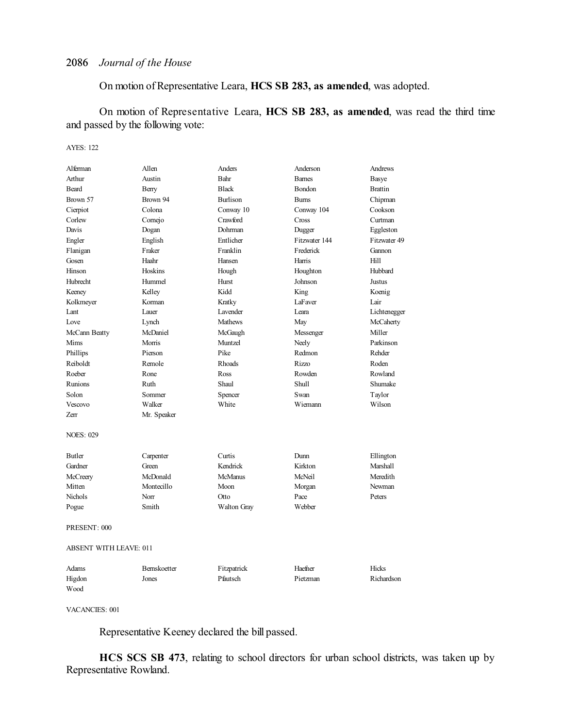On motion of Representative Leara, **HCS SB 283, as amended**, was adopted.

On motion of Representative Leara, **HCS SB 283, as amended**, was read the third time and passed by the following vote:

AYES: 122

| | | | | |
|---|---|---|---|---|
| Alferman | Allen | Anders | Anderson | Andrews |
| Arthur | Austin | Bahr | Barnes | Basye |
| Beard | Berry | Black | Bondon | Brattin |
| Brown 57 | Brown 94 | Burlison | Burns | Chipman |
| Cierpiot | Colona | Conway 10 | Conway 104 | Cookson |
| Corlew | Cornejo | Crawford | Cross | Curtman |
| Davis | Dogan | Dohrman | Dugger | Eggleston |
| Engler | English | Entlicher | Fitzwater 144 | Fitzwater 49 |
| Flanigan | Fraker | Franklin | Frederick | Gannon |
| Gosen | Haahr | Hansen | Harris | Hill |
| Hinson | Hoskins | Hough | Houghton | Hubbard |
| Hubrecht | Hummel | Hurst | Johnson | Justus |
| Keeney | Kelley | Kidd | King | Koenig |
| Kolkmeyer | Korman | Kratky | LaFaver | Lair |
| Lant | Lauer | Lavender | Leara | Lichtenegger |
| Love | Lynch | Mathews | May | McCaherty |
| McCann Beatty | McDaniel | McGaugh | Messenger | Miller |
| Mims | Morris | Muntzel | Neely | Parkinson |
| Phillips | Pierson | Pike | Redmon | Rehder |
| Reiboldt | Remole | Rhoads | Rizzo | Roden |
| Roeber | Rone | Ross | Rowden | Rowland |
| Runions | Ruth | Shaul | Shull | Shumake |
| Solon | Sommer | Spencer | Swan | Taylor |
| Vescovo | Walker | White | Wiemann | Wilson |
| Zerr | Mr. Speaker | | | |

NOES: 029

| | | | | |
|---|---|---|---|---|
| Butler | Carpenter | Curtis | Dunn | Ellington |
| Gardner | Green | Kendrick | Kirkton | Marshall |
| McCreery | McDonald | McManus | McNeil | Meredith |
| Mitten | Montecillo | Moon | Morgan | Newman |
| Nichols | Norr | Otto | Pace | Peters |
| Pogue | Smith | Walton Gray | Webber | |

PRESENT: 000

ABSENT WITH LEAVE: 011

| | | | | |
|---|---|---|---|---|
| Adams | Bernskoetter | Fitzpatrick | Haefner | Hicks |
| Higdon | Jones | Pfautsch | Pietzman | Richardson |
| Wood | | | | |

VACANCIES: 001

Representative Keeney declared the bill passed.

**HCS SCS SB 473**, relating to school directors for urban school districts, was taken up by Representative Rowland.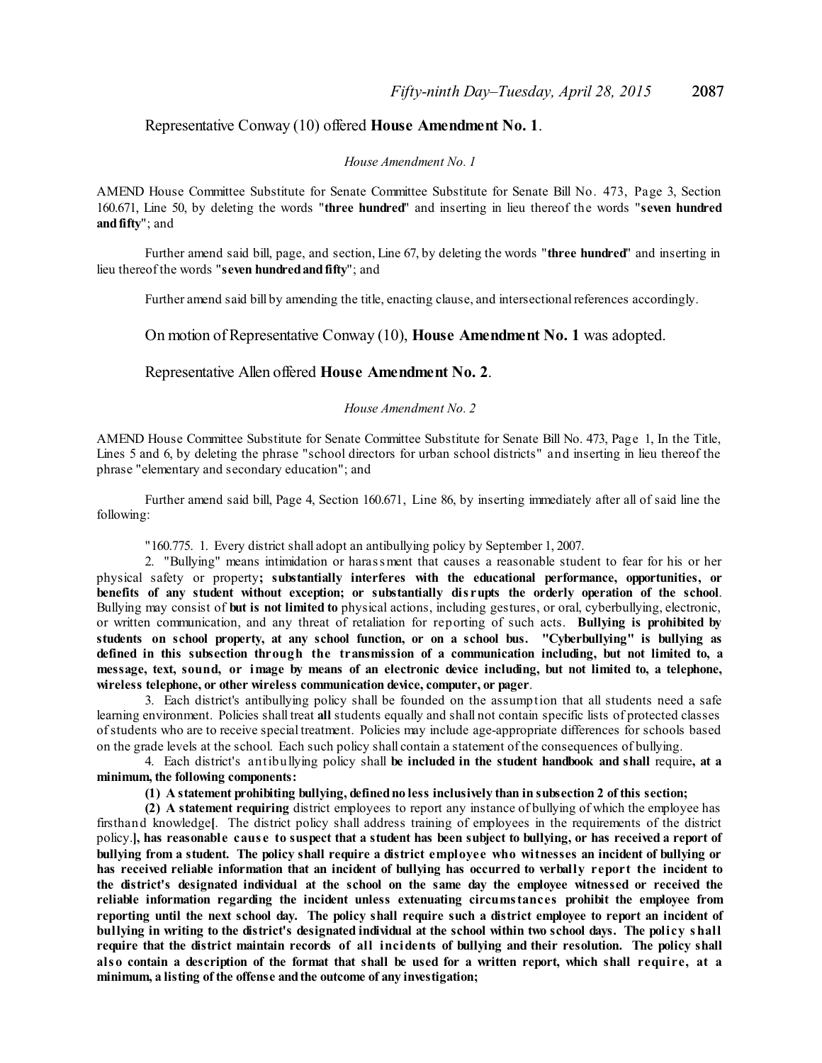Representative Conway (10) offered **House Amendment No. 1**.

*House Amendment No. 1*

AMEND House Committee Substitute for Senate Committee Substitute for Senate Bill No. 473, Page 3, Section 160.671, Line 50, by deleting the words "**three hundred**" and inserting in lieu thereof the words "**seven hundred and fifty**"; and

Further amend said bill, page, and section, Line 67, by deleting the words "**three hundred**" and inserting in lieu thereof the words "**seven hundred and fifty**"; and

Further amend said bill by amending the title, enacting clause, and intersectional references accordingly.

On motion of Representative Conway (10), **House Amendment No. 1** was adopted.

Representative Allen offered **House Amendment No. 2**.

*House Amendment No. 2*

AMEND House Committee Substitute for Senate Committee Substitute for Senate Bill No. 473, Page 1, In the Title, Lines 5 and 6, by deleting the phrase "school directors for urban school districts" and inserting in lieu thereof the phrase "elementary and secondary education"; and

Further amend said bill, Page 4, Section 160.671, Line 86, by inserting immediately after all of said line the following:

"160.775. 1. Every district shall adopt an antibullying policy by September 1, 2007.

2. "Bullying" means intimidation or harassment that causes a reasonable student to fear for his or her physical safety or property**; substantially interferes with the educational performance, opportunities, or benefits of any student without exception; or substantially disrupts the orderly operation of the school**. Bullying may consist of **but is not limited to** physical actions, including gestures, or oral, cyberbullying, electronic, or written communication, and any threat of retaliation for reporting of such acts. **Bullying is prohibited by students on school property, at any school function, or on a school bus. "Cyberbullying" is bullying as defined in this subsection through the transmission of a communication including, but not limited to, a message, text, sound, or image by means of an electronic device including, but not limited to, a telephone, wireless telephone, or other wireless communication device, computer, or pager**.

3. Each district's antibullying policy shall be founded on the assumption that all students need a safe learning environment. Policies shall treat **all** students equally and shall not contain specific lists of protected classes of students who are to receive special treatment. Policies may include age-appropriate differences for schools based on the grade levels at the school. Each such policy shall contain a statement of the consequences of bullying.

4. Each district's antibullying policy shall **be included in the student handbook and shall** require**, at a minimum, the following components:**

**(1) A statement prohibiting bullying, defined no less inclusively than in subsection 2 of this section;**

**(2) A statement requiring** district employees to report any instance of bullying of which the employee has firsthand knowledge**[**. The district policy shall address training of employees in the requirements of the district policy.**], has reasonable cause to suspect that a student has been subject to bullying, or has received a report of bullying from a student. The policy shall require a district employee who witnesses an incident of bullying or has received reliable information that an incident of bullying has occurred to verbally report the incident to the district's designated individual at the school on the same day the employee witnessed or received the reliable information regarding the incident unless extenuating circumstances prohibit the employee from reporting until the next school day. The policy shall require such a district employee to report an incident of bullying in writing to the district's designated individual at the school within two school days. The policy shall require that the district maintain records of all incidents of bullying and their resolution. The policy shall also contain a description of the format that shall be used for a written report, which shall require, at a minimum, a listing of the offense and the outcome of any investigation;**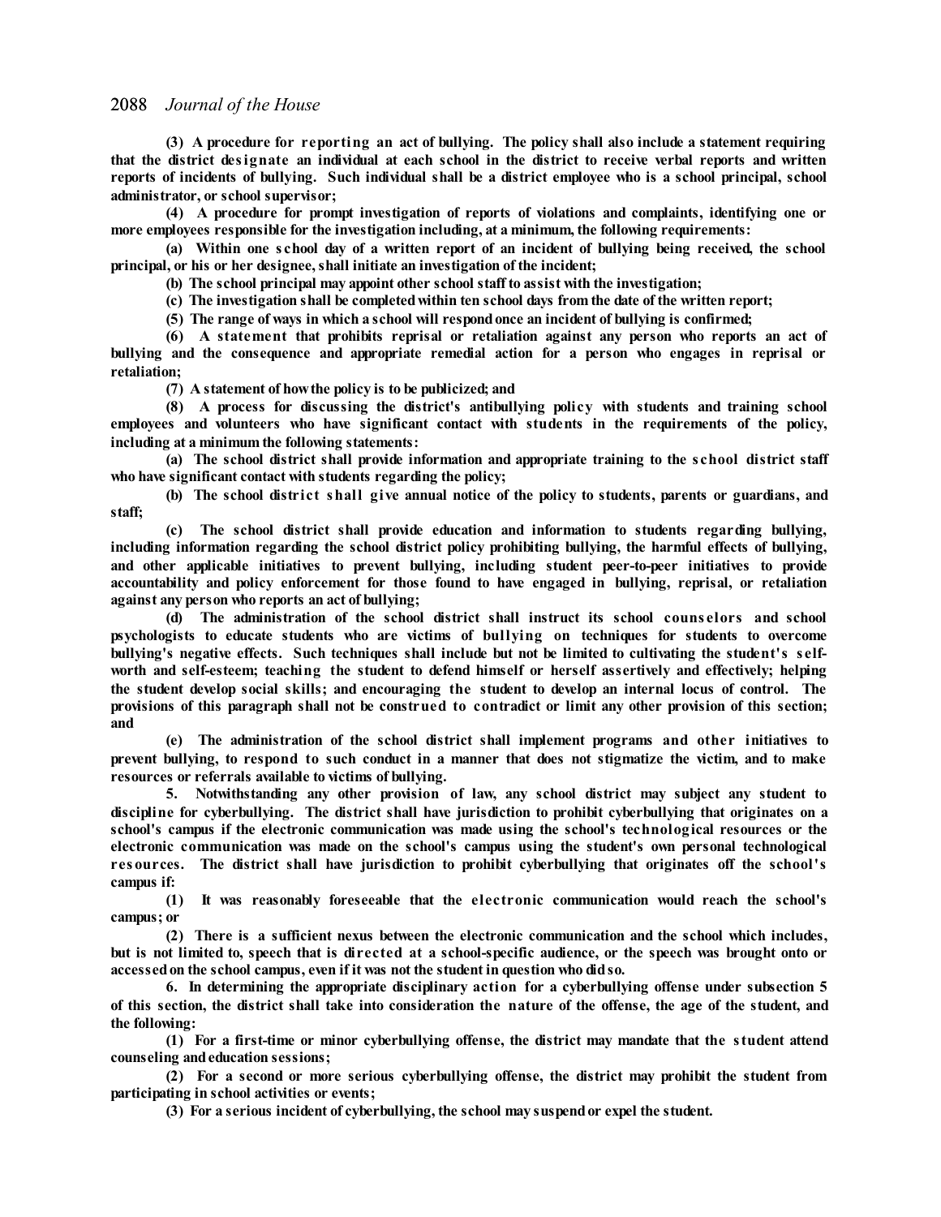**(3) A procedure for reporting an act of bullying. The policy shall also include a statement requiring that the district designate an individual at each school in the district to receive verbal reports and written reports of incidents of bullying. Such individual shall be a district employee who is a school principal, school administrator, or school supervisor;**

**(4) A procedure for prompt investigation of reports of violations and complaints, identifying one or more employees responsible for the investigation including, at a minimum, the following requirements:**

**(a) Within one school day of a written report of an incident of bullying being received, the school principal, or his or her designee, shall initiate an investigation of the incident;**

**(b) The school principal may appoint other school staff to assist with the investigation;**

**(c) The investigation shall be completed within ten school days from the date of the written report;**

**(5) The range of ways in which a school will respond once an incident of bullying is confirmed;**

**(6) A statement that prohibits reprisal or retaliation against any person who reports an act of bullying and the consequence and appropriate remedial action for a person who engages in reprisal or retaliation;**

**(7) A statement of how the policy is to be publicized; and**

**(8) A process for discussing the district's antibullying policy with students and training school employees and volunteers who have significant contact with students in the requirements of the policy, including at a minimum the following statements:**

**(a) The school district shall provide information and appropriate training to the school district staff who have significant contact with students regarding the policy;**

**(b) The school district shall give annual notice of the policy to students, parents or guardians, and staff;**

**(c) The school district shall provide education and information to students regarding bullying, including information regarding the school district policy prohibiting bullying, the harmful effects of bullying, and other applicable initiatives to prevent bullying, including student peer-to-peer initiatives to provide accountability and policy enforcement for those found to have engaged in bullying, reprisal, or retaliation against any person who reports an act of bullying;**

**(d) The administration of the school district shall instruct its school counselors and school psychologists to educate students who are victims of bullying on techniques for students to overcome bullying's negative effects. Such techniques shall include but not be limited to cultivating the student's self-worth and self-esteem; teaching the student to defend himself or herself assertively and effectively; helping the student develop social skills; and encouraging the student to develop an internal locus of control. The provisions of this paragraph shall not be construed to contradict or limit any other provision of this section; and**

**(e) The administration of the school district shall implement programs and other initiatives to prevent bullying, to respond to such conduct in a manner that does not stigmatize the victim, and to make resources or referrals available to victims of bullying.**

**5. Notwithstanding any other provision of law, any school district may subject any student to discipline for cyberbullying. The district shall have jurisdiction to prohibit cyberbullying that originates on a school's campus if the electronic communication was made using the school's technological resources or the electronic communication was made on the school's campus using the student's own personal technological resources. The district shall have jurisdiction to prohibit cyberbullying that originates off the school's campus if:**

**(1) It was reasonably foreseeable that the electronic communication would reach the school's campus; or**

**(2) There is a sufficient nexus between the electronic communication and the school which includes, but is not limited to, speech that is directed at a school-specific audience, or the speech was brought onto or accessed on the school campus, even if it was not the student in question who did so.**

**6. In determining the appropriate disciplinary action for a cyberbullying offense under subsection 5 of this section, the district shall take into consideration the nature of the offense, the age of the student, and the following:**

**(1) For a first-time or minor cyberbullying offense, the district may mandate that the student attend counseling and education sessions;**

**(2) For a second or more serious cyberbullying offense, the district may prohibit the student from participating in school activities or events;**

**(3) For a serious incident of cyberbullying, the school may suspend or expel the student.**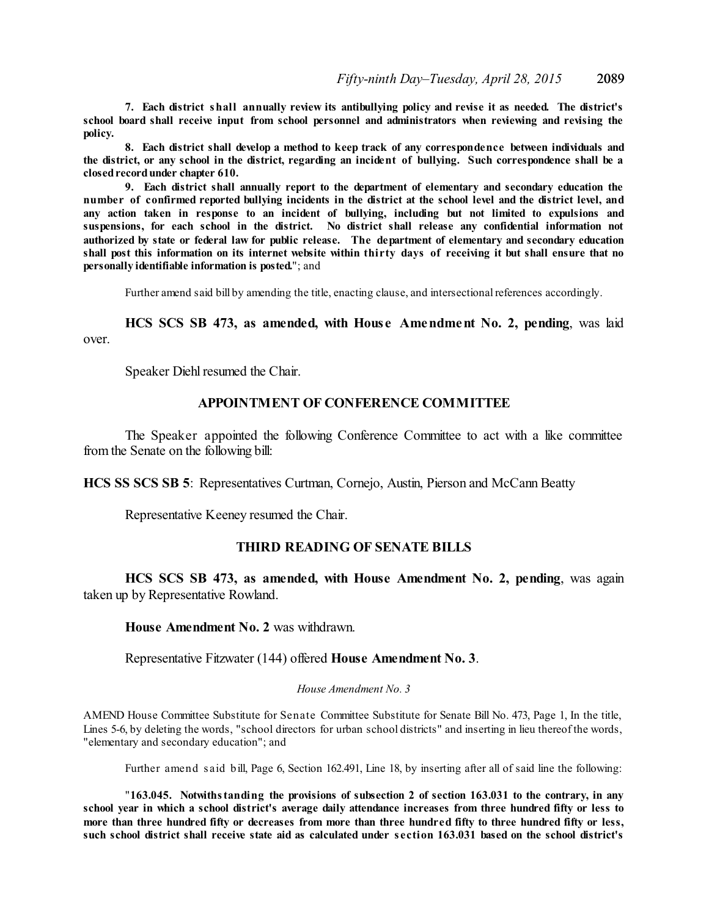**7. Each district shall annually review its antibullying policy and revise it as needed. The district's school board shall receive input from school personnel and administrators when reviewing and revising the policy.**

**8. Each district shall develop a method to keep track of any correspondence between individuals and the district, or any school in the district, regarding an incident of bullying. Such correspondence shall be a closed record under chapter 610.**

**9. Each district shall annually report to the department of elementary and secondary education the number of confirmed reported bullying incidents in the district at the school level and the district level, and any action taken in response to an incident of bullying, including but not limited to expulsions and suspensions, for each school in the district. No district shall release any confidential information not authorized by state or federal law for public release. The department of elementary and secondary education shall post this information on its internet website within thirty days of receiving it but shall ensure that no personally identifiable information is posted.**"; and

Further amend said bill by amending the title, enacting clause, and intersectional references accordingly.

**HCS SCS SB 473, as amended, with House Amendment No. 2, pending**, was laid over.

Speaker Diehl resumed the Chair.

## APPOINTMENT OF CONFERENCE COMMITTEE

The Speaker appointed the following Conference Committee to act with a like committee from the Senate on the following bill:

**HCS SS SCS SB 5**: Representatives Curtman, Cornejo, Austin, Pierson and McCann Beatty

Representative Keeney resumed the Chair.

## THIRD READING OF SENATE BILLS

**HCS SCS SB 473, as amended, with House Amendment No. 2, pending**, was again taken up by Representative Rowland.

**House Amendment No. 2** was withdrawn.

Representative Fitzwater (144) offered **House Amendment No. 3**.

*House Amendment No. 3*

AMEND House Committee Substitute for Senate Committee Substitute for Senate Bill No. 473, Page 1, In the title, Lines 5-6, by deleting the words, "school directors for urban school districts" and inserting in lieu thereof the words, "elementary and secondary education"; and

Further amend said bill, Page 6, Section 162.491, Line 18, by inserting after all of said line the following:

"**163.045. Notwithstanding the provisions of subsection 2 of section 163.031 to the contrary, in any school year in which a school district's average daily attendance increases from three hundred fifty or less to more than three hundred fifty or decreases from more than three hundred fifty to three hundred fifty or less, such school district shall receive state aid as calculated under section 163.031 based on the school district's**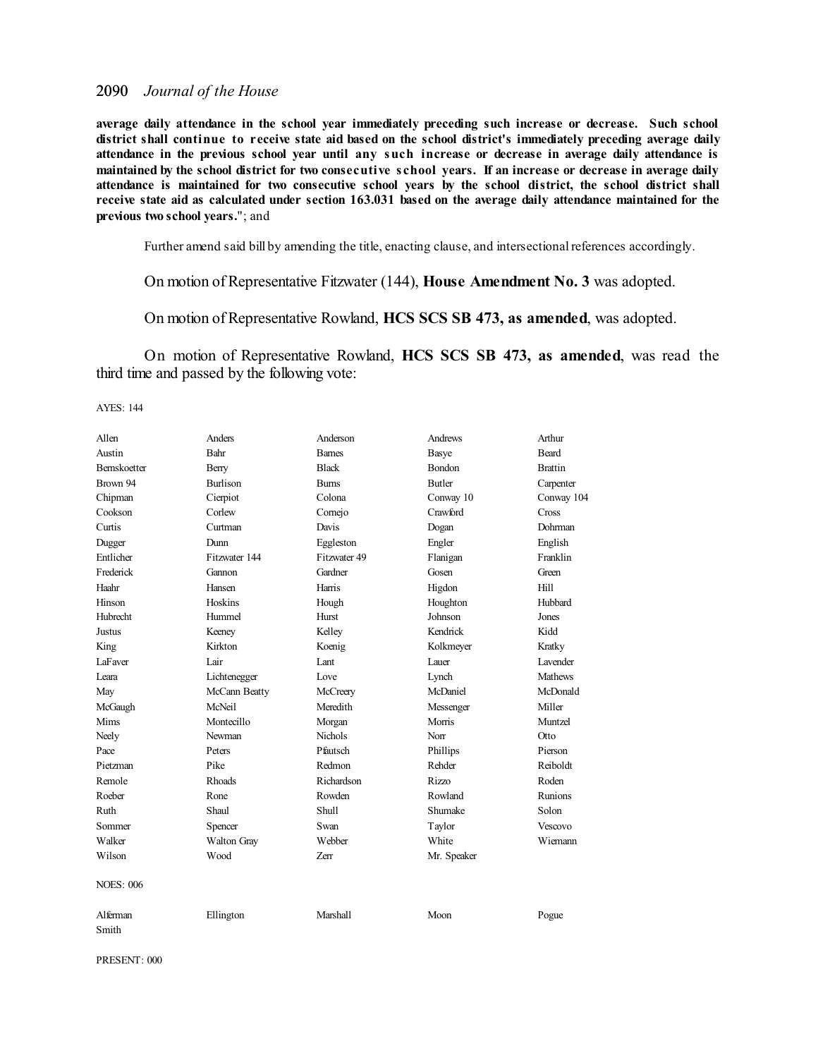**average daily attendance in the school year immediately preceding such increase or decrease. Such school district shall continue to receive state aid based on the school district's immediately preceding average daily attendance in the previous school year until any such increase or decrease in average daily attendance is maintained by the school district for two consecutive school years. If an increase or decrease in average daily attendance is maintained for two consecutive school years by the school district, the school district shall receive state aid as calculated under section 163.031 based on the average daily attendance maintained for the previous two school years.**"; and

Further amend said bill by amending the title, enacting clause, and intersectional references accordingly.

On motion of Representative Fitzwater (144), **House Amendment No. 3** was adopted.

On motion of Representative Rowland, **HCS SCS SB 473, as amended**, was adopted.

On motion of Representative Rowland, **HCS SCS SB 473, as amended**, was read the third time and passed by the following vote:

AYES: 144

| | | | | |
|---|---|---|---|---|
| Allen | Anders | Anderson | Andrews | Arthur |
| Austin | Bahr | Barnes | Basye | Beard |
| Bernskoetter | Berry | Black | Bondon | Brattin |
| Brown 94 | Burlison | Burns | Butler | Carpenter |
| Chipman | Cierpiot | Colona | Conway 10 | Conway 104 |
| Cookson | Corlew | Cornejo | Crawford | Cross |
| Curtis | Curtman | Davis | Dogan | Dohrman |
| Dugger | Dunn | Eggleston | Engler | English |
| Entlicher | Fitzwater 144 | Fitzwater 49 | Flanigan | Franklin |
| Frederick | Gannon | Gardner | Gosen | Green |
| Haahr | Hansen | Harris | Higdon | Hill |
| Hinson | Hoskins | Hough | Houghton | Hubbard |
| Hubrecht | Hummel | Hurst | Johnson | Jones |
| Justus | Keeney | Kelley | Kendrick | Kidd |
| King | Kirkton | Koenig | Kolkmeyer | Kratky |
| LaFaver | Lair | Lant | Lauer | Lavender |
| Leara | Lichtenegger | Love | Lynch | Mathews |
| May | McCann Beatty | McCreery | McDaniel | McDonald |
| McGaugh | McNeil | Meredith | Messenger | Miller |
| Mims | Montecillo | Morgan | Morris | Muntzel |
| Neely | Newman | Nichols | Norr | Otto |
| Pace | Peters | Pfautsch | Phillips | Pierson |
| Pietzman | Pike | Redmon | Rehder | Reiboldt |
| Remole | Rhoads | Richardson | Rizzo | Roden |
| Roeber | Rone | Rowden | Rowland | Runions |
| Ruth | Shaul | Shull | Shumake | Solon |
| Sommer | Spencer | Swan | Taylor | Vescovo |
| Walker | Walton Gray | Webber | White | Wiemann |
| Wilson | Wood | Zerr | Mr. Speaker | |

NOES: 006

| | | | | |
|---|---|---|---|---|
| Alferman | Ellington | Marshall | Moon | Pogue |
| Smith | | | | |

PRESENT: 000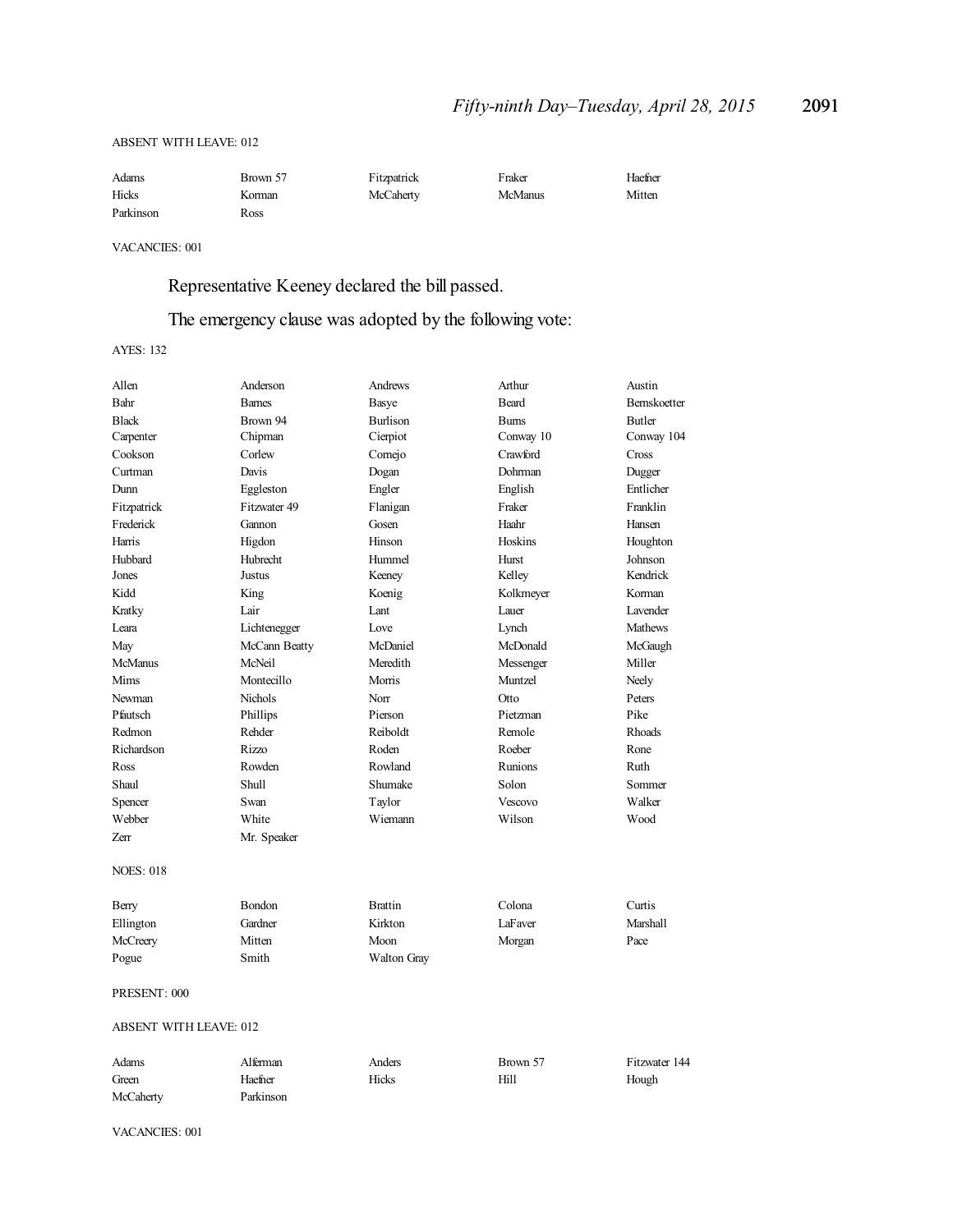ABSENT WITH LEAVE: 012

| | | | | |
|---|---|---|---|---|
| Adams | Brown 57 | Fitzpatrick | Fraker | Haefner |
| Hicks | Korman | McCaherty | McManus | Mitten |
| Parkinson | Ross | | | |

VACANCIES: 001

Representative Keeney declared the bill passed.

The emergency clause was adopted by the following vote:

AYES: 132

| | | | | |
|---|---|---|---|---|
| Allen | Anderson | Andrews | Arthur | Austin |
| Bahr | Barnes | Basye | Beard | Bernskoetter |
| Black | Brown 94 | Burlison | Burns | Butler |
| Carpenter | Chipman | Cierpiot | Conway 10 | Conway 104 |
| Cookson | Corlew | Cornejo | Crawford | Cross |
| Curtman | Davis | Dogan | Dohrman | Dugger |
| Dunn | Eggleston | Engler | English | Entlicher |
| Fitzpatrick | Fitzwater 49 | Flanigan | Fraker | Franklin |
| Frederick | Gannon | Gosen | Haahr | Hansen |
| Harris | Higdon | Hinson | Hoskins | Houghton |
| Hubbard | Hubrecht | Hummel | Hurst | Johnson |
| Jones | Justus | Keeney | Kelley | Kendrick |
| Kidd | King | Koenig | Kolkmeyer | Korman |
| Kratky | Lair | Lant | Lauer | Lavender |
| Leara | Lichtenegger | Love | Lynch | Mathews |
| May | McCann Beatty | McDaniel | McDonald | McGaugh |
| McManus | McNeil | Meredith | Messenger | Miller |
| Mims | Montecillo | Morris | Muntzel | Neely |
| Newman | Nichols | Norr | Otto | Peters |
| Pfautsch | Phillips | Pierson | Pietzman | Pike |
| Redmon | Rehder | Reiboldt | Remole | Rhoads |
| Richardson | Rizzo | Roden | Roeber | Rone |
| Ross | Rowden | Rowland | Runions | Ruth |
| Shaul | Shull | Shumake | Solon | Sommer |
| Spencer | Swan | Taylor | Vescovo | Walker |
| Webber | White | Wiemann | Wilson | Wood |
| Zerr | Mr. Speaker | | | |

NOES: 018

| | | | | |
|---|---|---|---|---|
| Berry | Bondon | Brattin | Colona | Curtis |
| Ellington | Gardner | Kirkton | LaFaver | Marshall |
| McCreery | Mitten | Moon | Morgan | Pace |
| Pogue | Smith | Walton Gray | | |

PRESENT: 000

ABSENT WITH LEAVE: 012

| | | | | |
|---|---|---|---|---|
| Adams | Alferman | Anders | Brown 57 | Fitzwater 144 |
| Green | Haefner | Hicks | Hill | Hough |
| McCaherty | Parkinson | | | |

VACANCIES: 001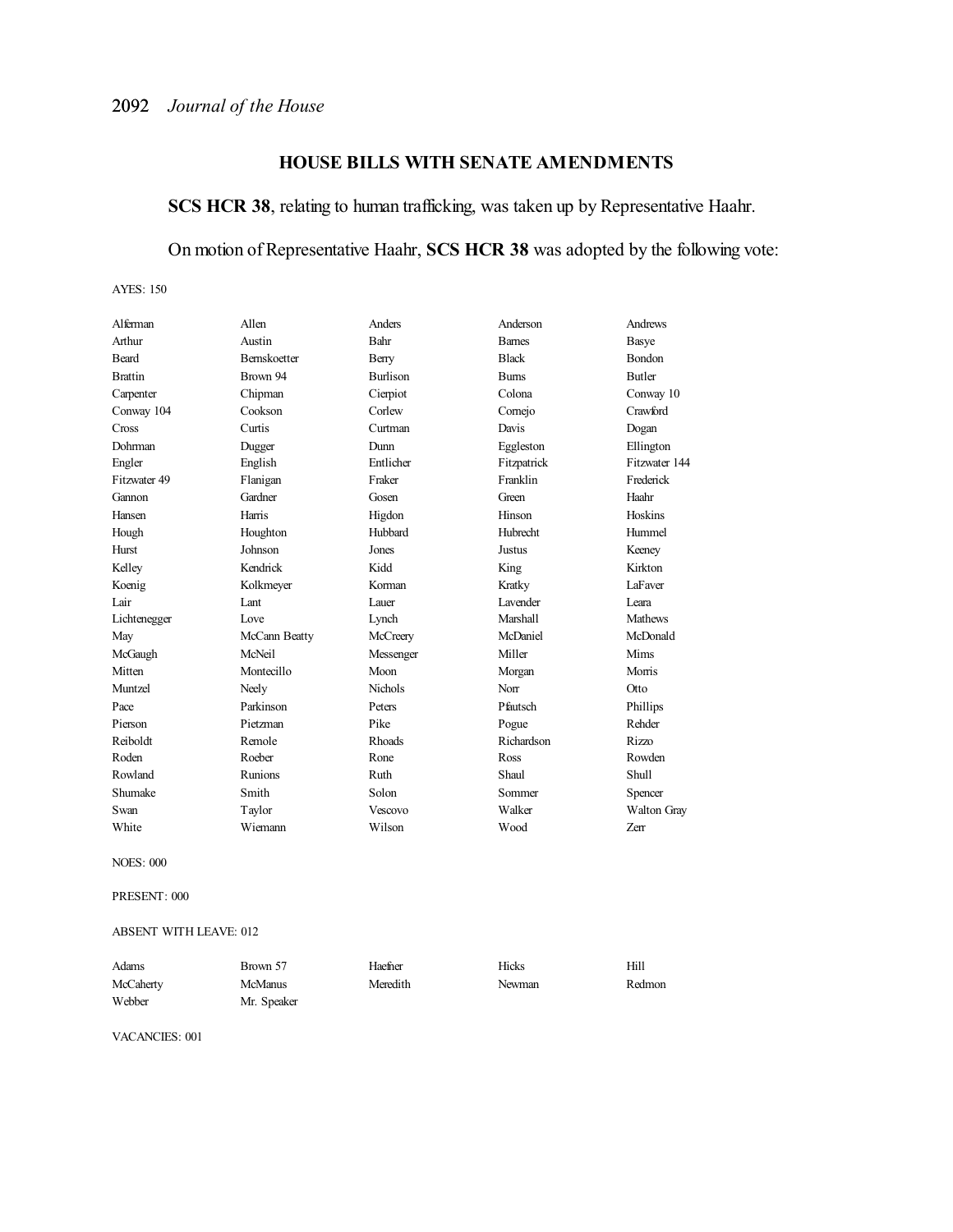## HOUSE BILLS WITH SENATE AMENDMENTS

**SCS HCR 38**, relating to human trafficking, was taken up by Representative Haahr.

On motion of Representative Haahr, **SCS HCR 38** was adopted by the following vote:

AYES: 150

| | | | | |
|---|---|---|---|---|
| Alferman | Allen | Anders | Anderson | Andrews |
| Arthur | Austin | Bahr | Barnes | Basye |
| Beard | Bernskoetter | Berry | Black | Bondon |
| Brattin | Brown 94 | Burlison | Burns | Butler |
| Carpenter | Chipman | Cierpiot | Colona | Conway 10 |
| Conway 104 | Cookson | Corlew | Cornejo | Crawford |
| Cross | Curtis | Curtman | Davis | Dogan |
| Dohrman | Dugger | Dunn | Eggleston | Ellington |
| Engler | English | Entlicher | Fitzpatrick | Fitzwater 144 |
| Fitzwater 49 | Flanigan | Fraker | Franklin | Frederick |
| Gannon | Gardner | Gosen | Green | Haahr |
| Hansen | Harris | Higdon | Hinson | Hoskins |
| Hough | Houghton | Hubbard | Hubrecht | Hummel |
| Hurst | Johnson | Jones | Justus | Keeney |
| Kelley | Kendrick | Kidd | King | Kirkton |
| Koenig | Kolkmeyer | Korman | Kratky | LaFaver |
| Lair | Lant | Lauer | Lavender | Leara |
| Lichtenegger | Love | Lynch | Marshall | Mathews |
| May | McCann Beatty | McCreery | McDaniel | McDonald |
| McGaugh | McNeil | Messenger | Miller | Mims |
| Mitten | Montecillo | Moon | Morgan | Morris |
| Muntzel | Neely | Nichols | Norr | Otto |
| Pace | Parkinson | Peters | Pfautsch | Phillips |
| Pierson | Pietzman | Pike | Pogue | Rehder |
| Reiboldt | Remole | Rhoads | Richardson | Rizzo |
| Roden | Roeber | Rone | Ross | Rowden |
| Rowland | Runions | Ruth | Shaul | Shull |
| Shumake | Smith | Solon | Sommer | Spencer |
| Swan | Taylor | Vescovo | Walker | Walton Gray |
| White | Wiemann | Wilson | Wood | Zerr |

NOES: 000

PRESENT: 000

ABSENT WITH LEAVE: 012

| | | | | |
|---|---|---|---|---|
| Adams | Brown 57 | Haefner | Hicks | Hill |
| McCaherty | McManus | Meredith | Newman | Redmon |
| Webber | Mr. Speaker | | | |

VACANCIES: 001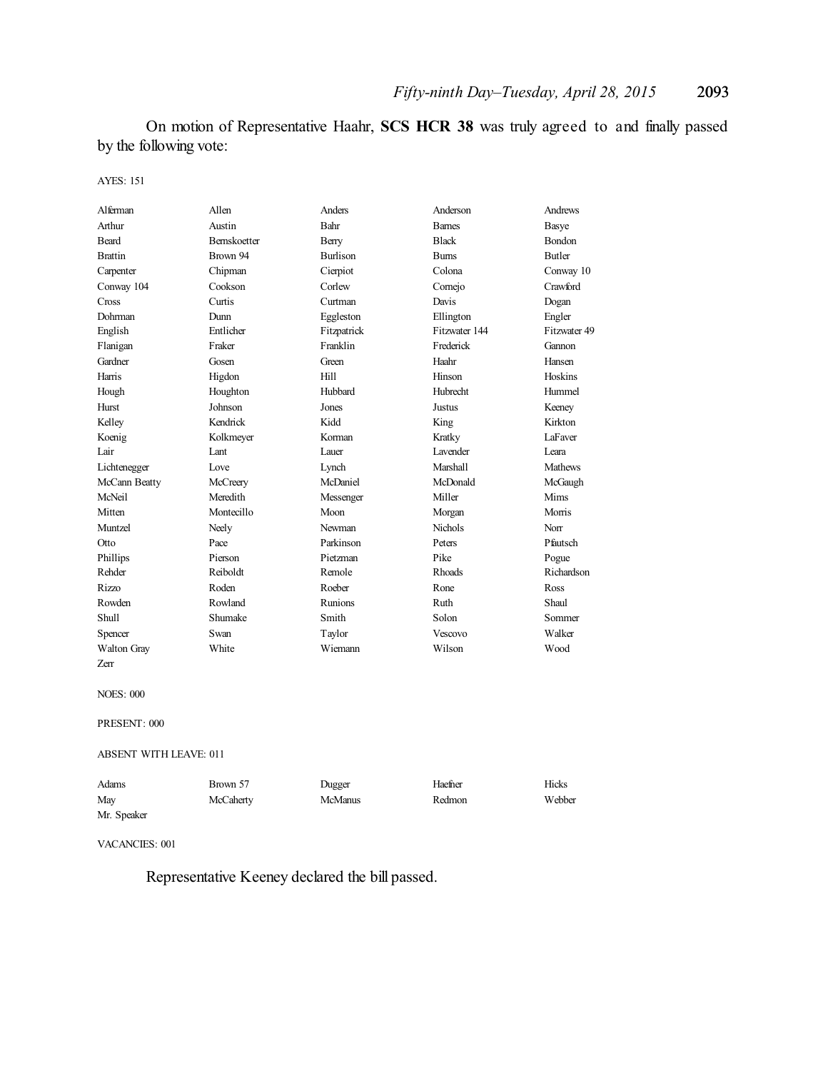On motion of Representative Haahr, **SCS HCR 38** was truly agreed to and finally passed by the following vote:

AYES: 151

| | | | | |
|---|---|---|---|---|
| Alferman | Allen | Anders | Anderson | Andrews |
| Arthur | Austin | Bahr | Barnes | Basye |
| Beard | Bernskoetter | Berry | Black | Bondon |
| Brattin | Brown 94 | Burlison | Burns | Butler |
| Carpenter | Chipman | Cierpiot | Colona | Conway 10 |
| Conway 104 | Cookson | Corlew | Cornejo | Crawford |
| Cross | Curtis | Curtman | Davis | Dogan |
| Dohrman | Dunn | Eggleston | Ellington | Engler |
| English | Entlicher | Fitzpatrick | Fitzwater 144 | Fitzwater 49 |
| Flanigan | Fraker | Franklin | Frederick | Gannon |
| Gardner | Gosen | Green | Haahr | Hansen |
| Harris | Higdon | Hill | Hinson | Hoskins |
| Hough | Houghton | Hubbard | Hubrecht | Hummel |
| Hurst | Johnson | Jones | Justus | Keeney |
| Kelley | Kendrick | Kidd | King | Kirkton |
| Koenig | Kolkmeyer | Korman | Kratky | LaFaver |
| Lair | Lant | Lauer | Lavender | Leara |
| Lichtenegger | Love | Lynch | Marshall | Mathews |
| McCann Beatty | McCreery | McDaniel | McDonald | McGaugh |
| McNeil | Meredith | Messenger | Miller | Mims |
| Mitten | Montecillo | Moon | Morgan | Morris |
| Muntzel | Neely | Newman | Nichols | Norr |
| Otto | Pace | Parkinson | Peters | Pfautsch |
| Phillips | Pierson | Pietzman | Pike | Pogue |
| Rehder | Reiboldt | Remole | Rhoads | Richardson |
| Rizzo | Roden | Roeber | Rone | Ross |
| Rowden | Rowland | Runions | Ruth | Shaul |
| Shull | Shumake | Smith | Solon | Sommer |
| Spencer | Swan | Taylor | Vescovo | Walker |
| Walton Gray | White | Wiemann | Wilson | Wood |
| Zerr | | | | |

NOES: 000

PRESENT: 000

ABSENT WITH LEAVE: 011

| | | | | |
|---|---|---|---|---|
| Adams | Brown 57 | Dugger | Haefner | Hicks |
| May | McCaherty | McManus | Redmon | Webber |
| Mr. Speaker | | | | |

VACANCIES: 001

Representative Keeney declared the bill passed.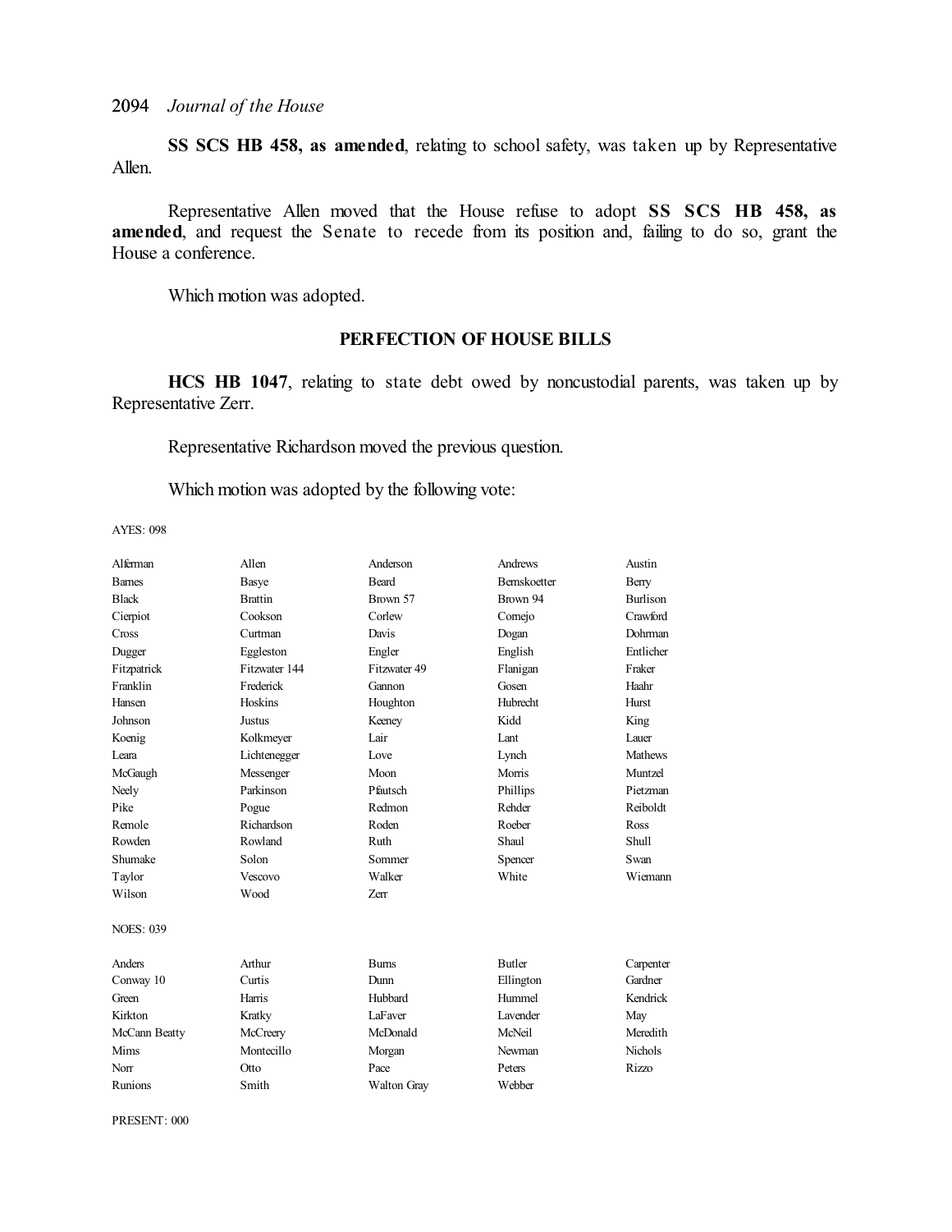**SS SCS HB 458, as amended**, relating to school safety, was taken up by Representative Allen.

Representative Allen moved that the House refuse to adopt **SS SCS HB 458, as amended**, and request the Senate to recede from its position and, failing to do so, grant the House a conference.

Which motion was adopted.

## PERFECTION OF HOUSE BILLS

**HCS HB 1047**, relating to state debt owed by noncustodial parents, was taken up by Representative Zerr.

Representative Richardson moved the previous question.

Which motion was adopted by the following vote:

AYES: 098

| | | | | |
|---|---|---|---|---|
| Alferman | Allen | Anderson | Andrews | Austin |
| Barnes | Basye | Beard | Bernskoetter | Berry |
| Black | Brattin | Brown 57 | Brown 94 | Burlison |
| Cierpiot | Cookson | Corlew | Cornejo | Crawford |
| Cross | Curtman | Davis | Dogan | Dohrman |
| Dugger | Eggleston | Engler | English | Entlicher |
| Fitzpatrick | Fitzwater 144 | Fitzwater 49 | Flanigan | Fraker |
| Franklin | Frederick | Gannon | Gosen | Haahr |
| Hansen | Hoskins | Houghton | Hubrecht | Hurst |
| Johnson | Justus | Keeney | Kidd | King |
| Koenig | Kolkmeyer | Lair | Lant | Lauer |
| Leara | Lichtenegger | Love | Lynch | Mathews |
| McGaugh | Messenger | Moon | Morris | Muntzel |
| Neely | Parkinson | Pfautsch | Phillips | Pietzman |
| Pike | Pogue | Redmon | Rehder | Reiboldt |
| Remole | Richardson | Roden | Roeber | Ross |
| Rowden | Rowland | Ruth | Shaul | Shull |
| Shumake | Solon | Sommer | Spencer | Swan |
| Taylor | Vescovo | Walker | White | Wiemann |
| Wilson | Wood | Zerr | | |

NOES: 039

| | | | | |
|---|---|---|---|---|
| Anders | Arthur | Burns | Butler | Carpenter |
| Conway 10 | Curtis | Dunn | Ellington | Gardner |
| Green | Harris | Hubbard | Hummel | Kendrick |
| Kirkton | Kratky | LaFaver | Lavender | May |
| McCann Beatty | McCreery | McDonald | McNeil | Meredith |
| Mims | Montecillo | Morgan | Newman | Nichols |
| Norr | Otto | Pace | Peters | Rizzo |
| Runions | Smith | Walton Gray | Webber | |

PRESENT: 000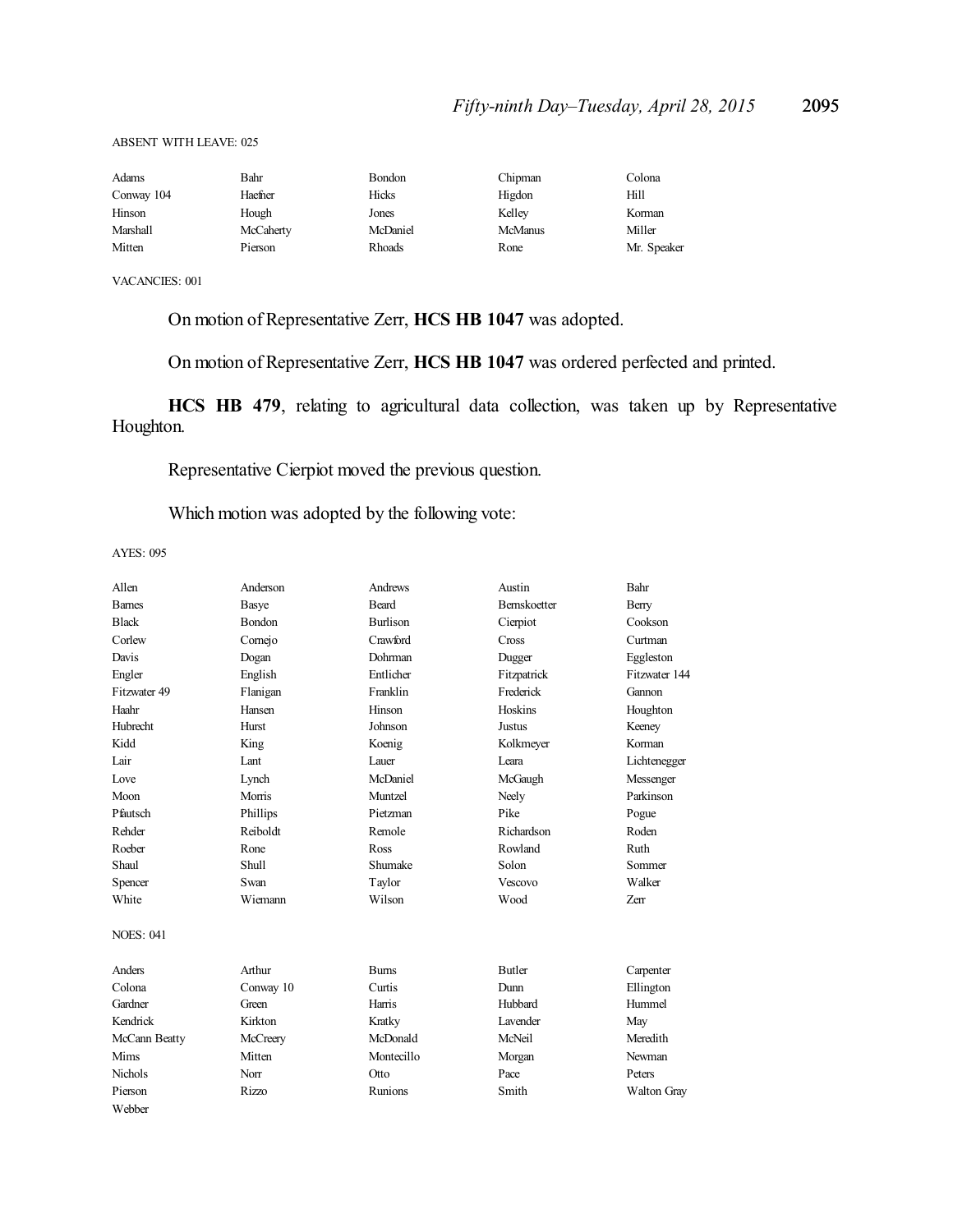ABSENT WITH LEAVE: 025

| | | | | |
|---|---|---|---|---|
| Adams | Bahr | Bondon | Chipman | Colona |
| Conway 104 | Haefner | Hicks | Higdon | Hill |
| Hinson | Hough | Jones | Kelley | Korman |
| Marshall | McCaherty | McDaniel | McManus | Miller |
| Mitten | Pierson | Rhoads | Rone | Mr. Speaker |

VACANCIES: 001

On motion of Representative Zerr, **HCS HB 1047** was adopted.

On motion of Representative Zerr, **HCS HB 1047** was ordered perfected and printed.

**HCS HB 479**, relating to agricultural data collection, was taken up by Representative Houghton.

Representative Cierpiot moved the previous question.

Which motion was adopted by the following vote:

AYES: 095

| | | | | |
|---|---|---|---|---|
| Allen | Anderson | Andrews | Austin | Bahr |
| Barnes | Basye | Beard | Bernskoetter | Berry |
| Black | Bondon | Burlison | Cierpiot | Cookson |
| Corlew | Cornejo | Crawford | Cross | Curtman |
| Davis | Dogan | Dohrman | Dugger | Eggleston |
| Engler | English | Entlicher | Fitzpatrick | Fitzwater 144 |
| Fitzwater 49 | Flanigan | Franklin | Frederick | Gannon |
| Haahr | Hansen | Hinson | Hoskins | Houghton |
| Hubrecht | Hurst | Johnson | Justus | Keeney |
| Kidd | King | Koenig | Kolkmeyer | Korman |
| Lair | Lant | Lauer | Leara | Lichtenegger |
| Love | Lynch | McDaniel | McGaugh | Messenger |
| Moon | Morris | Muntzel | Neely | Parkinson |
| Pfautsch | Phillips | Pietzman | Pike | Pogue |
| Rehder | Reiboldt | Remole | Richardson | Roden |
| Roeber | Rone | Ross | Rowland | Ruth |
| Shaul | Shull | Shumake | Solon | Sommer |
| Spencer | Swan | Taylor | Vescovo | Walker |
| White | Wiemann | Wilson | Wood | Zerr |

NOES: 041

| | | | | |
|---|---|---|---|---|
| Anders | Arthur | Burns | Butler | Carpenter |
| Colona | Conway 10 | Curtis | Dunn | Ellington |
| Gardner | Green | Harris | Hubbard | Hummel |
| Kendrick | Kirkton | Kratky | Lavender | May |
| McCann Beatty | McCreery | McDonald | McNeil | Meredith |
| Mims | Mitten | Montecillo | Morgan | Newman |
| Nichols | Norr | Otto | Pace | Peters |
| Pierson | Rizzo | Runions | Smith | Walton Gray |
| Webber | | | | |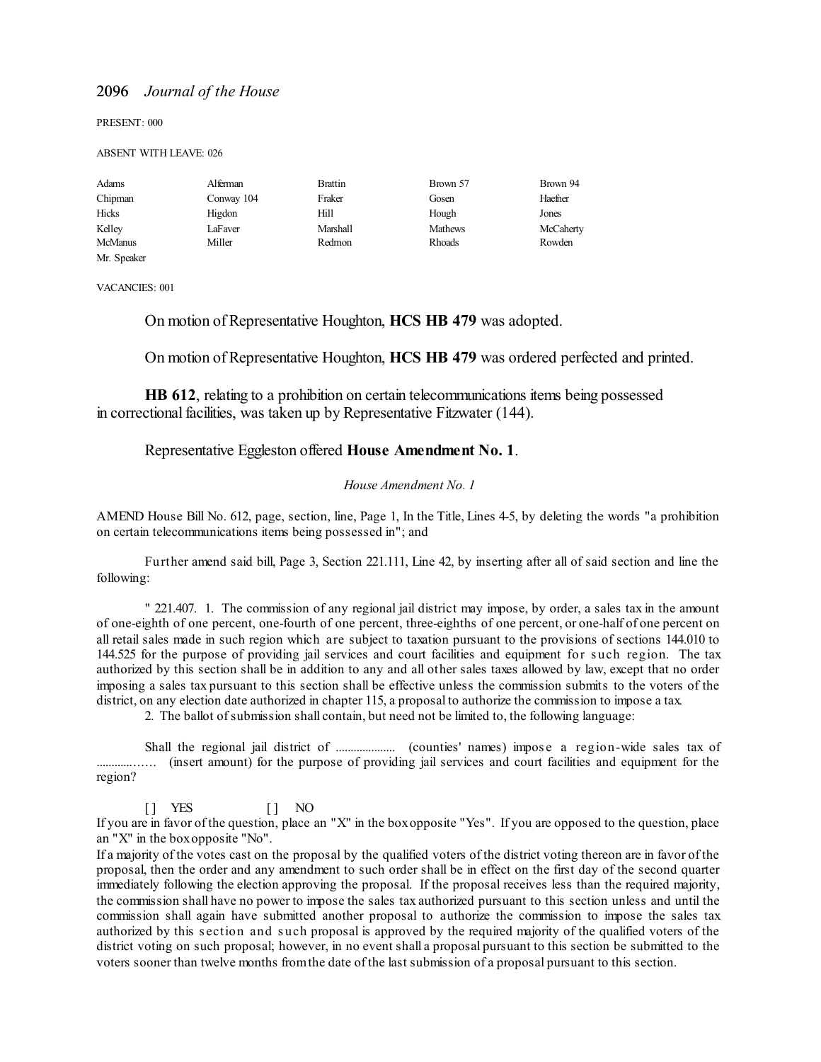PRESENT: 000

ABSENT WITH LEAVE: 026

| | | | | |
|---|---|---|---|---|
| Adams | Alferman | Brattin | Brown 57 | Brown 94 |
| Chipman | Conway 104 | Fraker | Gosen | Haefner |
| Hicks | Higdon | Hill | Hough | Jones |
| Kelley | LaFaver | Marshall | Mathews | McCaherty |
| McManus | Miller | Redmon | Rhoads | Rowden |
| Mr. Speaker | | | | |

VACANCIES: 001

On motion of Representative Houghton, **HCS HB 479** was adopted.

On motion of Representative Houghton, **HCS HB 479** was ordered perfected and printed.

**HB 612**, relating to a prohibition on certain telecommunications items being possessed in correctional facilities, was taken up by Representative Fitzwater (144).

Representative Eggleston offered **House Amendment No. 1**.

*House Amendment No. 1*

AMEND House Bill No. 612, page, section, line, Page 1, In the Title, Lines 4-5, by deleting the words "a prohibition on certain telecommunications items being possessed in"; and

Further amend said bill, Page 3, Section 221.111, Line 42, by inserting after all of said section and line the following:

" 221.407. 1. The commission of any regional jail district may impose, by order, a sales tax in the amount of one-eighth of one percent, one-fourth of one percent, three-eighths of one percent, or one-half of one percent on all retail sales made in such region which are subject to taxation pursuant to the provisions of sections 144.010 to 144.525 for the purpose of providing jail services and court facilities and equipment for such region. The tax authorized by this section shall be in addition to any and all other sales taxes allowed by law, except that no order imposing a sales tax pursuant to this section shall be effective unless the commission submits to the voters of the district, on any election date authorized in chapter 115, a proposal to authorize the commission to impose a tax.

2. The ballot of submission shall contain, but need not be limited to, the following language:

Shall the regional jail district of .................... (counties' names) impose a region-wide sales tax of ............…… (insert amount) for the purpose of providing jail services and court facilities and equipment for the region?

[ ] YES [ ] NO

If you are in favor of the question, place an "X" in the box opposite "Yes". If you are opposed to the question, place an "X" in the box opposite "No".

If a majority of the votes cast on the proposal by the qualified voters of the district voting thereon are in favor of the proposal, then the order and any amendment to such order shall be in effect on the first day of the second quarter immediately following the election approving the proposal. If the proposal receives less than the required majority, the commission shall have no power to impose the sales tax authorized pursuant to this section unless and until the commission shall again have submitted another proposal to authorize the commission to impose the sales tax authorized by this section and such proposal is approved by the required majority of the qualified voters of the district voting on such proposal; however, in no event shall a proposal pursuant to this section be submitted to the voters sooner than twelve months from the date of the last submission of a proposal pursuant to this section.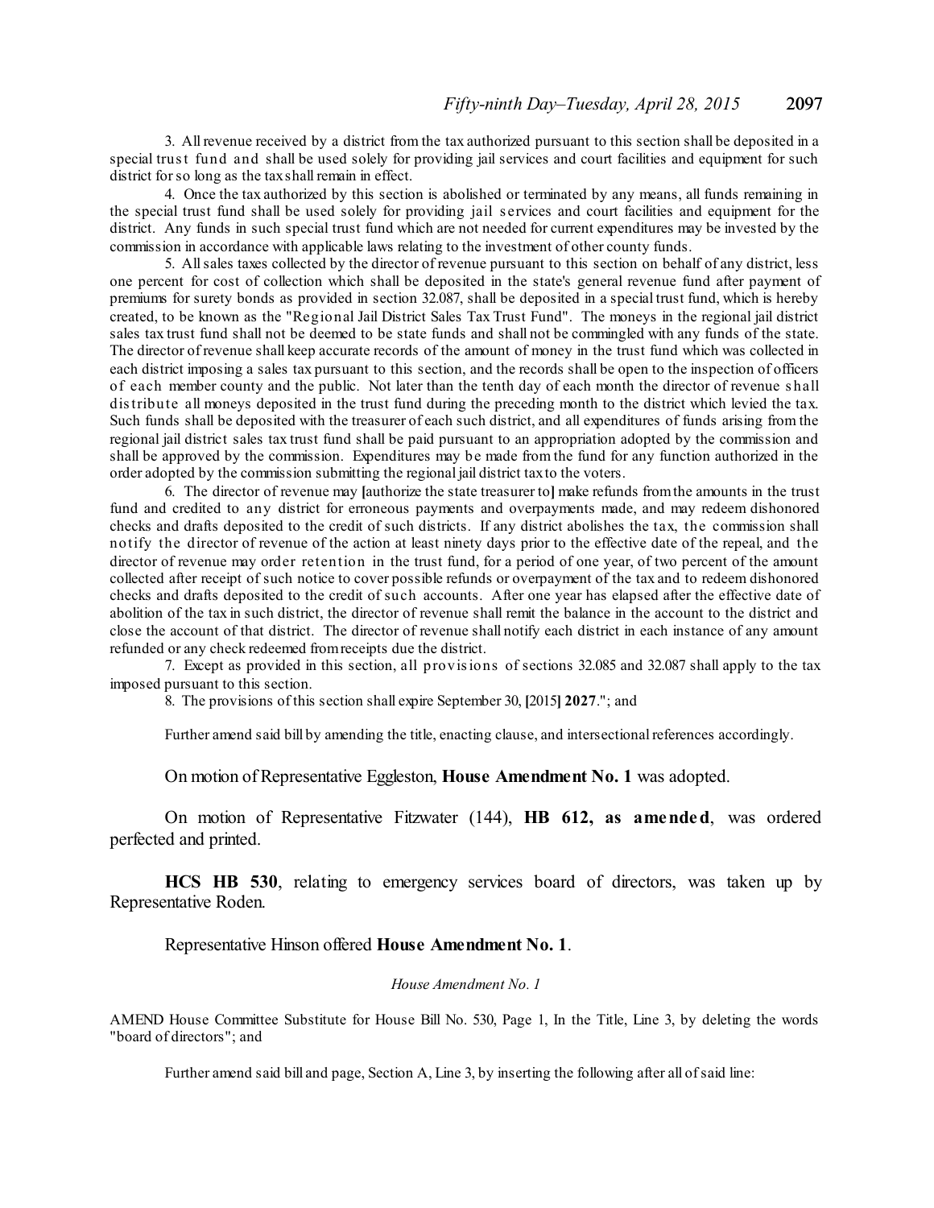3. All revenue received by a district from the tax authorized pursuant to this section shall be deposited in a special trust fund and shall be used solely for providing jail services and court facilities and equipment for such district for so long as the tax shall remain in effect.

4. Once the tax authorized by this section is abolished or terminated by any means, all funds remaining in the special trust fund shall be used solely for providing jail services and court facilities and equipment for the district. Any funds in such special trust fund which are not needed for current expenditures may be invested by the commission in accordance with applicable laws relating to the investment of other county funds.

5. All sales taxes collected by the director of revenue pursuant to this section on behalf of any district, less one percent for cost of collection which shall be deposited in the state's general revenue fund after payment of premiums for surety bonds as provided in section 32.087, shall be deposited in a special trust fund, which is hereby created, to be known as the "Regional Jail District Sales Tax Trust Fund". The moneys in the regional jail district sales tax trust fund shall not be deemed to be state funds and shall not be commingled with any funds of the state. The director of revenue shall keep accurate records of the amount of money in the trust fund which was collected in each district imposing a sales tax pursuant to this section, and the records shall be open to the inspection of officers of each member county and the public. Not later than the tenth day of each month the director of revenue shall distribute all moneys deposited in the trust fund during the preceding month to the district which levied the tax. Such funds shall be deposited with the treasurer of each such district, and all expenditures of funds arising from the regional jail district sales tax trust fund shall be paid pursuant to an appropriation adopted by the commission and shall be approved by the commission. Expenditures may be made from the fund for any function authorized in the order adopted by the commission submitting the regional jail district tax to the voters.

6. The director of revenue may **[**authorize the state treasurer to**]** make refunds from the amounts in the trust fund and credited to any district for erroneous payments and overpayments made, and may redeem dishonored checks and drafts deposited to the credit of such districts. If any district abolishes the tax, the commission shall notify the director of revenue of the action at least ninety days prior to the effective date of the repeal, and the director of revenue may order retention in the trust fund, for a period of one year, of two percent of the amount collected after receipt of such notice to cover possible refunds or overpayment of the tax and to redeem dishonored checks and drafts deposited to the credit of such accounts. After one year has elapsed after the effective date of abolition of the tax in such district, the director of revenue shall remit the balance in the account to the district and close the account of that district. The director of revenue shall notify each district in each instance of any amount refunded or any check redeemed from receipts due the district.

7. Except as provided in this section, all provisions of sections 32.085 and 32.087 shall apply to the tax imposed pursuant to this section.

8. The provisions of this section shall expire September 30, **[**2015**] 2027**."; and

Further amend said bill by amending the title, enacting clause, and intersectional references accordingly.

On motion of Representative Eggleston, **House Amendment No. 1** was adopted.

On motion of Representative Fitzwater (144), **HB 612, as amended**, was ordered perfected and printed.

**HCS HB 530**, relating to emergency services board of directors, was taken up by Representative Roden.

Representative Hinson offered **House Amendment No. 1**.

*House Amendment No. 1*

AMEND House Committee Substitute for House Bill No. 530, Page 1, In the Title, Line 3, by deleting the words "board of directors"; and

Further amend said bill and page, Section A, Line 3, by inserting the following after all of said line: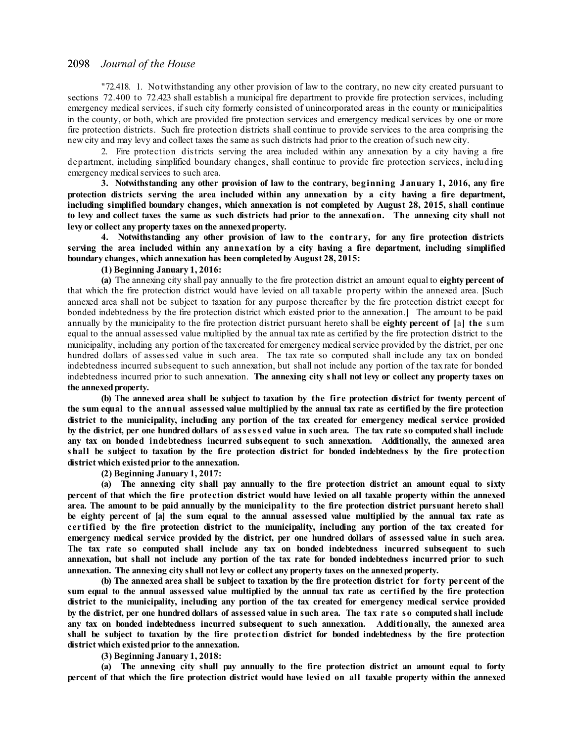"72.418. 1. Notwithstanding any other provision of law to the contrary, no new city created pursuant to sections 72.400 to 72.423 shall establish a municipal fire department to provide fire protection services, including emergency medical services, if such city formerly consisted of unincorporated areas in the county or municipalities in the county, or both, which are provided fire protection services and emergency medical services by one or more fire protection districts. Such fire protection districts shall continue to provide services to the area comprising the new city and may levy and collect taxes the same as such districts had prior to the creation of such new city.

2. Fire protection districts serving the area included within any annexation by a city having a fire department, including simplified boundary changes, shall continue to provide fire protection services, including emergency medical services to such area.

**3. Notwithstanding any other provision of law to the contrary, beginning January 1, 2016, any fire protection districts serving the area included within any annexation by a city having a fire department, including simplified boundary changes, which annexation is not completed by August 28, 2015, shall continue to levy and collect taxes the same as such districts had prior to the annexation. The annexing city shall not levy or collect any property taxes on the annexed property.**

**4. Notwithstanding any other provision of law to the contrary, for any fire protection districts serving the area included within any annexation by a city having a fire department, including simplified boundary changes, which annexation has been completed by August 28, 2015:**

**(1) Beginning January 1, 2016:**

**(a)** The annexing city shall pay annually to the fire protection district an amount equal to **eighty percent of** that which the fire protection district would have levied on all taxable property within the annexed area. **[**Such annexed area shall not be subject to taxation for any purpose thereafter by the fire protection district except for bonded indebtedness by the fire protection district which existed prior to the annexation.**]** The amount to be paid annually by the municipality to the fire protection district pursuant hereto shall be **eighty percent of [**a**] the** sum equal to the annual assessed value multiplied by the annual tax rate as certified by the fire protection district to the municipality, including any portion of the tax created for emergency medical service provided by the district, per one hundred dollars of assessed value in such area. The tax rate so computed shall include any tax on bonded indebtedness incurred subsequent to such annexation, but shall not include any portion of the tax rate for bonded indebtedness incurred prior to such annexation. **The annexing city shall not levy or collect any property taxes on the annexed property.**

**(b) The annexed area shall be subject to taxation by the fire protection district for twenty percent of the sum equal to the annual assessed value multiplied by the annual tax rate as certified by the fire protection district to the municipality, including any portion of the tax created for emergency medical service provided by the district, per one hundred dollars of assessed value in such area. The tax rate so computed shall include any tax on bonded indebtedness incurred subsequent to such annexation. Additionally, the annexed area shall be subject to taxation by the fire protection district for bonded indebtedness by the fire protection district which existed prior to the annexation.**

**(2) Beginning January 1, 2017:**

**(a) The annexing city shall pay annually to the fire protection district an amount equal to sixty percent of that which the fire protection district would have levied on all taxable property within the annexed area. The amount to be paid annually by the municipality to the fire protection district pursuant hereto shall be eighty percent of [a] the sum equal to the annual assessed value multiplied by the annual tax rate as certified by the fire protection district to the municipality, including any portion of the tax created for emergency medical service provided by the district, per one hundred dollars of assessed value in such area. The tax rate so computed shall include any tax on bonded indebtedness incurred subsequent to such annexation, but shall not include any portion of the tax rate for bonded indebtedness incurred prior to such annexation. The annexing city shall not levy or collect any property taxes on the annexed property.**

**(b) The annexed area shall be subject to taxation by the fire protection district for forty percent of the sum equal to the annual assessed value multiplied by the annual tax rate as certified by the fire protection district to the municipality, including any portion of the tax created for emergency medical service provided by the district, per one hundred dollars of assessed value in such area. The tax rate so computed shall include any tax on bonded indebtedness incurred subsequent to such annexation. Additionally, the annexed area shall be subject to taxation by the fire protection district for bonded indebtedness by the fire protection district which existed prior to the annexation.**

**(3) Beginning January 1, 2018:**

**(a) The annexing city shall pay annually to the fire protection district an amount equal to forty percent of that which the fire protection district would have levied on all taxable property within the annexed**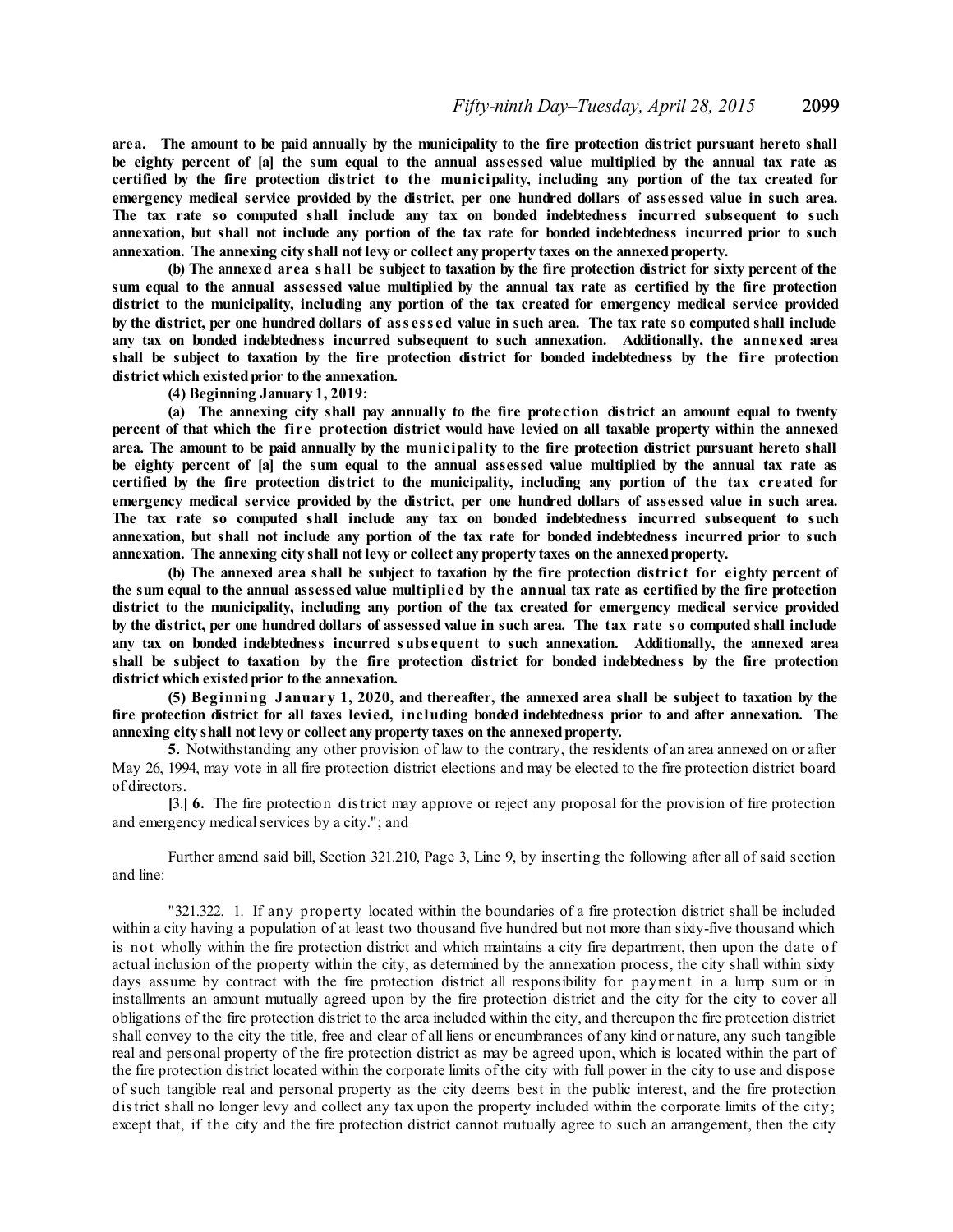**area. The amount to be paid annually by the municipality to the fire protection district pursuant hereto shall be eighty percent of [a] the sum equal to the annual assessed value multiplied by the annual tax rate as certified by the fire protection district to the municipality, including any portion of the tax created for emergency medical service provided by the district, per one hundred dollars of assessed value in such area. The tax rate so computed shall include any tax on bonded indebtedness incurred subsequent to such annexation, but shall not include any portion of the tax rate for bonded indebtedness incurred prior to such annexation. The annexing city shall not levy or collect any property taxes on the annexed property.**

**(b) The annexed area shall be subject to taxation by the fire protection district for sixty percent of the sum equal to the annual assessed value multiplied by the annual tax rate as certified by the fire protection district to the municipality, including any portion of the tax created for emergency medical service provided by the district, per one hundred dollars of assessed value in such area. The tax rate so computed shall include any tax on bonded indebtedness incurred subsequent to such annexation. Additionally, the annexed area shall be subject to taxation by the fire protection district for bonded indebtedness by the fire protection district which existed prior to the annexation.**

**(4) Beginning January 1, 2019:**

**(a) The annexing city shall pay annually to the fire protection district an amount equal to twenty percent of that which the fire protection district would have levied on all taxable property within the annexed area. The amount to be paid annually by the municipality to the fire protection district pursuant hereto shall be eighty percent of [a] the sum equal to the annual assessed value multiplied by the annual tax rate as certified by the fire protection district to the municipality, including any portion of the tax created for emergency medical service provided by the district, per one hundred dollars of assessed value in such area. The tax rate so computed shall include any tax on bonded indebtedness incurred subsequent to such annexation, but shall not include any portion of the tax rate for bonded indebtedness incurred prior to such annexation. The annexing city shall not levy or collect any property taxes on the annexed property.**

**(b) The annexed area shall be subject to taxation by the fire protection district for eighty percent of the sum equal to the annual assessed value multiplied by the annual tax rate as certified by the fire protection district to the municipality, including any portion of the tax created for emergency medical service provided by the district, per one hundred dollars of assessed value in such area. The tax rate so computed shall include any tax on bonded indebtedness incurred subsequent to such annexation. Additionally, the annexed area shall be subject to taxation by the fire protection district for bonded indebtedness by the fire protection district which existed prior to the annexation.**

**(5) Beginning January 1, 2020, and thereafter, the annexed area shall be subject to taxation by the fire protection district for all taxes levied, including bonded indebtedness prior to and after annexation. The annexing city shall not levy or collect any property taxes on the annexed property.**

**5.** Notwithstanding any other provision of law to the contrary, the residents of an area annexed on or after May 26, 1994, may vote in all fire protection district elections and may be elected to the fire protection district board of directors.

[3.] **6.** The fire protection district may approve or reject any proposal for the provision of fire protection and emergency medical services by a city."; and

Further amend said bill, Section 321.210, Page 3, Line 9, by inserting the following after all of said section and line:

"321.322. 1. If any property located within the boundaries of a fire protection district shall be included within a city having a population of at least two thousand five hundred but not more than sixty-five thousand which is not wholly within the fire protection district and which maintains a city fire department, then upon the date of actual inclusion of the property within the city, as determined by the annexation process, the city shall within sixty days assume by contract with the fire protection district all responsibility for payment in a lump sum or in installments an amount mutually agreed upon by the fire protection district and the city for the city to cover all obligations of the fire protection district to the area included within the city, and thereupon the fire protection district shall convey to the city the title, free and clear of all liens or encumbrances of any kind or nature, any such tangible real and personal property of the fire protection district as may be agreed upon, which is located within the part of the fire protection district located within the corporate limits of the city with full power in the city to use and dispose of such tangible real and personal property as the city deems best in the public interest, and the fire protection district shall no longer levy and collect any tax upon the property included within the corporate limits of the city; except that, if the city and the fire protection district cannot mutually agree to such an arrangement, then the city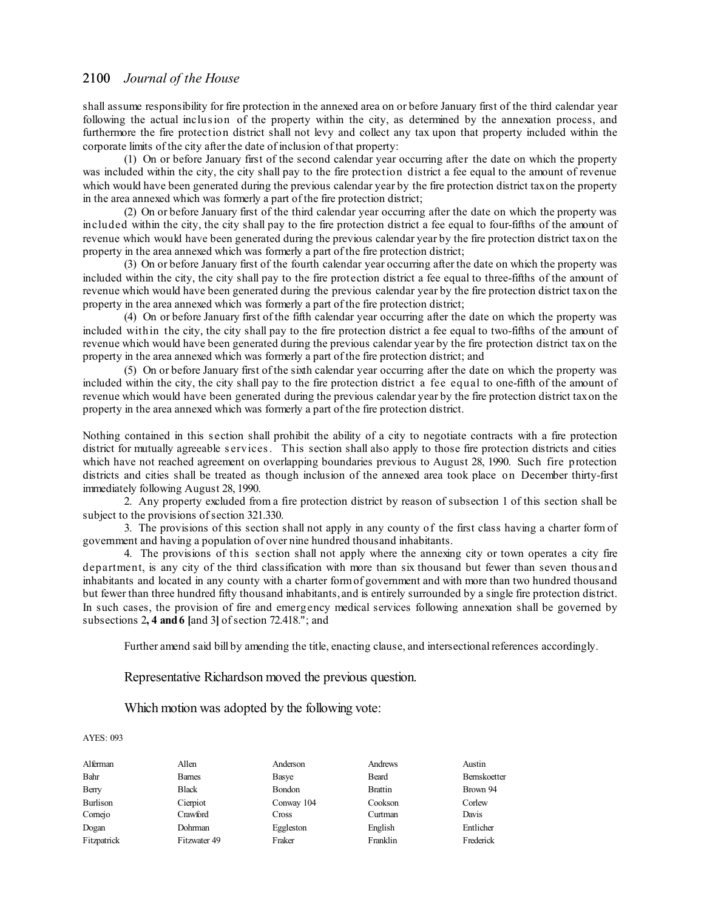shall assume responsibility for fire protection in the annexed area on or before January first of the third calendar year following the actual inclusion of the property within the city, as determined by the annexation process, and furthermore the fire protection district shall not levy and collect any tax upon that property included within the corporate limits of the city after the date of inclusion of that property:

(1) On or before January first of the second calendar year occurring after the date on which the property was included within the city, the city shall pay to the fire protection district a fee equal to the amount of revenue which would have been generated during the previous calendar year by the fire protection district tax on the property in the area annexed which was formerly a part of the fire protection district;

(2) On or before January first of the third calendar year occurring after the date on which the property was included within the city, the city shall pay to the fire protection district a fee equal to four-fifths of the amount of revenue which would have been generated during the previous calendar year by the fire protection district tax on the property in the area annexed which was formerly a part of the fire protection district;

(3) On or before January first of the fourth calendar year occurring after the date on which the property was included within the city, the city shall pay to the fire protection district a fee equal to three-fifths of the amount of revenue which would have been generated during the previous calendar year by the fire protection district tax on the property in the area annexed which was formerly a part of the fire protection district;

(4) On or before January first of the fifth calendar year occurring after the date on which the property was included within the city, the city shall pay to the fire protection district a fee equal to two-fifths of the amount of revenue which would have been generated during the previous calendar year by the fire protection district tax on the property in the area annexed which was formerly a part of the fire protection district; and

(5) On or before January first of the sixth calendar year occurring after the date on which the property was included within the city, the city shall pay to the fire protection district a fee equal to one-fifth of the amount of revenue which would have been generated during the previous calendar year by the fire protection district tax on the property in the area annexed which was formerly a part of the fire protection district.

Nothing contained in this section shall prohibit the ability of a city to negotiate contracts with a fire protection district for mutually agreeable services. This section shall also apply to those fire protection districts and cities which have not reached agreement on overlapping boundaries previous to August 28, 1990. Such fire protection districts and cities shall be treated as though inclusion of the annexed area took place on December thirty-first immediately following August 28, 1990.

2. Any property excluded from a fire protection district by reason of subsection 1 of this section shall be subject to the provisions of section 321.330.

3. The provisions of this section shall not apply in any county of the first class having a charter form of government and having a population of over nine hundred thousand inhabitants.

4. The provisions of this section shall not apply where the annexing city or town operates a city fire department, is any city of the third classification with more than six thousand but fewer than seven thousand inhabitants and located in any county with a charter form of government and with more than two hundred thousand but fewer than three hundred fifty thousand inhabitants, and is entirely surrounded by a single fire protection district. In such cases, the provision of fire and emergency medical services following annexation shall be governed by subsections 2**, 4 and 6** **[**and 3**]** of section 72.418."; and

Further amend said bill by amending the title, enacting clause, and intersectional references accordingly.

Representative Richardson moved the previous question.

Which motion was adopted by the following vote:

AYES: 093

| | | | | |
|---|---|---|---|---|
| Alferman | Allen | Anderson | Andrews | Austin |
| Bahr | Barnes | Basye | Beard | Bernskoetter |
| Berry | Black | Bondon | Brattin | Brown 94 |
| Burlison | Cierpiot | Conway 104 | Cookson | Corlew |
| Cornejo | Crawford | Cross | Curtman | Davis |
| Dogan | Dohrman | Eggleston | English | Entlicher |
| Fitzpatrick | Fitzwater 49 | Fraker | Franklin | Frederick |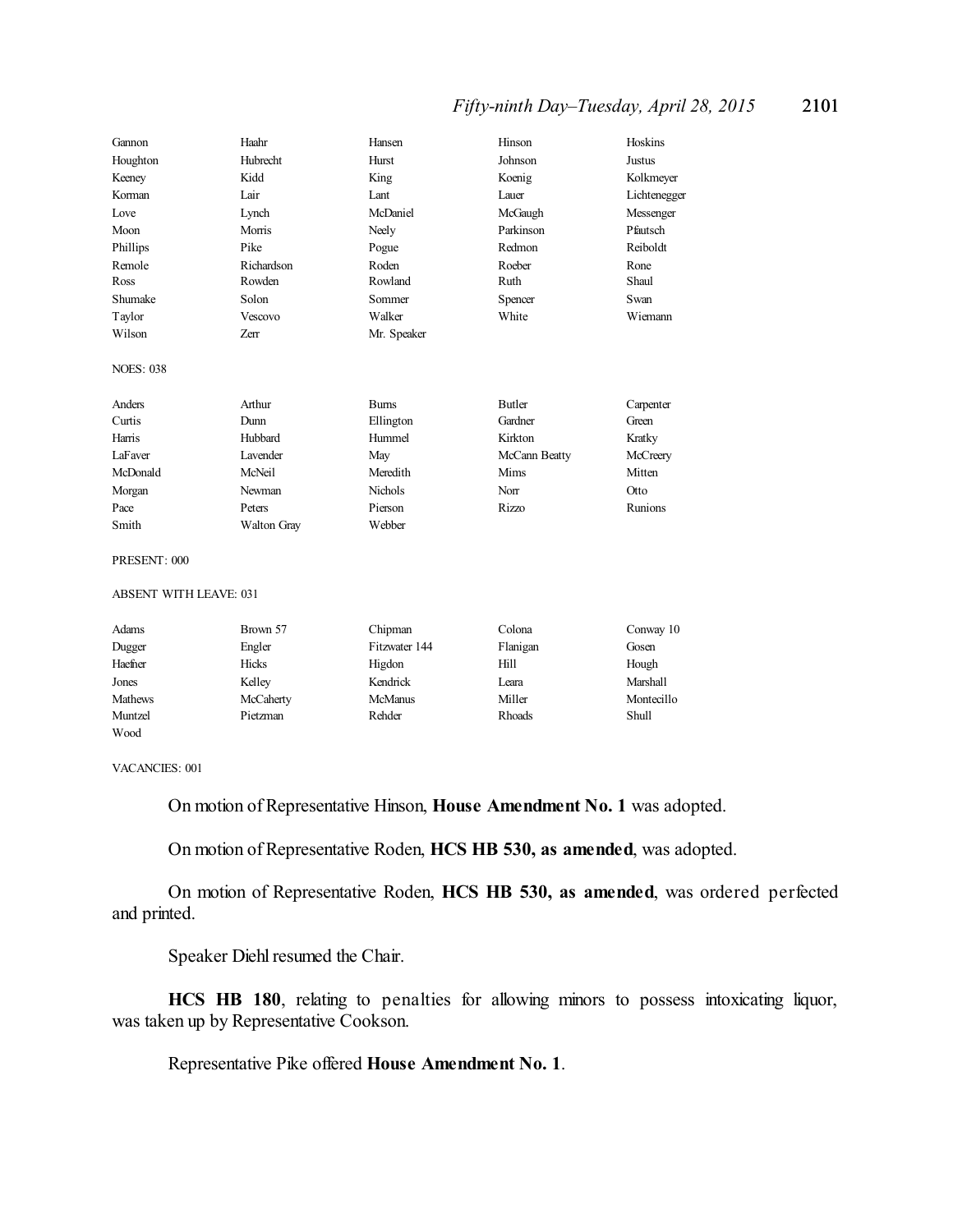| | | | | |
|---|---|---|---|---|
| Gannon | Haahr | Hansen | Hinson | Hoskins |
| Houghton | Hubrecht | Hurst | Johnson | Justus |
| Keeney | Kidd | King | Koenig | Kolkmeyer |
| Korman | Lair | Lant | Lauer | Lichtenegger |
| Love | Lynch | McDaniel | McGaugh | Messenger |
| Moon | Morris | Neely | Parkinson | Pfautsch |
| Phillips | Pike | Pogue | Redmon | Reiboldt |
| Remole | Richardson | Roden | Roeber | Rone |
| Ross | Rowden | Rowland | Ruth | Shaul |
| Shumake | Solon | Sommer | Spencer | Swan |
| Taylor | Vescovo | Walker | White | Wiemann |
| Wilson | Zerr | Mr. Speaker | | |

NOES: 038

| | | | | |
|---|---|---|---|---|
| Anders | Arthur | Burns | Butler | Carpenter |
| Curtis | Dunn | Ellington | Gardner | Green |
| Harris | Hubbard | Hummel | Kirkton | Kratky |
| LaFaver | Lavender | May | McCann Beatty | McCreery |
| McDonald | McNeil | Meredith | Mims | Mitten |
| Morgan | Newman | Nichols | Norr | Otto |
| Pace | Peters | Pierson | Rizzo | Runions |
| Smith | Walton Gray | Webber | | |

PRESENT: 000

ABSENT WITH LEAVE: 031

| | | | | |
|---|---|---|---|---|
| Adams | Brown 57 | Chipman | Colona | Conway 10 |
| Dugger | Engler | Fitzwater 144 | Flanigan | Gosen |
| Haefner | Hicks | Higdon | Hill | Hough |
| Jones | Kelley | Kendrick | Leara | Marshall |
| Mathews | McCaherty | McManus | Miller | Montecillo |
| Muntzel | Pietzman | Rehder | Rhoads | Shull |
| Wood | | | | |

VACANCIES: 001

On motion of Representative Hinson, **House Amendment No. 1** was adopted.

On motion of Representative Roden, **HCS HB 530, as amended**, was adopted.

On motion of Representative Roden, **HCS HB 530, as amended**, was ordered perfected and printed.

Speaker Diehl resumed the Chair.

**HCS HB 180**, relating to penalties for allowing minors to possess intoxicating liquor, was taken up by Representative Cookson.

Representative Pike offered **House Amendment No. 1**.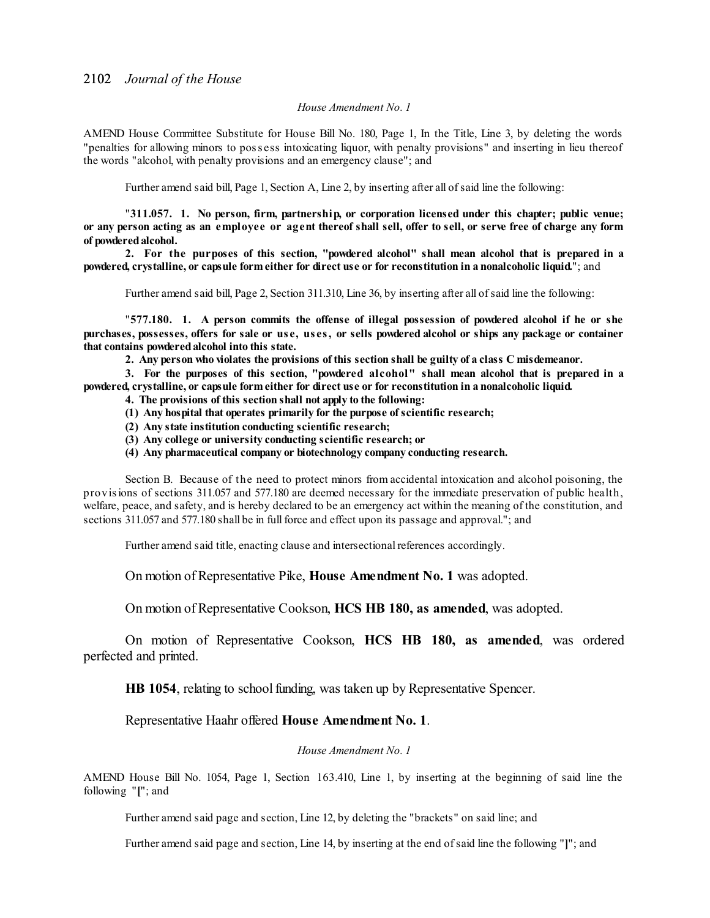*House Amendment No. 1*

AMEND House Committee Substitute for House Bill No. 180, Page 1, In the Title, Line 3, by deleting the words "penalties for allowing minors to possess intoxicating liquor, with penalty provisions" and inserting in lieu thereof the words "alcohol, with penalty provisions and an emergency clause"; and

Further amend said bill, Page 1, Section A, Line 2, by inserting after all of said line the following:

"**311.057. 1. No person, firm, partnership, or corporation licensed under this chapter; public venue; or any person acting as an employee or agent thereof shall sell, offer to sell, or serve free of charge any form of powdered alcohol.**

**2. For the purposes of this section, "powdered alcohol" shall mean alcohol that is prepared in a powdered, crystalline, or capsule form either for direct use or for reconstitution in a nonalcoholic liquid.**"; and

Further amend said bill, Page 2, Section 311.310, Line 36, by inserting after all of said line the following:

"**577.180. 1. A person commits the offense of illegal possession of powdered alcohol if he or she purchases, possesses, offers for sale or use, uses, or sells powdered alcohol or ships any package or container that contains powdered alcohol into this state.**

**2. Any person who violates the provisions of this section shall be guilty of a class C misdemeanor.**

**3. For the purposes of this section, "powdered alcohol" shall mean alcohol that is prepared in a powdered, crystalline, or capsule form either for direct use or for reconstitution in a nonalcoholic liquid.**

**4. The provisions of this section shall not apply to the following:**

**(1) Any hospital that operates primarily for the purpose of scientific research;**

**(2) Any state institution conducting scientific research;**

**(3) Any college or university conducting scientific research; or**

**(4) Any pharmaceutical company or biotechnology company conducting research.**

Section B. Because of the need to protect minors from accidental intoxication and alcohol poisoning, the provisions of sections 311.057 and 577.180 are deemed necessary for the immediate preservation of public health, welfare, peace, and safety, and is hereby declared to be an emergency act within the meaning of the constitution, and sections 311.057 and 577.180 shall be in full force and effect upon its passage and approval."; and

Further amend said title, enacting clause and intersectional references accordingly.

On motion of Representative Pike, **House Amendment No. 1** was adopted.

On motion of Representative Cookson, **HCS HB 180, as amended**, was adopted.

On motion of Representative Cookson, **HCS HB 180, as amended**, was ordered perfected and printed.

**HB 1054**, relating to school funding, was taken up by Representative Spencer.

Representative Haahr offered **House Amendment No. 1**.

*House Amendment No. 1*

AMEND House Bill No. 1054, Page 1, Section 163.410, Line 1, by inserting at the beginning of said line the following "**[**"; and

Further amend said page and section, Line 12, by deleting the "brackets" on said line; and

Further amend said page and section, Line 14, by inserting at the end of said line the following "**]**"; and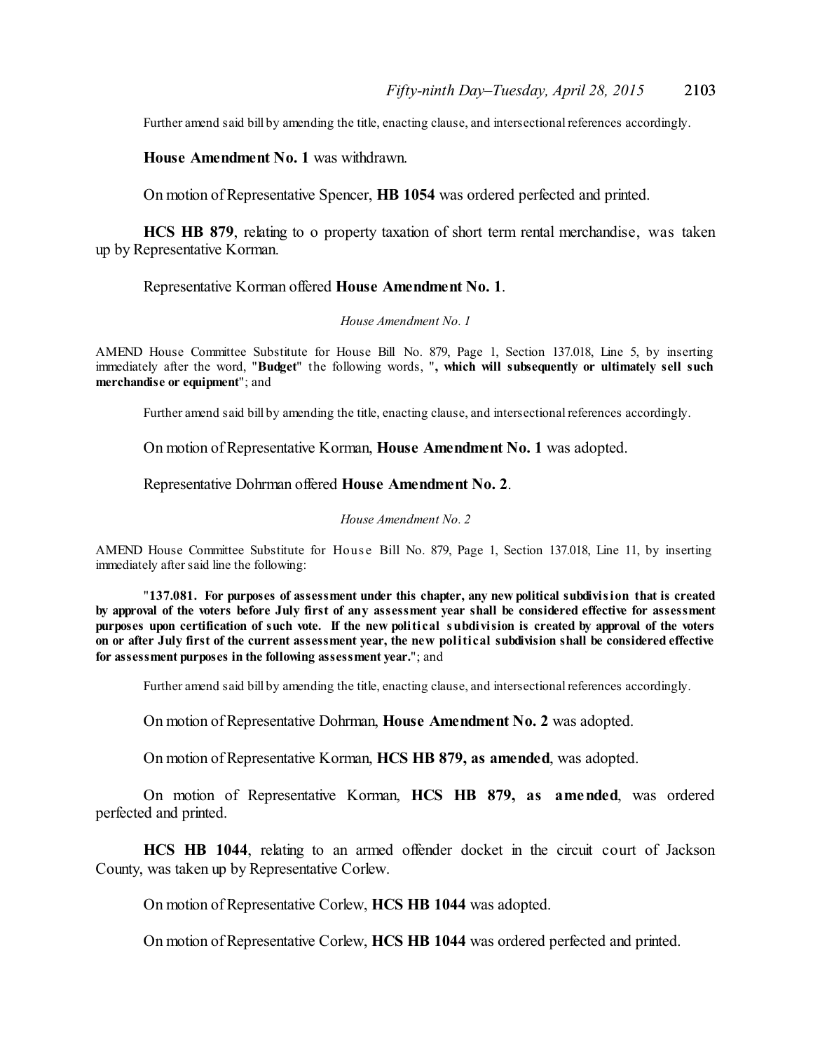Further amend said bill by amending the title, enacting clause, and intersectional references accordingly.

**House Amendment No. 1** was withdrawn.

On motion of Representative Spencer, **HB 1054** was ordered perfected and printed.

**HCS HB 879**, relating to o property taxation of short term rental merchandise, was taken up by Representative Korman.

Representative Korman offered **House Amendment No. 1**.

*House Amendment No. 1*

AMEND House Committee Substitute for House Bill No. 879, Page 1, Section 137.018, Line 5, by inserting immediately after the word, "**Budget**" the following words, "**, which will subsequently or ultimately sell such merchandise or equipment**"; and

Further amend said bill by amending the title, enacting clause, and intersectional references accordingly.

On motion of Representative Korman, **House Amendment No. 1** was adopted.

Representative Dohrman offered **House Amendment No. 2**.

*House Amendment No. 2*

AMEND House Committee Substitute for House Bill No. 879, Page 1, Section 137.018, Line 11, by inserting immediately after said line the following:

"**137.081. For purposes of assessment under this chapter, any new political subdivision that is created by approval of the voters before July first of any assessment year shall be considered effective for assessment purposes upon certification of such vote. If the new political subdivision is created by approval of the voters on or after July first of the current assessment year, the new political subdivision shall be considered effective for assessment purposes in the following assessment year.**"; and

Further amend said bill by amending the title, enacting clause, and intersectional references accordingly.

On motion of Representative Dohrman, **House Amendment No. 2** was adopted.

On motion of Representative Korman, **HCS HB 879, as amended**, was adopted.

On motion of Representative Korman, **HCS HB 879, as amended**, was ordered perfected and printed.

**HCS HB 1044**, relating to an armed offender docket in the circuit court of Jackson County, was taken up by Representative Corlew.

On motion of Representative Corlew, **HCS HB 1044** was adopted.

On motion of Representative Corlew, **HCS HB 1044** was ordered perfected and printed.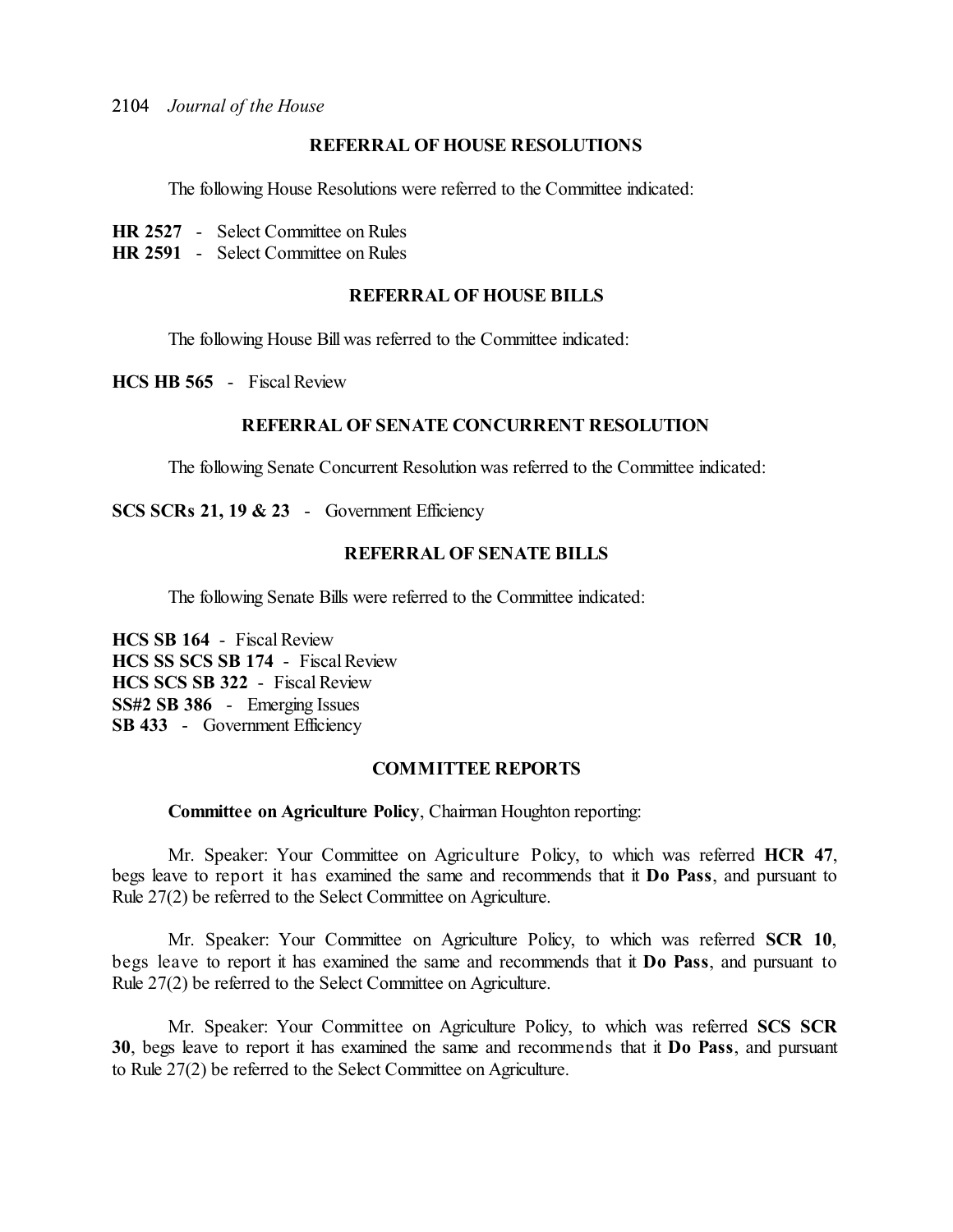## REFERRAL OF HOUSE RESOLUTIONS

The following House Resolutions were referred to the Committee indicated:

**HR 2527** - Select Committee on Rules
**HR 2591** - Select Committee on Rules

## REFERRAL OF HOUSE BILLS

The following House Bill was referred to the Committee indicated:

**HCS HB 565** - Fiscal Review

## REFERRAL OF SENATE CONCURRENT RESOLUTION

The following Senate Concurrent Resolution was referred to the Committee indicated:

**SCS SCRs 21, 19 & 23** - Government Efficiency

## REFERRAL OF SENATE BILLS

The following Senate Bills were referred to the Committee indicated:

**HCS SB 164** - Fiscal Review
**HCS SS SCS SB 174** - Fiscal Review
**HCS SCS SB 322** - Fiscal Review
**SS#2 SB 386** - Emerging Issues
**SB 433** - Government Efficiency

## COMMITTEE REPORTS

**Committee on Agriculture Policy**, Chairman Houghton reporting:

Mr. Speaker: Your Committee on Agriculture Policy, to which was referred **HCR 47**, begs leave to report it has examined the same and recommends that it **Do Pass**, and pursuant to Rule 27(2) be referred to the Select Committee on Agriculture.

Mr. Speaker: Your Committee on Agriculture Policy, to which was referred **SCR 10**, begs leave to report it has examined the same and recommends that it **Do Pass**, and pursuant to Rule 27(2) be referred to the Select Committee on Agriculture.

Mr. Speaker: Your Committee on Agriculture Policy, to which was referred **SCS SCR 30**, begs leave to report it has examined the same and recommends that it **Do Pass**, and pursuant to Rule 27(2) be referred to the Select Committee on Agriculture.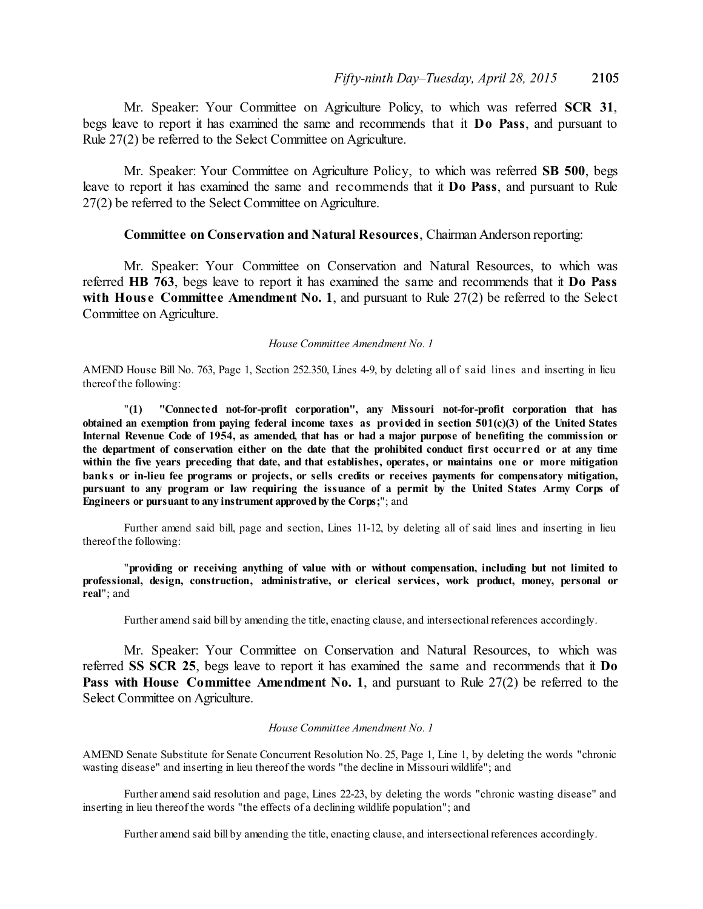Mr. Speaker: Your Committee on Agriculture Policy, to which was referred **SCR 31**, begs leave to report it has examined the same and recommends that it **Do Pass**, and pursuant to Rule 27(2) be referred to the Select Committee on Agriculture.

Mr. Speaker: Your Committee on Agriculture Policy, to which was referred **SB 500**, begs leave to report it has examined the same and recommends that it **Do Pass**, and pursuant to Rule 27(2) be referred to the Select Committee on Agriculture.

**Committee on Conservation and Natural Resources**, Chairman Anderson reporting:

Mr. Speaker: Your Committee on Conservation and Natural Resources, to which was referred **HB 763**, begs leave to report it has examined the same and recommends that it **Do Pass with House Committee Amendment No. 1**, and pursuant to Rule 27(2) be referred to the Select Committee on Agriculture.

*House Committee Amendment No. 1*

AMEND House Bill No. 763, Page 1, Section 252.350, Lines 4-9, by deleting all of said lines and inserting in lieu thereof the following:

"**(1) "Connected not-for-profit corporation", any Missouri not-for-profit corporation that has obtained an exemption from paying federal income taxes as provided in section 501(c)(3) of the United States Internal Revenue Code of 1954, as amended, that has or had a major purpose of benefiting the commission or the department of conservation either on the date that the prohibited conduct first occurred or at any time within the five years preceding that date, and that establishes, operates, or maintains one or more mitigation banks or in-lieu fee programs or projects, or sells credits or receives payments for compensatory mitigation, pursuant to any program or law requiring the issuance of a permit by the United States Army Corps of Engineers or pursuant to any instrument approved by the Corps;**"; and

Further amend said bill, page and section, Lines 11-12, by deleting all of said lines and inserting in lieu thereof the following:

"**providing or receiving anything of value with or without compensation, including but not limited to professional, design, construction, administrative, or clerical services, work product, money, personal or real**"; and

Further amend said bill by amending the title, enacting clause, and intersectional references accordingly.

Mr. Speaker: Your Committee on Conservation and Natural Resources, to which was referred **SS SCR 25**, begs leave to report it has examined the same and recommends that it **Do Pass with House Committee Amendment No. 1**, and pursuant to Rule 27(2) be referred to the Select Committee on Agriculture.

*House Committee Amendment No. 1*

AMEND Senate Substitute for Senate Concurrent Resolution No. 25, Page 1, Line 1, by deleting the words "chronic wasting disease" and inserting in lieu thereof the words "the decline in Missouri wildlife"; and

Further amend said resolution and page, Lines 22-23, by deleting the words "chronic wasting disease" and inserting in lieu thereof the words "the effects of a declining wildlife population"; and

Further amend said bill by amending the title, enacting clause, and intersectional references accordingly.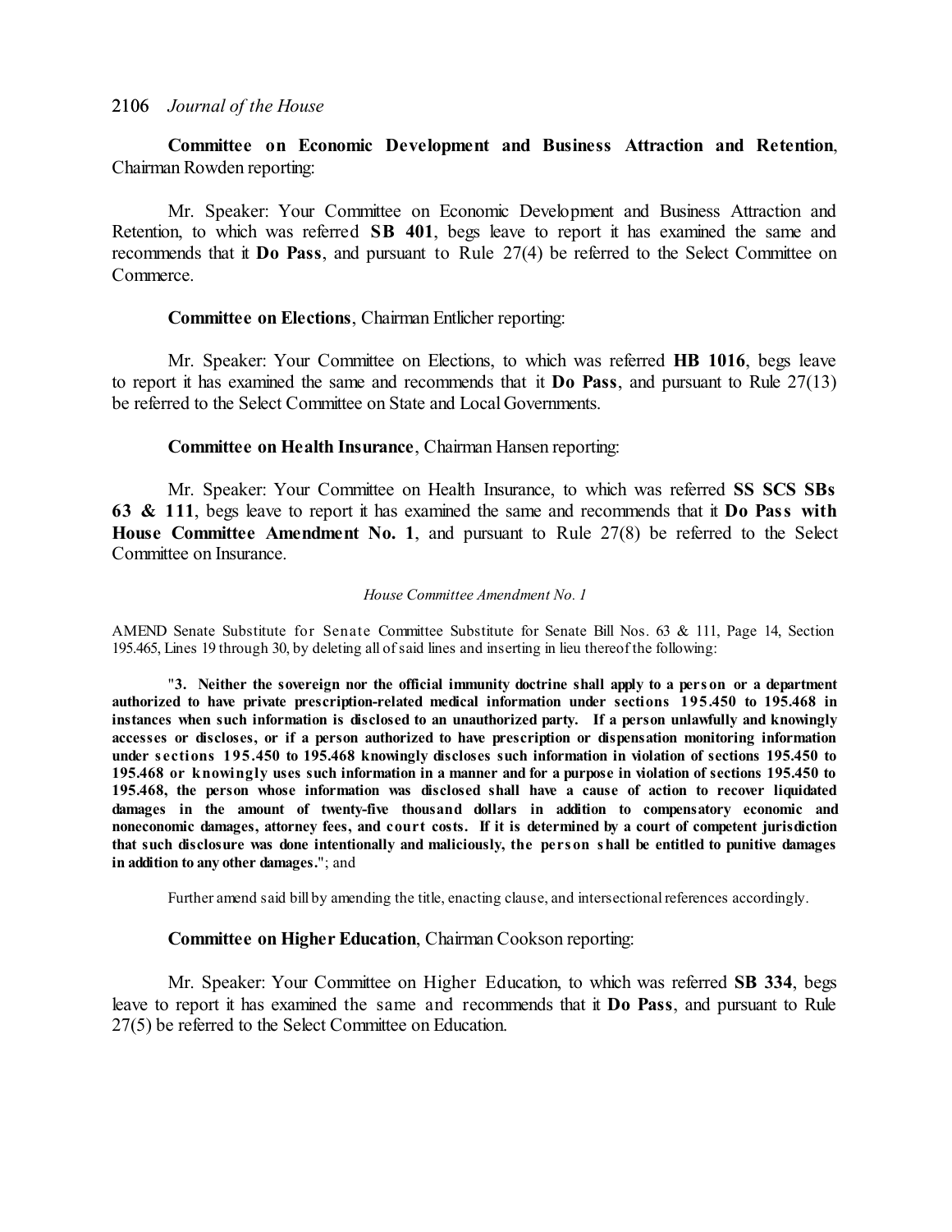**Committee on Economic Development and Business Attraction and Retention**, Chairman Rowden reporting:

Mr. Speaker: Your Committee on Economic Development and Business Attraction and Retention, to which was referred **SB 401**, begs leave to report it has examined the same and recommends that it **Do Pass**, and pursuant to Rule 27(4) be referred to the Select Committee on Commerce.

**Committee on Elections**, Chairman Entlicher reporting:

Mr. Speaker: Your Committee on Elections, to which was referred **HB 1016**, begs leave to report it has examined the same and recommends that it **Do Pass**, and pursuant to Rule 27(13) be referred to the Select Committee on State and Local Governments.

**Committee on Health Insurance**, Chairman Hansen reporting:

Mr. Speaker: Your Committee on Health Insurance, to which was referred **SS SCS SBs 63 & 111**, begs leave to report it has examined the same and recommends that it **Do Pass with House Committee Amendment No. 1**, and pursuant to Rule 27(8) be referred to the Select Committee on Insurance.

*House Committee Amendment No. 1*

AMEND Senate Substitute for Senate Committee Substitute for Senate Bill Nos. 63 & 111, Page 14, Section 195.465, Lines 19 through 30, by deleting all of said lines and inserting in lieu thereof the following:

"**3. Neither the sovereign nor the official immunity doctrine shall apply to a person or a department authorized to have private prescription-related medical information under sections 195.450 to 195.468 in instances when such information is disclosed to an unauthorized party. If a person unlawfully and knowingly accesses or discloses, or if a person authorized to have prescription or dispensation monitoring information under sections 195.450 to 195.468 knowingly discloses such information in violation of sections 195.450 to 195.468 or knowingly uses such information in a manner and for a purpose in violation of sections 195.450 to 195.468, the person whose information was disclosed shall have a cause of action to recover liquidated damages in the amount of twenty-five thousand dollars in addition to compensatory economic and noneconomic damages, attorney fees, and court costs. If it is determined by a court of competent jurisdiction that such disclosure was done intentionally and maliciously, the person shall be entitled to punitive damages in addition to any other damages.**"; and

Further amend said bill by amending the title, enacting clause, and intersectional references accordingly.

**Committee on Higher Education**, Chairman Cookson reporting:

Mr. Speaker: Your Committee on Higher Education, to which was referred **SB 334**, begs leave to report it has examined the same and recommends that it **Do Pass**, and pursuant to Rule 27(5) be referred to the Select Committee on Education.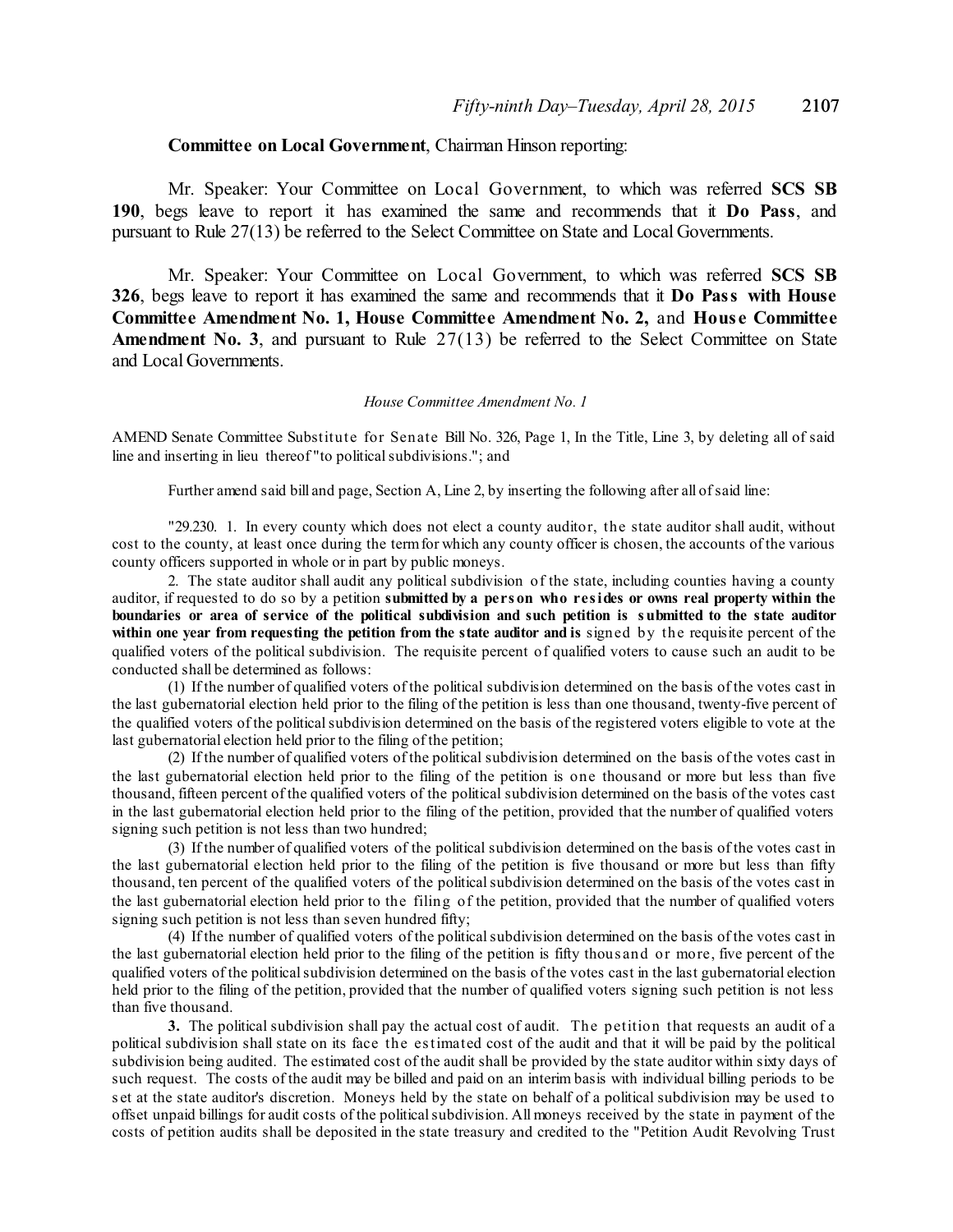**Committee on Local Government**, Chairman Hinson reporting:

Mr. Speaker: Your Committee on Local Government, to which was referred **SCS SB 190**, begs leave to report it has examined the same and recommends that it **Do Pass**, and pursuant to Rule 27(13) be referred to the Select Committee on State and Local Governments.

Mr. Speaker: Your Committee on Local Government, to which was referred **SCS SB 326**, begs leave to report it has examined the same and recommends that it **Do Pass with House Committee Amendment No. 1, House Committee Amendment No. 2,** and **House Committee Amendment No. 3**, and pursuant to Rule 27(13) be referred to the Select Committee on State and Local Governments.

*House Committee Amendment No. 1*

AMEND Senate Committee Substitute for Senate Bill No. 326, Page 1, In the Title, Line 3, by deleting all of said line and inserting in lieu thereof "to political subdivisions."; and

Further amend said bill and page, Section A, Line 2, by inserting the following after all of said line:

"29.230. 1. In every county which does not elect a county auditor, the state auditor shall audit, without cost to the county, at least once during the term for which any county officer is chosen, the accounts of the various county officers supported in whole or in part by public moneys.

2. The state auditor shall audit any political subdivision of the state, including counties having a county auditor, if requested to do so by a petition **submitted by a person who resides or owns real property within the boundaries or area of service of the political subdivision and such petition is submitted to the state auditor within one year from requesting the petition from the state auditor and is** signed by the requisite percent of the qualified voters of the political subdivision. The requisite percent of qualified voters to cause such an audit to be conducted shall be determined as follows:

(1) If the number of qualified voters of the political subdivision determined on the basis of the votes cast in the last gubernatorial election held prior to the filing of the petition is less than one thousand, twenty-five percent of the qualified voters of the political subdivision determined on the basis of the registered voters eligible to vote at the last gubernatorial election held prior to the filing of the petition;

(2) If the number of qualified voters of the political subdivision determined on the basis of the votes cast in the last gubernatorial election held prior to the filing of the petition is one thousand or more but less than five thousand, fifteen percent of the qualified voters of the political subdivision determined on the basis of the votes cast in the last gubernatorial election held prior to the filing of the petition, provided that the number of qualified voters signing such petition is not less than two hundred;

(3) If the number of qualified voters of the political subdivision determined on the basis of the votes cast in the last gubernatorial election held prior to the filing of the petition is five thousand or more but less than fifty thousand, ten percent of the qualified voters of the political subdivision determined on the basis of the votes cast in the last gubernatorial election held prior to the filing of the petition, provided that the number of qualified voters signing such petition is not less than seven hundred fifty;

(4) If the number of qualified voters of the political subdivision determined on the basis of the votes cast in the last gubernatorial election held prior to the filing of the petition is fifty thousand or more, five percent of the qualified voters of the political subdivision determined on the basis of the votes cast in the last gubernatorial election held prior to the filing of the petition, provided that the number of qualified voters signing such petition is not less than five thousand.

**3.** The political subdivision shall pay the actual cost of audit. The petition that requests an audit of a political subdivision shall state on its face the estimated cost of the audit and that it will be paid by the political subdivision being audited. The estimated cost of the audit shall be provided by the state auditor within sixty days of such request. The costs of the audit may be billed and paid on an interim basis with individual billing periods to be set at the state auditor's discretion. Moneys held by the state on behalf of a political subdivision may be used to offset unpaid billings for audit costs of the political subdivision. All moneys received by the state in payment of the costs of petition audits shall be deposited in the state treasury and credited to the "Petition Audit Revolving Trust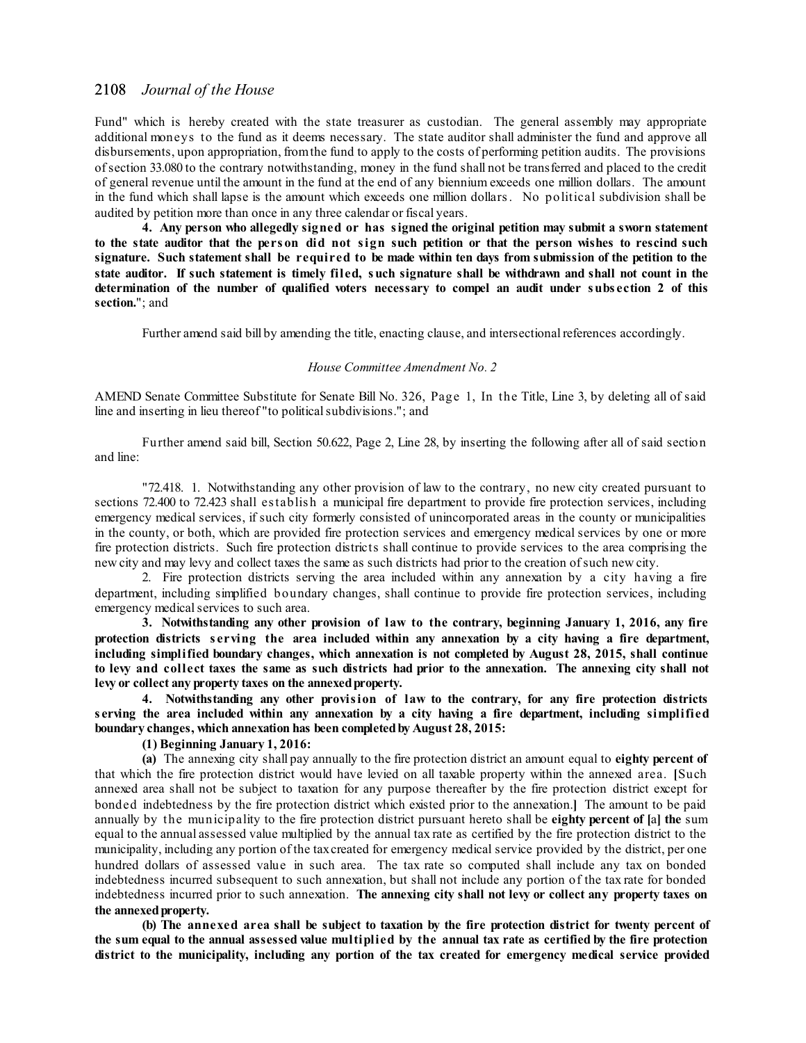Fund" which is hereby created with the state treasurer as custodian. The general assembly may appropriate additional moneys to the fund as it deems necessary. The state auditor shall administer the fund and approve all disbursements, upon appropriation, from the fund to apply to the costs of performing petition audits. The provisions of section 33.080 to the contrary notwithstanding, money in the fund shall not be transferred and placed to the credit of general revenue until the amount in the fund at the end of any biennium exceeds one million dollars. The amount in the fund which shall lapse is the amount which exceeds one million dollars. No political subdivision shall be audited by petition more than once in any three calendar or fiscal years.

**4. Any person who allegedly signed or has signed the original petition may submit a sworn statement to the state auditor that the person did not sign such petition or that the person wishes to rescind such signature. Such statement shall be required to be made within ten days from submission of the petition to the state auditor. If such statement is timely filed, such signature shall be withdrawn and shall not count in the determination of the number of qualified voters necessary to compel an audit under subsection 2 of this section.**"; and

Further amend said bill by amending the title, enacting clause, and intersectional references accordingly.

*House Committee Amendment No. 2*

AMEND Senate Committee Substitute for Senate Bill No. 326, Page 1, In the Title, Line 3, by deleting all of said line and inserting in lieu thereof "to political subdivisions."; and

Further amend said bill, Section 50.622, Page 2, Line 28, by inserting the following after all of said section and line:

"72.418. 1. Notwithstanding any other provision of law to the contrary, no new city created pursuant to sections 72.400 to 72.423 shall establish a municipal fire department to provide fire protection services, including emergency medical services, if such city formerly consisted of unincorporated areas in the county or municipalities in the county, or both, which are provided fire protection services and emergency medical services by one or more fire protection districts. Such fire protection districts shall continue to provide services to the area comprising the new city and may levy and collect taxes the same as such districts had prior to the creation of such new city.

2. Fire protection districts serving the area included within any annexation by a city having a fire department, including simplified boundary changes, shall continue to provide fire protection services, including emergency medical services to such area.

**3. Notwithstanding any other provision of law to the contrary, beginning January 1, 2016, any fire protection districts serving the area included within any annexation by a city having a fire department, including simplified boundary changes, which annexation is not completed by August 28, 2015, shall continue to levy and collect taxes the same as such districts had prior to the annexation. The annexing city shall not levy or collect any property taxes on the annexed property.**

**4. Notwithstanding any other provision of law to the contrary, for any fire protection districts serving the area included within any annexation by a city having a fire department, including simplified boundary changes, which annexation has been completed by August 28, 2015:**

**(1) Beginning January 1, 2016:**

**(a)** The annexing city shall pay annually to the fire protection district an amount equal to **eighty percent of** that which the fire protection district would have levied on all taxable property within the annexed area. **[**Such annexed area shall not be subject to taxation for any purpose thereafter by the fire protection district except for bonded indebtedness by the fire protection district which existed prior to the annexation.**]** The amount to be paid annually by the municipality to the fire protection district pursuant hereto shall be **eighty percent of [**a**] the** sum equal to the annual assessed value multiplied by the annual tax rate as certified by the fire protection district to the municipality, including any portion of the tax created for emergency medical service provided by the district, per one hundred dollars of assessed value in such area. The tax rate so computed shall include any tax on bonded indebtedness incurred subsequent to such annexation, but shall not include any portion of the tax rate for bonded indebtedness incurred prior to such annexation. **The annexing city shall not levy or collect any property taxes on the annexed property.**

**(b) The annexed area shall be subject to taxation by the fire protection district for twenty percent of the sum equal to the annual assessed value multiplied by the annual tax rate as certified by the fire protection district to the municipality, including any portion of the tax created for emergency medical service provided**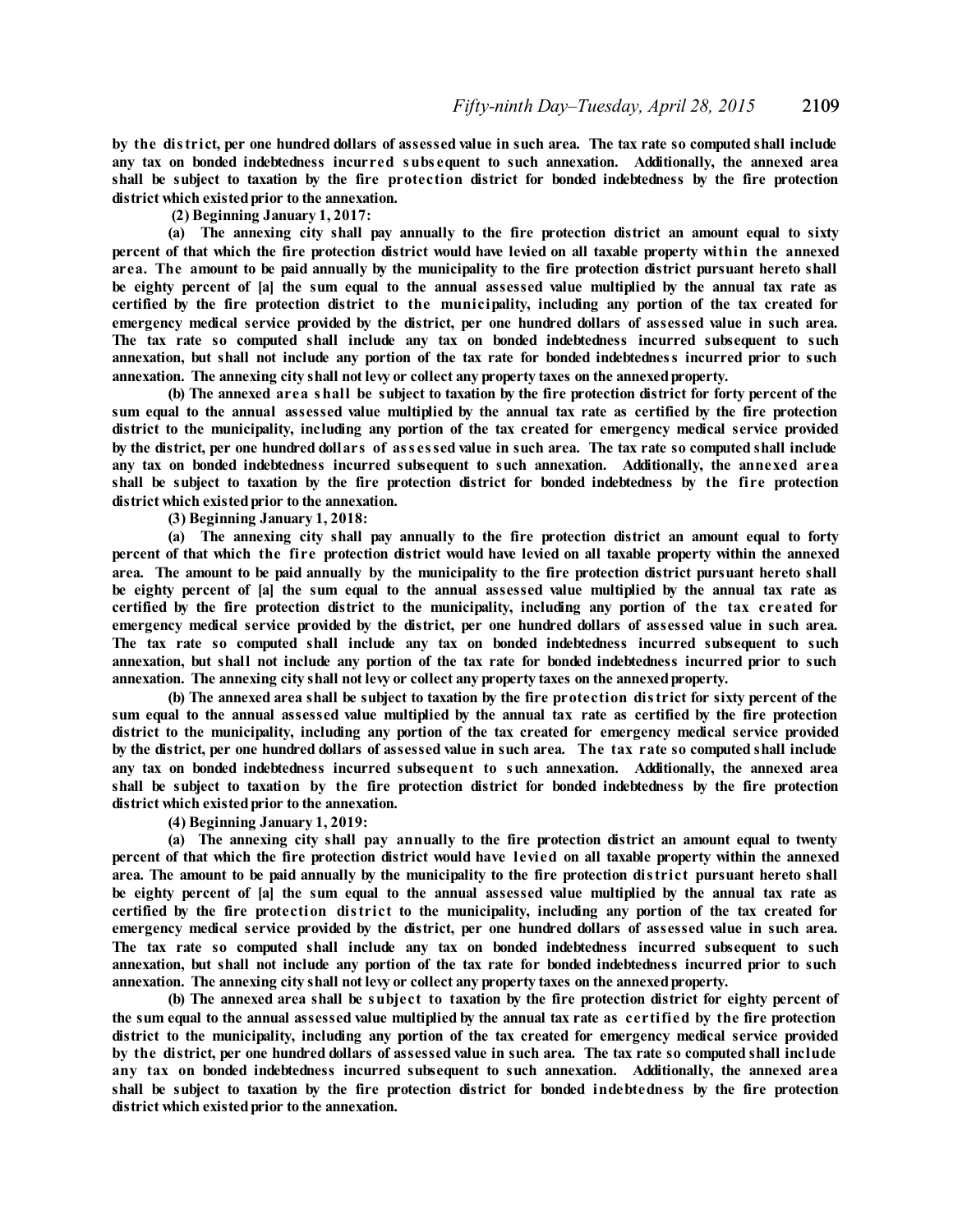**by the district, per one hundred dollars of assessed value in such area. The tax rate so computed shall include any tax on bonded indebtedness incurred subsequent to such annexation. Additionally, the annexed area shall be subject to taxation by the fire protection district for bonded indebtedness by the fire protection district which existed prior to the annexation.**

**(2) Beginning January 1, 2017:**

**(a) The annexing city shall pay annually to the fire protection district an amount equal to sixty percent of that which the fire protection district would have levied on all taxable property within the annexed area. The amount to be paid annually by the municipality to the fire protection district pursuant hereto shall be eighty percent of [a] the sum equal to the annual assessed value multiplied by the annual tax rate as certified by the fire protection district to the municipality, including any portion of the tax created for emergency medical service provided by the district, per one hundred dollars of assessed value in such area. The tax rate so computed shall include any tax on bonded indebtedness incurred subsequent to such annexation, but shall not include any portion of the tax rate for bonded indebtedness incurred prior to such annexation. The annexing city shall not levy or collect any property taxes on the annexed property.**

**(b) The annexed area shall be subject to taxation by the fire protection district for forty percent of the sum equal to the annual assessed value multiplied by the annual tax rate as certified by the fire protection district to the municipality, including any portion of the tax created for emergency medical service provided by the district, per one hundred dollars of assessed value in such area. The tax rate so computed shall include any tax on bonded indebtedness incurred subsequent to such annexation. Additionally, the annexed area shall be subject to taxation by the fire protection district for bonded indebtedness by the fire protection district which existed prior to the annexation.**

**(3) Beginning January 1, 2018:**

**(a) The annexing city shall pay annually to the fire protection district an amount equal to forty percent of that which the fire protection district would have levied on all taxable property within the annexed area. The amount to be paid annually by the municipality to the fire protection district pursuant hereto shall be eighty percent of [a] the sum equal to the annual assessed value multiplied by the annual tax rate as certified by the fire protection district to the municipality, including any portion of the tax created for emergency medical service provided by the district, per one hundred dollars of assessed value in such area. The tax rate so computed shall include any tax on bonded indebtedness incurred subsequent to such annexation, but shall not include any portion of the tax rate for bonded indebtedness incurred prior to such annexation. The annexing city shall not levy or collect any property taxes on the annexed property.**

**(b) The annexed area shall be subject to taxation by the fire protection district for sixty percent of the sum equal to the annual assessed value multiplied by the annual tax rate as certified by the fire protection district to the municipality, including any portion of the tax created for emergency medical service provided by the district, per one hundred dollars of assessed value in such area. The tax rate so computed shall include any tax on bonded indebtedness incurred subsequent to such annexation. Additionally, the annexed area shall be subject to taxation by the fire protection district for bonded indebtedness by the fire protection district which existed prior to the annexation.**

**(4) Beginning January 1, 2019:**

**(a) The annexing city shall pay annually to the fire protection district an amount equal to twenty percent of that which the fire protection district would have levied on all taxable property within the annexed area. The amount to be paid annually by the municipality to the fire protection district pursuant hereto shall be eighty percent of [a] the sum equal to the annual assessed value multiplied by the annual tax rate as certified by the fire protection district to the municipality, including any portion of the tax created for emergency medical service provided by the district, per one hundred dollars of assessed value in such area. The tax rate so computed shall include any tax on bonded indebtedness incurred subsequent to such annexation, but shall not include any portion of the tax rate for bonded indebtedness incurred prior to such annexation. The annexing city shall not levy or collect any property taxes on the annexed property.**

**(b) The annexed area shall be subject to taxation by the fire protection district for eighty percent of the sum equal to the annual assessed value multiplied by the annual tax rate as certified by the fire protection district to the municipality, including any portion of the tax created for emergency medical service provided by the district, per one hundred dollars of assessed value in such area. The tax rate so computed shall include any tax on bonded indebtedness incurred subsequent to such annexation. Additionally, the annexed area shall be subject to taxation by the fire protection district for bonded indebtedness by the fire protection district which existed prior to the annexation.**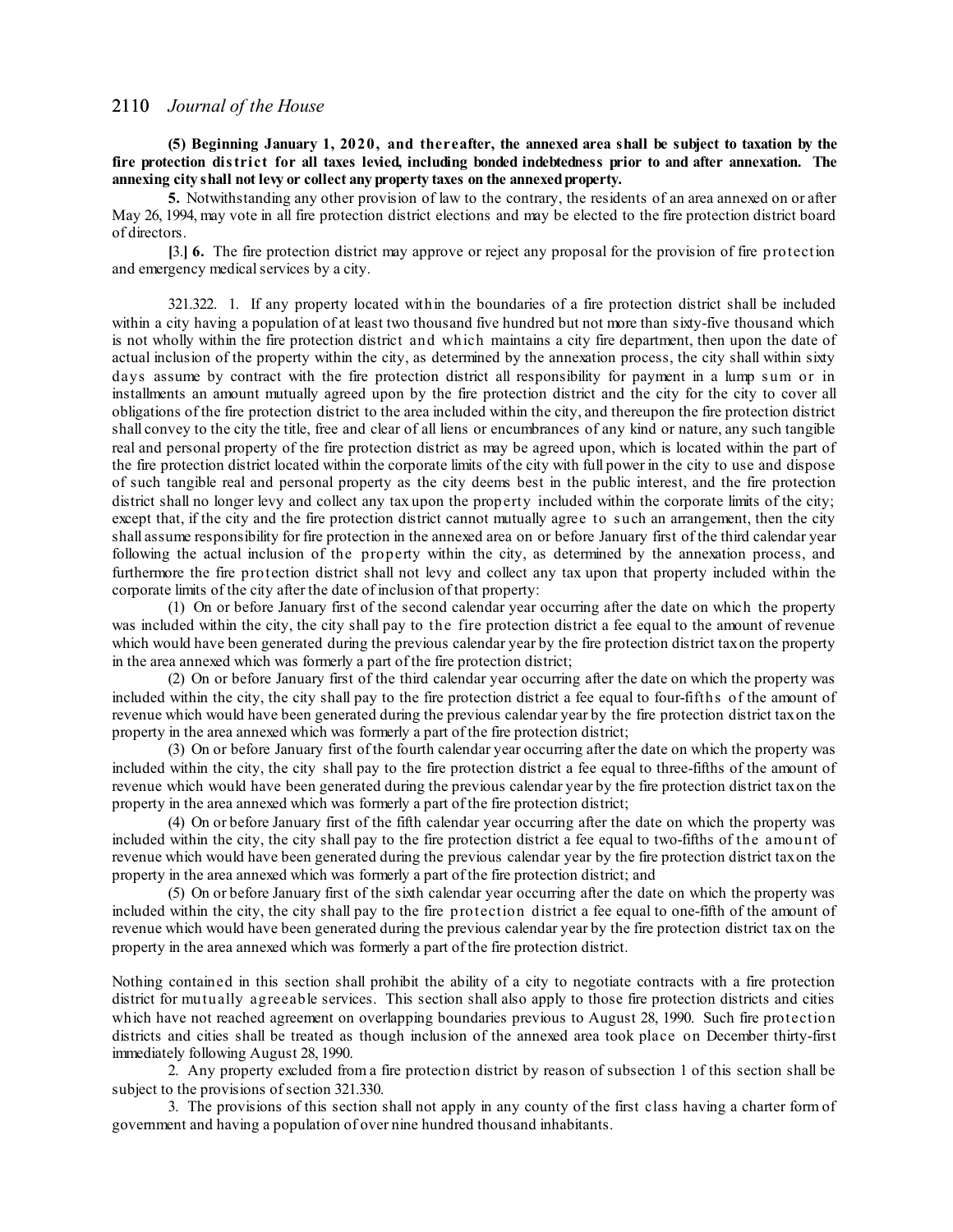**(5) Beginning January 1, 2020, and thereafter, the annexed area shall be subject to taxation by the fire protection district for all taxes levied, including bonded indebtedness prior to and after annexation. The annexing city shall not levy or collect any property taxes on the annexed property.**

**5.** Notwithstanding any other provision of law to the contrary, the residents of an area annexed on or after May 26, 1994, may vote in all fire protection district elections and may be elected to the fire protection district board of directors.

[3.] **6.** The fire protection district may approve or reject any proposal for the provision of fire protection and emergency medical services by a city.

321.322. 1. If any property located within the boundaries of a fire protection district shall be included within a city having a population of at least two thousand five hundred but not more than sixty-five thousand which is not wholly within the fire protection district and which maintains a city fire department, then upon the date of actual inclusion of the property within the city, as determined by the annexation process, the city shall within sixty days assume by contract with the fire protection district all responsibility for payment in a lump sum or in installments an amount mutually agreed upon by the fire protection district and the city for the city to cover all obligations of the fire protection district to the area included within the city, and thereupon the fire protection district shall convey to the city the title, free and clear of all liens or encumbrances of any kind or nature, any such tangible real and personal property of the fire protection district as may be agreed upon, which is located within the part of the fire protection district located within the corporate limits of the city with full power in the city to use and dispose of such tangible real and personal property as the city deems best in the public interest, and the fire protection district shall no longer levy and collect any tax upon the property included within the corporate limits of the city; except that, if the city and the fire protection district cannot mutually agree to such an arrangement, then the city shall assume responsibility for fire protection in the annexed area on or before January first of the third calendar year following the actual inclusion of the property within the city, as determined by the annexation process, and furthermore the fire protection district shall not levy and collect any tax upon that property included within the corporate limits of the city after the date of inclusion of that property:

(1) On or before January first of the second calendar year occurring after the date on which the property was included within the city, the city shall pay to the fire protection district a fee equal to the amount of revenue which would have been generated during the previous calendar year by the fire protection district tax on the property in the area annexed which was formerly a part of the fire protection district;

(2) On or before January first of the third calendar year occurring after the date on which the property was included within the city, the city shall pay to the fire protection district a fee equal to four-fifths of the amount of revenue which would have been generated during the previous calendar year by the fire protection district tax on the property in the area annexed which was formerly a part of the fire protection district;

(3) On or before January first of the fourth calendar year occurring after the date on which the property was included within the city, the city shall pay to the fire protection district a fee equal to three-fifths of the amount of revenue which would have been generated during the previous calendar year by the fire protection district tax on the property in the area annexed which was formerly a part of the fire protection district;

(4) On or before January first of the fifth calendar year occurring after the date on which the property was included within the city, the city shall pay to the fire protection district a fee equal to two-fifths of the amount of revenue which would have been generated during the previous calendar year by the fire protection district tax on the property in the area annexed which was formerly a part of the fire protection district; and

(5) On or before January first of the sixth calendar year occurring after the date on which the property was included within the city, the city shall pay to the fire protection district a fee equal to one-fifth of the amount of revenue which would have been generated during the previous calendar year by the fire protection district tax on the property in the area annexed which was formerly a part of the fire protection district.

Nothing contained in this section shall prohibit the ability of a city to negotiate contracts with a fire protection district for mutually agreeable services. This section shall also apply to those fire protection districts and cities which have not reached agreement on overlapping boundaries previous to August 28, 1990. Such fire protection districts and cities shall be treated as though inclusion of the annexed area took place on December thirty-first immediately following August 28, 1990.

2. Any property excluded from a fire protection district by reason of subsection 1 of this section shall be subject to the provisions of section 321.330.

3. The provisions of this section shall not apply in any county of the first class having a charter form of government and having a population of over nine hundred thousand inhabitants.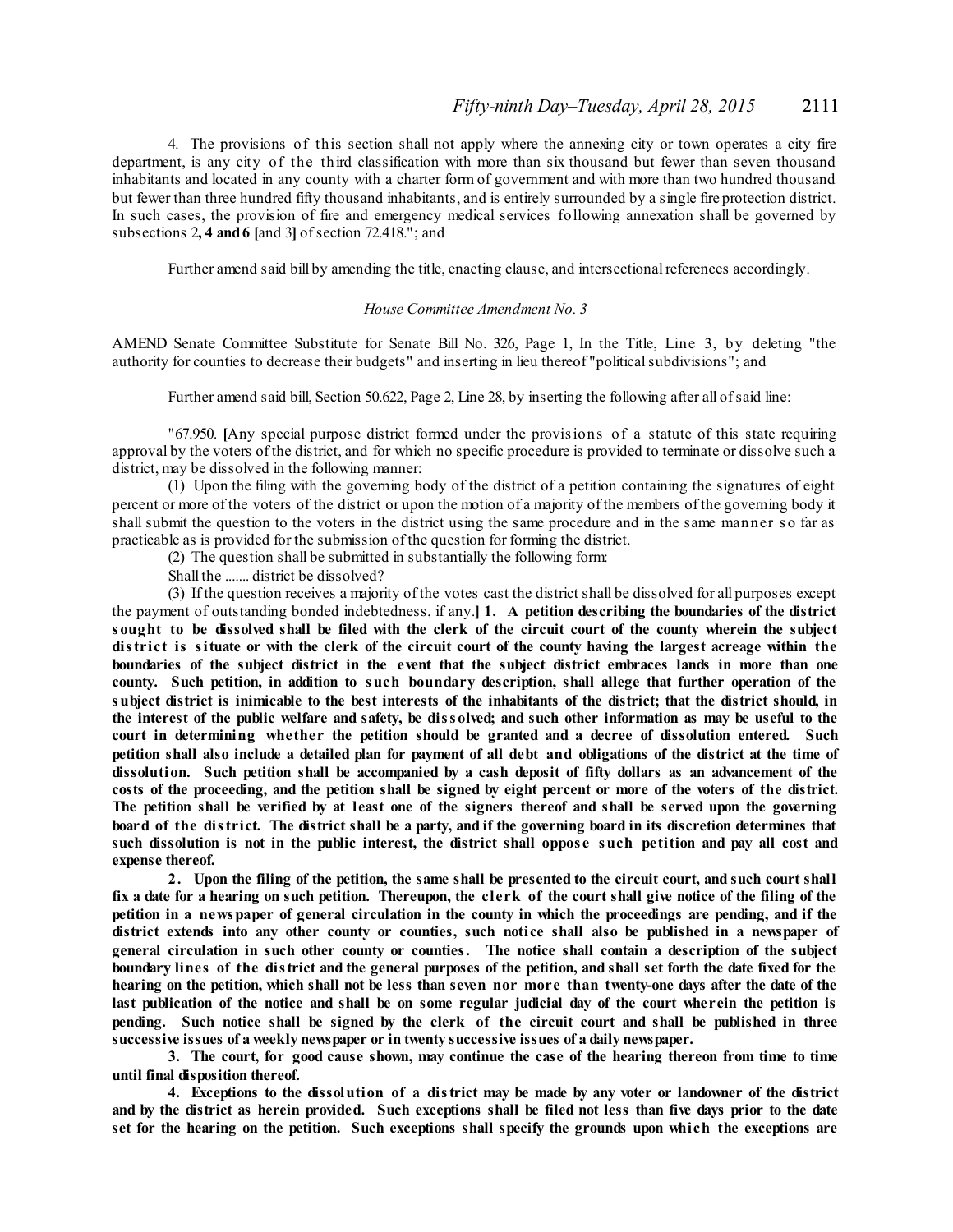4. The provisions of this section shall not apply where the annexing city or town operates a city fire department, is any city of the third classification with more than six thousand but fewer than seven thousand inhabitants and located in any county with a charter form of government and with more than two hundred thousand but fewer than three hundred fifty thousand inhabitants, and is entirely surrounded by a single fire protection district. In such cases, the provision of fire and emergency medical services following annexation shall be governed by subsections 2**, 4 and 6** [and 3] of section 72.418."; and

Further amend said bill by amending the title, enacting clause, and intersectional references accordingly.

*House Committee Amendment No. 3*

AMEND Senate Committee Substitute for Senate Bill No. 326, Page 1, In the Title, Line 3, by deleting "the authority for counties to decrease their budgets" and inserting in lieu thereof "political subdivisions"; and

Further amend said bill, Section 50.622, Page 2, Line 28, by inserting the following after all of said line:

"67.950. [Any special purpose district formed under the provisions of a statute of this state requiring approval by the voters of the district, and for which no specific procedure is provided to terminate or dissolve such a district, may be dissolved in the following manner:

(1) Upon the filing with the governing body of the district of a petition containing the signatures of eight percent or more of the voters of the district or upon the motion of a majority of the members of the governing body it shall submit the question to the voters in the district using the same procedure and in the same manner so far as practicable as is provided for the submission of the question for forming the district.

(2) The question shall be submitted in substantially the following form:

Shall the ....... district be dissolved?

(3) If the question receives a majority of the votes cast the district shall be dissolved for all purposes except the payment of outstanding bonded indebtedness, if any.] **1. A petition describing the boundaries of the district sought to be dissolved shall be filed with the clerk of the circuit court of the county wherein the subject district is situate or with the clerk of the circuit court of the county having the largest acreage within the boundaries of the subject district in the event that the subject district embraces lands in more than one county. Such petition, in addition to such boundary description, shall allege that further operation of the subject district is inimicable to the best interests of the inhabitants of the district; that the district should, in the interest of the public welfare and safety, be dissolved; and such other information as may be useful to the court in determining whether the petition should be granted and a decree of dissolution entered. Such petition shall also include a detailed plan for payment of all debt and obligations of the district at the time of dissolution. Such petition shall be accompanied by a cash deposit of fifty dollars as an advancement of the costs of the proceeding, and the petition shall be signed by eight percent or more of the voters of the district. The petition shall be verified by at least one of the signers thereof and shall be served upon the governing board of the district. The district shall be a party, and if the governing board in its discretion determines that such dissolution is not in the public interest, the district shall oppose such petition and pay all cost and expense thereof.**

**2. Upon the filing of the petition, the same shall be presented to the circuit court, and such court shall fix a date for a hearing on such petition. Thereupon, the clerk of the court shall give notice of the filing of the petition in a newspaper of general circulation in the county in which the proceedings are pending, and if the district extends into any other county or counties, such notice shall also be published in a newspaper of general circulation in such other county or counties. The notice shall contain a description of the subject boundary lines of the district and the general purposes of the petition, and shall set forth the date fixed for the hearing on the petition, which shall not be less than seven nor more than twenty-one days after the date of the last publication of the notice and shall be on some regular judicial day of the court wherein the petition is pending. Such notice shall be signed by the clerk of the circuit court and shall be published in three successive issues of a weekly newspaper or in twenty successive issues of a daily newspaper.**

**3. The court, for good cause shown, may continue the case of the hearing thereon from time to time until final disposition thereof.**

**4. Exceptions to the dissolution of a district may be made by any voter or landowner of the district and by the district as herein provided. Such exceptions shall be filed not less than five days prior to the date set for the hearing on the petition. Such exceptions shall specify the grounds upon which the exceptions are**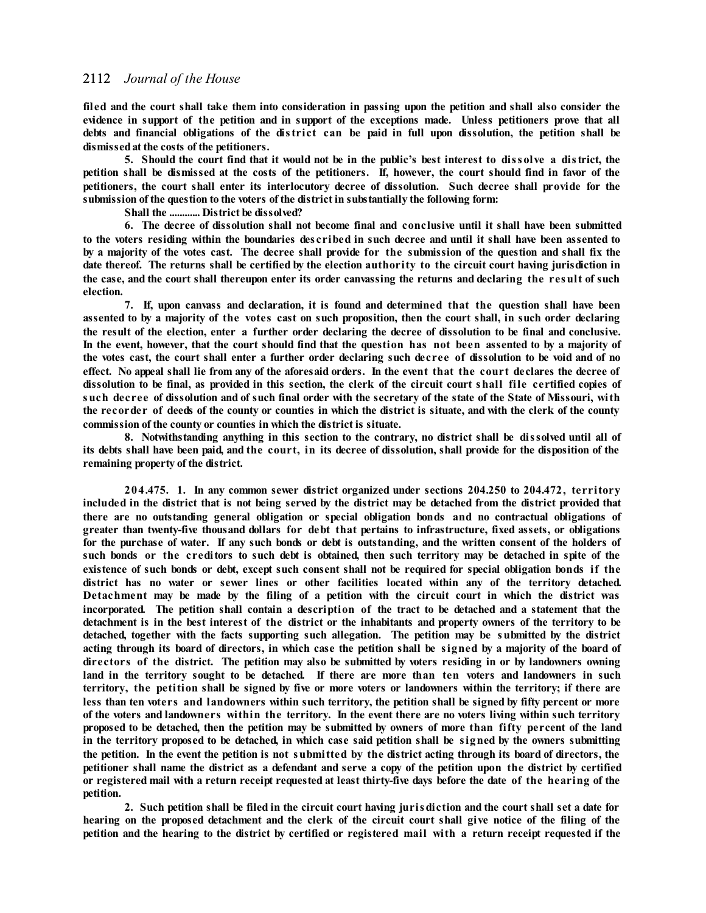**filed and the court shall take them into consideration in passing upon the petition and shall also consider the evidence in support of the petition and in support of the exceptions made. Unless petitioners prove that all debts and financial obligations of the district can be paid in full upon dissolution, the petition shall be dismissed at the costs of the petitioners.**

**5. Should the court find that it would not be in the public's best interest to dissolve a district, the petition shall be dismissed at the costs of the petitioners. If, however, the court should find in favor of the petitioners, the court shall enter its interlocutory decree of dissolution. Such decree shall provide for the submission of the question to the voters of the district in substantially the following form:**

**Shall the ........... District be dissolved?**

**6. The decree of dissolution shall not become final and conclusive until it shall have been submitted to the voters residing within the boundaries described in such decree and until it shall have been assented to by a majority of the votes cast. The decree shall provide for the submission of the question and shall fix the date thereof. The returns shall be certified by the election authority to the circuit court having jurisdiction in the case, and the court shall thereupon enter its order canvassing the returns and declaring the result of such election.**

**7. If, upon canvass and declaration, it is found and determined that the question shall have been assented to by a majority of the votes cast on such proposition, then the court shall, in such order declaring the result of the election, enter a further order declaring the decree of dissolution to be final and conclusive. In the event, however, that the court should find that the question has not been assented to by a majority of the votes cast, the court shall enter a further order declaring such decree of dissolution to be void and of no effect. No appeal shall lie from any of the aforesaid orders. In the event that the court declares the decree of dissolution to be final, as provided in this section, the clerk of the circuit court shall file certified copies of such decree of dissolution and of such final order with the secretary of the state of the State of Missouri, with the recorder of deeds of the county or counties in which the district is situate, and with the clerk of the county commission of the county or counties in which the district is situate.**

**8. Notwithstanding anything in this section to the contrary, no district shall be dissolved until all of its debts shall have been paid, and the court, in its decree of dissolution, shall provide for the disposition of the remaining property of the district.**

**204.475. 1. In any common sewer district organized under sections 204.250 to 204.472, territory included in the district that is not being served by the district may be detached from the district provided that there are no outstanding general obligation or special obligation bonds and no contractual obligations of greater than twenty-five thousand dollars for debt that pertains to infrastructure, fixed assets, or obligations for the purchase of water. If any such bonds or debt is outstanding, and the written consent of the holders of such bonds or the creditors to such debt is obtained, then such territory may be detached in spite of the existence of such bonds or debt, except such consent shall not be required for special obligation bonds if the district has no water or sewer lines or other facilities located within any of the territory detached. Detachment may be made by the filing of a petition with the circuit court in which the district was incorporated. The petition shall contain a description of the tract to be detached and a statement that the detachment is in the best interest of the district or the inhabitants and property owners of the territory to be detached, together with the facts supporting such allegation. The petition may be submitted by the district acting through its board of directors, in which case the petition shall be signed by a majority of the board of directors of the district. The petition may also be submitted by voters residing in or by landowners owning land in the territory sought to be detached. If there are more than ten voters and landowners in such territory, the petition shall be signed by five or more voters or landowners within the territory; if there are less than ten voters and landowners within such territory, the petition shall be signed by fifty percent or more of the voters and landowners within the territory. In the event there are no voters living within such territory proposed to be detached, then the petition may be submitted by owners of more than fifty percent of the land in the territory proposed to be detached, in which case said petition shall be signed by the owners submitting the petition. In the event the petition is not submitted by the district acting through its board of directors, the petitioner shall name the district as a defendant and serve a copy of the petition upon the district by certified or registered mail with a return receipt requested at least thirty-five days before the date of the hearing of the petition.**

**2. Such petition shall be filed in the circuit court having jurisdiction and the court shall set a date for hearing on the proposed detachment and the clerk of the circuit court shall give notice of the filing of the petition and the hearing to the district by certified or registered mail with a return receipt requested if the**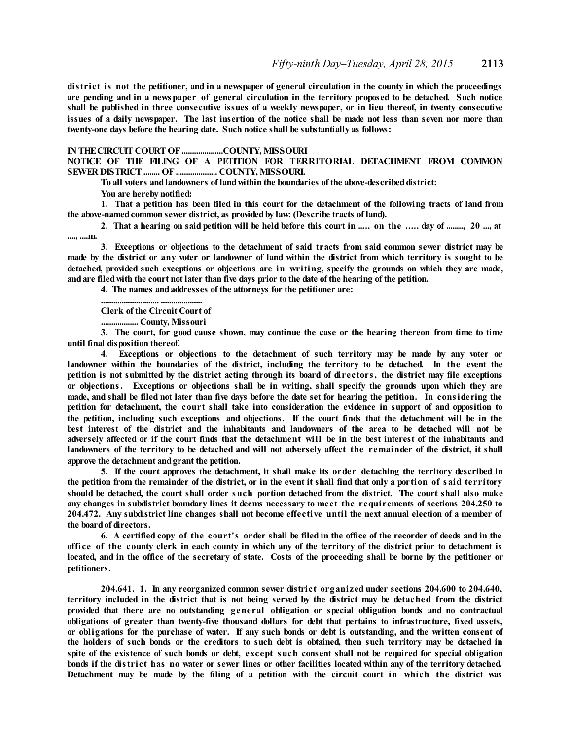**district is not the petitioner, and in a newspaper of general circulation in the county in which the proceedings are pending and in a newspaper of general circulation in the territory proposed to be detached. Such notice shall be published in three consecutive issues of a weekly newspaper, or in lieu thereof, in twenty consecutive issues of a daily newspaper. The last insertion of the notice shall be made not less than seven nor more than twenty-one days before the hearing date. Such notice shall be substantially as follows:**

**IN THE CIRCUIT COURT OF ....................COUNTY, MISSOURI**

**NOTICE OF THE FILING OF A PETITION FOR TERRITORIAL DETACHMENT FROM COMMON SEWER DISTRICT ........ OF .................... COUNTY, MISSOURI.**

**To all voters and landowners of land within the boundaries of the above-described district:**

**You are hereby notified:**

**1. That a petition has been filed in this court for the detachment of the following tracts of land from the above-named common sewer district, as provided by law: (Describe tracts of land).**

**2. That a hearing on said petition will be held before this court in ..... on the ..... day of ........, 20 ..., at ...., ....m.**

**3. Exceptions or objections to the detachment of said tracts from said common sewer district may be made by the district or any voter or landowner of land within the district from which territory is sought to be detached, provided such exceptions or objections are in writing, specify the grounds on which they are made, and are filed with the court not later than five days prior to the date of the hearing of the petition.**

**4. The names and addresses of the attorneys for the petitioner are:**

**............................ ....................**

**Clerk of the Circuit Court of**

**.................. County, Missouri**

**3. The court, for good cause shown, may continue the case or the hearing thereon from time to time until final disposition thereof.**

**4. Exceptions or objections to the detachment of such territory may be made by any voter or landowner within the boundaries of the district, including the territory to be detached. In the event the petition is not submitted by the district acting through its board of directors, the district may file exceptions or objections. Exceptions or objections shall be in writing, shall specify the grounds upon which they are made, and shall be filed not later than five days before the date set for hearing the petition. In considering the petition for detachment, the court shall take into consideration the evidence in support of and opposition to the petition, including such exceptions and objections. If the court finds that the detachment will be in the best interest of the district and the inhabitants and landowners of the area to be detached will not be adversely affected or if the court finds that the detachment will be in the best interest of the inhabitants and landowners of the territory to be detached and will not adversely affect the remainder of the district, it shall approve the detachment and grant the petition.**

**5. If the court approves the detachment, it shall make its order detaching the territory described in the petition from the remainder of the district, or in the event it shall find that only a portion of said territory should be detached, the court shall order such portion detached from the district. The court shall also make any changes in subdistrict boundary lines it deems necessary to meet the requirements of sections 204.250 to 204.472. Any subdistrict line changes shall not become effective until the next annual election of a member of the board of directors.**

**6. A certified copy of the court's order shall be filed in the office of the recorder of deeds and in the office of the county clerk in each county in which any of the territory of the district prior to detachment is located, and in the office of the secretary of state. Costs of the proceeding shall be borne by the petitioner or petitioners.**

**204.641. 1. In any reorganized common sewer district organized under sections 204.600 to 204.640, territory included in the district that is not being served by the district may be detached from the district provided that there are no outstanding general obligation or special obligation bonds and no contractual obligations of greater than twenty-five thousand dollars for debt that pertains to infrastructure, fixed assets, or obligations for the purchase of water. If any such bonds or debt is outstanding, and the written consent of the holders of such bonds or the creditors to such debt is obtained, then such territory may be detached in spite of the existence of such bonds or debt, except such consent shall not be required for special obligation bonds if the district has no water or sewer lines or other facilities located within any of the territory detached. Detachment may be made by the filing of a petition with the circuit court in which the district was**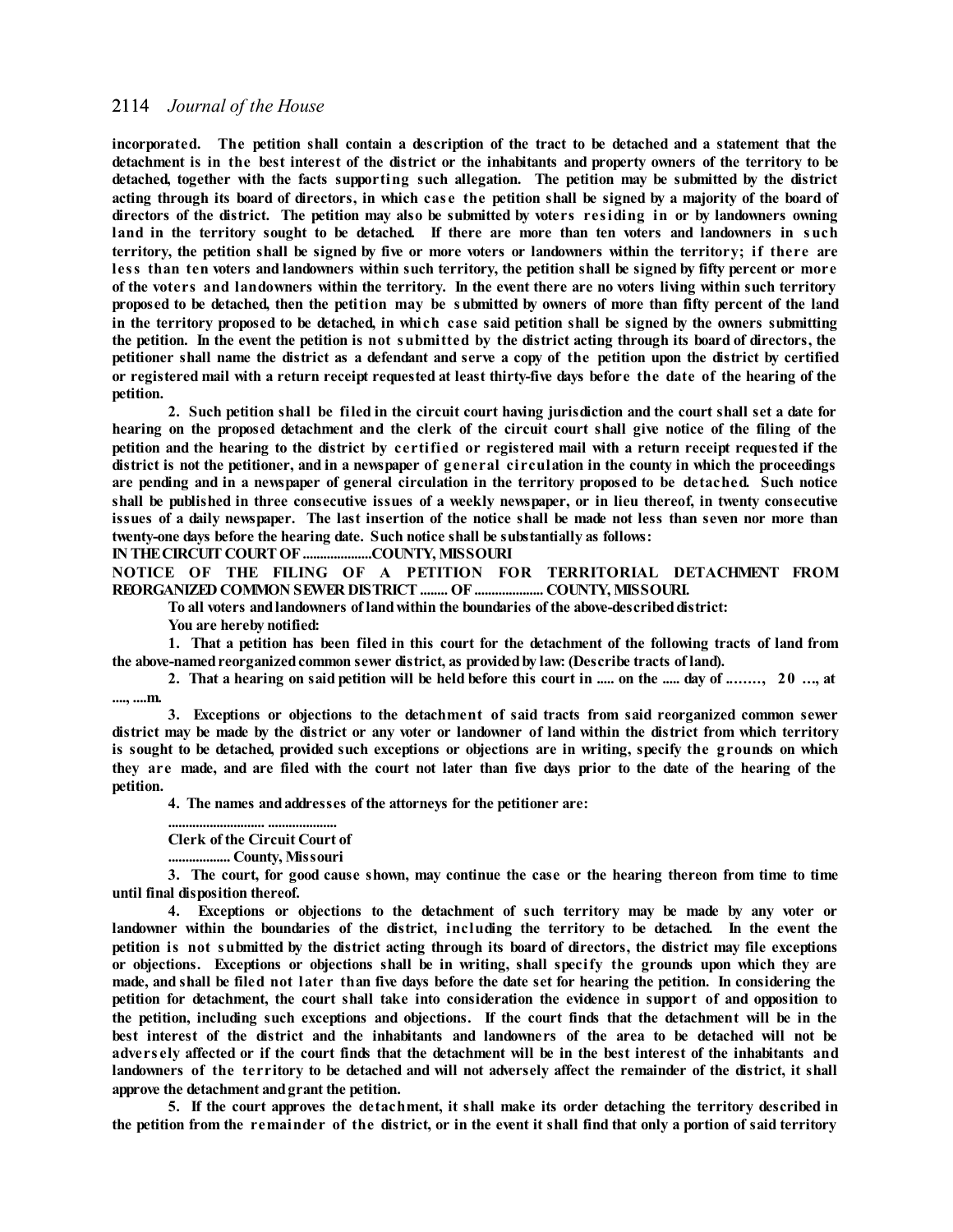**incorporated. The petition shall contain a description of the tract to be detached and a statement that the detachment is in the best interest of the district or the inhabitants and property owners of the territory to be detached, together with the facts supporting such allegation. The petition may be submitted by the district acting through its board of directors, in which case the petition shall be signed by a majority of the board of directors of the district. The petition may also be submitted by voters residing in or by landowners owning land in the territory sought to be detached. If there are more than ten voters and landowners in such territory, the petition shall be signed by five or more voters or landowners within the territory; if there are less than ten voters and landowners within such territory, the petition shall be signed by fifty percent or more of the voters and landowners within the territory. In the event there are no voters living within such territory proposed to be detached, then the petition may be submitted by owners of more than fifty percent of the land in the territory proposed to be detached, in which case said petition shall be signed by the owners submitting the petition. In the event the petition is not submitted by the district acting through its board of directors, the petitioner shall name the district as a defendant and serve a copy of the petition upon the district by certified or registered mail with a return receipt requested at least thirty-five days before the date of the hearing of the petition.**

**2. Such petition shall be filed in the circuit court having jurisdiction and the court shall set a date for hearing on the proposed detachment and the clerk of the circuit court shall give notice of the filing of the petition and the hearing to the district by certified or registered mail with a return receipt requested if the district is not the petitioner, and in a newspaper of general circulation in the county in which the proceedings are pending and in a newspaper of general circulation in the territory proposed to be detached. Such notice shall be published in three consecutive issues of a weekly newspaper, or in lieu thereof, in twenty consecutive issues of a daily newspaper. The last insertion of the notice shall be made not less than seven nor more than twenty-one days before the hearing date. Such notice shall be substantially as follows:**

**IN THE CIRCUIT COURT OF ...................COUNTY, MISSOURI**

**NOTICE OF THE FILING OF A PETITION FOR TERRITORIAL DETACHMENT FROM REORGANIZED COMMON SEWER DISTRICT ........ OF ................... COUNTY, MISSOURI.**

**To all voters and landowners of land within the boundaries of the above-described district:**

**You are hereby notified:**

**1. That a petition has been filed in this court for the detachment of the following tracts of land from the above-named reorganized common sewer district, as provided by law: (Describe tracts of land).**

**2. That a hearing on said petition will be held before this court in ..... on the ..... day of ..……, 20 …, at ...., ....m.**

**3. Exceptions or objections to the detachment of said tracts from said reorganized common sewer district may be made by the district or any voter or landowner of land within the district from which territory is sought to be detached, provided such exceptions or objections are in writing, specify the grounds on which they are made, and are filed with the court not later than five days prior to the date of the hearing of the petition.**

**4. The names and addresses of the attorneys for the petitioner are:**

**............................ ....................**

**Clerk of the Circuit Court of**

**.................. County, Missouri**

**3. The court, for good cause shown, may continue the case or the hearing thereon from time to time until final disposition thereof.**

**4. Exceptions or objections to the detachment of such territory may be made by any voter or landowner within the boundaries of the district, including the territory to be detached. In the event the petition is not submitted by the district acting through its board of directors, the district may file exceptions or objections. Exceptions or objections shall be in writing, shall specify the grounds upon which they are made, and shall be filed not later than five days before the date set for hearing the petition. In considering the petition for detachment, the court shall take into consideration the evidence in support of and opposition to the petition, including such exceptions and objections. If the court finds that the detachment will be in the best interest of the district and the inhabitants and landowners of the area to be detached will not be adversely affected or if the court finds that the detachment will be in the best interest of the inhabitants and landowners of the territory to be detached and will not adversely affect the remainder of the district, it shall approve the detachment and grant the petition.**

**5. If the court approves the detachment, it shall make its order detaching the territory described in the petition from the remainder of the district, or in the event it shall find that only a portion of said territory**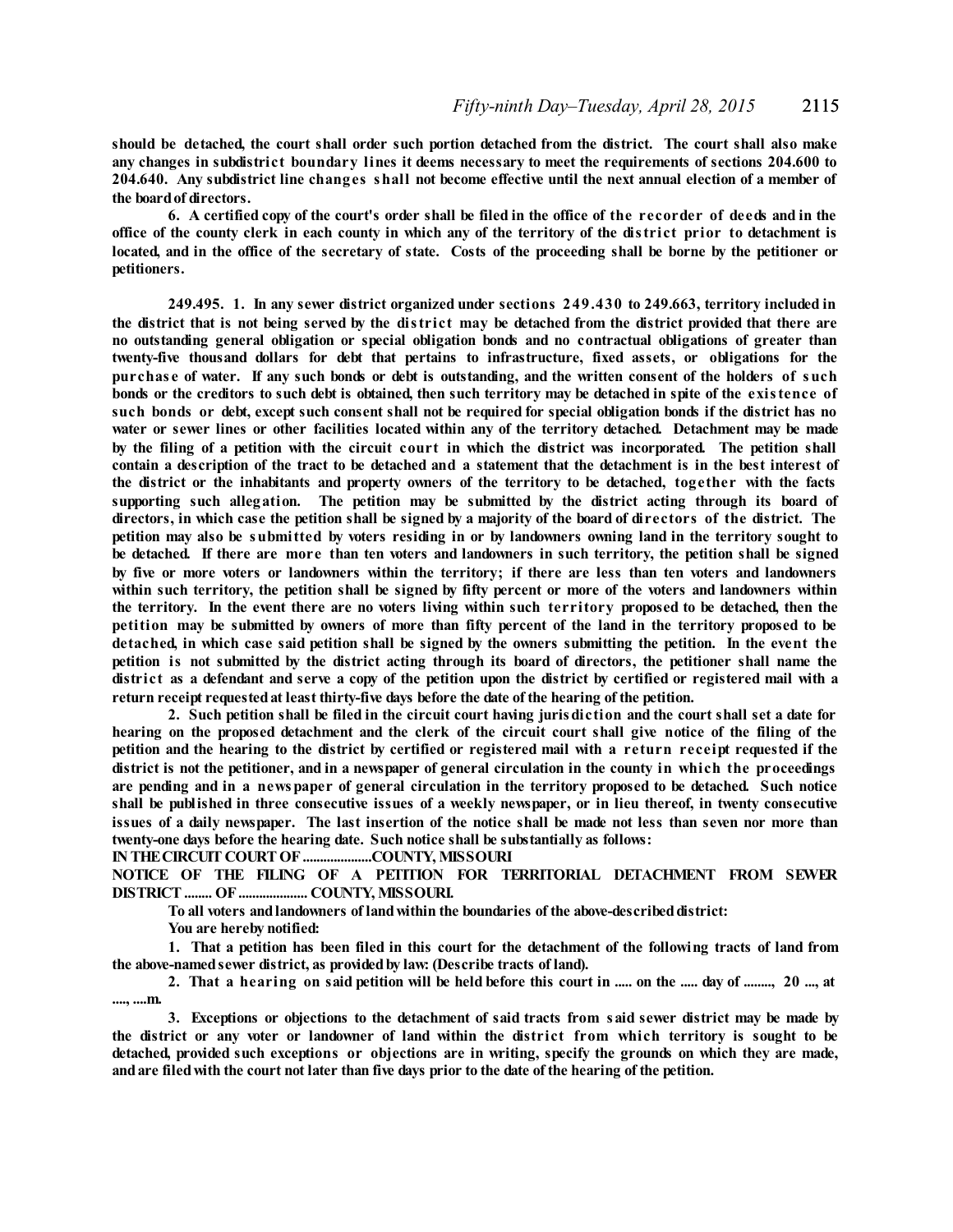**should be detached, the court shall order such portion detached from the district. The court shall also make any changes in subdistrict boundary lines it deems necessary to meet the requirements of sections 204.600 to 204.640. Any subdistrict line changes shall not become effective until the next annual election of a member of the board of directors.**

**6. A certified copy of the court's order shall be filed in the office of the recorder of deeds and in the office of the county clerk in each county in which any of the territory of the district prior to detachment is located, and in the office of the secretary of state. Costs of the proceeding shall be borne by the petitioner or petitioners.**

**249.495. 1. In any sewer district organized under sections 249.430 to 249.663, territory included in the district that is not being served by the district may be detached from the district provided that there are no outstanding general obligation or special obligation bonds and no contractual obligations of greater than twenty-five thousand dollars for debt that pertains to infrastructure, fixed assets, or obligations for the purchase of water. If any such bonds or debt is outstanding, and the written consent of the holders of such bonds or the creditors to such debt is obtained, then such territory may be detached in spite of the existence of such bonds or debt, except such consent shall not be required for special obligation bonds if the district has no water or sewer lines or other facilities located within any of the territory detached. Detachment may be made by the filing of a petition with the circuit court in which the district was incorporated. The petition shall contain a description of the tract to be detached and a statement that the detachment is in the best interest of the district or the inhabitants and property owners of the territory to be detached, together with the facts supporting such allegation. The petition may be submitted by the district acting through its board of directors, in which case the petition shall be signed by a majority of the board of directors of the district. The petition may also be submitted by voters residing in or by landowners owning land in the territory sought to be detached. If there are more than ten voters and landowners in such territory, the petition shall be signed by five or more voters or landowners within the territory; if there are less than ten voters and landowners within such territory, the petition shall be signed by fifty percent or more of the voters and landowners within the territory. In the event there are no voters living within such territory proposed to be detached, then the petition may be submitted by owners of more than fifty percent of the land in the territory proposed to be detached, in which case said petition shall be signed by the owners submitting the petition. In the event the petition is not submitted by the district acting through its board of directors, the petitioner shall name the district as a defendant and serve a copy of the petition upon the district by certified or registered mail with a return receipt requested at least thirty-five days before the date of the hearing of the petition.**

**2. Such petition shall be filed in the circuit court having jurisdiction and the court shall set a date for hearing on the proposed detachment and the clerk of the circuit court shall give notice of the filing of the petition and the hearing to the district by certified or registered mail with a return receipt requested if the district is not the petitioner, and in a newspaper of general circulation in the county in which the proceedings are pending and in a newspaper of general circulation in the territory proposed to be detached. Such notice shall be published in three consecutive issues of a weekly newspaper, or in lieu thereof, in twenty consecutive issues of a daily newspaper. The last insertion of the notice shall be made not less than seven nor more than twenty-one days before the hearing date. Such notice shall be substantially as follows:**

**IN THE CIRCUIT COURT OF ....................COUNTY, MISSOURI**

**NOTICE OF THE FILING OF A PETITION FOR TERRITORIAL DETACHMENT FROM SEWER DISTRICT ........ OF .................... COUNTY, MISSOURI.**

**To all voters and landowners of land within the boundaries of the above-described district:**

**You are hereby notified:**

**1. That a petition has been filed in this court for the detachment of the following tracts of land from the above-named sewer district, as provided by law: (Describe tracts of land).**

**2. That a hearing on said petition will be held before this court in ..... on the ..... day of ........, 20 ..., at ...., ....m.**

**3. Exceptions or objections to the detachment of said tracts from said sewer district may be made by the district or any voter or landowner of land within the district from which territory is sought to be detached, provided such exceptions or objections are in writing, specify the grounds on which they are made, and are filed with the court not later than five days prior to the date of the hearing of the petition.**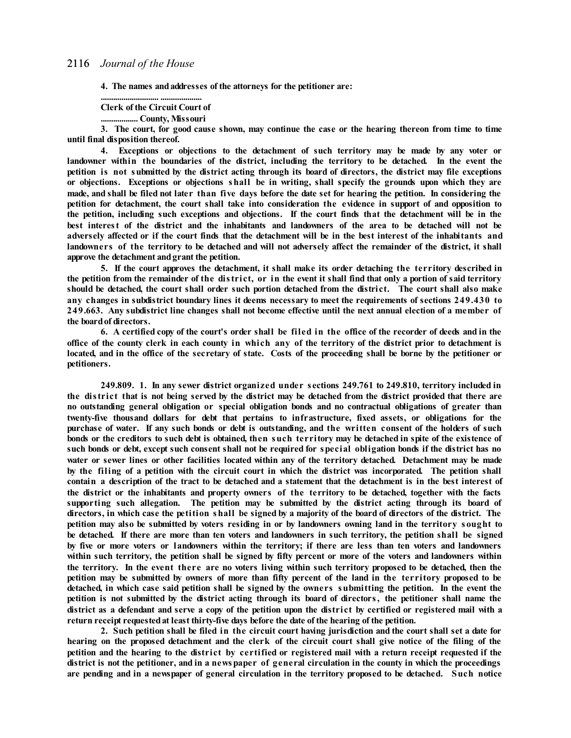**4. The names and addresses of the attorneys for the petitioner are:**

**............................ ....................**

**Clerk of the Circuit Court of**

**.................. County, Missouri**

**3. The court, for good cause shown, may continue the case or the hearing thereon from time to time until final disposition thereof.**

**4. Exceptions or objections to the detachment of such territory may be made by any voter or landowner within the boundaries of the district, including the territory to be detached. In the event the petition is not submitted by the district acting through its board of directors, the district may file exceptions or objections. Exceptions or objections shall be in writing, shall specify the grounds upon which they are made, and shall be filed not later than five days before the date set for hearing the petition. In considering the petition for detachment, the court shall take into consideration the evidence in support of and opposition to the petition, including such exceptions and objections. If the court finds that the detachment will be in the best interest of the district and the inhabitants and landowners of the area to be detached will not be adversely affected or if the court finds that the detachment will be in the best interest of the inhabitants and landowners of the territory to be detached and will not adversely affect the remainder of the district, it shall approve the detachment and grant the petition.**

**5. If the court approves the detachment, it shall make its order detaching the territory described in the petition from the remainder of the district, or in the event it shall find that only a portion of said territory should be detached, the court shall order such portion detached from the district. The court shall also make any changes in subdistrict boundary lines it deems necessary to meet the requirements of sections 249.430 to 249.663. Any subdistrict line changes shall not become effective until the next annual election of a member of the board of directors.**

**6. A certified copy of the court's order shall be filed in the office of the recorder of deeds and in the office of the county clerk in each county in which any of the territory of the district prior to detachment is located, and in the office of the secretary of state. Costs of the proceeding shall be borne by the petitioner or petitioners.**

**249.809. 1. In any sewer district organized under sections 249.761 to 249.810, territory included in the district that is not being served by the district may be detached from the district provided that there are no outstanding general obligation or special obligation bonds and no contractual obligations of greater than twenty-five thousand dollars for debt that pertains to infrastructure, fixed assets, or obligations for the purchase of water. If any such bonds or debt is outstanding, and the written consent of the holders of such bonds or the creditors to such debt is obtained, then such territory may be detached in spite of the existence of such bonds or debt, except such consent shall not be required for special obligation bonds if the district has no water or sewer lines or other facilities located within any of the territory detached. Detachment may be made by the filing of a petition with the circuit court in which the district was incorporated. The petition shall contain a description of the tract to be detached and a statement that the detachment is in the best interest of the district or the inhabitants and property owners of the territory to be detached, together with the facts supporting such allegation. The petition may be submitted by the district acting through its board of directors, in which case the petition shall be signed by a majority of the board of directors of the district. The petition may also be submitted by voters residing in or by landowners owning land in the territory sought to be detached. If there are more than ten voters and landowners in such territory, the petition shall be signed by five or more voters or landowners within the territory; if there are less than ten voters and landowners within such territory, the petition shall be signed by fifty percent or more of the voters and landowners within the territory. In the event there are no voters living within such territory proposed to be detached, then the petition may be submitted by owners of more than fifty percent of the land in the territory proposed to be detached, in which case said petition shall be signed by the owners submitting the petition. In the event the petition is not submitted by the district acting through its board of directors, the petitioner shall name the district as a defendant and serve a copy of the petition upon the district by certified or registered mail with a return receipt requested at least thirty-five days before the date of the hearing of the petition.**

**2. Such petition shall be filed in the circuit court having jurisdiction and the court shall set a date for hearing on the proposed detachment and the clerk of the circuit court shall give notice of the filing of the petition and the hearing to the district by certified or registered mail with a return receipt requested if the district is not the petitioner, and in a newspaper of general circulation in the county in which the proceedings are pending and in a newspaper of general circulation in the territory proposed to be detached. Such notice**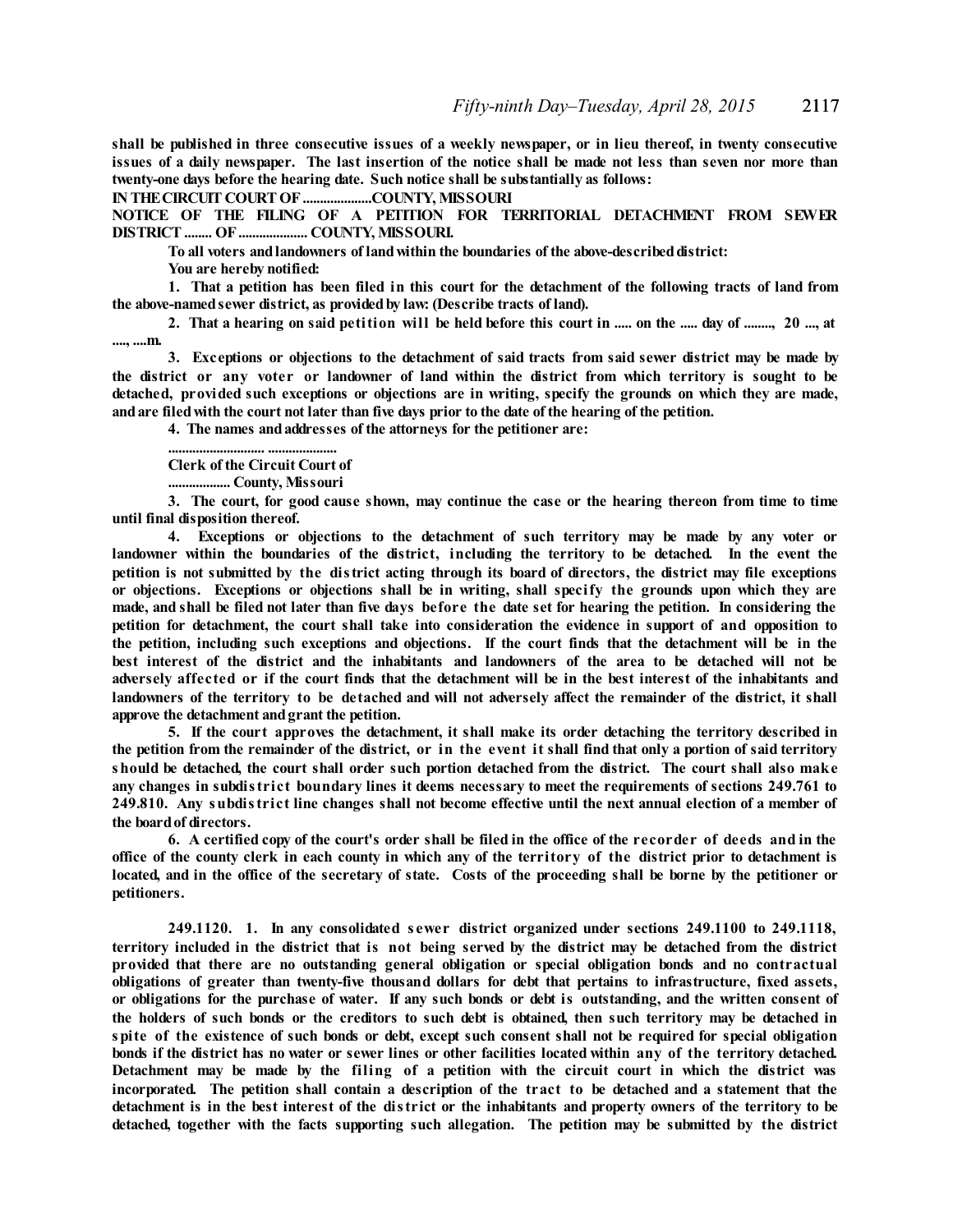**shall be published in three consecutive issues of a weekly newspaper, or in lieu thereof, in twenty consecutive issues of a daily newspaper. The last insertion of the notice shall be made not less than seven nor more than twenty-one days before the hearing date. Such notice shall be substantially as follows:**

**IN THE CIRCUIT COURT OF ...................COUNTY, MISSOURI**

**NOTICE OF THE FILING OF A PETITION FOR TERRITORIAL DETACHMENT FROM SEWER DISTRICT ........ OF .................... COUNTY, MISSOURI.**

**To all voters and landowners of land within the boundaries of the above-described district:**

**You are hereby notified:**

**1. That a petition has been filed in this court for the detachment of the following tracts of land from the above-named sewer district, as provided by law: (Describe tracts of land).**

**2. That a hearing on said petition will be held before this court in ..... on the ..... day of ........, 20 ..., at ...., ....m.**

**3. Exceptions or objections to the detachment of said tracts from said sewer district may be made by the district or any voter or landowner of land within the district from which territory is sought to be detached, provided such exceptions or objections are in writing, specify the grounds on which they are made, and are filed with the court not later than five days prior to the date of the hearing of the petition.**

**4. The names and addresses of the attorneys for the petitioner are:**

**............................ ....................**

**Clerk of the Circuit Court of**

**.................. County, Missouri**

**3. The court, for good cause shown, may continue the case or the hearing thereon from time to time until final disposition thereof.**

**4. Exceptions or objections to the detachment of such territory may be made by any voter or landowner within the boundaries of the district, including the territory to be detached. In the event the petition is not submitted by the district acting through its board of directors, the district may file exceptions or objections. Exceptions or objections shall be in writing, shall specify the grounds upon which they are made, and shall be filed not later than five days before the date set for hearing the petition. In considering the petition for detachment, the court shall take into consideration the evidence in support of and opposition to the petition, including such exceptions and objections. If the court finds that the detachment will be in the best interest of the district and the inhabitants and landowners of the area to be detached will not be adversely affected or if the court finds that the detachment will be in the best interest of the inhabitants and landowners of the territory to be detached and will not adversely affect the remainder of the district, it shall approve the detachment and grant the petition.**

**5. If the court approves the detachment, it shall make its order detaching the territory described in the petition from the remainder of the district, or in the event it shall find that only a portion of said territory should be detached, the court shall order such portion detached from the district. The court shall also make any changes in subdistrict boundary lines it deems necessary to meet the requirements of sections 249.761 to 249.810. Any subdistrict line changes shall not become effective until the next annual election of a member of the board of directors.**

**6. A certified copy of the court's order shall be filed in the office of the recorder of deeds and in the office of the county clerk in each county in which any of the territory of the district prior to detachment is located, and in the office of the secretary of state. Costs of the proceeding shall be borne by the petitioner or petitioners.**

**249.1120. 1. In any consolidated sewer district organized under sections 249.1100 to 249.1118, territory included in the district that is not being served by the district may be detached from the district provided that there are no outstanding general obligation or special obligation bonds and no contractual obligations of greater than twenty-five thousand dollars for debt that pertains to infrastructure, fixed assets, or obligations for the purchase of water. If any such bonds or debt is outstanding, and the written consent of the holders of such bonds or the creditors to such debt is obtained, then such territory may be detached in spite of the existence of such bonds or debt, except such consent shall not be required for special obligation bonds if the district has no water or sewer lines or other facilities located within any of the territory detached. Detachment may be made by the filing of a petition with the circuit court in which the district was incorporated. The petition shall contain a description of the tract to be detached and a statement that the detachment is in the best interest of the district or the inhabitants and property owners of the territory to be detached, together with the facts supporting such allegation. The petition may be submitted by the district**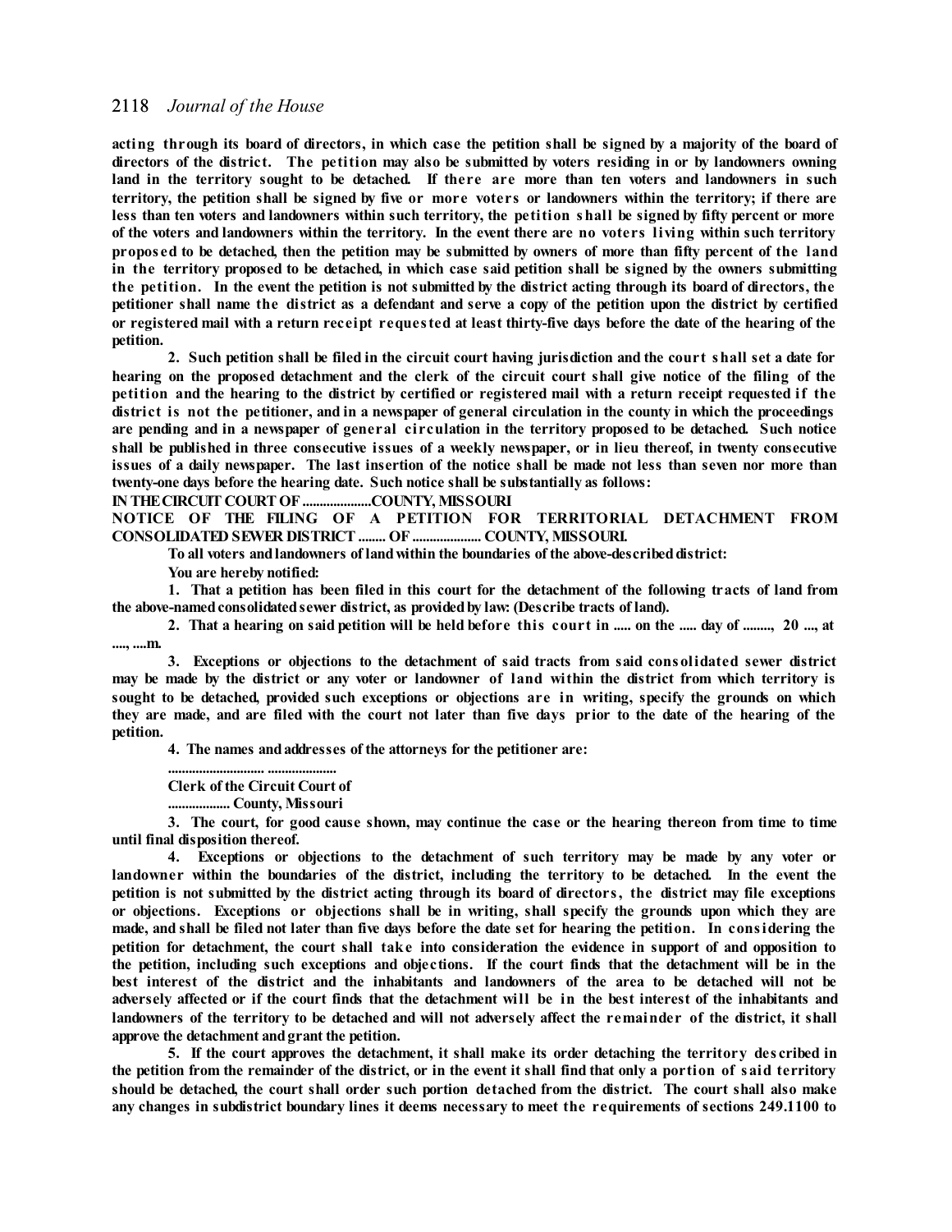**acting through its board of directors, in which case the petition shall be signed by a majority of the board of directors of the district. The petition may also be submitted by voters residing in or by landowners owning land in the territory sought to be detached. If there are more than ten voters and landowners in such territory, the petition shall be signed by five or more voters or landowners within the territory; if there are less than ten voters and landowners within such territory, the petition shall be signed by fifty percent or more of the voters and landowners within the territory. In the event there are no voters living within such territory proposed to be detached, then the petition may be submitted by owners of more than fifty percent of the land in the territory proposed to be detached, in which case said petition shall be signed by the owners submitting the petition. In the event the petition is not submitted by the district acting through its board of directors, the petitioner shall name the district as a defendant and serve a copy of the petition upon the district by certified or registered mail with a return receipt requested at least thirty-five days before the date of the hearing of the petition.**

**2. Such petition shall be filed in the circuit court having jurisdiction and the court shall set a date for hearing on the proposed detachment and the clerk of the circuit court shall give notice of the filing of the petition and the hearing to the district by certified or registered mail with a return receipt requested if the district is not the petitioner, and in a newspaper of general circulation in the county in which the proceedings are pending and in a newspaper of general circulation in the territory proposed to be detached. Such notice shall be published in three consecutive issues of a weekly newspaper, or in lieu thereof, in twenty consecutive issues of a daily newspaper. The last insertion of the notice shall be made not less than seven nor more than twenty-one days before the hearing date. Such notice shall be substantially as follows:**

**IN THE CIRCUIT COURT OF ....................COUNTY, MISSOURI**

**NOTICE OF THE FILING OF A PETITION FOR TERRITORIAL DETACHMENT FROM CONSOLIDATED SEWER DISTRICT ........ OF .................... COUNTY, MISSOURI.**

**To all voters and landowners of land within the boundaries of the above-described district:**

**You are hereby notified:**

**1. That a petition has been filed in this court for the detachment of the following tracts of land from the above-named consolidated sewer district, as provided by law: (Describe tracts of land).**

**2. That a hearing on said petition will be held before this court in ..... on the ..... day of ........, 20 ..., at ...., ....m.**

**3. Exceptions or objections to the detachment of said tracts from said consolidated sewer district may be made by the district or any voter or landowner of land within the district from which territory is sought to be detached, provided such exceptions or objections are in writing, specify the grounds on which they are made, and are filed with the court not later than five days prior to the date of the hearing of the petition.**

**4. The names and addresses of the attorneys for the petitioner are:**

**............................ ....................**

**Clerk of the Circuit Court of**

**.................. County, Missouri**

**3. The court, for good cause shown, may continue the case or the hearing thereon from time to time until final disposition thereof.**

**4. Exceptions or objections to the detachment of such territory may be made by any voter or landowner within the boundaries of the district, including the territory to be detached. In the event the petition is not submitted by the district acting through its board of directors, the district may file exceptions or objections. Exceptions or objections shall be in writing, shall specify the grounds upon which they are made, and shall be filed not later than five days before the date set for hearing the petition. In considering the petition for detachment, the court shall take into consideration the evidence in support of and opposition to the petition, including such exceptions and objections. If the court finds that the detachment will be in the best interest of the district and the inhabitants and landowners of the area to be detached will not be adversely affected or if the court finds that the detachment will be in the best interest of the inhabitants and landowners of the territory to be detached and will not adversely affect the remainder of the district, it shall approve the detachment and grant the petition.**

**5. If the court approves the detachment, it shall make its order detaching the territory described in the petition from the remainder of the district, or in the event it shall find that only a portion of said territory should be detached, the court shall order such portion detached from the district. The court shall also make any changes in subdistrict boundary lines it deems necessary to meet the requirements of sections 249.1100 to**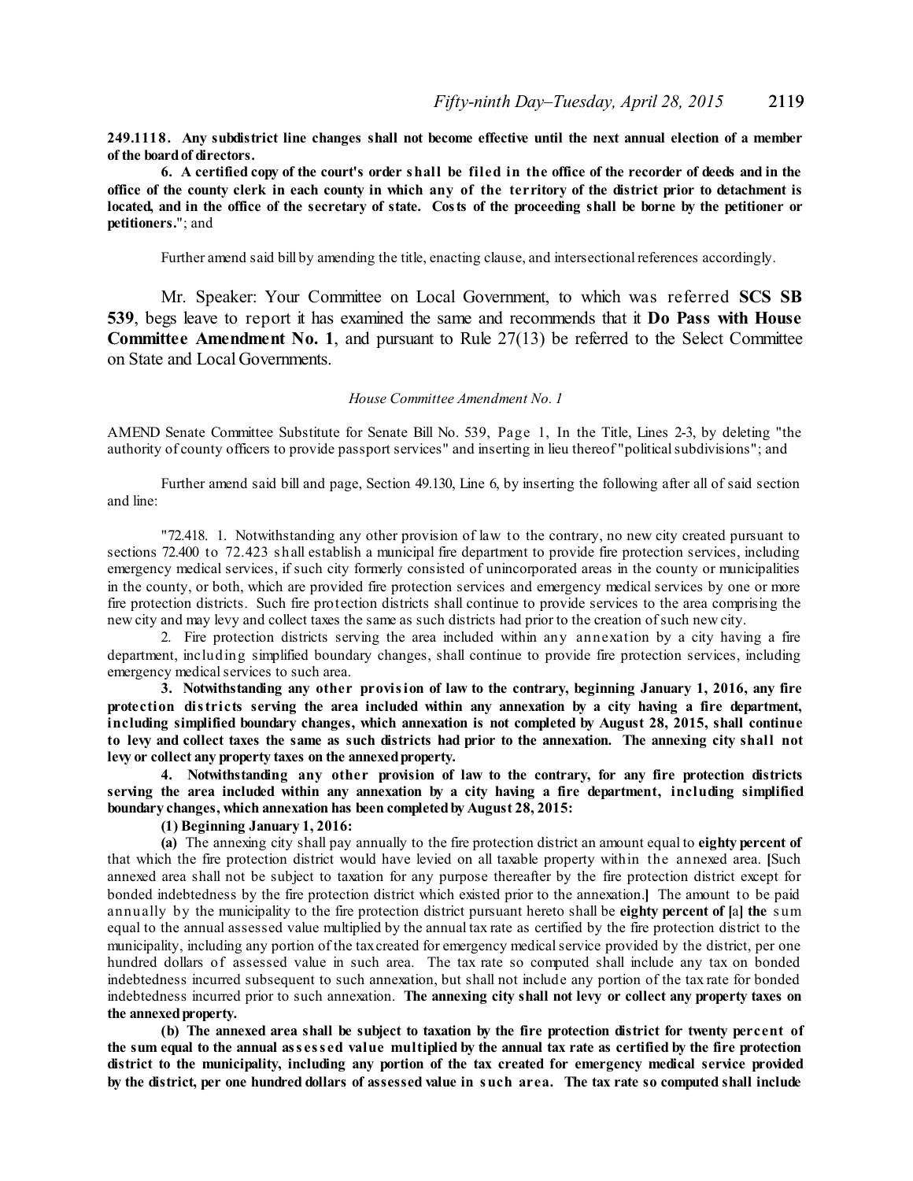**249.1118. Any subdistrict line changes shall not become effective until the next annual election of a member of the board of directors.**

**6. A certified copy of the court's order shall be filed in the office of the recorder of deeds and in the office of the county clerk in each county in which any of the territory of the district prior to detachment is located, and in the office of the secretary of state. Costs of the proceeding shall be borne by the petitioner or petitioners.**"; and

Further amend said bill by amending the title, enacting clause, and intersectional references accordingly.

Mr. Speaker: Your Committee on Local Government, to which was referred **SCS SB 539**, begs leave to report it has examined the same and recommends that it **Do Pass with House Committee Amendment No. 1**, and pursuant to Rule 27(13) be referred to the Select Committee on State and Local Governments.

*House Committee Amendment No. 1*

AMEND Senate Committee Substitute for Senate Bill No. 539, Page 1, In the Title, Lines 2-3, by deleting "the authority of county officers to provide passport services" and inserting in lieu thereof "political subdivisions"; and

Further amend said bill and page, Section 49.130, Line 6, by inserting the following after all of said section and line:

"72.418. 1. Notwithstanding any other provision of law to the contrary, no new city created pursuant to sections 72.400 to 72.423 shall establish a municipal fire department to provide fire protection services, including emergency medical services, if such city formerly consisted of unincorporated areas in the county or municipalities in the county, or both, which are provided fire protection services and emergency medical services by one or more fire protection districts. Such fire protection districts shall continue to provide services to the area comprising the new city and may levy and collect taxes the same as such districts had prior to the creation of such new city.

2. Fire protection districts serving the area included within any annexation by a city having a fire department, including simplified boundary changes, shall continue to provide fire protection services, including emergency medical services to such area.

**3. Notwithstanding any other provision of law to the contrary, beginning January 1, 2016, any fire protection districts serving the area included within any annexation by a city having a fire department, including simplified boundary changes, which annexation is not completed by August 28, 2015, shall continue to levy and collect taxes the same as such districts had prior to the annexation. The annexing city shall not levy or collect any property taxes on the annexed property.**

**4. Notwithstanding any other provision of law to the contrary, for any fire protection districts serving the area included within any annexation by a city having a fire department, including simplified boundary changes, which annexation has been completed by August 28, 2015:**

**(1) Beginning January 1, 2016:**

**(a)** The annexing city shall pay annually to the fire protection district an amount equal to **eighty percent of** that which the fire protection district would have levied on all taxable property within the annexed area. **[**Such annexed area shall not be subject to taxation for any purpose thereafter by the fire protection district except for bonded indebtedness by the fire protection district which existed prior to the annexation.**]** The amount to be paid annually by the municipality to the fire protection district pursuant hereto shall be **eighty percent of [**a**] the** sum equal to the annual assessed value multiplied by the annual tax rate as certified by the fire protection district to the municipality, including any portion of the tax created for emergency medical service provided by the district, per one hundred dollars of assessed value in such area. The tax rate so computed shall include any tax on bonded indebtedness incurred subsequent to such annexation, but shall not include any portion of the tax rate for bonded indebtedness incurred prior to such annexation. **The annexing city shall not levy or collect any property taxes on the annexed property.**

**(b) The annexed area shall be subject to taxation by the fire protection district for twenty percent of the sum equal to the annual assessed value multiplied by the annual tax rate as certified by the fire protection district to the municipality, including any portion of the tax created for emergency medical service provided by the district, per one hundred dollars of assessed value in such area. The tax rate so computed shall include**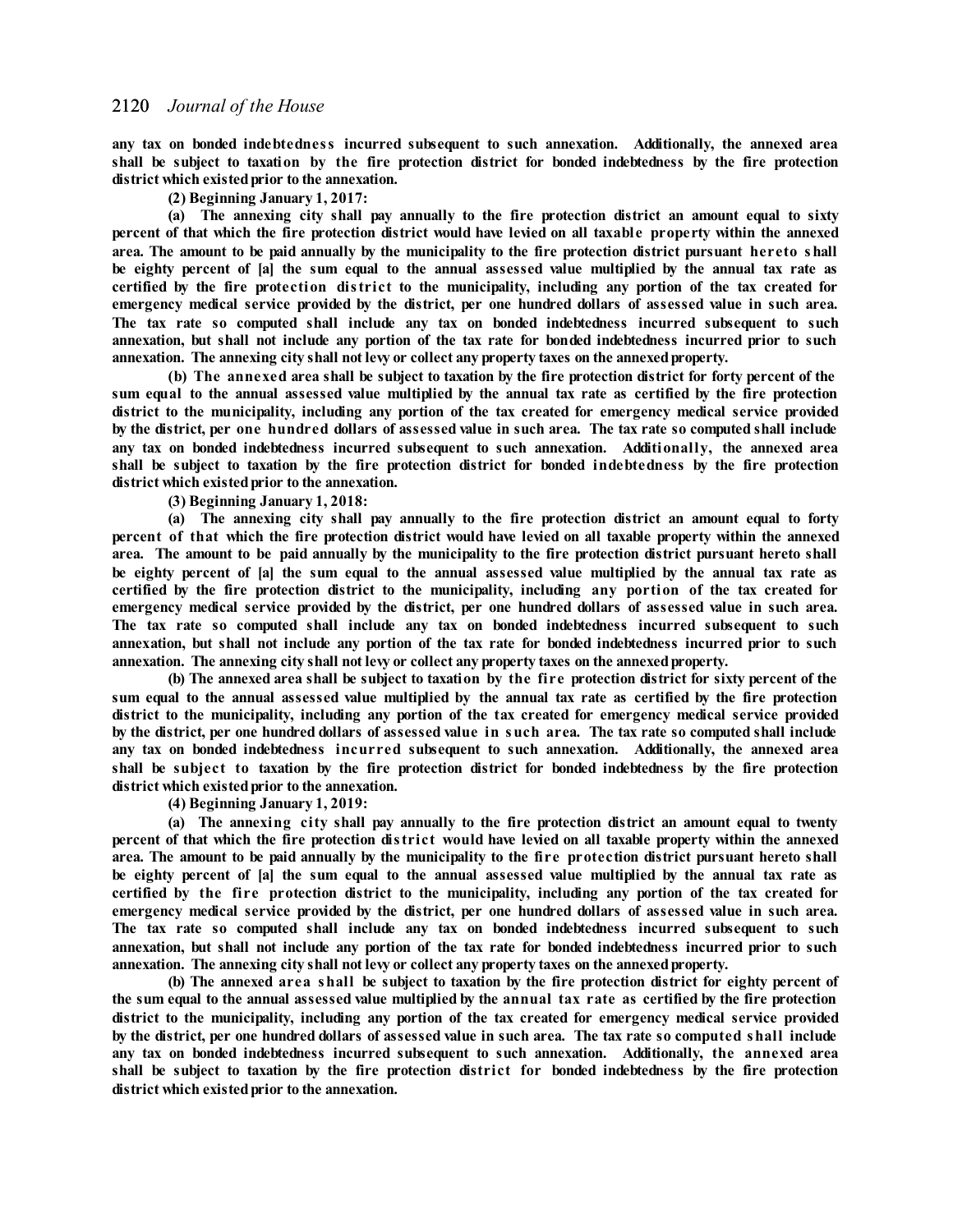**any tax on bonded indebtedness incurred subsequent to such annexation. Additionally, the annexed area shall be subject to taxation by the fire protection district for bonded indebtedness by the fire protection district which existed prior to the annexation.**

**(2) Beginning January 1, 2017:**

**(a) The annexing city shall pay annually to the fire protection district an amount equal to sixty percent of that which the fire protection district would have levied on all taxable property within the annexed area. The amount to be paid annually by the municipality to the fire protection district pursuant hereto shall be eighty percent of [a] the sum equal to the annual assessed value multiplied by the annual tax rate as certified by the fire protection district to the municipality, including any portion of the tax created for emergency medical service provided by the district, per one hundred dollars of assessed value in such area. The tax rate so computed shall include any tax on bonded indebtedness incurred subsequent to such annexation, but shall not include any portion of the tax rate for bonded indebtedness incurred prior to such annexation. The annexing city shall not levy or collect any property taxes on the annexed property.**

**(b) The annexed area shall be subject to taxation by the fire protection district for forty percent of the sum equal to the annual assessed value multiplied by the annual tax rate as certified by the fire protection district to the municipality, including any portion of the tax created for emergency medical service provided by the district, per one hundred dollars of assessed value in such area. The tax rate so computed shall include any tax on bonded indebtedness incurred subsequent to such annexation. Additionally, the annexed area shall be subject to taxation by the fire protection district for bonded indebtedness by the fire protection district which existed prior to the annexation.**

**(3) Beginning January 1, 2018:**

**(a) The annexing city shall pay annually to the fire protection district an amount equal to forty percent of that which the fire protection district would have levied on all taxable property within the annexed area. The amount to be paid annually by the municipality to the fire protection district pursuant hereto shall be eighty percent of [a] the sum equal to the annual assessed value multiplied by the annual tax rate as certified by the fire protection district to the municipality, including any portion of the tax created for emergency medical service provided by the district, per one hundred dollars of assessed value in such area. The tax rate so computed shall include any tax on bonded indebtedness incurred subsequent to such annexation, but shall not include any portion of the tax rate for bonded indebtedness incurred prior to such annexation. The annexing city shall not levy or collect any property taxes on the annexed property.**

**(b) The annexed area shall be subject to taxation by the fire protection district for sixty percent of the sum equal to the annual assessed value multiplied by the annual tax rate as certified by the fire protection district to the municipality, including any portion of the tax created for emergency medical service provided by the district, per one hundred dollars of assessed value in such area. The tax rate so computed shall include any tax on bonded indebtedness incurred subsequent to such annexation. Additionally, the annexed area shall be subject to taxation by the fire protection district for bonded indebtedness by the fire protection district which existed prior to the annexation.**

**(4) Beginning January 1, 2019:**

**(a) The annexing city shall pay annually to the fire protection district an amount equal to twenty percent of that which the fire protection district would have levied on all taxable property within the annexed area. The amount to be paid annually by the municipality to the fire protection district pursuant hereto shall be eighty percent of [a] the sum equal to the annual assessed value multiplied by the annual tax rate as certified by the fire protection district to the municipality, including any portion of the tax created for emergency medical service provided by the district, per one hundred dollars of assessed value in such area. The tax rate so computed shall include any tax on bonded indebtedness incurred subsequent to such annexation, but shall not include any portion of the tax rate for bonded indebtedness incurred prior to such annexation. The annexing city shall not levy or collect any property taxes on the annexed property.**

**(b) The annexed area shall be subject to taxation by the fire protection district for eighty percent of the sum equal to the annual assessed value multiplied by the annual tax rate as certified by the fire protection district to the municipality, including any portion of the tax created for emergency medical service provided by the district, per one hundred dollars of assessed value in such area. The tax rate so computed shall include any tax on bonded indebtedness incurred subsequent to such annexation. Additionally, the annexed area shall be subject to taxation by the fire protection district for bonded indebtedness by the fire protection district which existed prior to the annexation.**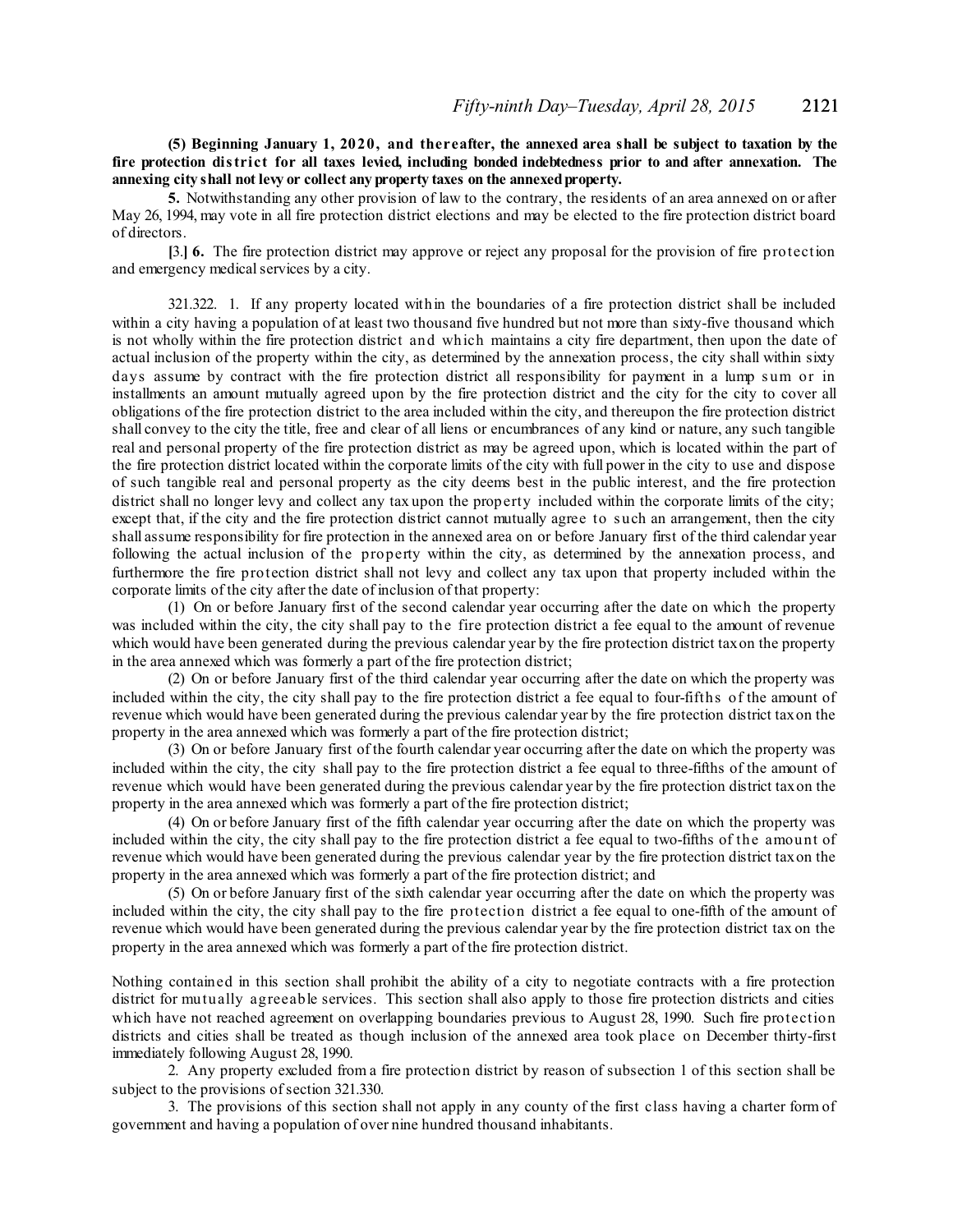**(5) Beginning January 1, 2020, and thereafter, the annexed area shall be subject to taxation by the fire protection district for all taxes levied, including bonded indebtedness prior to and after annexation. The annexing city shall not levy or collect any property taxes on the annexed property.**

**5.** Notwithstanding any other provision of law to the contrary, the residents of an area annexed on or after May 26, 1994, may vote in all fire protection district elections and may be elected to the fire protection district board of directors.

**[**3.**] 6.** The fire protection district may approve or reject any proposal for the provision of fire protection and emergency medical services by a city.

321.322. 1. If any property located within the boundaries of a fire protection district shall be included within a city having a population of at least two thousand five hundred but not more than sixty-five thousand which is not wholly within the fire protection district and which maintains a city fire department, then upon the date of actual inclusion of the property within the city, as determined by the annexation process, the city shall within sixty days assume by contract with the fire protection district all responsibility for payment in a lump sum or in installments an amount mutually agreed upon by the fire protection district and the city for the city to cover all obligations of the fire protection district to the area included within the city, and thereupon the fire protection district shall convey to the city the title, free and clear of all liens or encumbrances of any kind or nature, any such tangible real and personal property of the fire protection district as may be agreed upon, which is located within the part of the fire protection district located within the corporate limits of the city with full power in the city to use and dispose of such tangible real and personal property as the city deems best in the public interest, and the fire protection district shall no longer levy and collect any tax upon the property included within the corporate limits of the city; except that, if the city and the fire protection district cannot mutually agree to such an arrangement, then the city shall assume responsibility for fire protection in the annexed area on or before January first of the third calendar year following the actual inclusion of the property within the city, as determined by the annexation process, and furthermore the fire protection district shall not levy and collect any tax upon that property included within the corporate limits of the city after the date of inclusion of that property:

(1) On or before January first of the second calendar year occurring after the date on which the property was included within the city, the city shall pay to the fire protection district a fee equal to the amount of revenue which would have been generated during the previous calendar year by the fire protection district tax on the property in the area annexed which was formerly a part of the fire protection district;

(2) On or before January first of the third calendar year occurring after the date on which the property was included within the city, the city shall pay to the fire protection district a fee equal to four-fifths of the amount of revenue which would have been generated during the previous calendar year by the fire protection district tax on the property in the area annexed which was formerly a part of the fire protection district;

(3) On or before January first of the fourth calendar year occurring after the date on which the property was included within the city, the city shall pay to the fire protection district a fee equal to three-fifths of the amount of revenue which would have been generated during the previous calendar year by the fire protection district tax on the property in the area annexed which was formerly a part of the fire protection district;

(4) On or before January first of the fifth calendar year occurring after the date on which the property was included within the city, the city shall pay to the fire protection district a fee equal to two-fifths of the amount of revenue which would have been generated during the previous calendar year by the fire protection district tax on the property in the area annexed which was formerly a part of the fire protection district; and

(5) On or before January first of the sixth calendar year occurring after the date on which the property was included within the city, the city shall pay to the fire protection district a fee equal to one-fifth of the amount of revenue which would have been generated during the previous calendar year by the fire protection district tax on the property in the area annexed which was formerly a part of the fire protection district.

Nothing contained in this section shall prohibit the ability of a city to negotiate contracts with a fire protection district for mutually agreeable services. This section shall also apply to those fire protection districts and cities which have not reached agreement on overlapping boundaries previous to August 28, 1990. Such fire protection districts and cities shall be treated as though inclusion of the annexed area took place on December thirty-first immediately following August 28, 1990.

2. Any property excluded from a fire protection district by reason of subsection 1 of this section shall be subject to the provisions of section 321.330.

3. The provisions of this section shall not apply in any county of the first class having a charter form of government and having a population of over nine hundred thousand inhabitants.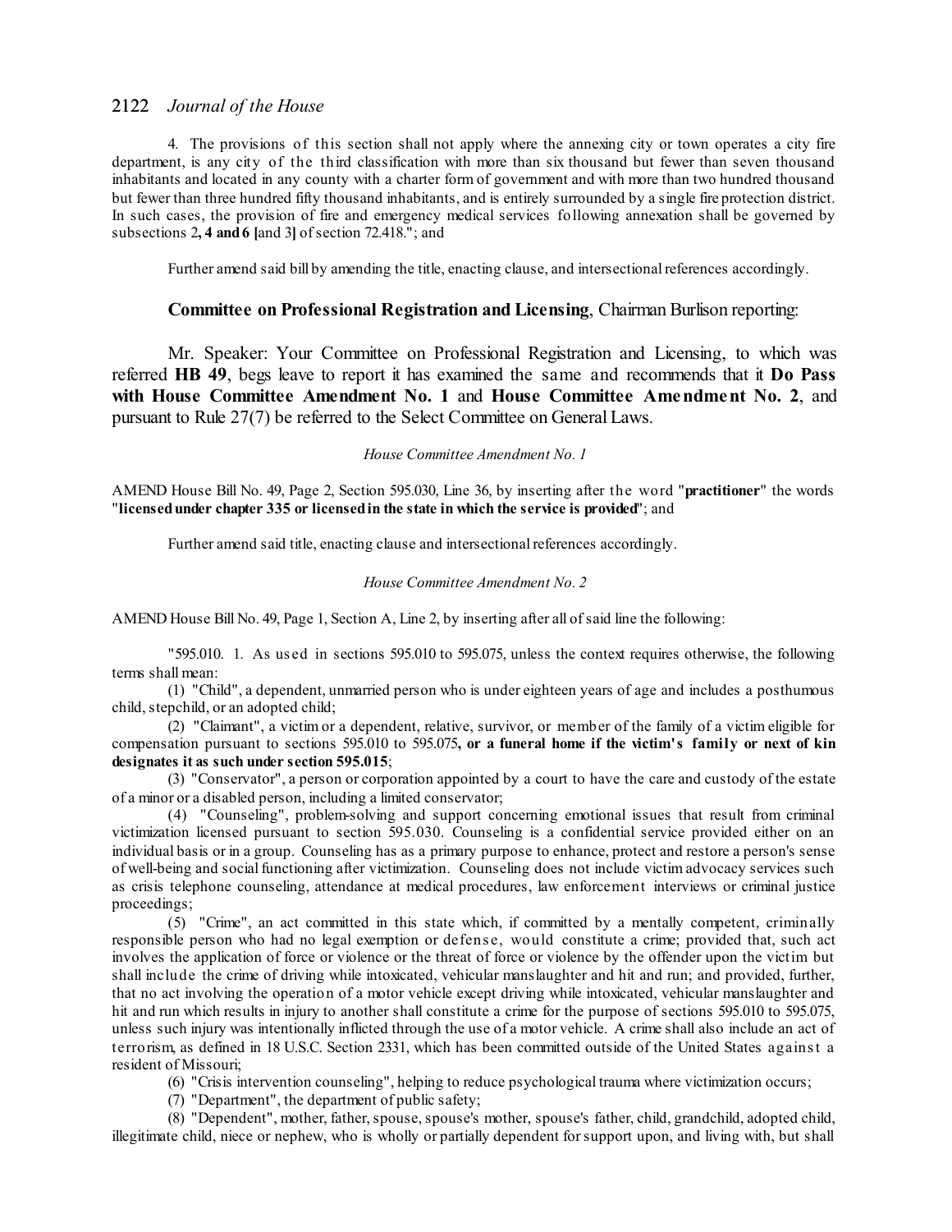4. The provisions of this section shall not apply where the annexing city or town operates a city fire department, is any city of the third classification with more than six thousand but fewer than seven thousand inhabitants and located in any county with a charter form of government and with more than two hundred thousand but fewer than three hundred fifty thousand inhabitants, and is entirely surrounded by a single fire protection district. In such cases, the provision of fire and emergency medical services following annexation shall be governed by subsections 2**, 4 and 6** **[**and 3**]** of section 72.418."; and

Further amend said bill by amending the title, enacting clause, and intersectional references accordingly.

**Committee on Professional Registration and Licensing**, Chairman Burlison reporting:

Mr. Speaker: Your Committee on Professional Registration and Licensing, to which was referred **HB 49**, begs leave to report it has examined the same and recommends that it **Do Pass with House Committee Amendment No. 1** and **House Committee Amendment No. 2**, and pursuant to Rule 27(7) be referred to the Select Committee on General Laws.

*House Committee Amendment No. 1*

AMEND House Bill No. 49, Page 2, Section 595.030, Line 36, by inserting after the word "**practitioner**" the words "**licensed under chapter 335 or licensed in the state in which the service is provided**"; and

Further amend said title, enacting clause and intersectional references accordingly.

*House Committee Amendment No. 2*

AMEND House Bill No. 49, Page 1, Section A, Line 2, by inserting after all of said line the following:

"595.010. 1. As used in sections 595.010 to 595.075, unless the context requires otherwise, the following terms shall mean:

(1) "Child", a dependent, unmarried person who is under eighteen years of age and includes a posthumous child, stepchild, or an adopted child;

(2) "Claimant", a victim or a dependent, relative, survivor, or member of the family of a victim eligible for compensation pursuant to sections 595.010 to 595.075**, or a funeral home if the victim's family or next of kin designates it as such under section 595.015**;

(3) "Conservator", a person or corporation appointed by a court to have the care and custody of the estate of a minor or a disabled person, including a limited conservator;

(4) "Counseling", problem-solving and support concerning emotional issues that result from criminal victimization licensed pursuant to section 595.030. Counseling is a confidential service provided either on an individual basis or in a group. Counseling has as a primary purpose to enhance, protect and restore a person's sense of well-being and social functioning after victimization. Counseling does not include victim advocacy services such as crisis telephone counseling, attendance at medical procedures, law enforcement interviews or criminal justice proceedings;

(5) "Crime", an act committed in this state which, if committed by a mentally competent, criminally responsible person who had no legal exemption or defense, would constitute a crime; provided that, such act involves the application of force or violence or the threat of force or violence by the offender upon the victim but shall include the crime of driving while intoxicated, vehicular manslaughter and hit and run; and provided, further, that no act involving the operation of a motor vehicle except driving while intoxicated, vehicular manslaughter and hit and run which results in injury to another shall constitute a crime for the purpose of sections 595.010 to 595.075, unless such injury was intentionally inflicted through the use of a motor vehicle. A crime shall also include an act of terrorism, as defined in 18 U.S.C. Section 2331, which has been committed outside of the United States against a resident of Missouri;

(6) "Crisis intervention counseling", helping to reduce psychological trauma where victimization occurs;

(7) "Department", the department of public safety;

(8) "Dependent", mother, father, spouse, spouse's mother, spouse's father, child, grandchild, adopted child, illegitimate child, niece or nephew, who is wholly or partially dependent for support upon, and living with, but shall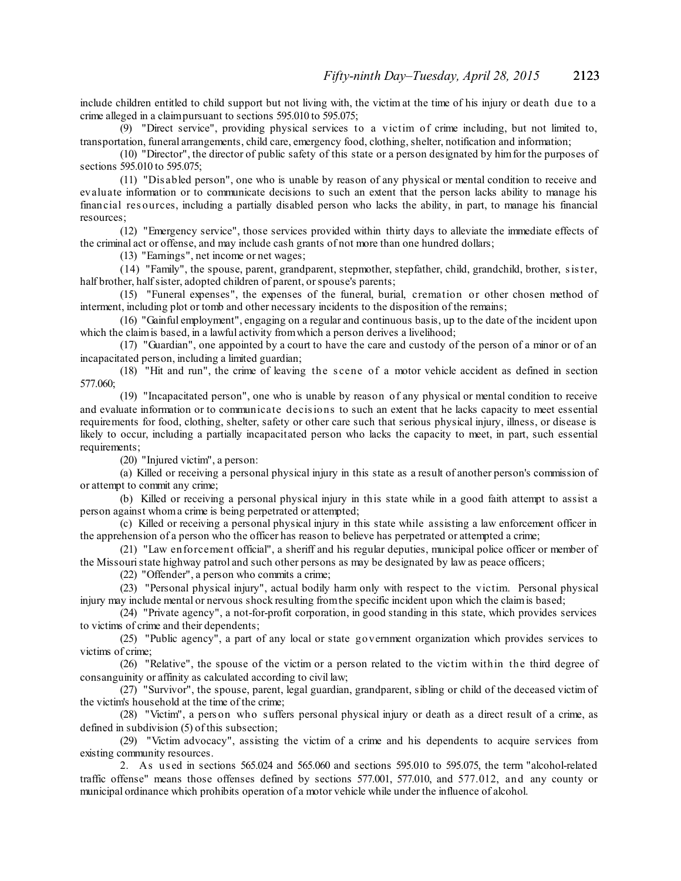include children entitled to child support but not living with, the victim at the time of his injury or death due to a crime alleged in a claim pursuant to sections 595.010 to 595.075;

(9) "Direct service", providing physical services to a victim of crime including, but not limited to, transportation, funeral arrangements, child care, emergency food, clothing, shelter, notification and information;

(10) "Director", the director of public safety of this state or a person designated by him for the purposes of sections 595.010 to 595.075;

(11) "Disabled person", one who is unable by reason of any physical or mental condition to receive and evaluate information or to communicate decisions to such an extent that the person lacks ability to manage his financial resources, including a partially disabled person who lacks the ability, in part, to manage his financial resources;

(12) "Emergency service", those services provided within thirty days to alleviate the immediate effects of the criminal act or offense, and may include cash grants of not more than one hundred dollars;

(13) "Earnings", net income or net wages;

(14) "Family", the spouse, parent, grandparent, stepmother, stepfather, child, grandchild, brother, sister, half brother, half sister, adopted children of parent, or spouse's parents;

(15) "Funeral expenses", the expenses of the funeral, burial, cremation or other chosen method of interment, including plot or tomb and other necessary incidents to the disposition of the remains;

(16) "Gainful employment", engaging on a regular and continuous basis, up to the date of the incident upon which the claim is based, in a lawful activity from which a person derives a livelihood;

(17) "Guardian", one appointed by a court to have the care and custody of the person of a minor or of an incapacitated person, including a limited guardian;

(18) "Hit and run", the crime of leaving the scene of a motor vehicle accident as defined in section 577.060;

(19) "Incapacitated person", one who is unable by reason of any physical or mental condition to receive and evaluate information or to communicate decisions to such an extent that he lacks capacity to meet essential requirements for food, clothing, shelter, safety or other care such that serious physical injury, illness, or disease is likely to occur, including a partially incapacitated person who lacks the capacity to meet, in part, such essential requirements;

(20) "Injured victim", a person:

(a) Killed or receiving a personal physical injury in this state as a result of another person's commission of or attempt to commit any crime;

(b) Killed or receiving a personal physical injury in this state while in a good faith attempt to assist a person against whom a crime is being perpetrated or attempted;

(c) Killed or receiving a personal physical injury in this state while assisting a law enforcement officer in the apprehension of a person who the officer has reason to believe has perpetrated or attempted a crime;

(21) "Law enforcement official", a sheriff and his regular deputies, municipal police officer or member of the Missouri state highway patrol and such other persons as may be designated by law as peace officers;

(22) "Offender", a person who commits a crime;

(23) "Personal physical injury", actual bodily harm only with respect to the victim. Personal physical injury may include mental or nervous shock resulting from the specific incident upon which the claim is based;

(24) "Private agency", a not-for-profit corporation, in good standing in this state, which provides services to victims of crime and their dependents;

(25) "Public agency", a part of any local or state government organization which provides services to victims of crime;

(26) "Relative", the spouse of the victim or a person related to the victim within the third degree of consanguinity or affinity as calculated according to civil law;

(27) "Survivor", the spouse, parent, legal guardian, grandparent, sibling or child of the deceased victim of the victim's household at the time of the crime;

(28) "Victim", a person who suffers personal physical injury or death as a direct result of a crime, as defined in subdivision (5) of this subsection;

(29) "Victim advocacy", assisting the victim of a crime and his dependents to acquire services from existing community resources.

2. As used in sections 565.024 and 565.060 and sections 595.010 to 595.075, the term "alcohol-related traffic offense" means those offenses defined by sections 577.001, 577.010, and 577.012, and any county or municipal ordinance which prohibits operation of a motor vehicle while under the influence of alcohol.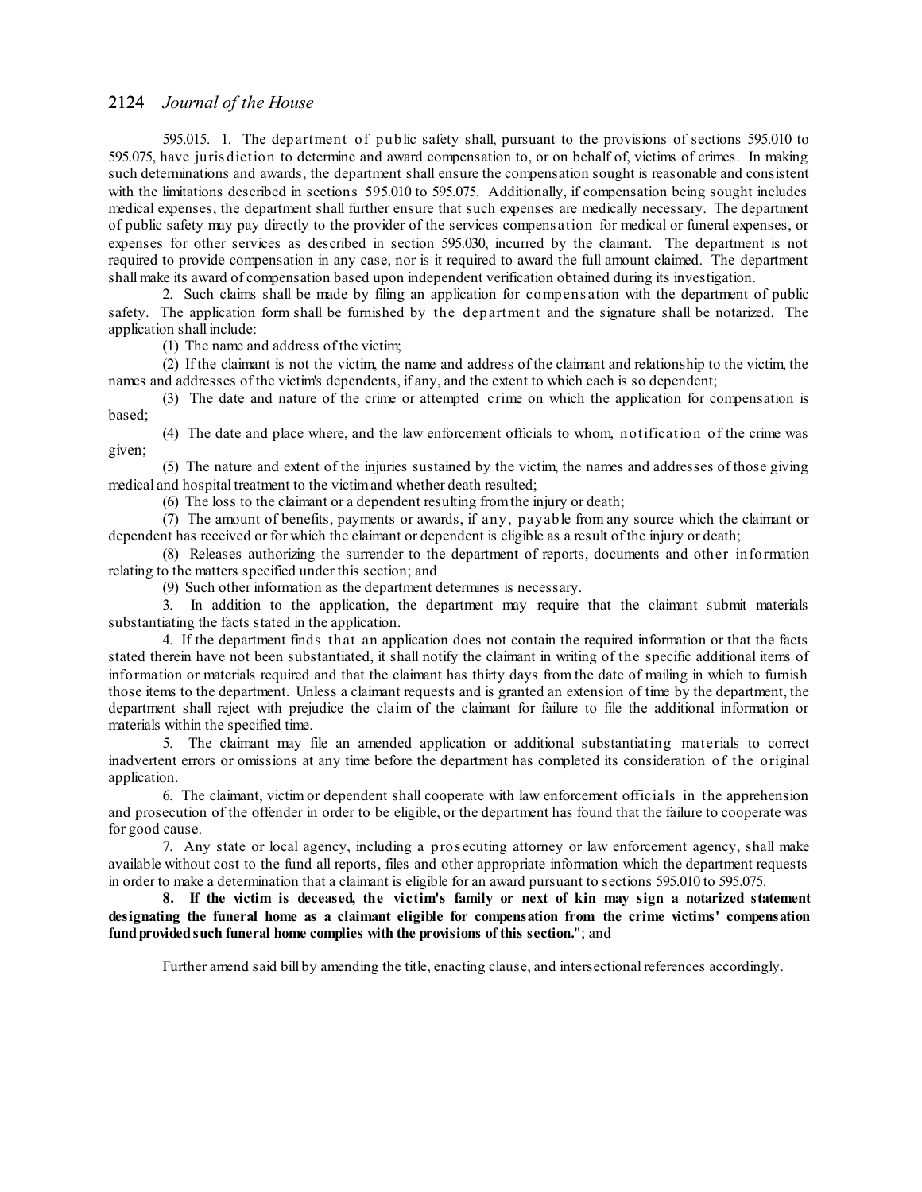595.015. 1. The department of public safety shall, pursuant to the provisions of sections 595.010 to 595.075, have jurisdiction to determine and award compensation to, or on behalf of, victims of crimes. In making such determinations and awards, the department shall ensure the compensation sought is reasonable and consistent with the limitations described in sections 595.010 to 595.075. Additionally, if compensation being sought includes medical expenses, the department shall further ensure that such expenses are medically necessary. The department of public safety may pay directly to the provider of the services compensation for medical or funeral expenses, or expenses for other services as described in section 595.030, incurred by the claimant. The department is not required to provide compensation in any case, nor is it required to award the full amount claimed. The department shall make its award of compensation based upon independent verification obtained during its investigation.

2. Such claims shall be made by filing an application for compensation with the department of public safety. The application form shall be furnished by the department and the signature shall be notarized. The application shall include:

(1) The name and address of the victim;

(2) If the claimant is not the victim, the name and address of the claimant and relationship to the victim, the names and addresses of the victim's dependents, if any, and the extent to which each is so dependent;

(3) The date and nature of the crime or attempted crime on which the application for compensation is based;

(4) The date and place where, and the law enforcement officials to whom, notification of the crime was given;

(5) The nature and extent of the injuries sustained by the victim, the names and addresses of those giving medical and hospital treatment to the victim and whether death resulted;

(6) The loss to the claimant or a dependent resulting from the injury or death;

(7) The amount of benefits, payments or awards, if any, payable from any source which the claimant or dependent has received or for which the claimant or dependent is eligible as a result of the injury or death;

(8) Releases authorizing the surrender to the department of reports, documents and other information relating to the matters specified under this section; and

(9) Such other information as the department determines is necessary.

3. In addition to the application, the department may require that the claimant submit materials substantiating the facts stated in the application.

4. If the department finds that an application does not contain the required information or that the facts stated therein have not been substantiated, it shall notify the claimant in writing of the specific additional items of information or materials required and that the claimant has thirty days from the date of mailing in which to furnish those items to the department. Unless a claimant requests and is granted an extension of time by the department, the department shall reject with prejudice the claim of the claimant for failure to file the additional information or materials within the specified time.

5. The claimant may file an amended application or additional substantiating materials to correct inadvertent errors or omissions at any time before the department has completed its consideration of the original application.

6. The claimant, victim or dependent shall cooperate with law enforcement officials in the apprehension and prosecution of the offender in order to be eligible, or the department has found that the failure to cooperate was for good cause.

7. Any state or local agency, including a prosecuting attorney or law enforcement agency, shall make available without cost to the fund all reports, files and other appropriate information which the department requests in order to make a determination that a claimant is eligible for an award pursuant to sections 595.010 to 595.075.

**8. If the victim is deceased, the victim's family or next of kin may sign a notarized statement designating the funeral home as a claimant eligible for compensation from the crime victims' compensation fund provided such funeral home complies with the provisions of this section.**"; and

Further amend said bill by amending the title, enacting clause, and intersectional references accordingly.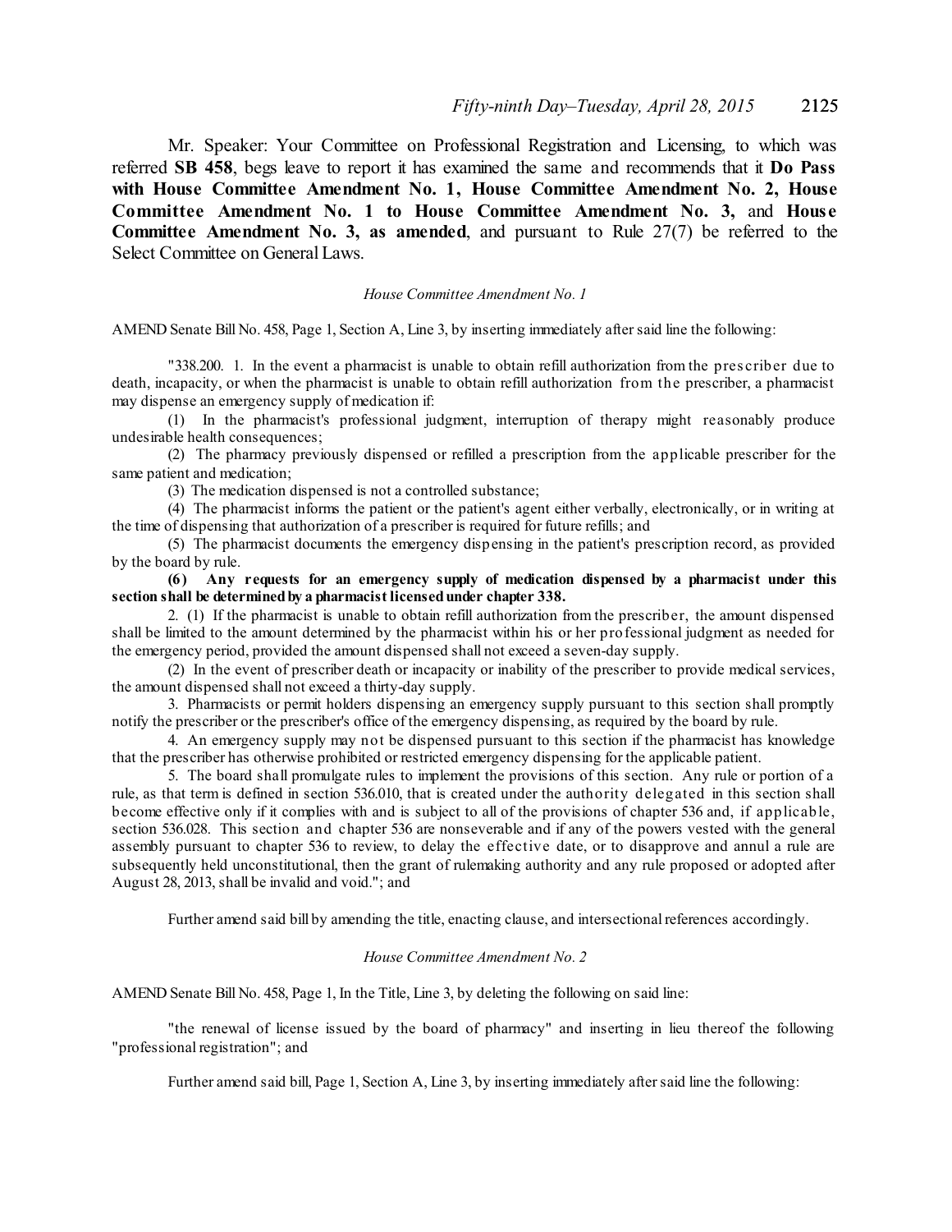Mr. Speaker: Your Committee on Professional Registration and Licensing, to which was referred **SB 458**, begs leave to report it has examined the same and recommends that it **Do Pass with House Committee Amendment No. 1, House Committee Amendment No. 2, House Committee Amendment No. 1 to House Committee Amendment No. 3,** and **House Committee Amendment No. 3, as amended**, and pursuant to Rule 27(7) be referred to the Select Committee on General Laws.

*House Committee Amendment No. 1*

AMEND Senate Bill No. 458, Page 1, Section A, Line 3, by inserting immediately after said line the following:

"338.200. 1. In the event a pharmacist is unable to obtain refill authorization from the prescriber due to death, incapacity, or when the pharmacist is unable to obtain refill authorization from the prescriber, a pharmacist may dispense an emergency supply of medication if:

(1) In the pharmacist's professional judgment, interruption of therapy might reasonably produce undesirable health consequences;

(2) The pharmacy previously dispensed or refilled a prescription from the applicable prescriber for the same patient and medication;

(3) The medication dispensed is not a controlled substance;

(4) The pharmacist informs the patient or the patient's agent either verbally, electronically, or in writing at the time of dispensing that authorization of a prescriber is required for future refills; and

(5) The pharmacist documents the emergency dispensing in the patient's prescription record, as provided by the board by rule.

**(6) Any requests for an emergency supply of medication dispensed by a pharmacist under this section shall be determined by a pharmacist licensed under chapter 338.**

2. (1) If the pharmacist is unable to obtain refill authorization from the prescriber, the amount dispensed shall be limited to the amount determined by the pharmacist within his or her professional judgment as needed for the emergency period, provided the amount dispensed shall not exceed a seven-day supply.

(2) In the event of prescriber death or incapacity or inability of the prescriber to provide medical services, the amount dispensed shall not exceed a thirty-day supply.

3. Pharmacists or permit holders dispensing an emergency supply pursuant to this section shall promptly notify the prescriber or the prescriber's office of the emergency dispensing, as required by the board by rule.

4. An emergency supply may not be dispensed pursuant to this section if the pharmacist has knowledge that the prescriber has otherwise prohibited or restricted emergency dispensing for the applicable patient.

5. The board shall promulgate rules to implement the provisions of this section. Any rule or portion of a rule, as that term is defined in section 536.010, that is created under the authority delegated in this section shall become effective only if it complies with and is subject to all of the provisions of chapter 536 and, if applicable, section 536.028. This section and chapter 536 are nonseverable and if any of the powers vested with the general assembly pursuant to chapter 536 to review, to delay the effective date, or to disapprove and annul a rule are subsequently held unconstitutional, then the grant of rulemaking authority and any rule proposed or adopted after August 28, 2013, shall be invalid and void."; and

Further amend said bill by amending the title, enacting clause, and intersectional references accordingly.

*House Committee Amendment No. 2*

AMEND Senate Bill No. 458, Page 1, In the Title, Line 3, by deleting the following on said line:

"the renewal of license issued by the board of pharmacy" and inserting in lieu thereof the following "professional registration"; and

Further amend said bill, Page 1, Section A, Line 3, by inserting immediately after said line the following: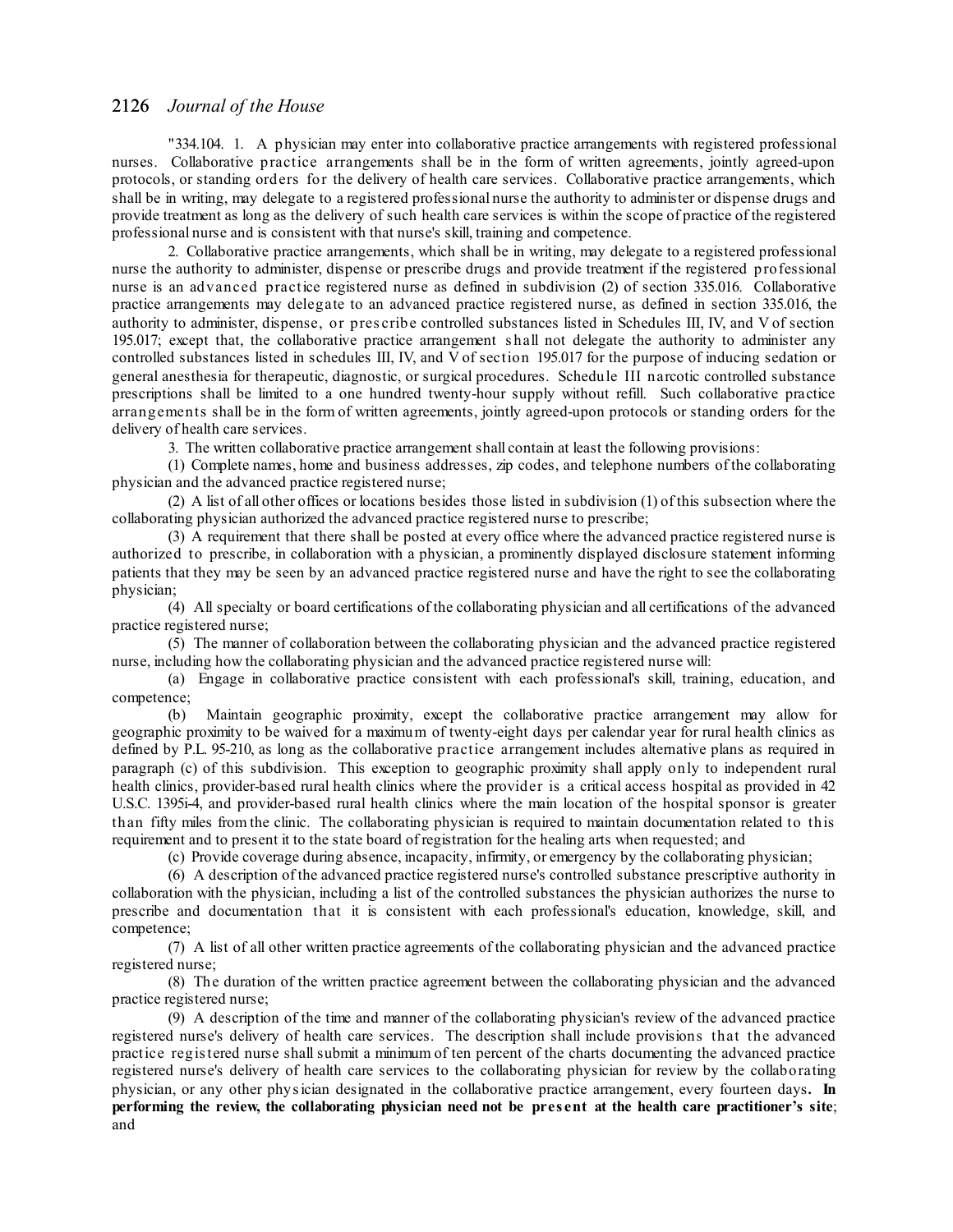"334.104. 1. A physician may enter into collaborative practice arrangements with registered professional nurses. Collaborative practice arrangements shall be in the form of written agreements, jointly agreed-upon protocols, or standing orders for the delivery of health care services. Collaborative practice arrangements, which shall be in writing, may delegate to a registered professional nurse the authority to administer or dispense drugs and provide treatment as long as the delivery of such health care services is within the scope of practice of the registered professional nurse and is consistent with that nurse's skill, training and competence.

2. Collaborative practice arrangements, which shall be in writing, may delegate to a registered professional nurse the authority to administer, dispense or prescribe drugs and provide treatment if the registered professional nurse is an advanced practice registered nurse as defined in subdivision (2) of section 335.016. Collaborative practice arrangements may delegate to an advanced practice registered nurse, as defined in section 335.016, the authority to administer, dispense, or prescribe controlled substances listed in Schedules III, IV, and V of section 195.017; except that, the collaborative practice arrangement shall not delegate the authority to administer any controlled substances listed in schedules III, IV, and V of section 195.017 for the purpose of inducing sedation or general anesthesia for therapeutic, diagnostic, or surgical procedures. Schedule III narcotic controlled substance prescriptions shall be limited to a one hundred twenty-hour supply without refill. Such collaborative practice arrangements shall be in the form of written agreements, jointly agreed-upon protocols or standing orders for the delivery of health care services.

3. The written collaborative practice arrangement shall contain at least the following provisions:

(1) Complete names, home and business addresses, zip codes, and telephone numbers of the collaborating physician and the advanced practice registered nurse;

(2) A list of all other offices or locations besides those listed in subdivision (1) of this subsection where the collaborating physician authorized the advanced practice registered nurse to prescribe;

(3) A requirement that there shall be posted at every office where the advanced practice registered nurse is authorized to prescribe, in collaboration with a physician, a prominently displayed disclosure statement informing patients that they may be seen by an advanced practice registered nurse and have the right to see the collaborating physician;

(4) All specialty or board certifications of the collaborating physician and all certifications of the advanced practice registered nurse;

(5) The manner of collaboration between the collaborating physician and the advanced practice registered nurse, including how the collaborating physician and the advanced practice registered nurse will:

(a) Engage in collaborative practice consistent with each professional's skill, training, education, and competence;

(b) Maintain geographic proximity, except the collaborative practice arrangement may allow for geographic proximity to be waived for a maximum of twenty-eight days per calendar year for rural health clinics as defined by P.L. 95-210, as long as the collaborative practice arrangement includes alternative plans as required in paragraph (c) of this subdivision. This exception to geographic proximity shall apply only to independent rural health clinics, provider-based rural health clinics where the provider is a critical access hospital as provided in 42 U.S.C. 1395i-4, and provider-based rural health clinics where the main location of the hospital sponsor is greater than fifty miles from the clinic. The collaborating physician is required to maintain documentation related to this requirement and to present it to the state board of registration for the healing arts when requested; and

(c) Provide coverage during absence, incapacity, infirmity, or emergency by the collaborating physician;

(6) A description of the advanced practice registered nurse's controlled substance prescriptive authority in collaboration with the physician, including a list of the controlled substances the physician authorizes the nurse to prescribe and documentation that it is consistent with each professional's education, knowledge, skill, and competence;

(7) A list of all other written practice agreements of the collaborating physician and the advanced practice registered nurse;

(8) The duration of the written practice agreement between the collaborating physician and the advanced practice registered nurse;

(9) A description of the time and manner of the collaborating physician's review of the advanced practice registered nurse's delivery of health care services. The description shall include provisions that the advanced practice registered nurse shall submit a minimum of ten percent of the charts documenting the advanced practice registered nurse's delivery of health care services to the collaborating physician for review by the collaborating physician, or any other physician designated in the collaborative practice arrangement, every fourteen days**. In performing the review, the collaborating physician need not be present at the health care practitioner's site**; and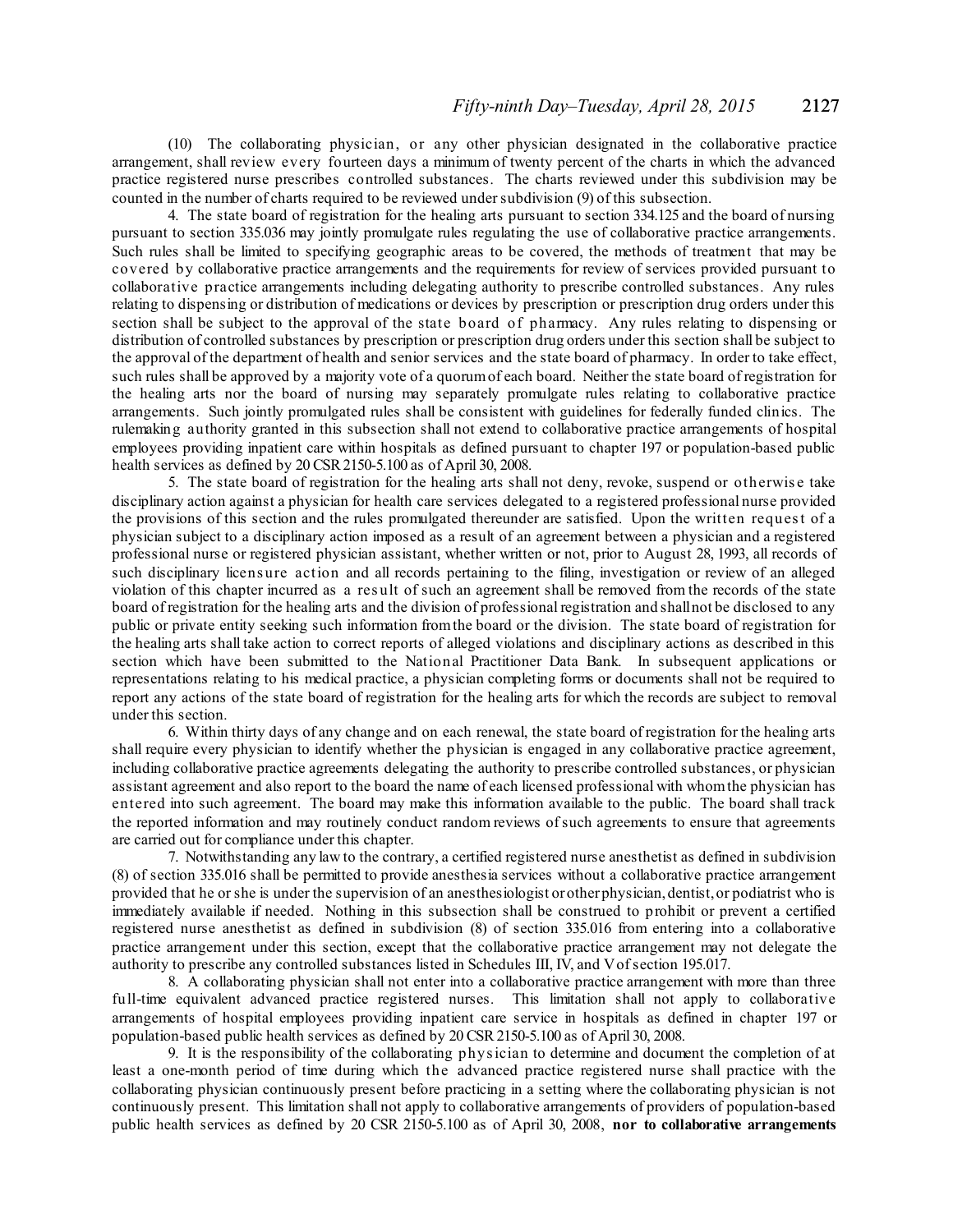(10) The collaborating physician, or any other physician designated in the collaborative practice arrangement, shall review every fourteen days a minimum of twenty percent of the charts in which the advanced practice registered nurse prescribes controlled substances. The charts reviewed under this subdivision may be counted in the number of charts required to be reviewed under subdivision (9) of this subsection.

4. The state board of registration for the healing arts pursuant to section 334.125 and the board of nursing pursuant to section 335.036 may jointly promulgate rules regulating the use of collaborative practice arrangements. Such rules shall be limited to specifying geographic areas to be covered, the methods of treatment that may be covered by collaborative practice arrangements and the requirements for review of services provided pursuant to collaborative practice arrangements including delegating authority to prescribe controlled substances. Any rules relating to dispensing or distribution of medications or devices by prescription or prescription drug orders under this section shall be subject to the approval of the state board of pharmacy. Any rules relating to dispensing or distribution of controlled substances by prescription or prescription drug orders under this section shall be subject to the approval of the department of health and senior services and the state board of pharmacy. In order to take effect, such rules shall be approved by a majority vote of a quorum of each board. Neither the state board of registration for the healing arts nor the board of nursing may separately promulgate rules relating to collaborative practice arrangements. Such jointly promulgated rules shall be consistent with guidelines for federally funded clinics. The rulemaking authority granted in this subsection shall not extend to collaborative practice arrangements of hospital employees providing inpatient care within hospitals as defined pursuant to chapter 197 or population-based public health services as defined by 20 CSR 2150-5.100 as of April 30, 2008.

5. The state board of registration for the healing arts shall not deny, revoke, suspend or otherwise take disciplinary action against a physician for health care services delegated to a registered professional nurse provided the provisions of this section and the rules promulgated thereunder are satisfied. Upon the written request of a physician subject to a disciplinary action imposed as a result of an agreement between a physician and a registered professional nurse or registered physician assistant, whether written or not, prior to August 28, 1993, all records of such disciplinary licensure action and all records pertaining to the filing, investigation or review of an alleged violation of this chapter incurred as a result of such an agreement shall be removed from the records of the state board of registration for the healing arts and the division of professional registration and shall not be disclosed to any public or private entity seeking such information from the board or the division. The state board of registration for the healing arts shall take action to correct reports of alleged violations and disciplinary actions as described in this section which have been submitted to the National Practitioner Data Bank. In subsequent applications or representations relating to his medical practice, a physician completing forms or documents shall not be required to report any actions of the state board of registration for the healing arts for which the records are subject to removal under this section.

6. Within thirty days of any change and on each renewal, the state board of registration for the healing arts shall require every physician to identify whether the physician is engaged in any collaborative practice agreement, including collaborative practice agreements delegating the authority to prescribe controlled substances, or physician assistant agreement and also report to the board the name of each licensed professional with whom the physician has entered into such agreement. The board may make this information available to the public. The board shall track the reported information and may routinely conduct random reviews of such agreements to ensure that agreements are carried out for compliance under this chapter.

7. Notwithstanding any law to the contrary, a certified registered nurse anesthetist as defined in subdivision (8) of section 335.016 shall be permitted to provide anesthesia services without a collaborative practice arrangement provided that he or she is under the supervision of an anesthesiologist or other physician, dentist, or podiatrist who is immediately available if needed. Nothing in this subsection shall be construed to prohibit or prevent a certified registered nurse anesthetist as defined in subdivision (8) of section 335.016 from entering into a collaborative practice arrangement under this section, except that the collaborative practice arrangement may not delegate the authority to prescribe any controlled substances listed in Schedules III, IV, and V of section 195.017.

8. A collaborating physician shall not enter into a collaborative practice arrangement with more than three full-time equivalent advanced practice registered nurses. This limitation shall not apply to collaborative arrangements of hospital employees providing inpatient care service in hospitals as defined in chapter 197 or population-based public health services as defined by 20 CSR 2150-5.100 as of April 30, 2008.

9. It is the responsibility of the collaborating physician to determine and document the completion of at least a one-month period of time during which the advanced practice registered nurse shall practice with the collaborating physician continuously present before practicing in a setting where the collaborating physician is not continuously present. This limitation shall not apply to collaborative arrangements of providers of population-based public health services as defined by 20 CSR 2150-5.100 as of April 30, 2008, **nor to collaborative arrangements**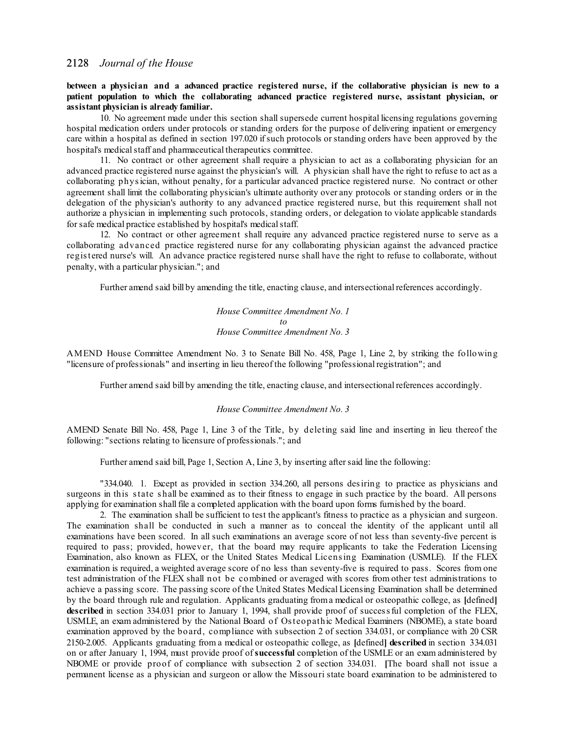**between a physician and a advanced practice registered nurse, if the collaborative physician is new to a patient population to which the collaborating advanced practice registered nurse, assistant physician, or assistant physician is already familiar.**

10. No agreement made under this section shall supersede current hospital licensing regulations governing hospital medication orders under protocols or standing orders for the purpose of delivering inpatient or emergency care within a hospital as defined in section 197.020 if such protocols or standing orders have been approved by the hospital's medical staff and pharmaceutical therapeutics committee.

11. No contract or other agreement shall require a physician to act as a collaborating physician for an advanced practice registered nurse against the physician's will. A physician shall have the right to refuse to act as a collaborating physician, without penalty, for a particular advanced practice registered nurse. No contract or other agreement shall limit the collaborating physician's ultimate authority over any protocols or standing orders or in the delegation of the physician's authority to any advanced practice registered nurse, but this requirement shall not authorize a physician in implementing such protocols, standing orders, or delegation to violate applicable standards for safe medical practice established by hospital's medical staff.

12. No contract or other agreement shall require any advanced practice registered nurse to serve as a collaborating advanced practice registered nurse for any collaborating physician against the advanced practice registered nurse's will. An advance practice registered nurse shall have the right to refuse to collaborate, without penalty, with a particular physician."; and

Further amend said bill by amending the title, enacting clause, and intersectional references accordingly.

*House Committee Amendment No. 1*
*to*
*House Committee Amendment No. 3*

AMEND House Committee Amendment No. 3 to Senate Bill No. 458, Page 1, Line 2, by striking the following "licensure of professionals" and inserting in lieu thereof the following "professional registration"; and

Further amend said bill by amending the title, enacting clause, and intersectional references accordingly.

*House Committee Amendment No. 3*

AMEND Senate Bill No. 458, Page 1, Line 3 of the Title, by deleting said line and inserting in lieu thereof the following: "sections relating to licensure of professionals."; and

Further amend said bill, Page 1, Section A, Line 3, by inserting after said line the following:

"334.040. 1. Except as provided in section 334.260, all persons desiring to practice as physicians and surgeons in this state shall be examined as to their fitness to engage in such practice by the board. All persons applying for examination shall file a completed application with the board upon forms furnished by the board.

2. The examination shall be sufficient to test the applicant's fitness to practice as a physician and surgeon. The examination shall be conducted in such a manner as to conceal the identity of the applicant until all examinations have been scored. In all such examinations an average score of not less than seventy-five percent is required to pass; provided, however, that the board may require applicants to take the Federation Licensing Examination, also known as FLEX, or the United States Medical Licensing Examination (USMLE). If the FLEX examination is required, a weighted average score of no less than seventy-five is required to pass. Scores from one test administration of the FLEX shall not be combined or averaged with scores from other test administrations to achieve a passing score. The passing score of the United States Medical Licensing Examination shall be determined by the board through rule and regulation. Applicants graduating from a medical or osteopathic college, as [defined] **described** in section 334.031 prior to January 1, 1994, shall provide proof of successful completion of the FLEX, USMLE, an exam administered by the National Board of Osteopathic Medical Examiners (NBOME), a state board examination approved by the board, compliance with subsection 2 of section 334.031, or compliance with 20 CSR 2150-2.005. Applicants graduating from a medical or osteopathic college, as [defined] **described** in section 334.031 on or after January 1, 1994, must provide proof of **successful** completion of the USMLE or an exam administered by NBOME or provide proof of compliance with subsection 2 of section 334.031. [The board shall not issue a permanent license as a physician and surgeon or allow the Missouri state board examination to be administered to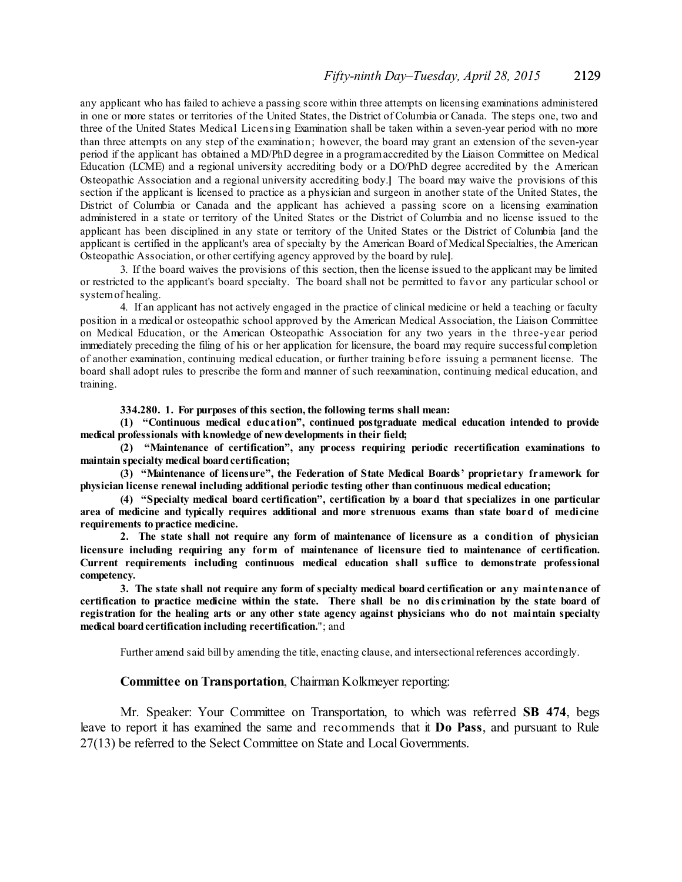any applicant who has failed to achieve a passing score within three attempts on licensing examinations administered in one or more states or territories of the United States, the District of Columbia or Canada. The steps one, two and three of the United States Medical Licensing Examination shall be taken within a seven-year period with no more than three attempts on any step of the examination; however, the board may grant an extension of the seven-year period if the applicant has obtained a MD/PhD degree in a program accredited by the Liaison Committee on Medical Education (LCME) and a regional university accrediting body or a DO/PhD degree accredited by the American Osteopathic Association and a regional university accrediting body.**]** The board may waive the provisions of this section if the applicant is licensed to practice as a physician and surgeon in another state of the United States, the District of Columbia or Canada and the applicant has achieved a passing score on a licensing examination administered in a state or territory of the United States or the District of Columbia and no license issued to the applicant has been disciplined in any state or territory of the United States or the District of Columbia **[**and the applicant is certified in the applicant's area of specialty by the American Board of Medical Specialties, the American Osteopathic Association, or other certifying agency approved by the board by rule**]**.

3. If the board waives the provisions of this section, then the license issued to the applicant may be limited or restricted to the applicant's board specialty. The board shall not be permitted to favor any particular school or system of healing.

4. If an applicant has not actively engaged in the practice of clinical medicine or held a teaching or faculty position in a medical or osteopathic school approved by the American Medical Association, the Liaison Committee on Medical Education, or the American Osteopathic Association for any two years in the three-year period immediately preceding the filing of his or her application for licensure, the board may require successful completion of another examination, continuing medical education, or further training before issuing a permanent license. The board shall adopt rules to prescribe the form and manner of such reexamination, continuing medical education, and training.

**334.280. 1. For purposes of this section, the following terms shall mean:**

**(1) "Continuous medical education", continued postgraduate medical education intended to provide medical professionals with knowledge of new developments in their field;**

**(2) "Maintenance of certification", any process requiring periodic recertification examinations to maintain specialty medical board certification;**

**(3) "Maintenance of licensure", the Federation of State Medical Boards' proprietary framework for physician license renewal including additional periodic testing other than continuous medical education;**

**(4) "Specialty medical board certification", certification by a board that specializes in one particular area of medicine and typically requires additional and more strenuous exams than state board of medicine requirements to practice medicine.**

**2. The state shall not require any form of maintenance of licensure as a condition of physician licensure including requiring any form of maintenance of licensure tied to maintenance of certification. Current requirements including continuous medical education shall suffice to demonstrate professional competency.**

**3. The state shall not require any form of specialty medical board certification or any maintenance of certification to practice medicine within the state. There shall be no discrimination by the state board of registration for the healing arts or any other state agency against physicians who do not maintain specialty medical board certification including recertification.**"; and

Further amend said bill by amending the title, enacting clause, and intersectional references accordingly.

**Committee on Transportation**, Chairman Kolkmeyer reporting:

Mr. Speaker: Your Committee on Transportation, to which was referred **SB 474**, begs leave to report it has examined the same and recommends that it **Do Pass**, and pursuant to Rule 27(13) be referred to the Select Committee on State and Local Governments.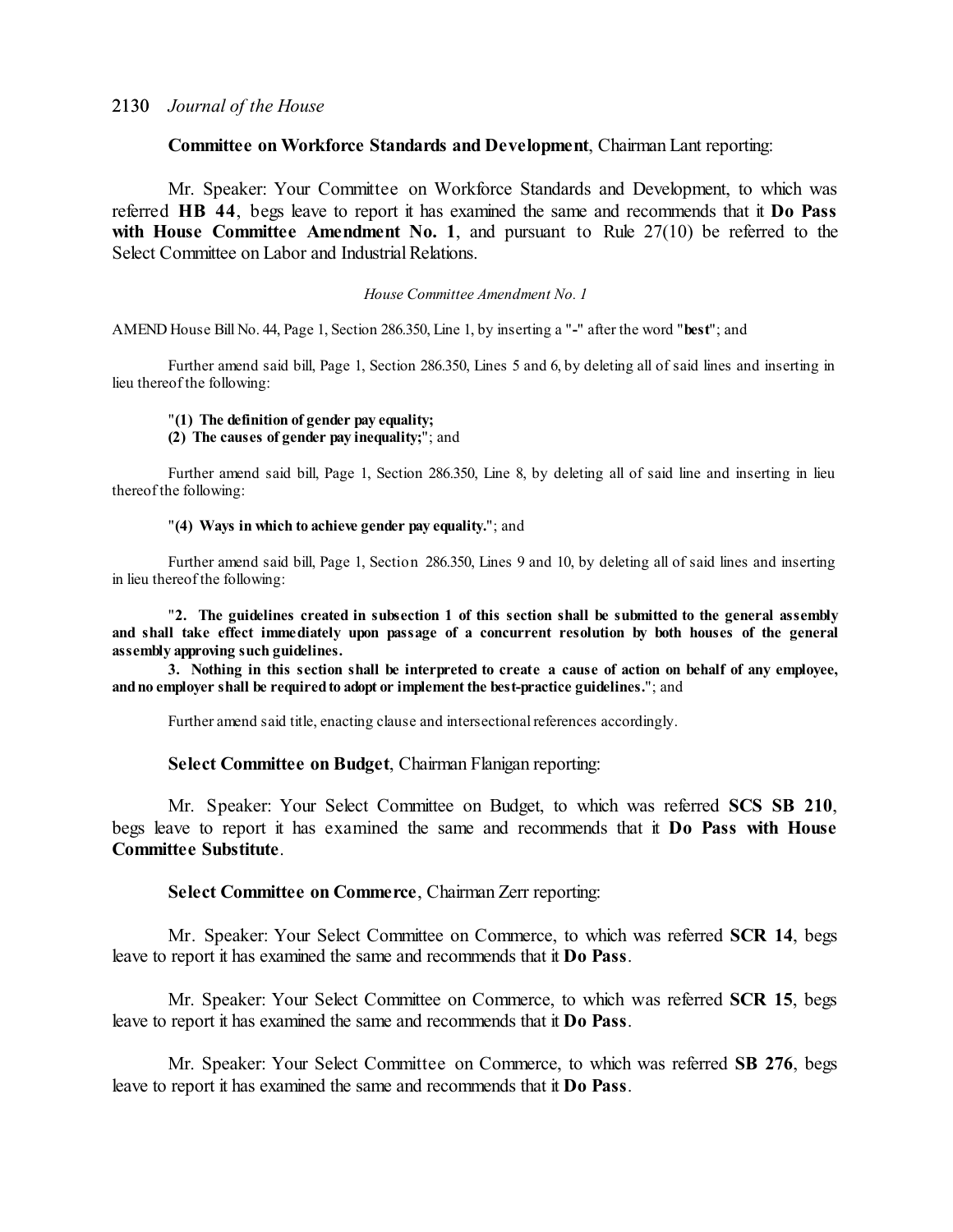**Committee on Workforce Standards and Development**, Chairman Lant reporting:

Mr. Speaker: Your Committee on Workforce Standards and Development, to which was referred **HB 44**, begs leave to report it has examined the same and recommends that it **Do Pass with House Committee Amendment No. 1**, and pursuant to Rule 27(10) be referred to the Select Committee on Labor and Industrial Relations.

*House Committee Amendment No. 1*

AMEND House Bill No. 44, Page 1, Section 286.350, Line 1, by inserting a "**-**" after the word "**best**"; and

Further amend said bill, Page 1, Section 286.350, Lines 5 and 6, by deleting all of said lines and inserting in lieu thereof the following:

"**(1) The definition of gender pay equality;**
**(2) The causes of gender pay inequality;**"; and

Further amend said bill, Page 1, Section 286.350, Line 8, by deleting all of said line and inserting in lieu thereof the following:

"**(4) Ways in which to achieve gender pay equality.**"; and

Further amend said bill, Page 1, Section 286.350, Lines 9 and 10, by deleting all of said lines and inserting in lieu thereof the following:

"**2. The guidelines created in subsection 1 of this section shall be submitted to the general assembly and shall take effect immediately upon passage of a concurrent resolution by both houses of the general assembly approving such guidelines.**

**3. Nothing in this section shall be interpreted to create a cause of action on behalf of any employee, and no employer shall be required to adopt or implement the best-practice guidelines.**"; and

Further amend said title, enacting clause and intersectional references accordingly.

**Select Committee on Budget**, Chairman Flanigan reporting:

Mr. Speaker: Your Select Committee on Budget, to which was referred **SCS SB 210**, begs leave to report it has examined the same and recommends that it **Do Pass with House Committee Substitute**.

**Select Committee on Commerce**, Chairman Zerr reporting:

Mr. Speaker: Your Select Committee on Commerce, to which was referred **SCR 14**, begs leave to report it has examined the same and recommends that it **Do Pass**.

Mr. Speaker: Your Select Committee on Commerce, to which was referred **SCR 15**, begs leave to report it has examined the same and recommends that it **Do Pass**.

Mr. Speaker: Your Select Committee on Commerce, to which was referred **SB 276**, begs leave to report it has examined the same and recommends that it **Do Pass**.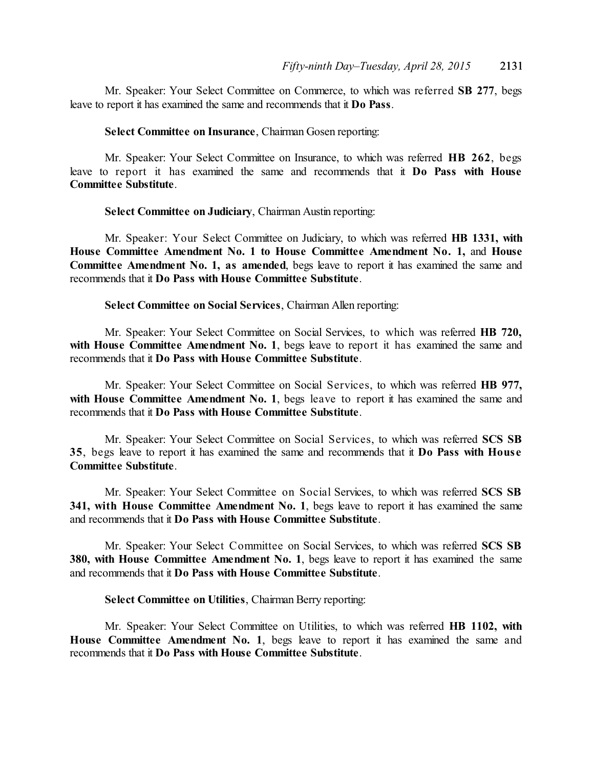Mr. Speaker: Your Select Committee on Commerce, to which was referred **SB 277**, begs leave to report it has examined the same and recommends that it **Do Pass**.

**Select Committee on Insurance**, Chairman Gosen reporting:

Mr. Speaker: Your Select Committee on Insurance, to which was referred **HB 262**, begs leave to report it has examined the same and recommends that it **Do Pass with House Committee Substitute**.

**Select Committee on Judiciary**, Chairman Austin reporting:

Mr. Speaker: Your Select Committee on Judiciary, to which was referred **HB 1331, with House Committee Amendment No. 1 to House Committee Amendment No. 1,** and **House Committee Amendment No. 1, as amended**, begs leave to report it has examined the same and recommends that it **Do Pass with House Committee Substitute**.

**Select Committee on Social Services**, Chairman Allen reporting:

Mr. Speaker: Your Select Committee on Social Services, to which was referred **HB 720, with House Committee Amendment No. 1**, begs leave to report it has examined the same and recommends that it **Do Pass with House Committee Substitute**.

Mr. Speaker: Your Select Committee on Social Services, to which was referred **HB 977, with House Committee Amendment No. 1**, begs leave to report it has examined the same and recommends that it **Do Pass with House Committee Substitute**.

Mr. Speaker: Your Select Committee on Social Services, to which was referred **SCS SB 35**, begs leave to report it has examined the same and recommends that it **Do Pass with House Committee Substitute**.

Mr. Speaker: Your Select Committee on Social Services, to which was referred **SCS SB 341, with House Committee Amendment No. 1**, begs leave to report it has examined the same and recommends that it **Do Pass with House Committee Substitute**.

Mr. Speaker: Your Select Committee on Social Services, to which was referred **SCS SB 380, with House Committee Amendment No. 1**, begs leave to report it has examined the same and recommends that it **Do Pass with House Committee Substitute**.

**Select Committee on Utilities**, Chairman Berry reporting:

Mr. Speaker: Your Select Committee on Utilities, to which was referred **HB 1102, with House Committee Amendment No. 1**, begs leave to report it has examined the same and recommends that it **Do Pass with House Committee Substitute**.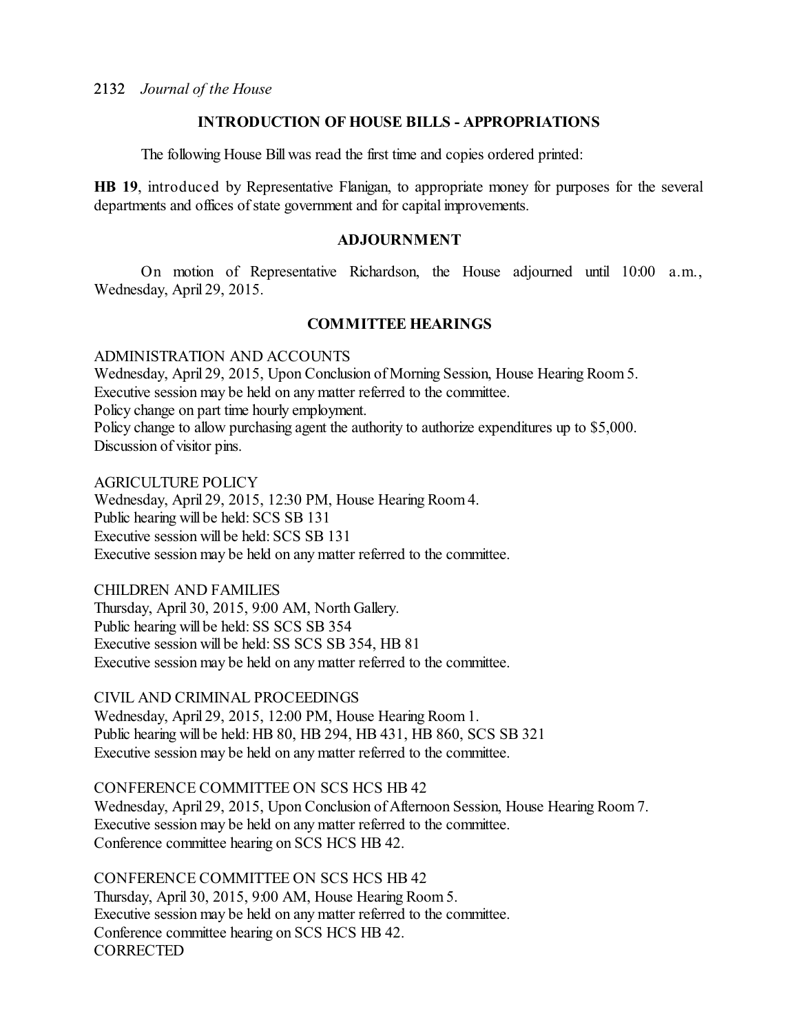## INTRODUCTION OF HOUSE BILLS - APPROPRIATIONS

The following House Bill was read the first time and copies ordered printed:

**HB 19**, introduced by Representative Flanigan, to appropriate money for purposes for the several departments and offices of state government and for capital improvements.

## ADJOURNMENT

On motion of Representative Richardson, the House adjourned until 10:00 a.m., Wednesday, April 29, 2015.

## COMMITTEE HEARINGS

ADMINISTRATION AND ACCOUNTS
Wednesday, April 29, 2015, Upon Conclusion of Morning Session, House Hearing Room 5.
Executive session may be held on any matter referred to the committee.
Policy change on part time hourly employment.
Policy change to allow purchasing agent the authority to authorize expenditures up to $5,000.
Discussion of visitor pins.

AGRICULTURE POLICY
Wednesday, April 29, 2015, 12:30 PM, House Hearing Room 4.
Public hearing will be held: SCS SB 131
Executive session will be held: SCS SB 131
Executive session may be held on any matter referred to the committee.

CHILDREN AND FAMILIES
Thursday, April 30, 2015, 9:00 AM, North Gallery.
Public hearing will be held: SS SCS SB 354
Executive session will be held: SS SCS SB 354, HB 81
Executive session may be held on any matter referred to the committee.

CIVIL AND CRIMINAL PROCEEDINGS
Wednesday, April 29, 2015, 12:00 PM, House Hearing Room 1.
Public hearing will be held: HB 80, HB 294, HB 431, HB 860, SCS SB 321
Executive session may be held on any matter referred to the committee.

CONFERENCE COMMITTEE ON SCS HCS HB 42
Wednesday, April 29, 2015, Upon Conclusion of Afternoon Session, House Hearing Room 7.
Executive session may be held on any matter referred to the committee.
Conference committee hearing on SCS HCS HB 42.

CONFERENCE COMMITTEE ON SCS HCS HB 42
Thursday, April 30, 2015, 9:00 AM, House Hearing Room 5.
Executive session may be held on any matter referred to the committee.
Conference committee hearing on SCS HCS HB 42.
CORRECTED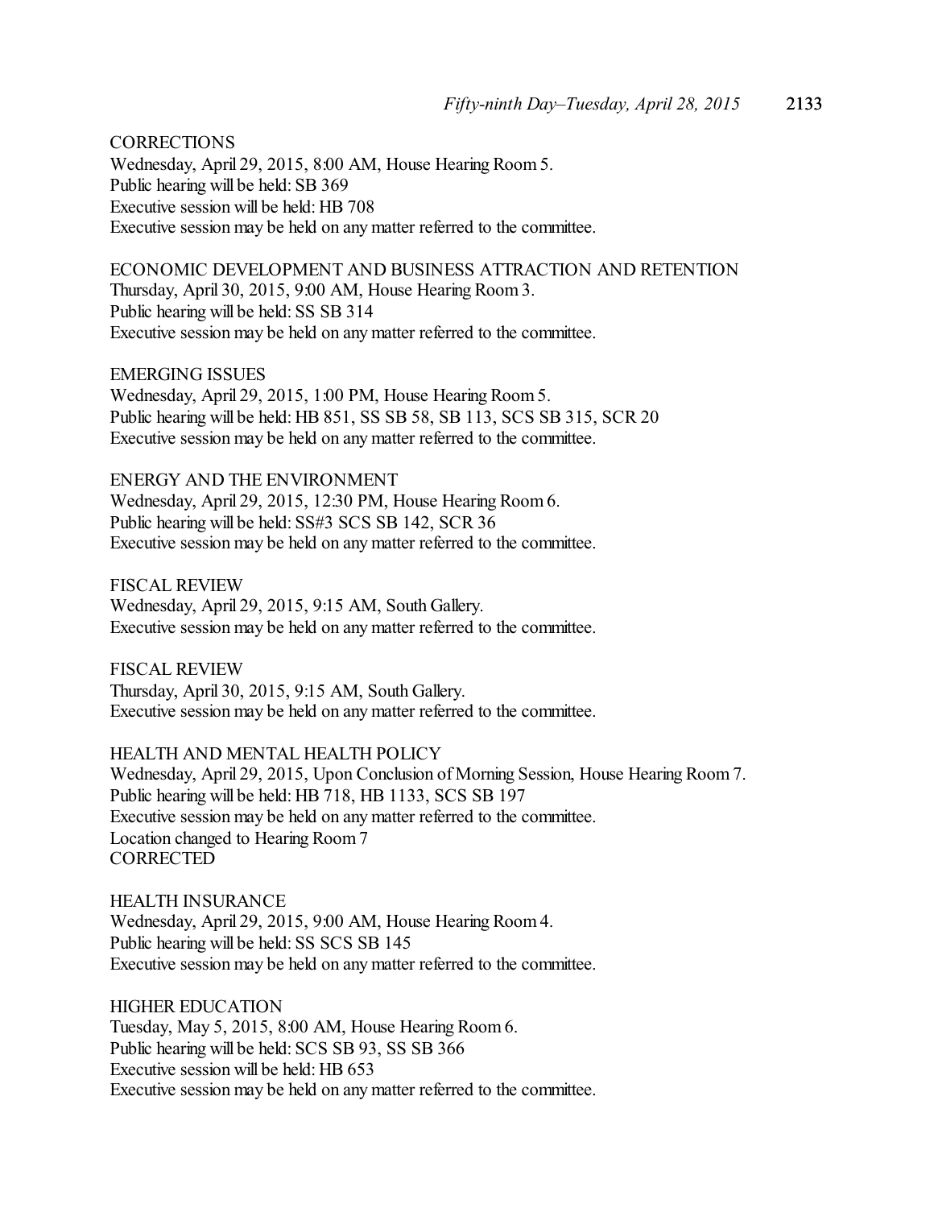CORRECTIONS
Wednesday, April 29, 2015, 8:00 AM, House Hearing Room 5.
Public hearing will be held: SB 369
Executive session will be held: HB 708
Executive session may be held on any matter referred to the committee.

ECONOMIC DEVELOPMENT AND BUSINESS ATTRACTION AND RETENTION
Thursday, April 30, 2015, 9:00 AM, House Hearing Room 3.
Public hearing will be held: SS SB 314
Executive session may be held on any matter referred to the committee.

EMERGING ISSUES
Wednesday, April 29, 2015, 1:00 PM, House Hearing Room 5.
Public hearing will be held: HB 851, SS SB 58, SB 113, SCS SB 315, SCR 20
Executive session may be held on any matter referred to the committee.

ENERGY AND THE ENVIRONMENT
Wednesday, April 29, 2015, 12:30 PM, House Hearing Room 6.
Public hearing will be held: SS#3 SCS SB 142, SCR 36
Executive session may be held on any matter referred to the committee.

FISCAL REVIEW
Wednesday, April 29, 2015, 9:15 AM, South Gallery.
Executive session may be held on any matter referred to the committee.

FISCAL REVIEW
Thursday, April 30, 2015, 9:15 AM, South Gallery.
Executive session may be held on any matter referred to the committee.

HEALTH AND MENTAL HEALTH POLICY
Wednesday, April 29, 2015, Upon Conclusion of Morning Session, House Hearing Room 7.
Public hearing will be held: HB 718, HB 1133, SCS SB 197
Executive session may be held on any matter referred to the committee.
Location changed to Hearing Room 7
CORRECTED

HEALTH INSURANCE
Wednesday, April 29, 2015, 9:00 AM, House Hearing Room 4.
Public hearing will be held: SS SCS SB 145
Executive session may be held on any matter referred to the committee.

HIGHER EDUCATION
Tuesday, May 5, 2015, 8:00 AM, House Hearing Room 6.
Public hearing will be held: SCS SB 93, SS SB 366
Executive session will be held: HB 653
Executive session may be held on any matter referred to the committee.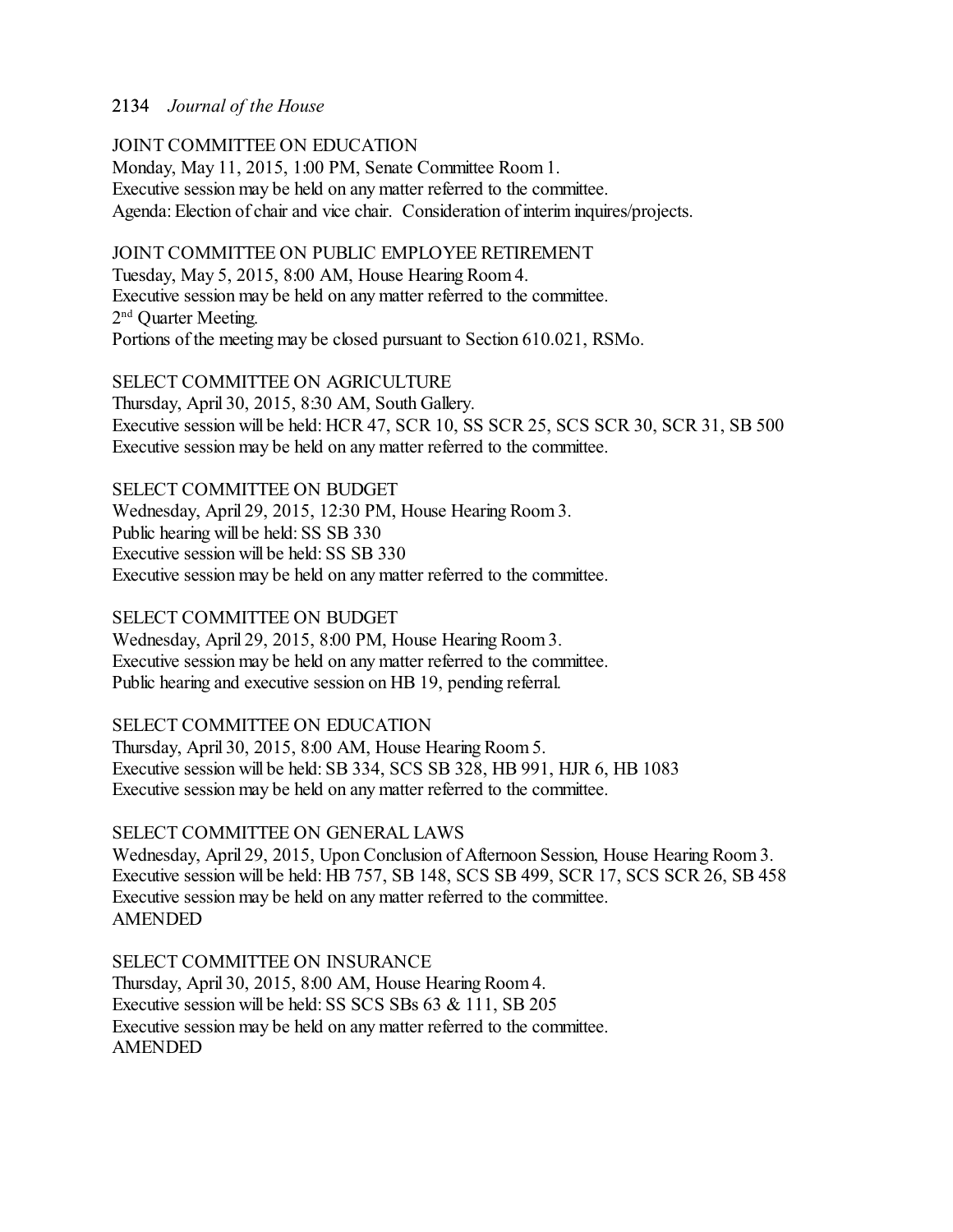JOINT COMMITTEE ON EDUCATION
Monday, May 11, 2015, 1:00 PM, Senate Committee Room 1.
Executive session may be held on any matter referred to the committee.
Agenda: Election of chair and vice chair. Consideration of interim inquires/projects.

JOINT COMMITTEE ON PUBLIC EMPLOYEE RETIREMENT
Tuesday, May 5, 2015, 8:00 AM, House Hearing Room 4.
Executive session may be held on any matter referred to the committee.
2nd Quarter Meeting.
Portions of the meeting may be closed pursuant to Section 610.021, RSMo.

SELECT COMMITTEE ON AGRICULTURE
Thursday, April 30, 2015, 8:30 AM, South Gallery.
Executive session will be held: HCR 47, SCR 10, SS SCR 25, SCS SCR 30, SCR 31, SB 500
Executive session may be held on any matter referred to the committee.

SELECT COMMITTEE ON BUDGET
Wednesday, April 29, 2015, 12:30 PM, House Hearing Room 3.
Public hearing will be held: SS SB 330
Executive session will be held: SS SB 330
Executive session may be held on any matter referred to the committee.

SELECT COMMITTEE ON BUDGET
Wednesday, April 29, 2015, 8:00 PM, House Hearing Room 3.
Executive session may be held on any matter referred to the committee.
Public hearing and executive session on HB 19, pending referral.

SELECT COMMITTEE ON EDUCATION
Thursday, April 30, 2015, 8:00 AM, House Hearing Room 5.
Executive session will be held: SB 334, SCS SB 328, HB 991, HJR 6, HB 1083
Executive session may be held on any matter referred to the committee.

SELECT COMMITTEE ON GENERAL LAWS
Wednesday, April 29, 2015, Upon Conclusion of Afternoon Session, House Hearing Room 3.
Executive session will be held: HB 757, SB 148, SCS SB 499, SCR 17, SCS SCR 26, SB 458
Executive session may be held on any matter referred to the committee.
AMENDED

SELECT COMMITTEE ON INSURANCE
Thursday, April 30, 2015, 8:00 AM, House Hearing Room 4.
Executive session will be held: SS SCS SBs 63 & 111, SB 205
Executive session may be held on any matter referred to the committee.
AMENDED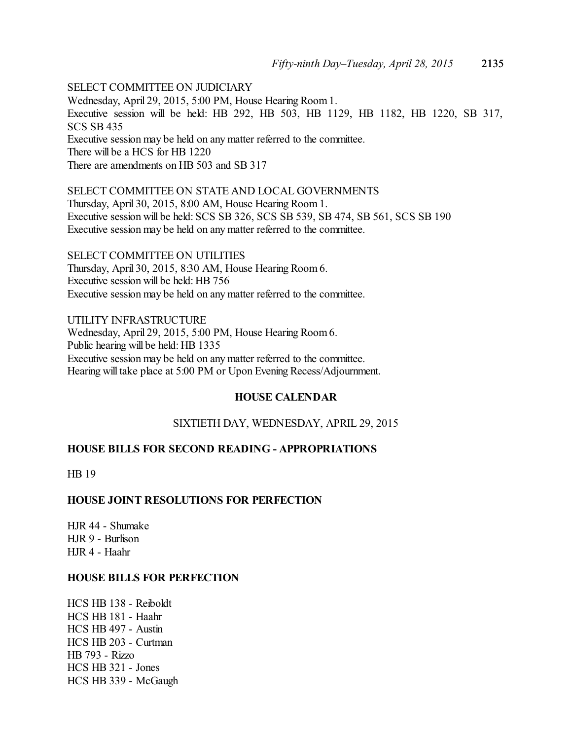SELECT COMMITTEE ON JUDICIARY
Wednesday, April 29, 2015, 5:00 PM, House Hearing Room 1.
Executive session will be held: HB 292, HB 503, HB 1129, HB 1182, HB 1220, SB 317, SCS SB 435
Executive session may be held on any matter referred to the committee.
There will be a HCS for HB 1220
There are amendments on HB 503 and SB 317

SELECT COMMITTEE ON STATE AND LOCAL GOVERNMENTS
Thursday, April 30, 2015, 8:00 AM, House Hearing Room 1.
Executive session will be held: SCS SB 326, SCS SB 539, SB 474, SB 561, SCS SB 190
Executive session may be held on any matter referred to the committee.

SELECT COMMITTEE ON UTILITIES
Thursday, April 30, 2015, 8:30 AM, House Hearing Room 6.
Executive session will be held: HB 756
Executive session may be held on any matter referred to the committee.

UTILITY INFRASTRUCTURE
Wednesday, April 29, 2015, 5:00 PM, House Hearing Room 6.
Public hearing will be held: HB 1335
Executive session may be held on any matter referred to the committee.
Hearing will take place at 5:00 PM or Upon Evening Recess/Adjournment.

## HOUSE CALENDAR

SIXTIETH DAY, WEDNESDAY, APRIL 29, 2015

### HOUSE BILLS FOR SECOND READING - APPROPRIATIONS

HB 19

### HOUSE JOINT RESOLUTIONS FOR PERFECTION

HJR 44 - Shumake
HJR 9 - Burlison
HJR 4 - Haahr

### HOUSE BILLS FOR PERFECTION

HCS HB 138 - Reiboldt
HCS HB 181 - Haahr
HCS HB 497 - Austin
HCS HB 203 - Curtman
HB 793 - Rizzo
HCS HB 321 - Jones
HCS HB 339 - McGaugh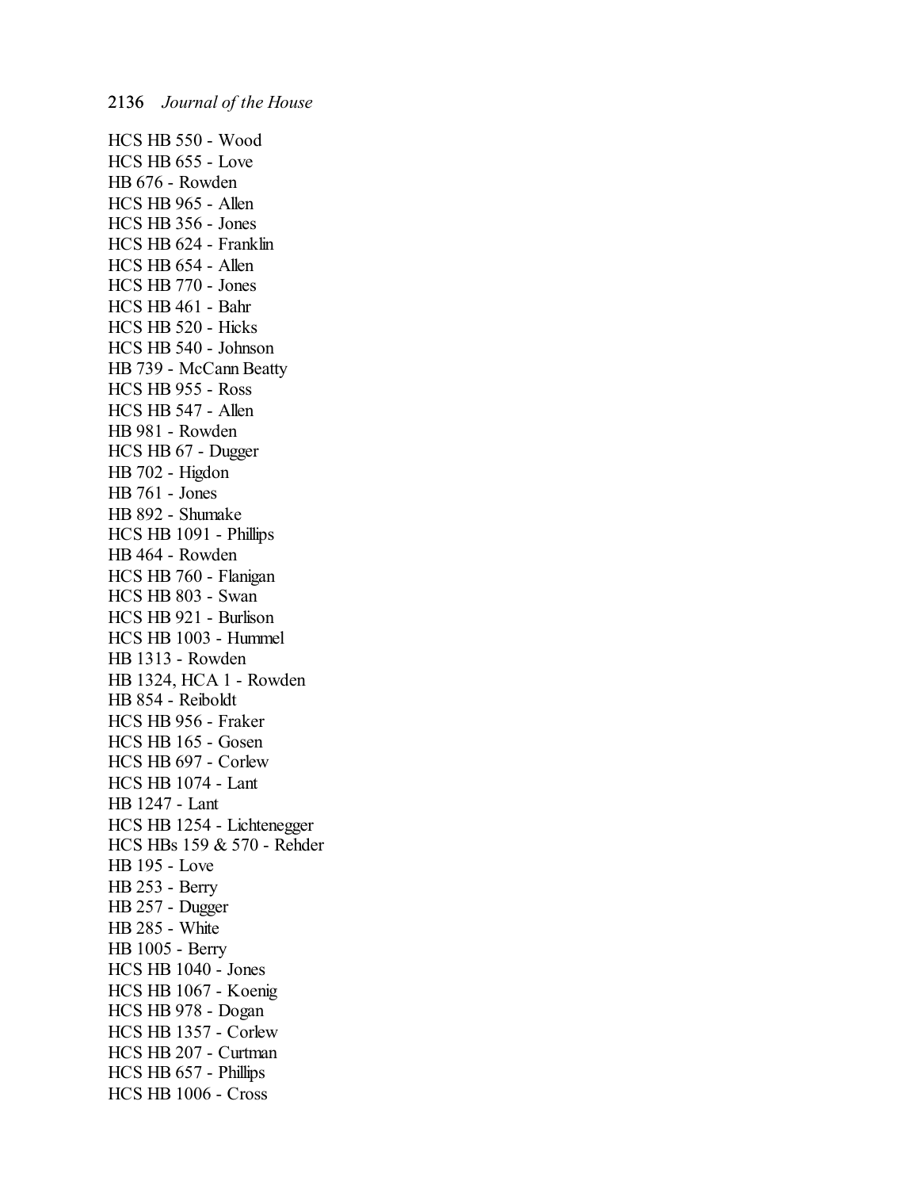HCS HB 550 - Wood
HCS HB 655 - Love
HB 676 - Rowden
HCS HB 965 - Allen
HCS HB 356 - Jones
HCS HB 624 - Franklin
HCS HB 654 - Allen
HCS HB 770 - Jones
HCS HB 461 - Bahr
HCS HB 520 - Hicks
HCS HB 540 - Johnson
HB 739 - McCann Beatty
HCS HB 955 - Ross
HCS HB 547 - Allen
HB 981 - Rowden
HCS HB 67 - Dugger
HB 702 - Higdon
HB 761 - Jones
HB 892 - Shumake
HCS HB 1091 - Phillips
HB 464 - Rowden
HCS HB 760 - Flanigan
HCS HB 803 - Swan
HCS HB 921 - Burlison
HCS HB 1003 - Hummel
HB 1313 - Rowden
HB 1324, HCA 1 - Rowden
HB 854 - Reiboldt
HCS HB 956 - Fraker
HCS HB 165 - Gosen
HCS HB 697 - Corlew
HCS HB 1074 - Lant
HB 1247 - Lant
HCS HB 1254 - Lichtenegger
HCS HBs 159 & 570 - Rehder
HB 195 - Love
HB 253 - Berry
HB 257 - Dugger
HB 285 - White
HB 1005 - Berry
HCS HB 1040 - Jones
HCS HB 1067 - Koenig
HCS HB 978 - Dogan
HCS HB 1357 - Corlew
HCS HB 207 - Curtman
HCS HB 657 - Phillips
HCS HB 1006 - Cross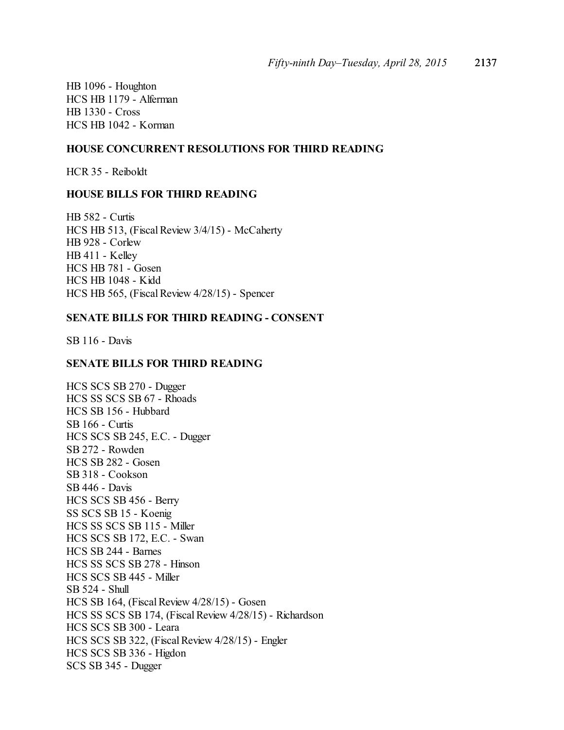HB 1096 - Houghton
HCS HB 1179 - Alferman
HB 1330 - Cross
HCS HB 1042 - Korman

**HOUSE CONCURRENT RESOLUTIONS FOR THIRD READING**

HCR 35 - Reiboldt

**HOUSE BILLS FOR THIRD READING**

HB 582 - Curtis
HCS HB 513, (Fiscal Review 3/4/15) - McCaherty
HB 928 - Corlew
HB 411 - Kelley
HCS HB 781 - Gosen
HCS HB 1048 - Kidd
HCS HB 565, (Fiscal Review 4/28/15) - Spencer

**SENATE BILLS FOR THIRD READING - CONSENT**

SB 116 - Davis

**SENATE BILLS FOR THIRD READING**

HCS SCS SB 270 - Dugger
HCS SS SCS SB 67 - Rhoads
HCS SB 156 - Hubbard
SB 166 - Curtis
HCS SCS SB 245, E.C. - Dugger
SB 272 - Rowden
HCS SB 282 - Gosen
SB 318 - Cookson
SB 446 - Davis
HCS SCS SB 456 - Berry
SS SCS SB 15 - Koenig
HCS SS SCS SB 115 - Miller
HCS SCS SB 172, E.C. - Swan
HCS SB 244 - Barnes
HCS SS SCS SB 278 - Hinson
HCS SCS SB 445 - Miller
SB 524 - Shull
HCS SB 164, (Fiscal Review 4/28/15) - Gosen
HCS SS SCS SB 174, (Fiscal Review 4/28/15) - Richardson
HCS SCS SB 300 - Leara
HCS SCS SB 322, (Fiscal Review 4/28/15) - Engler
HCS SCS SB 336 - Higdon
SCS SB 345 - Dugger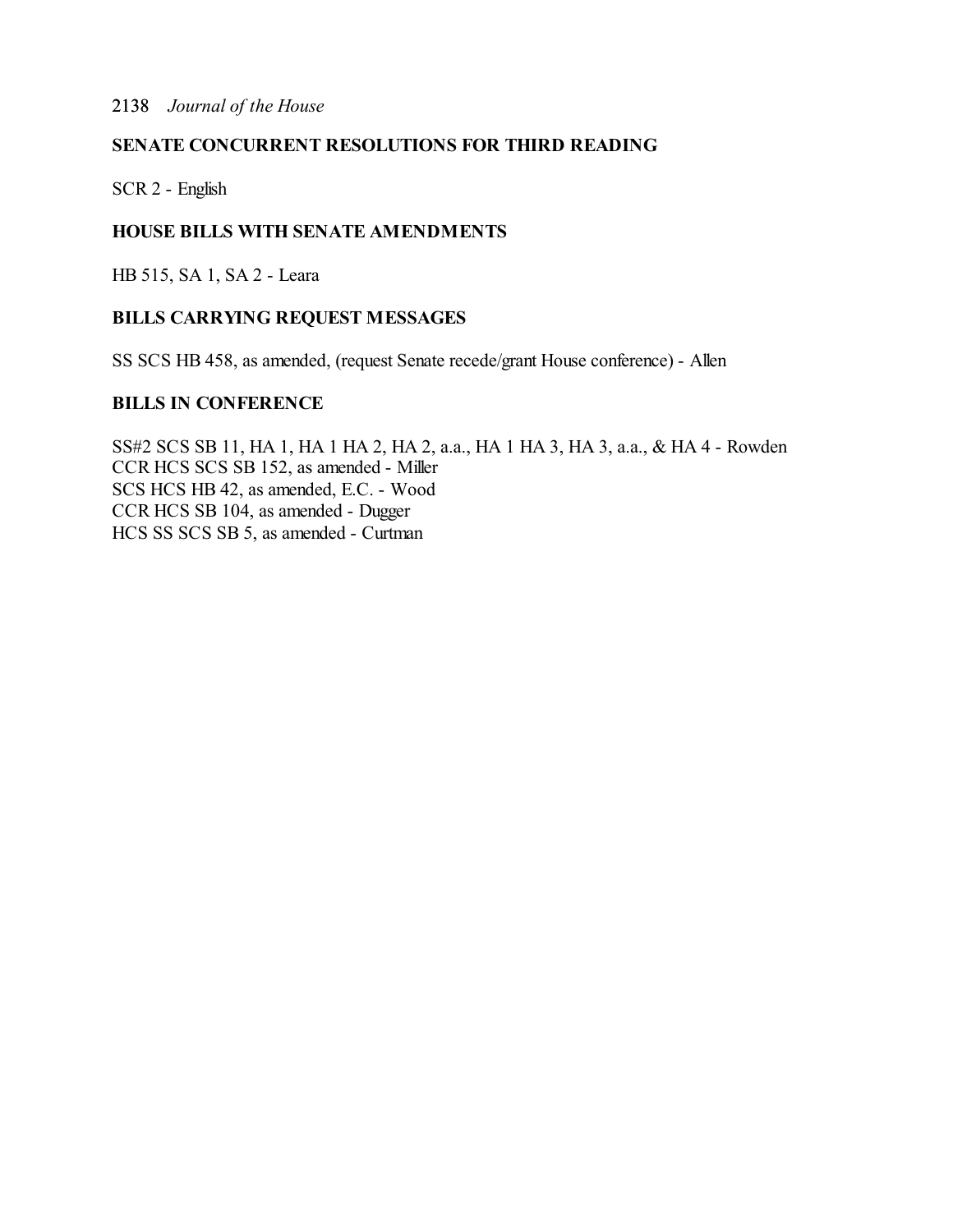**SENATE CONCURRENT RESOLUTIONS FOR THIRD READING**

SCR 2 - English

**HOUSE BILLS WITH SENATE AMENDMENTS**

HB 515, SA 1, SA 2 - Leara

**BILLS CARRYING REQUEST MESSAGES**

SS SCS HB 458, as amended, (request Senate recede/grant House conference) - Allen

**BILLS IN CONFERENCE**

SS#2 SCS SB 11, HA 1, HA 1 HA 2, HA 2, a.a., HA 1 HA 3, HA 3, a.a., & HA 4 - Rowden
CCR HCS SCS SB 152, as amended - Miller
SCS HCS HB 42, as amended, E.C. - Wood
CCR HCS SB 104, as amended - Dugger
HCS SS SCS SB 5, as amended - Curtman